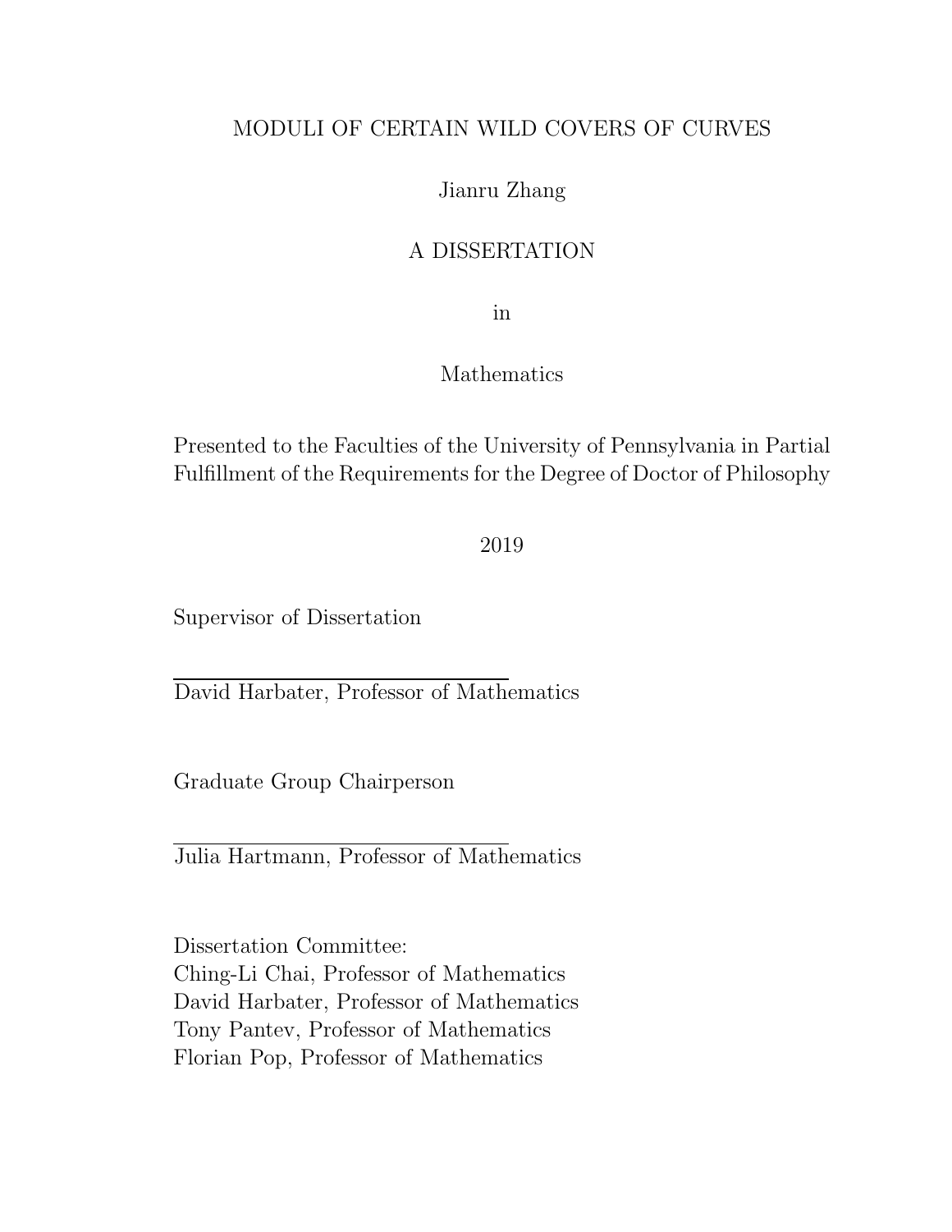# MODULI OF CERTAIN WILD COVERS OF CURVES

Jianru Zhang

A DISSERTATION

in

Mathematics

Presented to the Faculties of the University of Pennsylvania in Partial Fulfillment of the Requirements for the Degree of Doctor of Philosophy

2019

Supervisor of Dissertation

David Harbater, Professor of Mathematics

Graduate Group Chairperson

Julia Hartmann, Professor of Mathematics

Dissertation Committee:
Ching-Li Chai, Professor of Mathematics
David Harbater, Professor of Mathematics
Tony Pantev, Professor of Mathematics
Florian Pop, Professor of Mathematics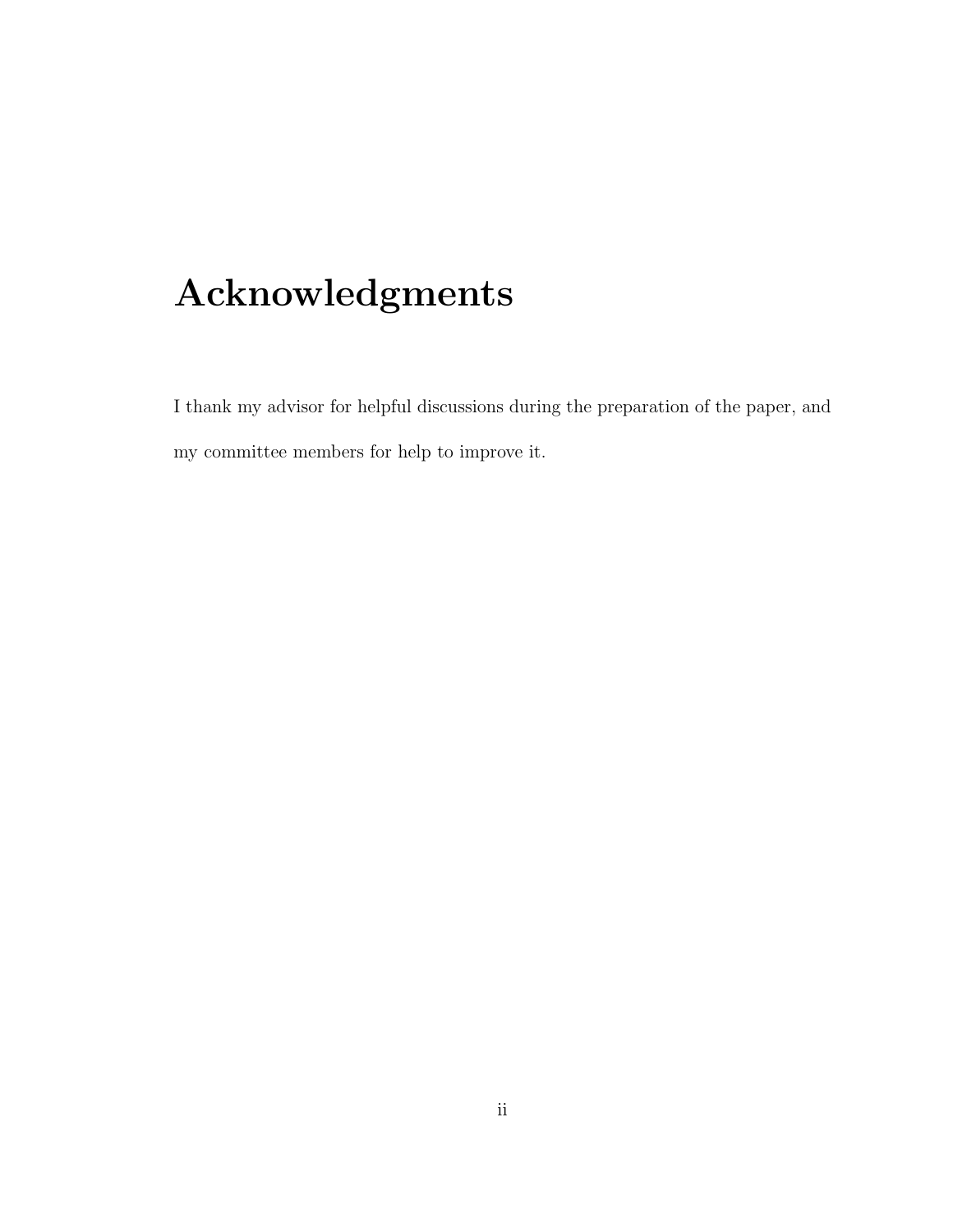# Acknowledgments

I thank my advisor for helpful discussions during the preparation of the paper, and my committee members for help to improve it.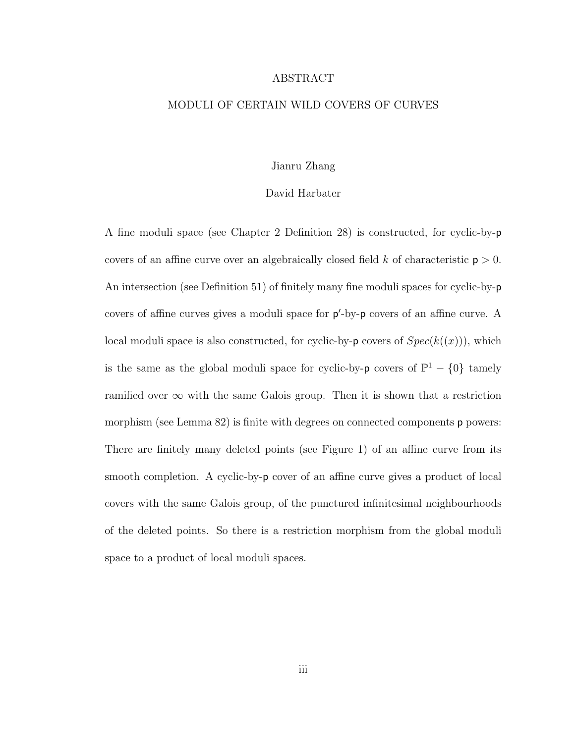# ABSTRACT

## MODULI OF CERTAIN WILD COVERS OF CURVES

Jianru Zhang

David Harbater

A fine moduli space (see Chapter 2 Definition 28) is constructed, for cyclic-by-$\mathsf{p}$ covers of an affine curve over an algebraically closed field $k$ of characteristic $\mathsf{p} > 0$. An intersection (see Definition 51) of finitely many fine moduli spaces for cyclic-by-$\mathsf{p}$ covers of affine curves gives a moduli space for $\mathsf{p}'$-by-$\mathsf{p}$ covers of an affine curve. A local moduli space is also constructed, for cyclic-by-$\mathsf{p}$ covers of $Spec(k((x)))$, which is the same as the global moduli space for cyclic-by-$\mathsf{p}$ covers of $\mathbb{P}^1 - \{0\}$ tamely ramified over $\infty$ with the same Galois group. Then it is shown that a restriction morphism (see Lemma 82) is finite with degrees on connected components $\mathsf{p}$ powers: There are finitely many deleted points (see Figure 1) of an affine curve from its smooth completion. A cyclic-by-$\mathsf{p}$ cover of an affine curve gives a product of local covers with the same Galois group, of the punctured infinitesimal neighbourhoods of the deleted points. So there is a restriction morphism from the global moduli space to a product of local moduli spaces.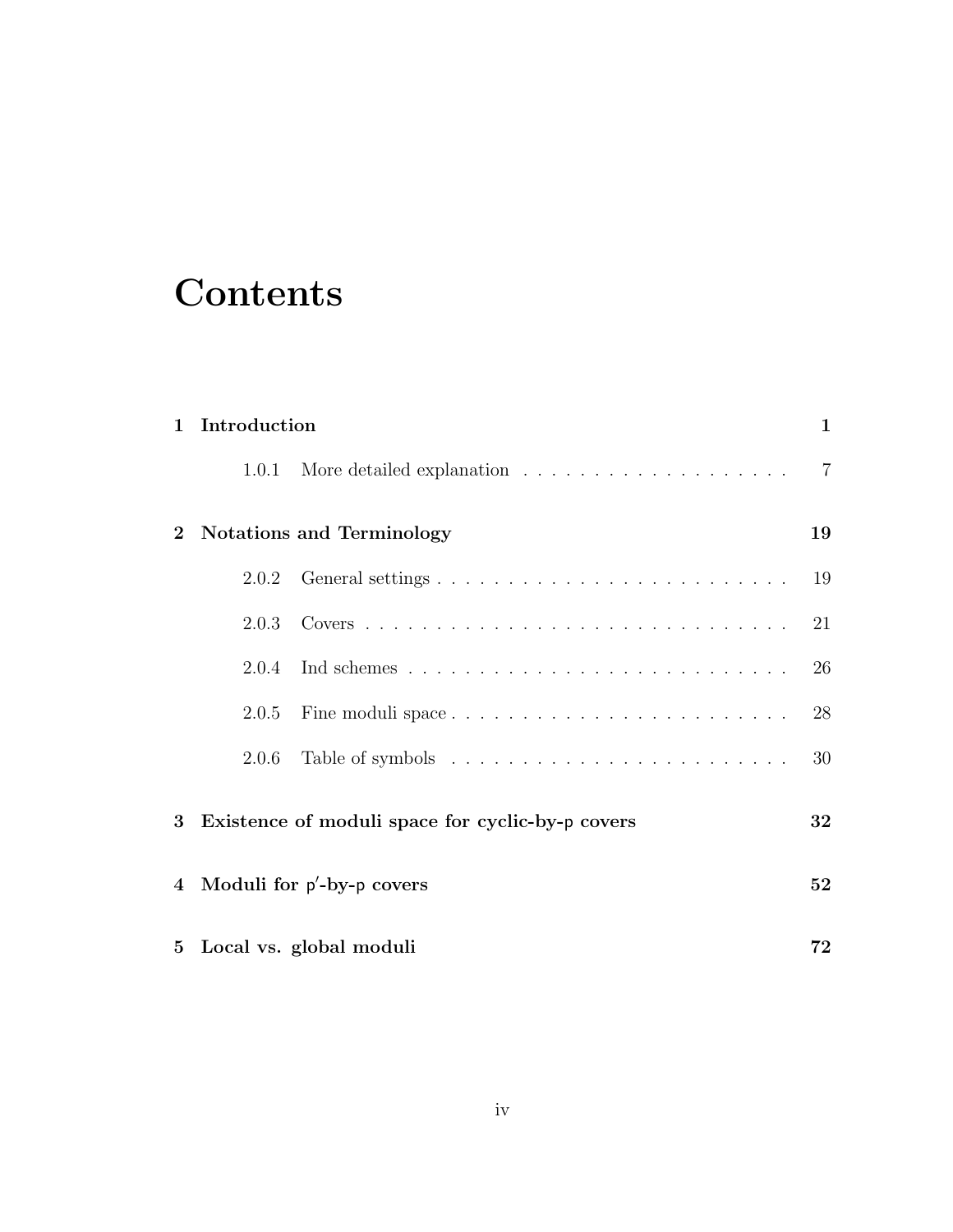# Contents

**1 Introduction** **1**

- 1.0.1 More detailed explanation . . . . . . . . . . . . . . . . . . . . 7

**2 Notations and Terminology** **19**

- 2.0.2 General settings . . . . . . . . . . . . . . . . . . . . . . . . . . 19
- 2.0.3 Covers . . . . . . . . . . . . . . . . . . . . . . . . . . . . . . . 21
- 2.0.4 Ind schemes . . . . . . . . . . . . . . . . . . . . . . . . . . . . 26
- 2.0.5 Fine moduli space . . . . . . . . . . . . . . . . . . . . . . . . . 28
- 2.0.6 Table of symbols . . . . . . . . . . . . . . . . . . . . . . . . . 30

**3 Existence of moduli space for cyclic-by-$\mathsf{p}$ covers** **32**

**4 Moduli for $\mathsf{p}'$-by-$\mathsf{p}$ covers** **52**

**5 Local vs. global moduli** **72**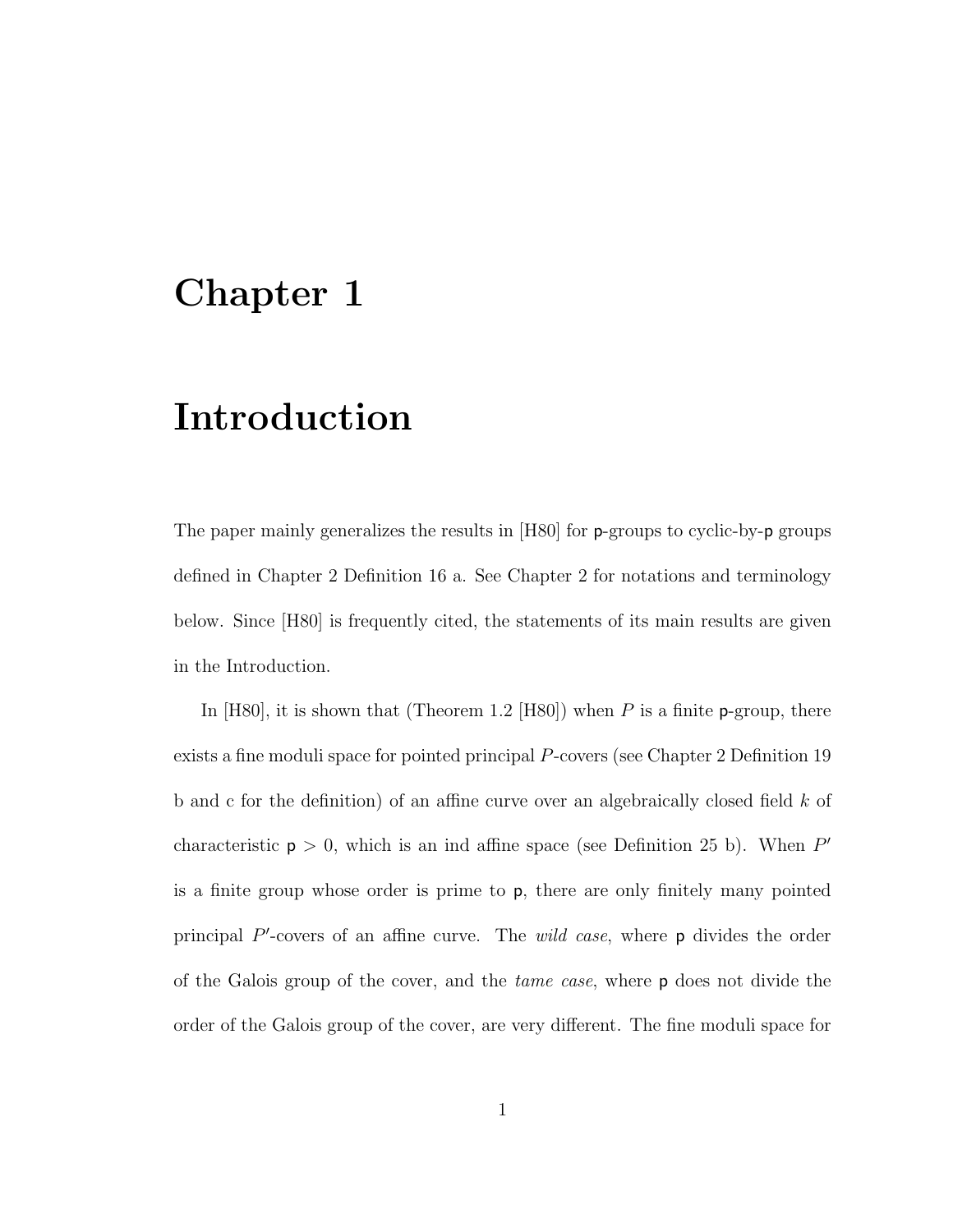# Chapter 1

# Introduction

The paper mainly generalizes the results in [H80] for $\mathsf{p}$-groups to cyclic-by-$\mathsf{p}$ groups defined in Chapter 2 Definition 16 a. See Chapter 2 for notations and terminology below. Since [H80] is frequently cited, the statements of its main results are given in the Introduction.

In [H80], it is shown that (Theorem 1.2 [H80]) when $P$ is a finite $\mathsf{p}$-group, there exists a fine moduli space for pointed principal $P$-covers (see Chapter 2 Definition 19 b and c for the definition) of an affine curve over an algebraically closed field $k$ of characteristic $\mathsf{p} > 0$, which is an ind affine space (see Definition 25 b). When $P'$ is a finite group whose order is prime to $\mathsf{p}$, there are only finitely many pointed principal $P'$-covers of an affine curve. The *wild case*, where $\mathsf{p}$ divides the order of the Galois group of the cover, and the *tame case*, where $\mathsf{p}$ does not divide the order of the Galois group of the cover, are very different. The fine moduli space for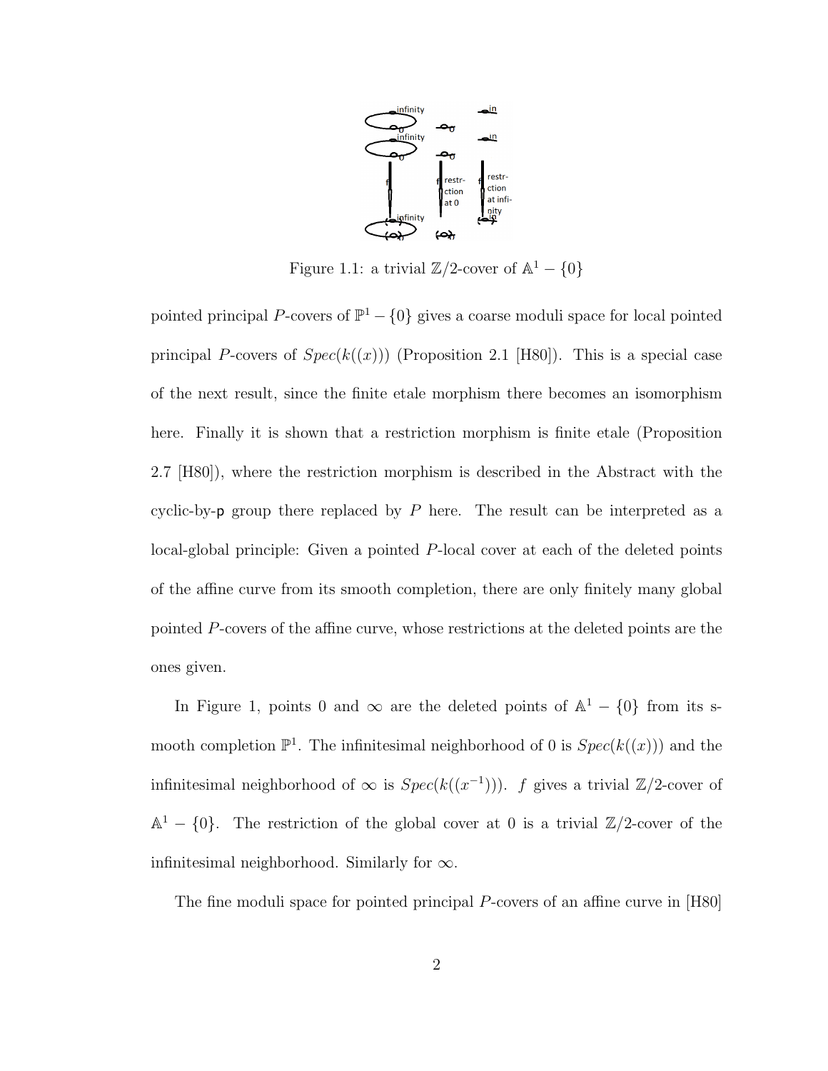Figure 1.1: a trivial $\mathbb{Z}/2$-cover of $\mathbb{A}^1 - \{0\}$

pointed principal $P$-covers of $\mathbb{P}^1 - \{0\}$ gives a coarse moduli space for local pointed principal $P$-covers of $Spec(k((x)))$ (Proposition 2.1 [H80]). This is a special case of the next result, since the finite etale morphism there becomes an isomorphism here. Finally it is shown that a restriction morphism is finite etale (Proposition 2.7 [H80]), where the restriction morphism is described in the Abstract with the cyclic-by-p group there replaced by $P$ here. The result can be interpreted as a local-global principle: Given a pointed $P$-local cover at each of the deleted points of the affine curve from its smooth completion, there are only finitely many global pointed $P$-covers of the affine curve, whose restrictions at the deleted points are the ones given.

In Figure 1, points 0 and $\infty$ are the deleted points of $\mathbb{A}^1 - \{0\}$ from its smooth completion $\mathbb{P}^1$. The infinitesimal neighborhood of 0 is $Spec(k((x)))$ and the infinitesimal neighborhood of $\infty$ is $Spec(k((x^{-1})))$. $f$ gives a trivial $\mathbb{Z}/2$-cover of $\mathbb{A}^1 - \{0\}$. The restriction of the global cover at 0 is a trivial $\mathbb{Z}/2$-cover of the infinitesimal neighborhood. Similarly for $\infty$.

The fine moduli space for pointed principal $P$-covers of an affine curve in [H80]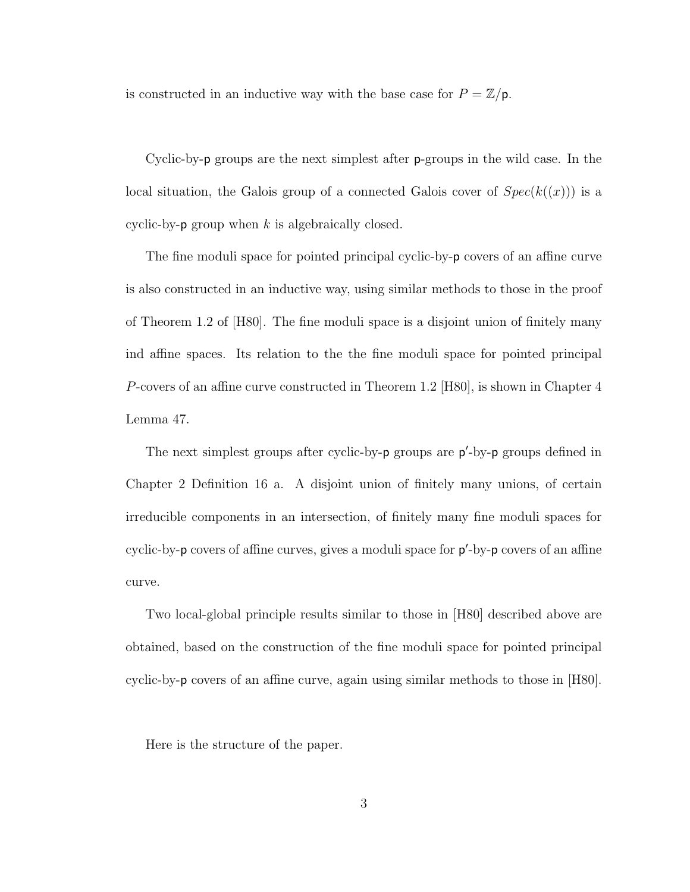is constructed in an inductive way with the base case for $P = \mathbb{Z}/\mathsf{p}$.

Cyclic-by-$\mathsf{p}$ groups are the next simplest after $\mathsf{p}$-groups in the wild case. In the local situation, the Galois group of a connected Galois cover of $Spec(k((x)))$ is a cyclic-by-$\mathsf{p}$ group when $k$ is algebraically closed.

The fine moduli space for pointed principal cyclic-by-$\mathsf{p}$ covers of an affine curve is also constructed in an inductive way, using similar methods to those in the proof of Theorem 1.2 of [H80]. The fine moduli space is a disjoint union of finitely many ind affine spaces. Its relation to the the fine moduli space for pointed principal $P$-covers of an affine curve constructed in Theorem 1.2 [H80], is shown in Chapter 4 Lemma 47.

The next simplest groups after cyclic-by-$\mathsf{p}$ groups are $\mathsf{p}'$-by-$\mathsf{p}$ groups defined in Chapter 2 Definition 16 a. A disjoint union of finitely many unions, of certain irreducible components in an intersection, of finitely many fine moduli spaces for cyclic-by-$\mathsf{p}$ covers of affine curves, gives a moduli space for $\mathsf{p}'$-by-$\mathsf{p}$ covers of an affine curve.

Two local-global principle results similar to those in [H80] described above are obtained, based on the construction of the fine moduli space for pointed principal cyclic-by-$\mathsf{p}$ covers of an affine curve, again using similar methods to those in [H80].

Here is the structure of the paper.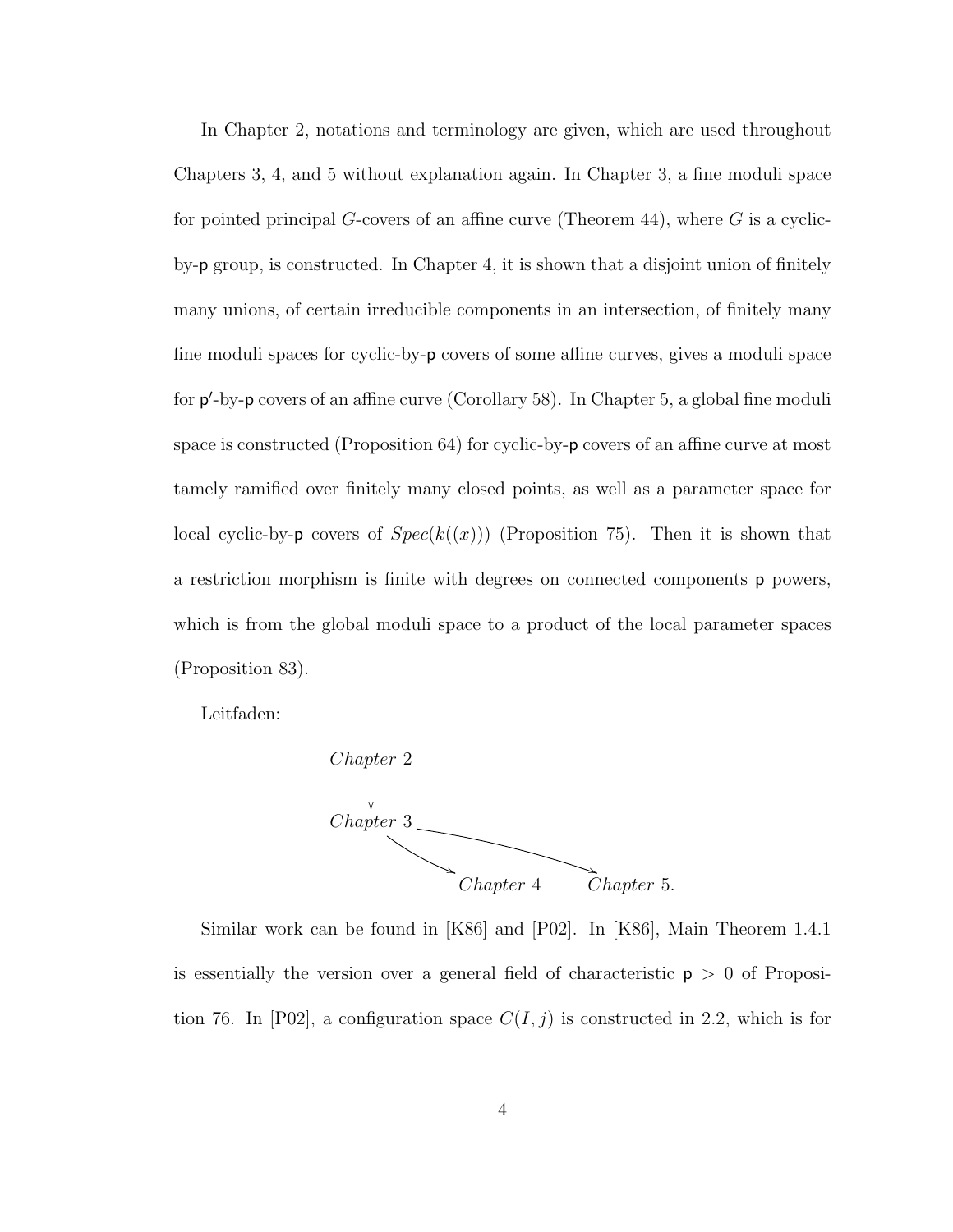In Chapter 2, notations and terminology are given, which are used throughout Chapters 3, 4, and 5 without explanation again. In Chapter 3, a fine moduli space for pointed principal $G$-covers of an affine curve (Theorem 44), where $G$ is a cyclic-by-$\mathsf{p}$ group, is constructed. In Chapter 4, it is shown that a disjoint union of finitely many unions, of certain irreducible components in an intersection, of finitely many fine moduli spaces for cyclic-by-$\mathsf{p}$ covers of some affine curves, gives a moduli space for $\mathsf{p}'$-by-$\mathsf{p}$ covers of an affine curve (Corollary 58). In Chapter 5, a global fine moduli space is constructed (Proposition 64) for cyclic-by-$\mathsf{p}$ covers of an affine curve at most tamely ramified over finitely many closed points, as well as a parameter space for local cyclic-by-$\mathsf{p}$ covers of $Spec(k((x)))$ (Proposition 75). Then it is shown that a restriction morphism is finite with degrees on connected components $\mathsf{p}$ powers, which is from the global moduli space to a product of the local parameter spaces (Proposition 83).

Leitfaden:

$$
\begin{array}{ccc}
\textit{Chapter } 2 & & \\
\downarrow & & \\
\textit{Chapter } 3 & & \\
& \searrow \quad \searrow & \\
& \textit{Chapter } 4 & \textit{Chapter } 5.
\end{array}
$$

Similar work can be found in [K86] and [P02]. In [K86], Main Theorem 1.4.1 is essentially the version over a general field of characteristic $\mathsf{p} > 0$ of Proposition 76. In [P02], a configuration space $C(I, j)$ is constructed in 2.2, which is for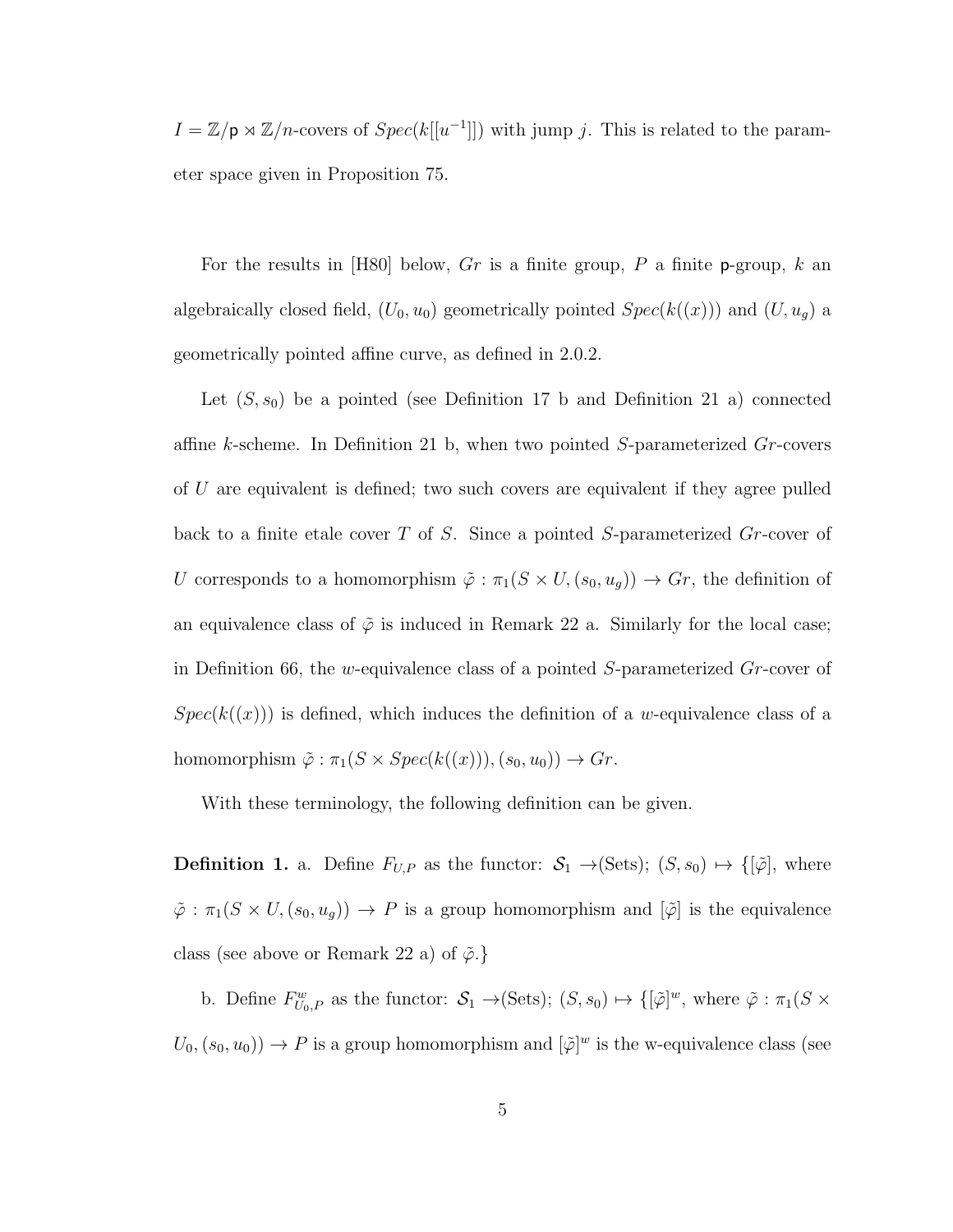$I = \mathbb{Z}/\mathsf{p} \rtimes \mathbb{Z}/n$-covers of $Spec(k[[u^{-1}]])$ with jump $j$. This is related to the parameter space given in Proposition 75.

For the results in [H80] below, $Gr$ is a finite group, $P$ a finite $\mathsf{p}$-group, $k$ an algebraically closed field, $(U_0, u_0)$ geometrically pointed $Spec(k((x)))$ and $(U, u_g)$ a geometrically pointed affine curve, as defined in 2.0.2.

Let $(S, s_0)$ be a pointed (see Definition 17 b and Definition 21 a) connected affine $k$-scheme. In Definition 21 b, when two pointed $S$-parameterized $Gr$-covers of $U$ are equivalent is defined; two such covers are equivalent if they agree pulled back to a finite etale cover $T$ of $S$. Since a pointed $S$-parameterized $Gr$-cover of $U$ corresponds to a homomorphism $\tilde{\varphi} : \pi_1(S \times U, (s_0, u_g)) \to Gr$, the definition of an equivalence class of $\tilde{\varphi}$ is induced in Remark 22 a. Similarly for the local case; in Definition 66, the $w$-equivalence class of a pointed $S$-parameterized $Gr$-cover of $Spec(k((x)))$ is defined, which induces the definition of a $w$-equivalence class of a homomorphism $\tilde{\varphi} : \pi_1(S \times Spec(k((x))), (s_0, u_0)) \to Gr$.

With these terminology, the following definition can be given.

**Definition 1.** a. Define $F_{U,P}$ as the functor: $\mathcal{S}_1 \to$(Sets); $(S, s_0) \mapsto \{[\tilde{\varphi}]$, where $\tilde{\varphi} : \pi_1(S \times U, (s_0, u_g)) \to P$ is a group homomorphism and $[\tilde{\varphi}]$ is the equivalence class (see above or Remark 22 a) of $\tilde{\varphi}$.$\}$

b. Define $F^w_{U_0,P}$ as the functor: $\mathcal{S}_1 \to$(Sets); $(S, s_0) \mapsto \{[\tilde{\varphi}]^w$, where $\tilde{\varphi} : \pi_1(S \times U_0, (s_0, u_0)) \to P$ is a group homomorphism and $[\tilde{\varphi}]^w$ is the w-equivalence class (see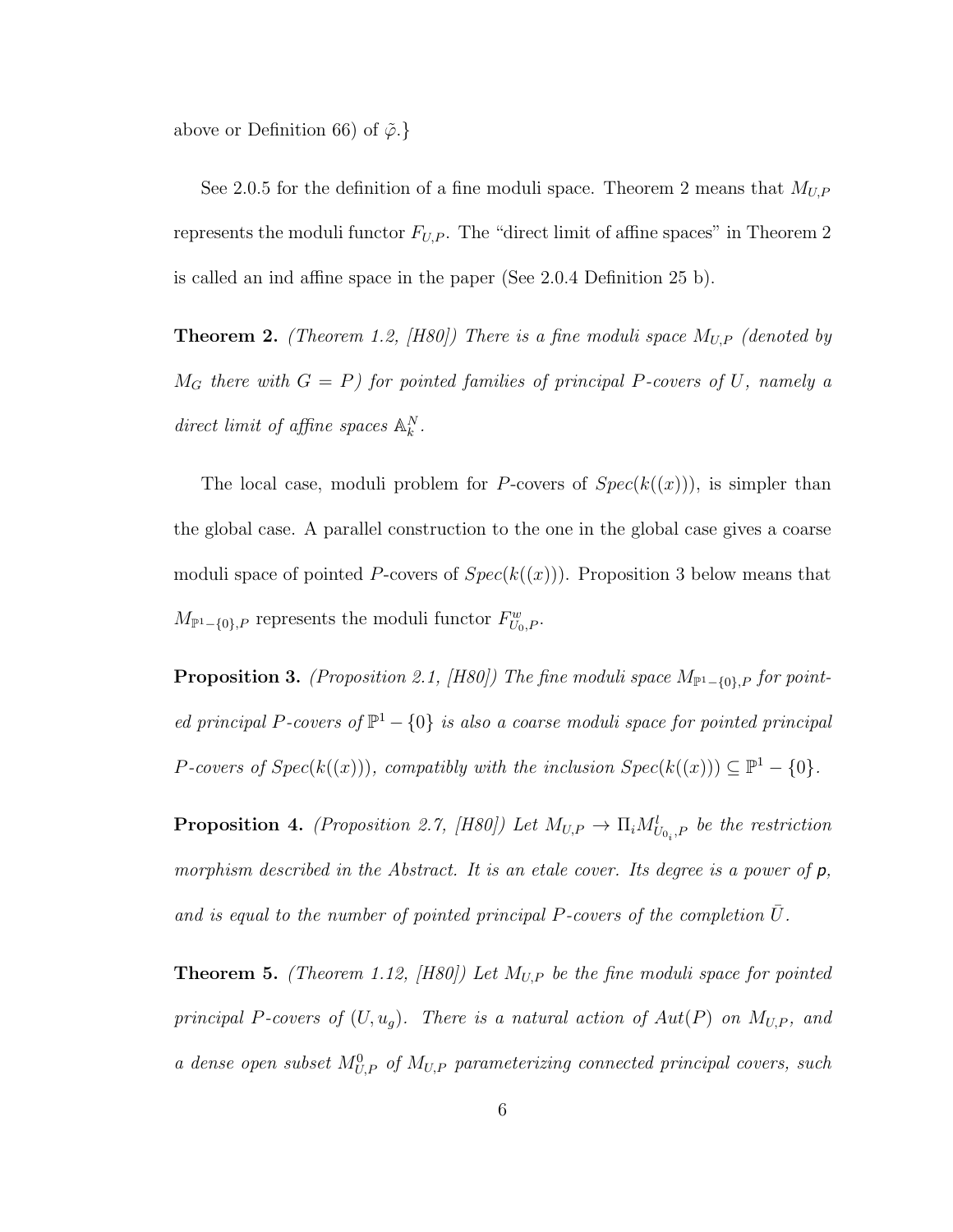above or Definition 66) of $\tilde{\varphi}$.}

See 2.0.5 for the definition of a fine moduli space. Theorem 2 means that $M_{U,P}$ represents the moduli functor $F_{U,P}$. The "direct limit of affine spaces" in Theorem 2 is called an ind affine space in the paper (See 2.0.4 Definition 25 b).

**Theorem 2.** *(Theorem 1.2, [H80]) There is a fine moduli space $M_{U,P}$ (denoted by $M_G$ there with $G = P$) for pointed families of principal $P$-covers of $U$, namely a direct limit of affine spaces $\mathbb{A}_k^N$.*

The local case, moduli problem for $P$-covers of $Spec(k((x)))$, is simpler than the global case. A parallel construction to the one in the global case gives a coarse moduli space of pointed $P$-covers of $Spec(k((x)))$. Proposition 3 below means that $M_{\mathbb{P}^1-\{0\},P}$ represents the moduli functor $F^w_{U_0,P}$.

**Proposition 3.** *(Proposition 2.1, [H80]) The fine moduli space $M_{\mathbb{P}^1-\{0\},P}$ for pointed principal $P$-covers of $\mathbb{P}^1 - \{0\}$ is also a coarse moduli space for pointed principal $P$-covers of $Spec(k((x)))$, compatibly with the inclusion $Spec(k((x))) \subseteq \mathbb{P}^1 - \{0\}$.*

**Proposition 4.** *(Proposition 2.7, [H80]) Let $M_{U,P} \to \Pi_i M^l_{U_{0_i},P}$ be the restriction morphism described in the Abstract. It is an etale cover. Its degree is a power of p, and is equal to the number of pointed principal $P$-covers of the completion $\bar{U}$.*

**Theorem 5.** *(Theorem 1.12, [H80]) Let $M_{U,P}$ be the fine moduli space for pointed principal $P$-covers of $(U, u_g)$. There is a natural action of $Aut(P)$ on $M_{U,P}$, and a dense open subset $M^0_{U,P}$ of $M_{U,P}$ parameterizing connected principal covers, such*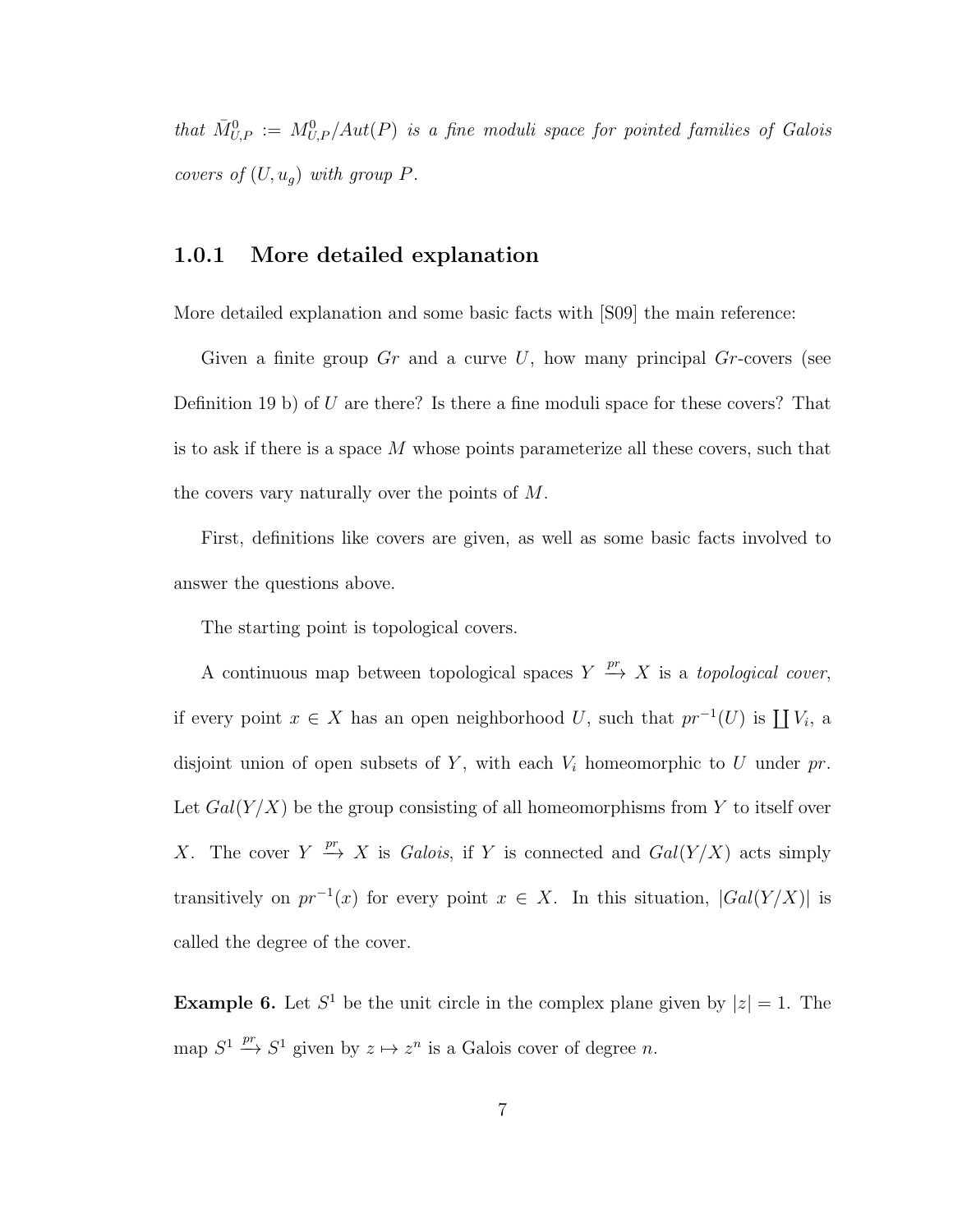*that* $\bar{M}^0_{U,P} := M^0_{U,P}/Aut(P)$ *is a fine moduli space for pointed families of Galois covers of* $(U, u_g)$ *with group* $P$*.*

### 1.0.1 More detailed explanation

More detailed explanation and some basic facts with [S09] the main reference:

Given a finite group $Gr$ and a curve $U$, how many principal $Gr$-covers (see Definition 19 b) of $U$ are there? Is there a fine moduli space for these covers? That is to ask if there is a space $M$ whose points parameterize all these covers, such that the covers vary naturally over the points of $M$.

First, definitions like covers are given, as well as some basic facts involved to answer the questions above.

The starting point is topological covers.

A continuous map between topological spaces $Y \xrightarrow{pr} X$ is a *topological cover*, if every point $x \in X$ has an open neighborhood $U$, such that $pr^{-1}(U)$ is $\coprod V_i$, a disjoint union of open subsets of $Y$, with each $V_i$ homeomorphic to $U$ under $pr$. Let $Gal(Y/X)$ be the group consisting of all homeomorphisms from $Y$ to itself over $X$. The cover $Y \xrightarrow{pr} X$ is *Galois*, if $Y$ is connected and $Gal(Y/X)$ acts simply transitively on $pr^{-1}(x)$ for every point $x \in X$. In this situation, $|Gal(Y/X)|$ is called the degree of the cover.

**Example 6.** Let $S^1$ be the unit circle in the complex plane given by $|z| = 1$. The map $S^1 \xrightarrow{pr} S^1$ given by $z \mapsto z^n$ is a Galois cover of degree $n$.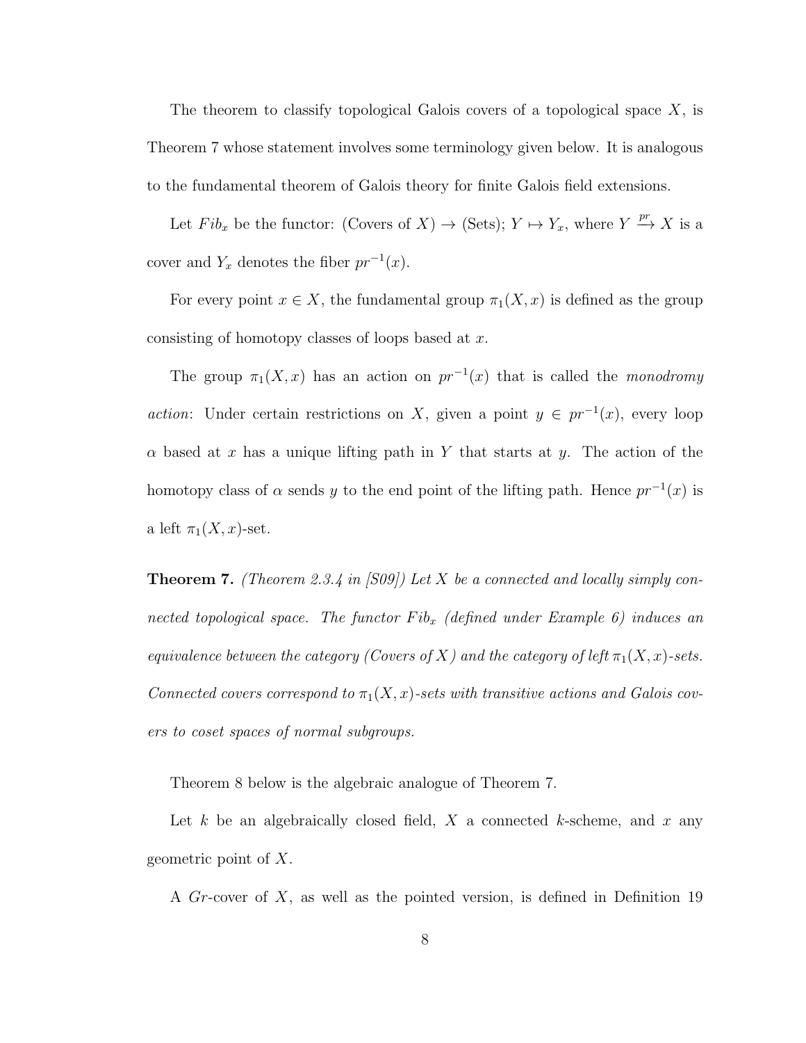The theorem to classify topological Galois covers of a topological space $X$, is Theorem 7 whose statement involves some terminology given below. It is analogous to the fundamental theorem of Galois theory for finite Galois field extensions.

Let $Fib_x$ be the functor: (Covers of $X$) $\to$ (Sets); $Y \mapsto Y_x$, where $Y \xrightarrow{pr} X$ is a cover and $Y_x$ denotes the fiber $pr^{-1}(x)$.

For every point $x \in X$, the fundamental group $\pi_1(X, x)$ is defined as the group consisting of homotopy classes of loops based at $x$.

The group $\pi_1(X, x)$ has an action on $pr^{-1}(x)$ that is called the *monodromy action*: Under certain restrictions on $X$, given a point $y \in pr^{-1}(x)$, every loop $\alpha$ based at $x$ has a unique lifting path in $Y$ that starts at $y$. The action of the homotopy class of $\alpha$ sends $y$ to the end point of the lifting path. Hence $pr^{-1}(x)$ is a left $\pi_1(X, x)$-set.

**Theorem 7.** *(Theorem 2.3.4 in [S09]) Let $X$ be a connected and locally simply connected topological space. The functor $Fib_x$ (defined under Example 6) induces an equivalence between the category (Covers of $X$) and the category of left $\pi_1(X, x)$-sets. Connected covers correspond to $\pi_1(X, x)$-sets with transitive actions and Galois covers to coset spaces of normal subgroups.*

Theorem 8 below is the algebraic analogue of Theorem 7.

Let $k$ be an algebraically closed field, $X$ a connected $k$-scheme, and $x$ any geometric point of $X$.

A $Gr$-cover of $X$, as well as the pointed version, is defined in Definition 19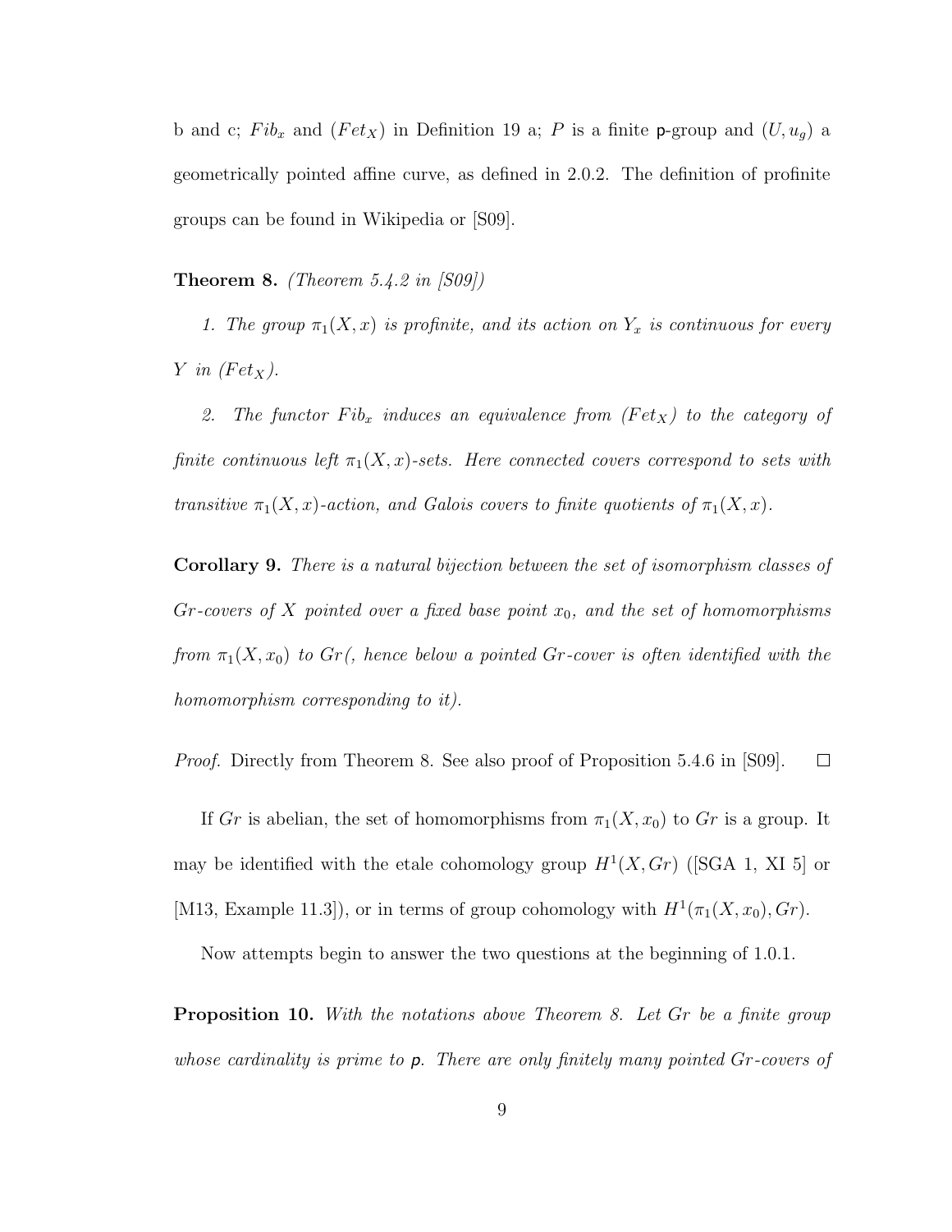b and c; $Fib_x$ and $(Fet_X)$ in Definition 19 a; $P$ is a finite $\mathsf{p}$-group and $(U, u_g)$ a geometrically pointed affine curve, as defined in 2.0.2. The definition of profinite groups can be found in Wikipedia or [S09].

**Theorem 8.** *(Theorem 5.4.2 in [S09])*

*1. The group $\pi_1(X, x)$ is profinite, and its action on $Y_x$ is continuous for every $Y$ in $(Fet_X)$.*

*2. The functor $Fib_x$ induces an equivalence from $(Fet_X)$ to the category of finite continuous left $\pi_1(X, x)$-sets. Here connected covers correspond to sets with transitive $\pi_1(X, x)$-action, and Galois covers to finite quotients of $\pi_1(X, x)$.*

**Corollary 9.** *There is a natural bijection between the set of isomorphism classes of $Gr$-covers of $X$ pointed over a fixed base point $x_0$, and the set of homomorphisms from $\pi_1(X, x_0)$ to $Gr$(, hence below a pointed $Gr$-cover is often identified with the homomorphism corresponding to it).*

*Proof.* Directly from Theorem 8. See also proof of Proposition 5.4.6 in [S09]. $\square$

If $Gr$ is abelian, the set of homomorphisms from $\pi_1(X, x_0)$ to $Gr$ is a group. It may be identified with the etale cohomology group $H^1(X, Gr)$ ([SGA 1, XI 5] or [M13, Example 11.3]), or in terms of group cohomology with $H^1(\pi_1(X, x_0), Gr)$.

Now attempts begin to answer the two questions at the beginning of 1.0.1.

**Proposition 10.** *With the notations above Theorem 8. Let $Gr$ be a finite group whose cardinality is prime to $\mathsf{p}$. There are only finitely many pointed $Gr$-covers of*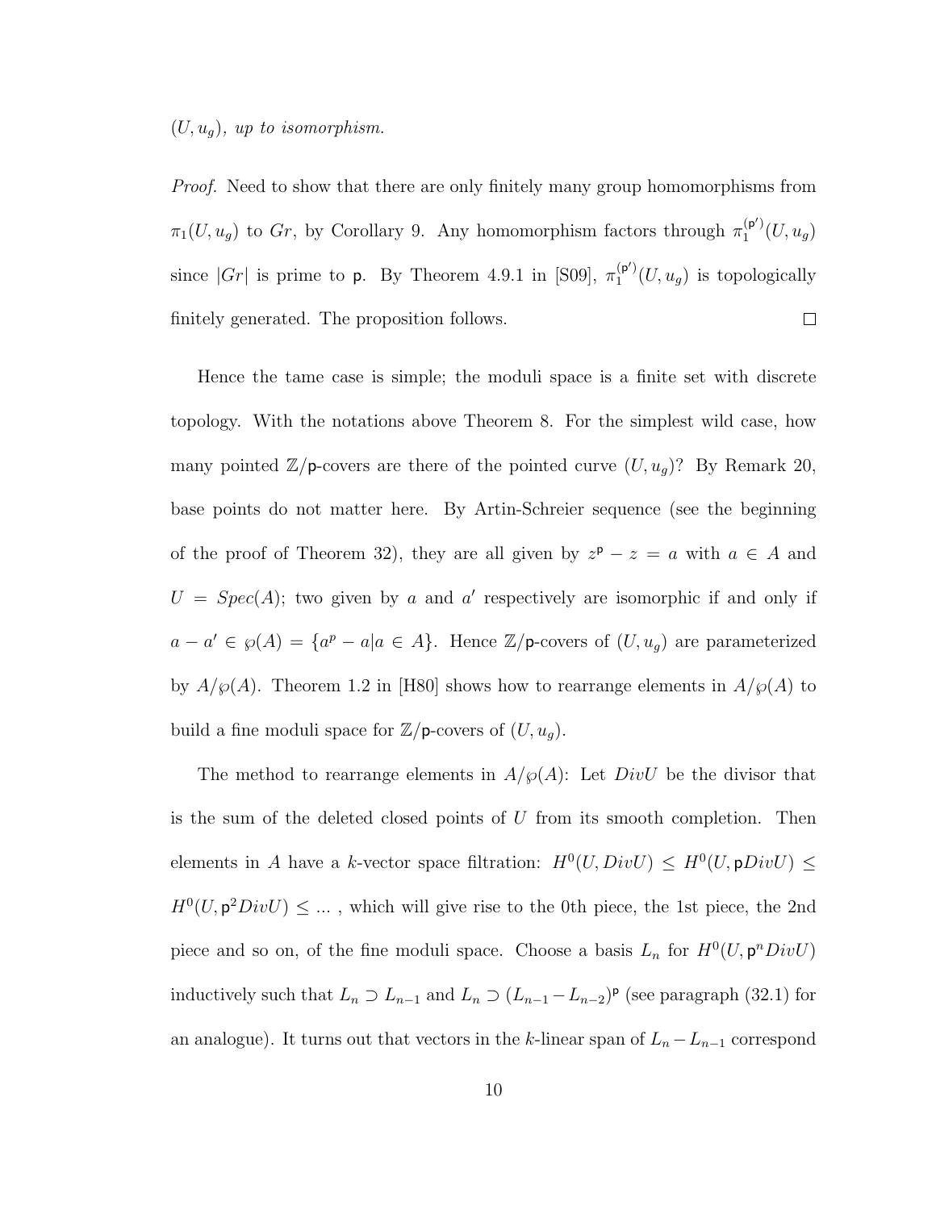$(U, u_g)$, *up to isomorphism.*

*Proof.* Need to show that there are only finitely many group homomorphisms from $\pi_1(U, u_g)$ to $Gr$, by Corollary 9. Any homomorphism factors through $\pi_1^{(\mathsf{p}')}(U, u_g)$ since $|Gr|$ is prime to $\mathsf{p}$. By Theorem 4.9.1 in [S09], $\pi_1^{(\mathsf{p}')}(U, u_g)$ is topologically finitely generated. The proposition follows. $\square$

Hence the tame case is simple; the moduli space is a finite set with discrete topology. With the notations above Theorem 8. For the simplest wild case, how many pointed $\mathbb{Z}/\mathsf{p}$-covers are there of the pointed curve $(U, u_g)$? By Remark 20, base points do not matter here. By Artin-Schreier sequence (see the beginning of the proof of Theorem 32), they are all given by $z^{\mathsf{p}} - z = a$ with $a \in A$ and $U = Spec(A)$; two given by $a$ and $a'$ respectively are isomorphic if and only if $a - a' \in \wp(A) = \{a^p - a | a \in A\}$. Hence $\mathbb{Z}/\mathsf{p}$-covers of $(U, u_g)$ are parameterized by $A/\wp(A)$. Theorem 1.2 in [H80] shows how to rearrange elements in $A/\wp(A)$ to build a fine moduli space for $\mathbb{Z}/\mathsf{p}$-covers of $(U, u_g)$.

The method to rearrange elements in $A/\wp(A)$: Let $DivU$ be the divisor that is the sum of the deleted closed points of $U$ from its smooth completion. Then elements in $A$ have a $k$-vector space filtration: $H^0(U, DivU) \leq H^0(U, \mathsf{p}DivU) \leq H^0(U, \mathsf{p}^2 DivU) \leq \ldots$ , which will give rise to the 0th piece, the 1st piece, the 2nd piece and so on, of the fine moduli space. Choose a basis $L_n$ for $H^0(U, \mathsf{p}^n DivU)$ inductively such that $L_n \supset L_{n-1}$ and $L_n \supset (L_{n-1} - L_{n-2})^{\mathsf{p}}$ (see paragraph (32.1) for an analogue). It turns out that vectors in the $k$-linear span of $L_n - L_{n-1}$ correspond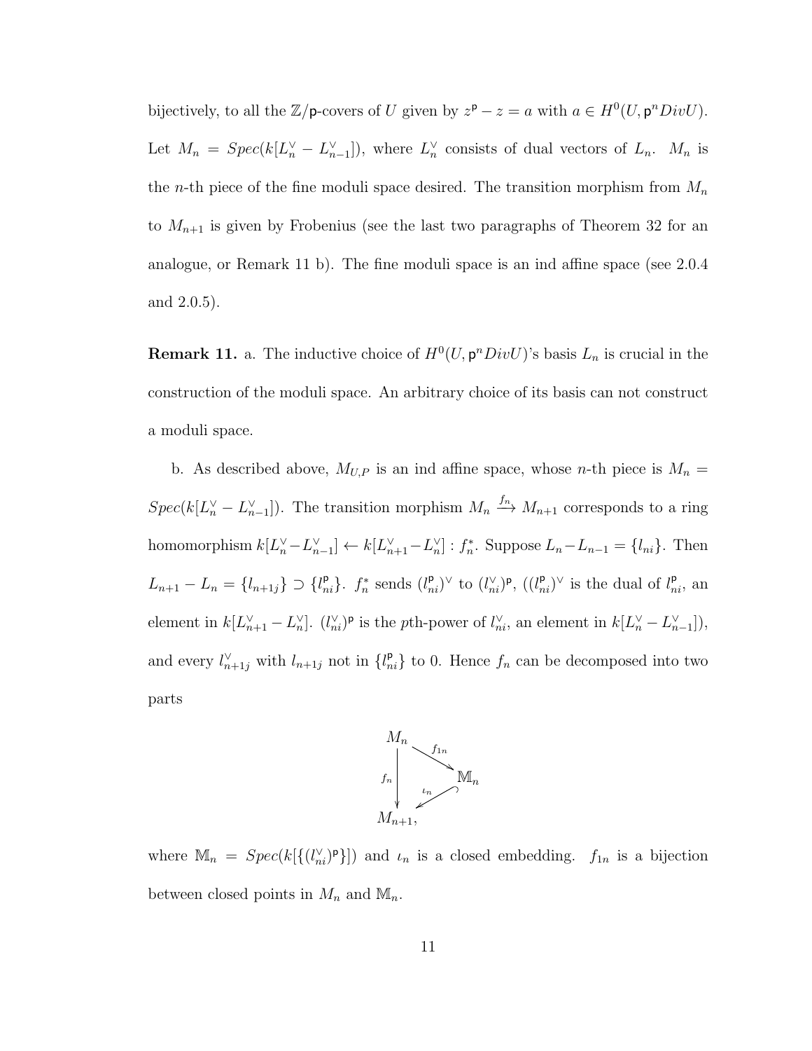bijectively, to all the $\mathbb{Z}/\mathsf{p}$-covers of $U$ given by $z^{\mathsf{p}} - z = a$ with $a \in H^0(U, \mathsf{p}^n DivU)$. Let $M_n = Spec(k[L_n^\vee - L_{n-1}^\vee])$, where $L_n^\vee$ consists of dual vectors of $L_n$. $M_n$ is the $n$-th piece of the fine moduli space desired. The transition morphism from $M_n$ to $M_{n+1}$ is given by Frobenius (see the last two paragraphs of Theorem 32 for an analogue, or Remark 11 b). The fine moduli space is an ind affine space (see 2.0.4 and 2.0.5).

**Remark 11.** a. The inductive choice of $H^0(U, \mathsf{p}^n DivU)$'s basis $L_n$ is crucial in the construction of the moduli space. An arbitrary choice of its basis can not construct a moduli space.

b. As described above, $M_{U,P}$ is an ind affine space, whose $n$-th piece is $M_n = Spec(k[L_n^\vee - L_{n-1}^\vee])$. The transition morphism $M_n \xrightarrow{f_n} M_{n+1}$ corresponds to a ring homomorphism $k[L_n^\vee - L_{n-1}^\vee] \leftarrow k[L_{n+1}^\vee - L_n^\vee] : f_n^*$. Suppose $L_n - L_{n-1} = \{l_{ni}\}$. Then $L_{n+1} - L_n = \{l_{n+1j}\} \supset \{l_{ni}^{\mathsf{p}}\}$. $f_n^*$ sends $(l_{ni}^{\mathsf{p}})^\vee$ to $(l_{ni}^\vee)^{\mathsf{p}}$, ($(l_{ni}^{\mathsf{p}})^\vee$ is the dual of $l_{ni}^{\mathsf{p}}$, an element in $k[L_{n+1}^\vee - L_n^\vee]$. $(l_{ni}^\vee)^{\mathsf{p}}$ is the $p$th-power of $l_{ni}^\vee$, an element in $k[L_n^\vee - L_{n-1}^\vee]$), and every $l_{n+1j}^\vee$ with $l_{n+1j}$ not in $\{l_{ni}^{\mathsf{p}}\}$ to 0. Hence $f_n$ can be decomposed into two parts

$$\begin{array}{ccc} M_n & \xrightarrow{f_{1n}} & \mathbb{M}_n \\ {\scriptstyle f_n}\downarrow & \swarrow{\scriptstyle \iota_n} & \\ M_{n+1}, & & \end{array}$$

where $\mathbb{M}_n = Spec(k[\{(l_{ni}^\vee)^{\mathsf{p}}\}])$ and $\iota_n$ is a closed embedding. $f_{1n}$ is a bijection between closed points in $M_n$ and $\mathbb{M}_n$.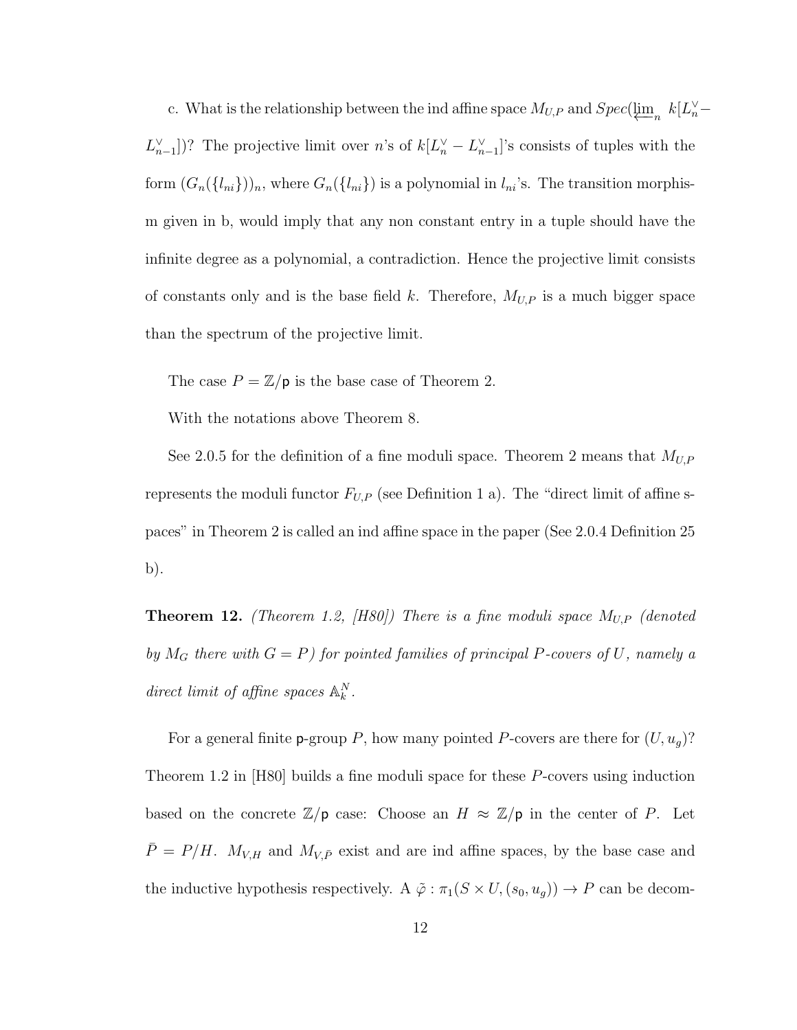c. What is the relationship between the ind affine space $M_{U,P}$ and $Spec(\varprojlim_n k[L_n^\vee - L_{n-1}^\vee])$? The projective limit over $n$'s of $k[L_n^\vee - L_{n-1}^\vee]$'s consists of tuples with the form $(G_n(\{l_{ni}\}))_n$, where $G_n(\{l_{ni}\})$ is a polynomial in $l_{ni}$'s. The transition morphism given in b, would imply that any non constant entry in a tuple should have the infinite degree as a polynomial, a contradiction. Hence the projective limit consists of constants only and is the base field $k$. Therefore, $M_{U,P}$ is a much bigger space than the spectrum of the projective limit.

The case $P = \mathbb{Z}/\mathsf{p}$ is the base case of Theorem 2.

With the notations above Theorem 8.

See 2.0.5 for the definition of a fine moduli space. Theorem 2 means that $M_{U,P}$ represents the moduli functor $F_{U,P}$ (see Definition 1 a). The "direct limit of affine spaces" in Theorem 2 is called an ind affine space in the paper (See 2.0.4 Definition 25 b).

**Theorem 12.** *(Theorem 1.2, [H80]) There is a fine moduli space $M_{U,P}$ (denoted by $M_G$ there with $G = P$) for pointed families of principal $P$-covers of $U$, namely a direct limit of affine spaces $\mathbb{A}_k^N$.*

For a general finite $\mathsf{p}$-group $P$, how many pointed $P$-covers are there for $(U, u_g)$? Theorem 1.2 in [H80] builds a fine moduli space for these $P$-covers using induction based on the concrete $\mathbb{Z}/\mathsf{p}$ case: Choose an $H \approx \mathbb{Z}/\mathsf{p}$ in the center of $P$. Let $\bar{P} = P/H$. $M_{V,H}$ and $M_{V,\bar{P}}$ exist and are ind affine spaces, by the base case and the inductive hypothesis respectively. A $\tilde{\varphi} : \pi_1(S \times U, (s_0, u_g)) \to P$ can be decom-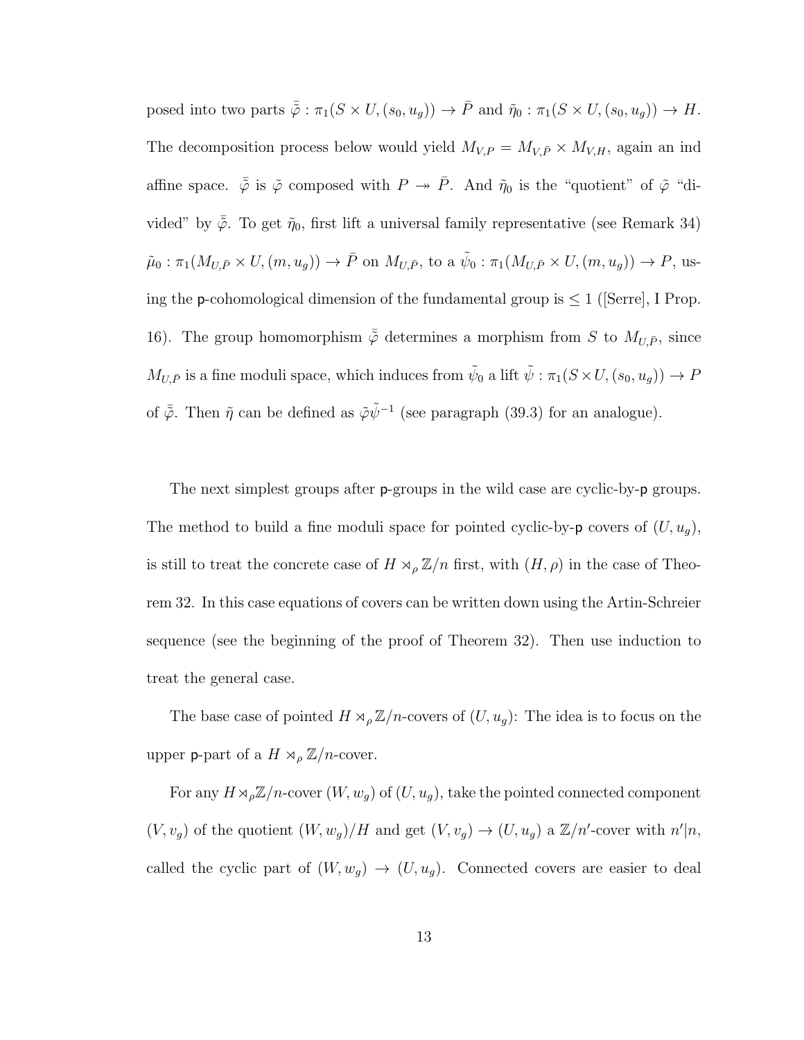posed into two parts $\bar{\tilde{\varphi}} : \pi_1(S \times U, (s_0, u_g)) \to \bar{P}$ and $\tilde{\eta}_0 : \pi_1(S \times U, (s_0, u_g)) \to H$. The decomposition process below would yield $M_{V,P} = M_{V,\bar{P}} \times M_{V,H}$, again an ind affine space. $\bar{\tilde{\varphi}}$ is $\tilde{\varphi}$ composed with $P \twoheadrightarrow \bar{P}$. And $\tilde{\eta}_0$ is the "quotient" of $\tilde{\varphi}$ "divided" by $\bar{\tilde{\varphi}}$. To get $\tilde{\eta}_0$, first lift a universal family representative (see Remark 34) $\tilde{\mu}_0 : \pi_1(M_{U,\bar{P}} \times U, (m, u_g)) \to \bar{P}$ on $M_{U,\bar{P}}$, to a $\tilde{\psi}_0 : \pi_1(M_{U,\bar{P}} \times U, (m, u_g)) \to P$, using the $\mathsf{p}$-cohomological dimension of the fundamental group is $\leq 1$ ([Serre], I Prop. 16). The group homomorphism $\bar{\tilde{\varphi}}$ determines a morphism from $S$ to $M_{U,\bar{P}}$, since $M_{U,\bar{P}}$ is a fine moduli space, which induces from $\tilde{\psi}_0$ a lift $\tilde{\psi} : \pi_1(S \times U, (s_0, u_g)) \to P$ of $\bar{\tilde{\varphi}}$. Then $\tilde{\eta}$ can be defined as $\tilde{\varphi}\tilde{\psi}^{-1}$ (see paragraph (39.3) for an analogue).

The next simplest groups after $\mathsf{p}$-groups in the wild case are cyclic-by-$\mathsf{p}$ groups. The method to build a fine moduli space for pointed cyclic-by-$\mathsf{p}$ covers of $(U, u_g)$, is still to treat the concrete case of $H \rtimes_\rho \mathbb{Z}/n$ first, with $(H, \rho)$ in the case of Theorem 32. In this case equations of covers can be written down using the Artin-Schreier sequence (see the beginning of the proof of Theorem 32). Then use induction to treat the general case.

The base case of pointed $H \rtimes_\rho \mathbb{Z}/n$-covers of $(U, u_g)$: The idea is to focus on the upper $\mathsf{p}$-part of a $H \rtimes_\rho \mathbb{Z}/n$-cover.

For any $H \rtimes_\rho \mathbb{Z}/n$-cover $(W, w_g)$ of $(U, u_g)$, take the pointed connected component $(V, v_g)$ of the quotient $(W, w_g)/H$ and get $(V, v_g) \to (U, u_g)$ a $\mathbb{Z}/n'$-cover with $n'|n$, called the cyclic part of $(W, w_g) \to (U, u_g)$. Connected covers are easier to deal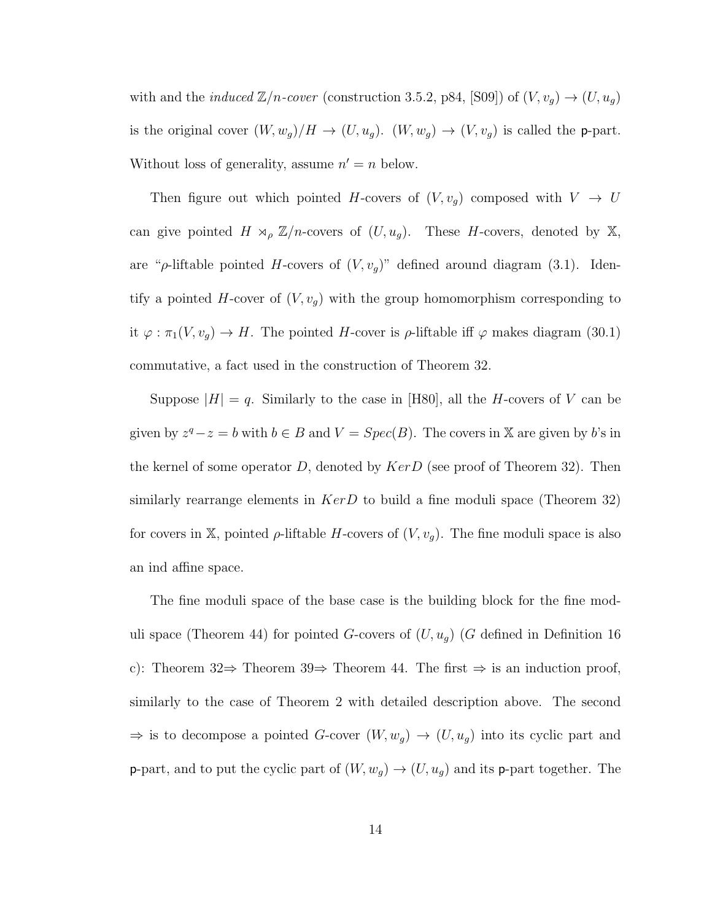with and the *induced* $\mathbb{Z}/n$*-cover* (construction 3.5.2, p84, [S09]) of $(V, v_g) \to (U, u_g)$ is the original cover $(W, w_g)/H \to (U, u_g)$. $(W, w_g) \to (V, v_g)$ is called the $\mathsf{p}$-part. Without loss of generality, assume $n' = n$ below.

Then figure out which pointed $H$-covers of $(V, v_g)$ composed with $V \to U$ can give pointed $H \rtimes_\rho \mathbb{Z}/n$-covers of $(U, u_g)$. These $H$-covers, denoted by $\mathbb{X}$, are "$\rho$-liftable pointed $H$-covers of $(V, v_g)$" defined around diagram (3.1). Identify a pointed $H$-cover of $(V, v_g)$ with the group homomorphism corresponding to it $\varphi : \pi_1(V, v_g) \to H$. The pointed $H$-cover is $\rho$-liftable iff $\varphi$ makes diagram (30.1) commutative, a fact used in the construction of Theorem 32.

Suppose $|H| = q$. Similarly to the case in [H80], all the $H$-covers of $V$ can be given by $z^q - z = b$ with $b \in B$ and $V = Spec(B)$. The covers in $\mathbb{X}$ are given by $b$'s in the kernel of some operator $D$, denoted by $KerD$ (see proof of Theorem 32). Then similarly rearrange elements in $KerD$ to build a fine moduli space (Theorem 32) for covers in $\mathbb{X}$, pointed $\rho$-liftable $H$-covers of $(V, v_g)$. The fine moduli space is also an ind affine space.

The fine moduli space of the base case is the building block for the fine moduli space (Theorem 44) for pointed $G$-covers of $(U, u_g)$ ($G$ defined in Definition 16 c): Theorem 32$\Rightarrow$ Theorem 39$\Rightarrow$ Theorem 44. The first $\Rightarrow$ is an induction proof, similarly to the case of Theorem 2 with detailed description above. The second $\Rightarrow$ is to decompose a pointed $G$-cover $(W, w_g) \to (U, u_g)$ into its cyclic part and $\mathsf{p}$-part, and to put the cyclic part of $(W, w_g) \to (U, u_g)$ and its $\mathsf{p}$-part together. The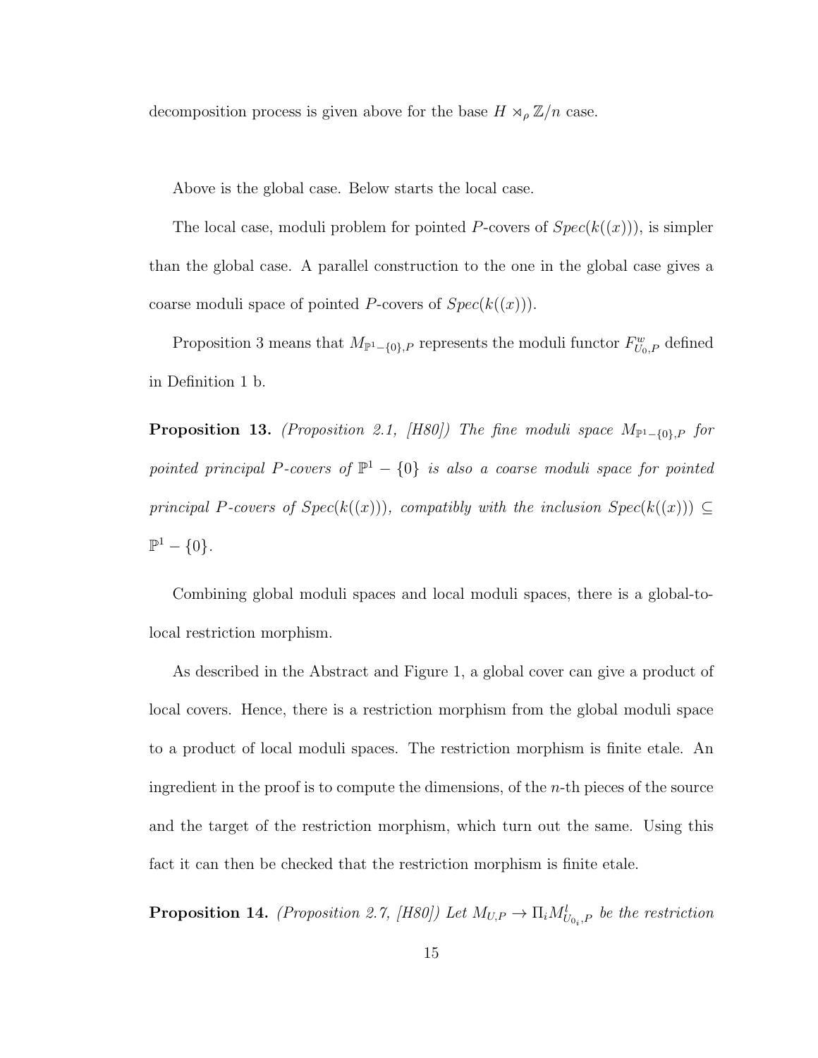decomposition process is given above for the base $H \rtimes_\rho \mathbb{Z}/n$ case.

Above is the global case. Below starts the local case.

The local case, moduli problem for pointed $P$-covers of $Spec(k((x)))$, is simpler than the global case. A parallel construction to the one in the global case gives a coarse moduli space of pointed $P$-covers of $Spec(k((x)))$.

Proposition 3 means that $M_{\mathbb{P}^1-\{0\},P}$ represents the moduli functor $F^w_{U_0,P}$ defined in Definition 1 b.

**Proposition 13.** *(Proposition 2.1, [H80]) The fine moduli space $M_{\mathbb{P}^1-\{0\},P}$ for pointed principal $P$-covers of $\mathbb{P}^1 - \{0\}$ is also a coarse moduli space for pointed principal $P$-covers of $Spec(k((x)))$, compatibly with the inclusion $Spec(k((x))) \subseteq \mathbb{P}^1 - \{0\}$.*

Combining global moduli spaces and local moduli spaces, there is a global-to-local restriction morphism.

As described in the Abstract and Figure 1, a global cover can give a product of local covers. Hence, there is a restriction morphism from the global moduli space to a product of local moduli spaces. The restriction morphism is finite etale. An ingredient in the proof is to compute the dimensions, of the $n$-th pieces of the source and the target of the restriction morphism, which turn out the same. Using this fact it can then be checked that the restriction morphism is finite etale.

**Proposition 14.** *(Proposition 2.7, [H80]) Let $M_{U,P} \to \Pi_i M^l_{U_{0_i},P}$ be the restriction*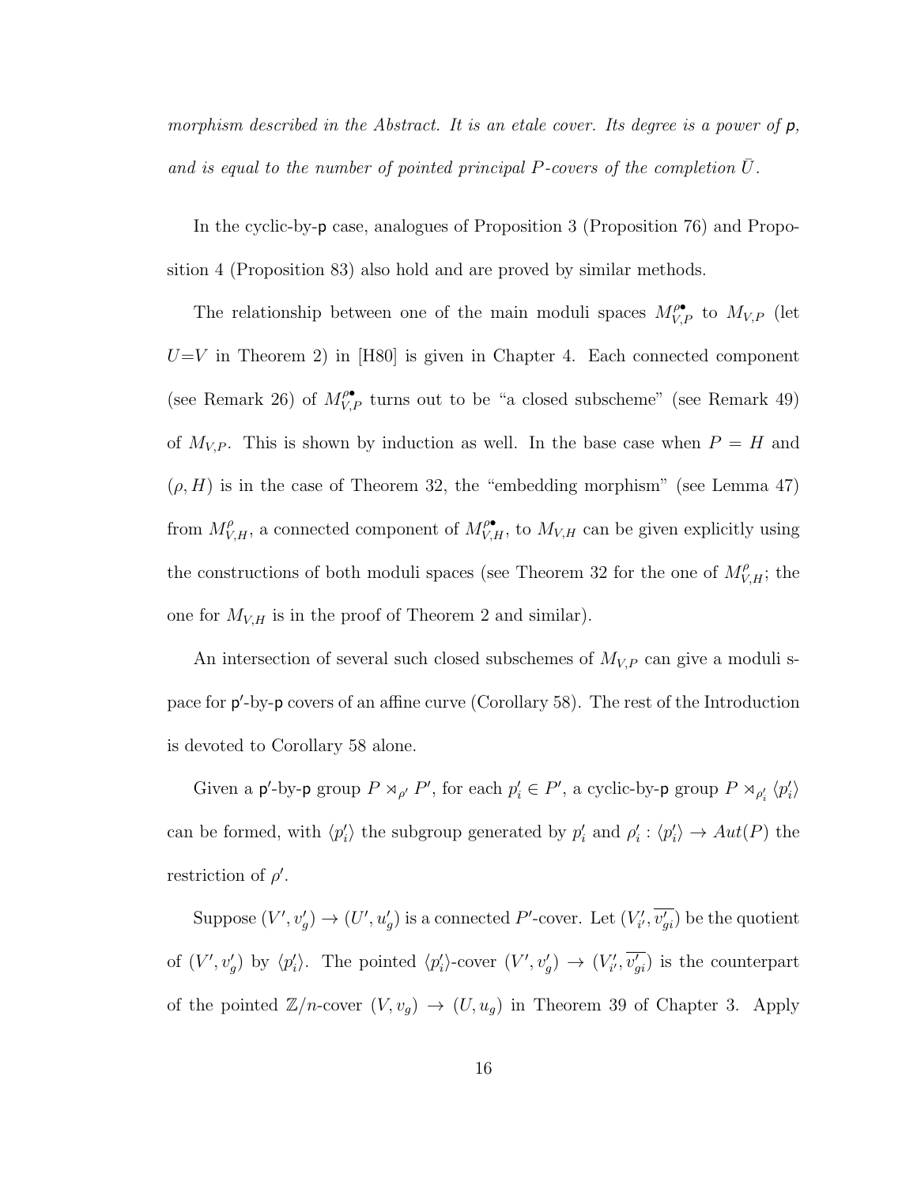*morphism described in the Abstract. It is an etale cover. Its degree is a power of* $\mathsf{p}$*, and is equal to the number of pointed principal* $P$*-covers of the completion* $\bar{U}$*.*

In the cyclic-by-$\mathsf{p}$ case, analogues of Proposition 3 (Proposition 76) and Proposition 4 (Proposition 83) also hold and are proved by similar methods.

The relationship between one of the main moduli spaces $M^{\rho\bullet}_{V,P}$ to $M_{V,P}$ (let $U$=$V$ in Theorem 2) in [H80] is given in Chapter 4. Each connected component (see Remark 26) of $M^{\rho\bullet}_{V,P}$ turns out to be "a closed subscheme" (see Remark 49) of $M_{V,P}$. This is shown by induction as well. In the base case when $P = H$ and $(\rho, H)$ is in the case of Theorem 32, the "embedding morphism" (see Lemma 47) from $M^{\rho}_{V,H}$, a connected component of $M^{\rho\bullet}_{V,H}$, to $M_{V,H}$ can be given explicitly using the constructions of both moduli spaces (see Theorem 32 for the one of $M^{\rho}_{V,H}$; the one for $M_{V,H}$ is in the proof of Theorem 2 and similar).

An intersection of several such closed subschemes of $M_{V,P}$ can give a moduli space for $\mathsf{p}'$-by-$\mathsf{p}$ covers of an affine curve (Corollary 58). The rest of the Introduction is devoted to Corollary 58 alone.

Given a $\mathsf{p}'$-by-$\mathsf{p}$ group $P \rtimes_{\rho'} P'$, for each $p'_i \in P'$, a cyclic-by-$\mathsf{p}$ group $P \rtimes_{\rho'_i} \langle p'_i \rangle$ can be formed, with $\langle p'_i \rangle$ the subgroup generated by $p'_i$ and $\rho'_i : \langle p'_i \rangle \to Aut(P)$ the restriction of $\rho'$.

Suppose $(V', v'_g) \to (U', u'_g)$ is a connected $P'$-cover. Let $(V'_{i'}, \overline{v'_{gi}})$ be the quotient of $(V', v'_g)$ by $\langle p'_i \rangle$. The pointed $\langle p'_i \rangle$-cover $(V', v'_g) \to (V'_{i'}, \overline{v'_{gi}})$ is the counterpart of the pointed $\mathbb{Z}/n$-cover $(V, v_g) \to (U, u_g)$ in Theorem 39 of Chapter 3. Apply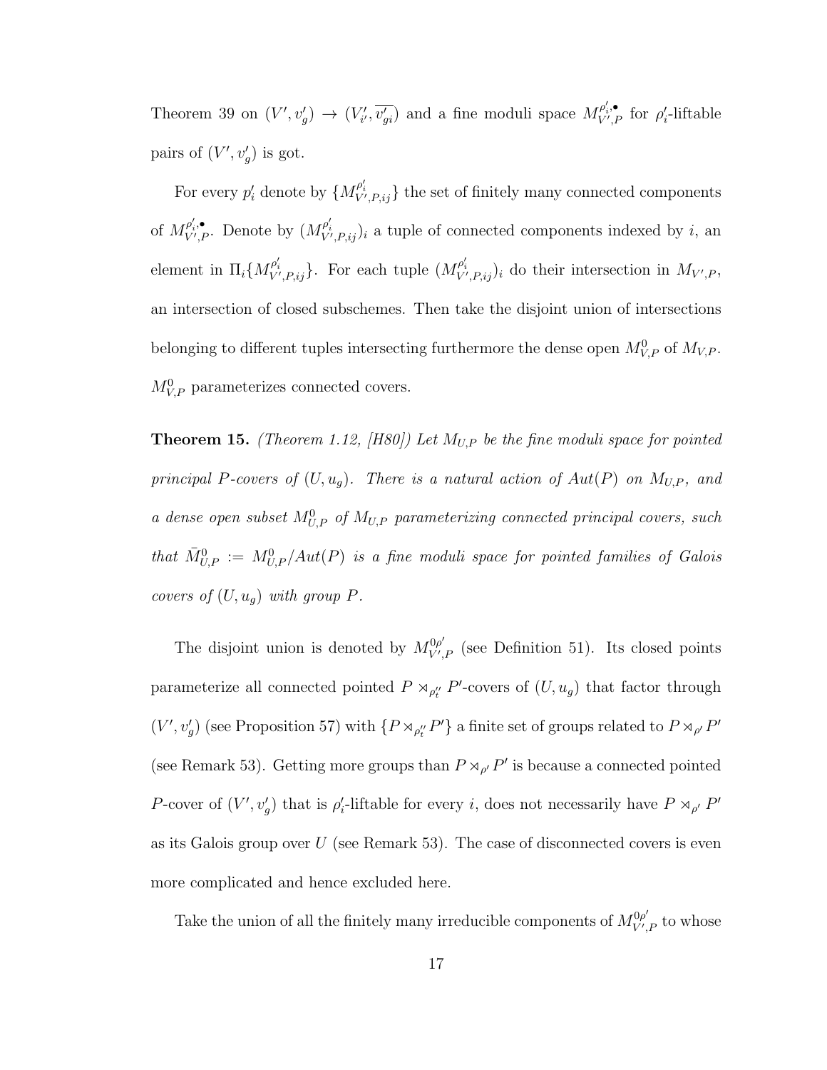Theorem 39 on $(V', v'_g) \to (V'_{i'}, \overline{v'_{gi}})$ and a fine moduli space $M^{\rho'_i, \bullet}_{V',P}$ for $\rho'_i$-liftable pairs of $(V', v'_g)$ is got.

For every $p'_i$ denote by $\{M^{\rho'_i}_{V',P,ij}\}$ the set of finitely many connected components of $M^{\rho'_i, \bullet}_{V',P}$. Denote by $(M^{\rho'_i}_{V',P,ij})_i$ a tuple of connected components indexed by $i$, an element in $\Pi_i\{M^{\rho'_i}_{V',P,ij}\}$. For each tuple $(M^{\rho'_i}_{V',P,ij})_i$ do their intersection in $M_{V',P}$, an intersection of closed subschemes. Then take the disjoint union of intersections belonging to different tuples intersecting furthermore the dense open $M^0_{V,P}$ of $M_{V,P}$. $M^0_{V,P}$ parameterizes connected covers.

**Theorem 15.** *(Theorem 1.12, [H80]) Let $M_{U,P}$ be the fine moduli space for pointed principal $P$-covers of $(U, u_g)$. There is a natural action of $Aut(P)$ on $M_{U,P}$, and a dense open subset $M^0_{U,P}$ of $M_{U,P}$ parameterizing connected principal covers, such that $\bar{M}^0_{U,P} := M^0_{U,P}/Aut(P)$ is a fine moduli space for pointed families of Galois covers of $(U, u_g)$ with group $P$.*

The disjoint union is denoted by $M^{0\rho'}_{V',P}$ (see Definition 51). Its closed points parameterize all connected pointed $P \rtimes_{\rho''_t} P'$-covers of $(U, u_g)$ that factor through $(V', v'_g)$ (see Proposition 57) with $\{P \rtimes_{\rho''_t} P'\}$ a finite set of groups related to $P \rtimes_{\rho'} P'$ (see Remark 53). Getting more groups than $P \rtimes_{\rho'} P'$ is because a connected pointed $P$-cover of $(V', v'_g)$ that is $\rho'_i$-liftable for every $i$, does not necessarily have $P \rtimes_{\rho'} P'$ as its Galois group over $U$ (see Remark 53). The case of disconnected covers is even more complicated and hence excluded here.

Take the union of all the finitely many irreducible components of $M^{0\rho'}_{V',P}$ to whose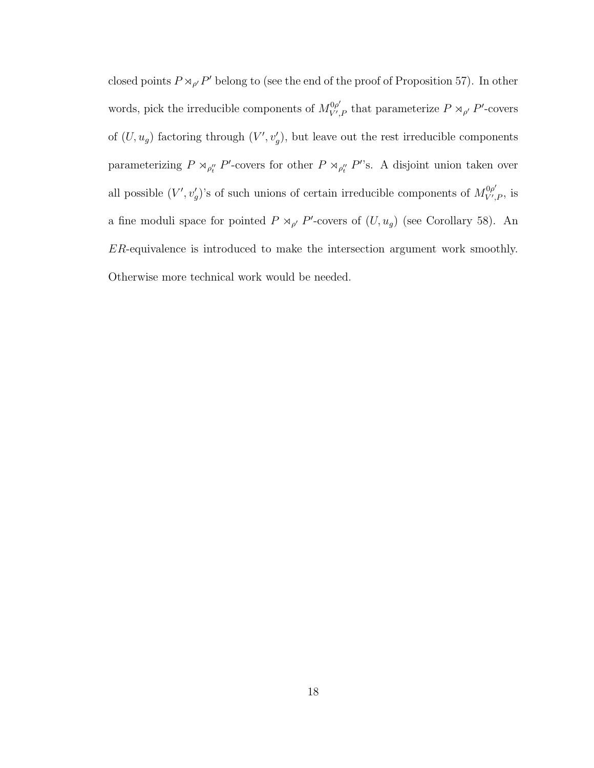closed points $P \rtimes_{\rho'} P'$ belong to (see the end of the proof of Proposition 57). In other words, pick the irreducible components of $M^{0\rho'}_{V',P}$ that parameterize $P \rtimes_{\rho'} P'$-covers of $(U, u_g)$ factoring through $(V', v'_g)$, but leave out the rest irreducible components parameterizing $P \rtimes_{\rho''_t} P'$-covers for other $P \rtimes_{\rho''_t} P'$'s. A disjoint union taken over all possible $(V', v'_g)$'s of such unions of certain irreducible components of $M^{0\rho'}_{V',P}$, is a fine moduli space for pointed $P \rtimes_{\rho'} P'$-covers of $(U, u_g)$ (see Corollary 58). An $ER$-equivalence is introduced to make the intersection argument work smoothly. Otherwise more technical work would be needed.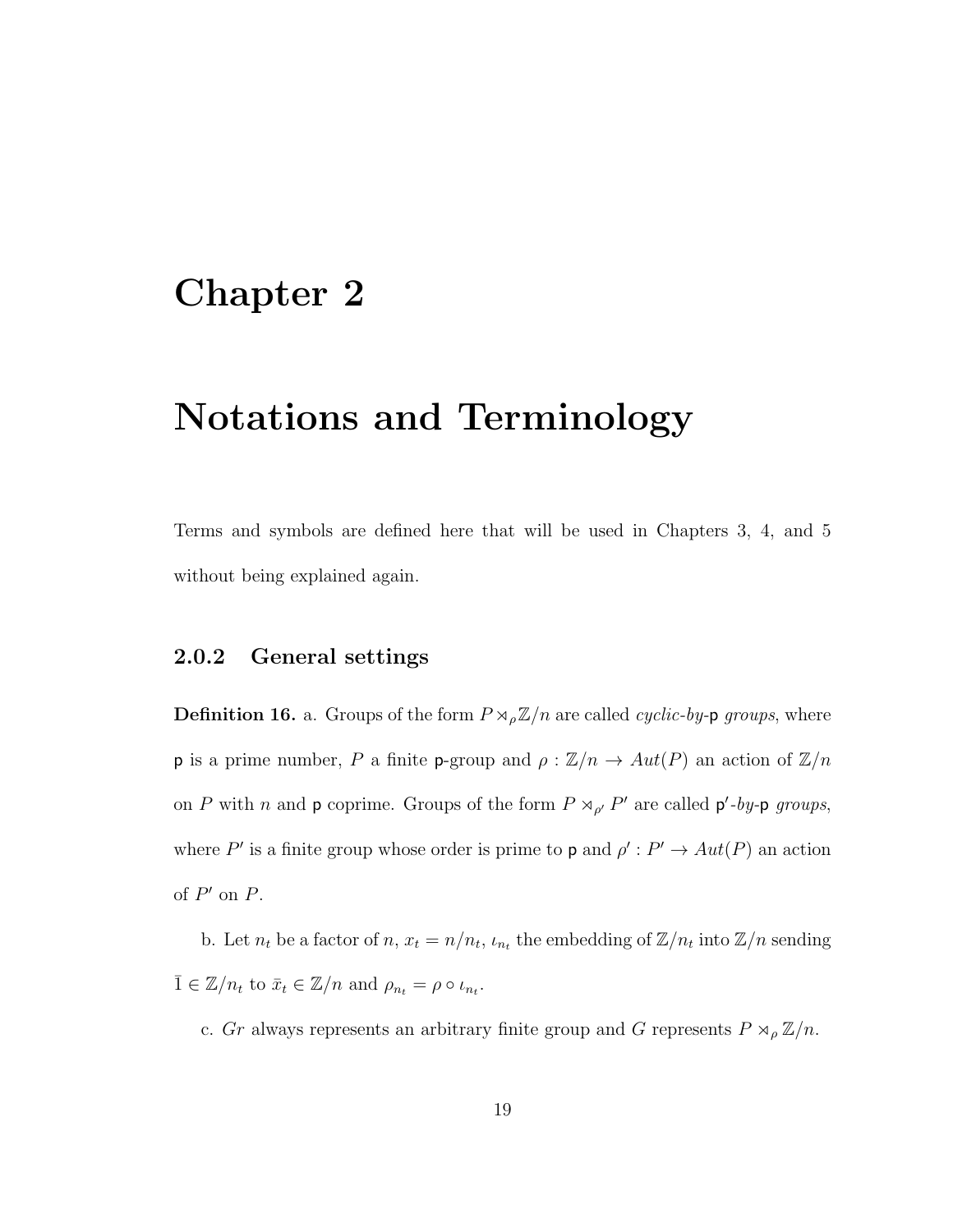# Chapter 2

# Notations and Terminology

Terms and symbols are defined here that will be used in Chapters 3, 4, and 5 without being explained again.

### 2.0.2 General settings

**Definition 16.** a. Groups of the form $P \rtimes_\rho \mathbb{Z}/n$ are called *cyclic-by-*$\mathsf{p}$ *groups*, where $\mathsf{p}$ is a prime number, $P$ a finite $\mathsf{p}$-group and $\rho : \mathbb{Z}/n \to Aut(P)$ an action of $\mathbb{Z}/n$ on $P$ with $n$ and $\mathsf{p}$ coprime. Groups of the form $P \rtimes_{\rho'} P'$ are called $\mathsf{p}'$*-by-*$\mathsf{p}$ *groups*, where $P'$ is a finite group whose order is prime to $\mathsf{p}$ and $\rho' : P' \to Aut(P)$ an action of $P'$ on $P$.

b. Let $n_t$ be a factor of $n$, $x_t = n/n_t$, $\iota_{n_t}$ the embedding of $\mathbb{Z}/n_t$ into $\mathbb{Z}/n$ sending $\bar{1} \in \mathbb{Z}/n_t$ to $\bar{x}_t \in \mathbb{Z}/n$ and $\rho_{n_t} = \rho \circ \iota_{n_t}$.

c. $Gr$ always represents an arbitrary finite group and $G$ represents $P \rtimes_\rho \mathbb{Z}/n$.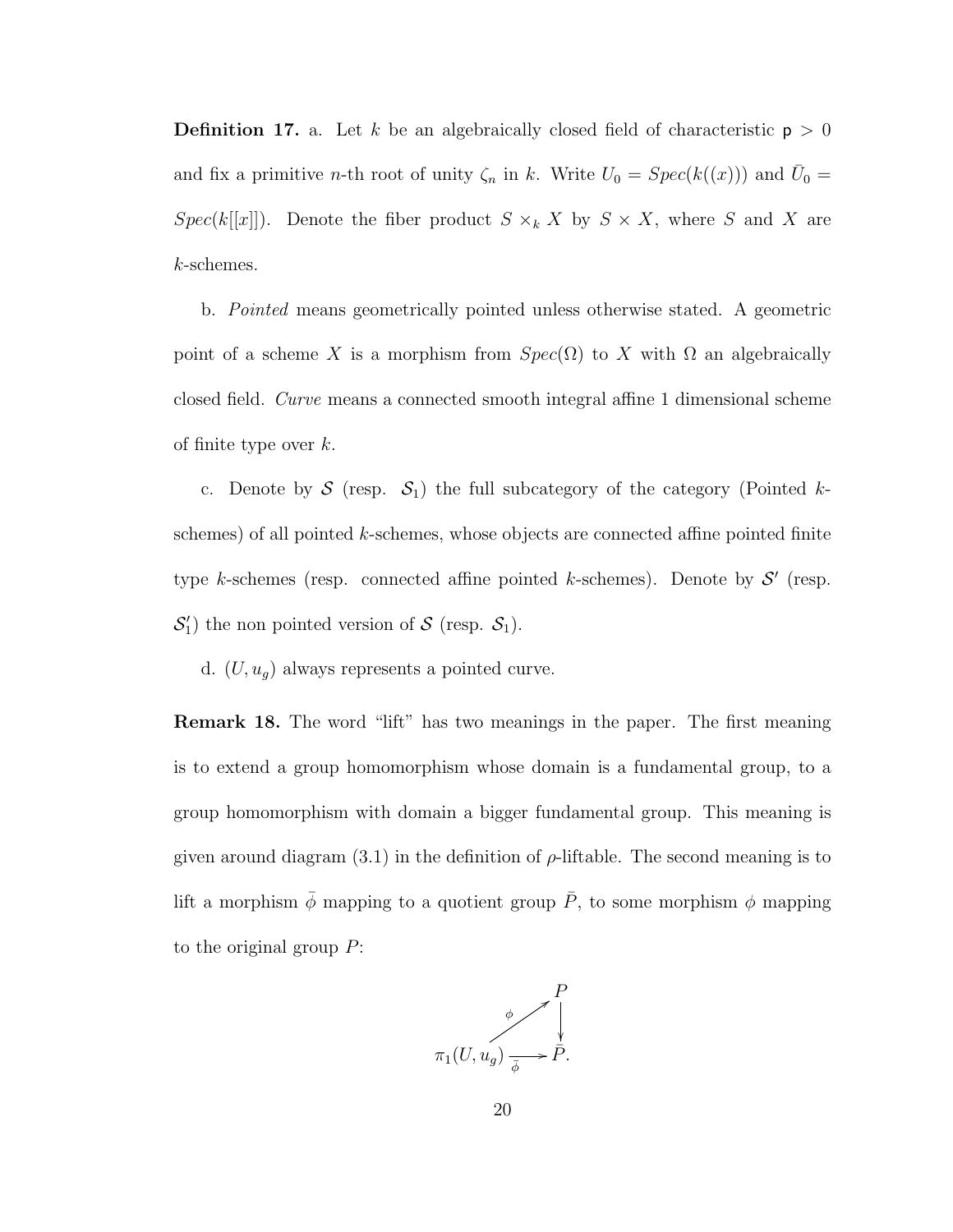**Definition 17.** a. Let $k$ be an algebraically closed field of characteristic $\mathsf{p} > 0$ and fix a primitive $n$-th root of unity $\zeta_n$ in $k$. Write $U_0 = Spec(k((x)))$ and $\bar{U}_0 = Spec(k[[x]])$. Denote the fiber product $S \times_k X$ by $S \times X$, where $S$ and $X$ are $k$-schemes.

b. *Pointed* means geometrically pointed unless otherwise stated. A geometric point of a scheme $X$ is a morphism from $Spec(\Omega)$ to $X$ with $\Omega$ an algebraically closed field. *Curve* means a connected smooth integral affine 1 dimensional scheme of finite type over $k$.

c. Denote by $\mathcal{S}$ (resp. $\mathcal{S}_1$) the full subcategory of the category (Pointed $k$-schemes) of all pointed $k$-schemes, whose objects are connected affine pointed finite type $k$-schemes (resp. connected affine pointed $k$-schemes). Denote by $\mathcal{S}'$ (resp. $\mathcal{S}'_1$) the non pointed version of $\mathcal{S}$ (resp. $\mathcal{S}_1$).

d. $(U, u_g)$ always represents a pointed curve.

**Remark 18.** The word "lift" has two meanings in the paper. The first meaning is to extend a group homomorphism whose domain is a fundamental group, to a group homomorphism with domain a bigger fundamental group. This meaning is given around diagram (3.1) in the definition of $\rho$-liftable. The second meaning is to lift a morphism $\bar{\phi}$ mapping to a quotient group $\bar{P}$, to some morphism $\phi$ mapping to the original group $P$:

$$\begin{array}{ccc} & & P \\ & \overset{\phi}{\nearrow} & \downarrow \\ \pi_1(U, u_g) & \xrightarrow[\bar{\phi}]{} & \bar{P}. \end{array}$$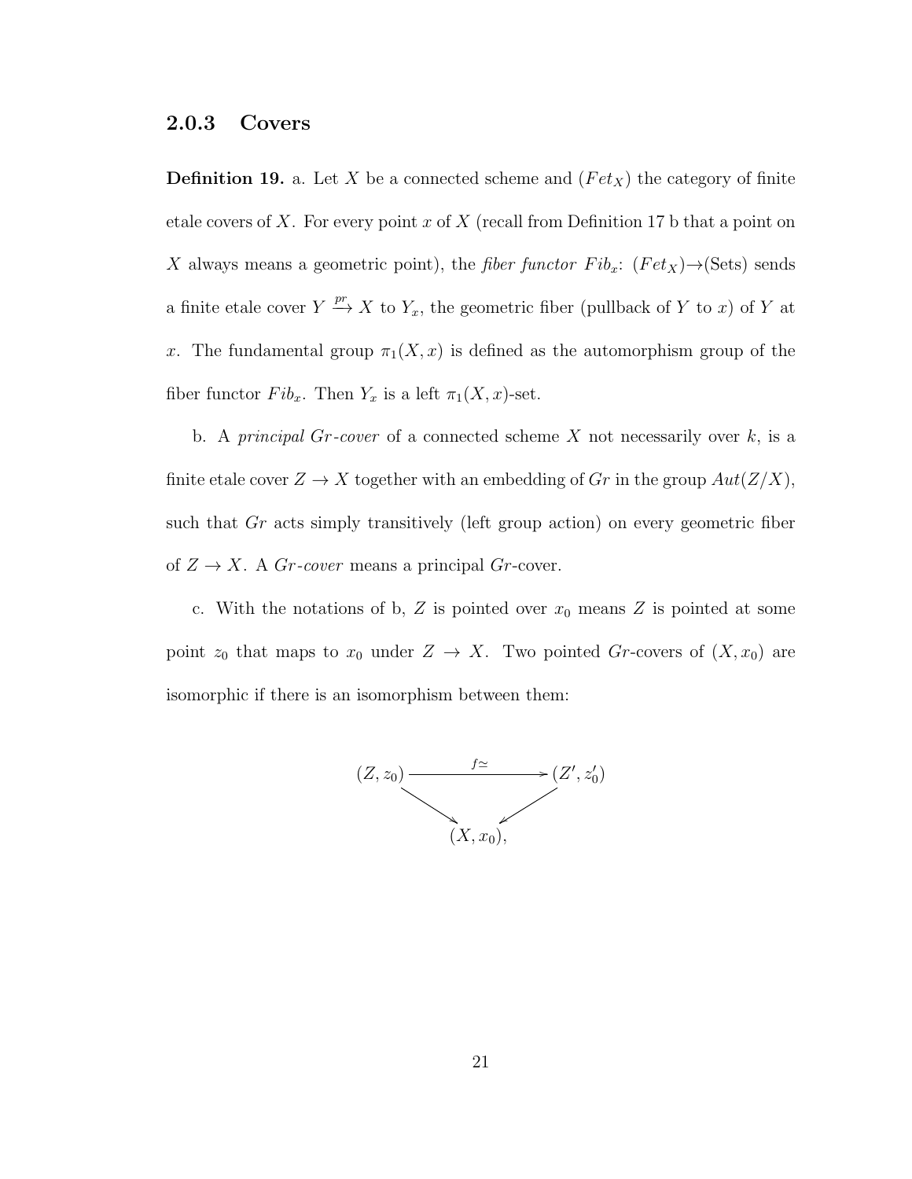### 2.0.3 Covers

**Definition 19.** a. Let $X$ be a connected scheme and $(Fet_X)$ the category of finite etale covers of $X$. For every point $x$ of $X$ (recall from Definition 17 b that a point on $X$ always means a geometric point), the *fiber functor* $Fib_x$: $(Fet_X) \to$(Sets) sends a finite etale cover $Y \xrightarrow{pr} X$ to $Y_x$, the geometric fiber (pullback of $Y$ to $x$) of $Y$ at $x$. The fundamental group $\pi_1(X, x)$ is defined as the automorphism group of the fiber functor $Fib_x$. Then $Y_x$ is a left $\pi_1(X, x)$-set.

b. A *principal $Gr$-cover* of a connected scheme $X$ not necessarily over $k$, is a finite etale cover $Z \to X$ together with an embedding of $Gr$ in the group $Aut(Z/X)$, such that $Gr$ acts simply transitively (left group action) on every geometric fiber of $Z \to X$. A *$Gr$-cover* means a principal $Gr$-cover.

c. With the notations of b, $Z$ is pointed over $x_0$ means $Z$ is pointed at some point $z_0$ that maps to $x_0$ under $Z \to X$. Two pointed $Gr$-covers of $(X, x_0)$ are isomorphic if there is an isomorphism between them:

$$
\begin{array}{ccc}
(Z, z_0) & \xrightarrow{f \simeq} & (Z', z_0') \\
& \searrow \quad \swarrow & \\
& (X, x_0), &
\end{array}
$$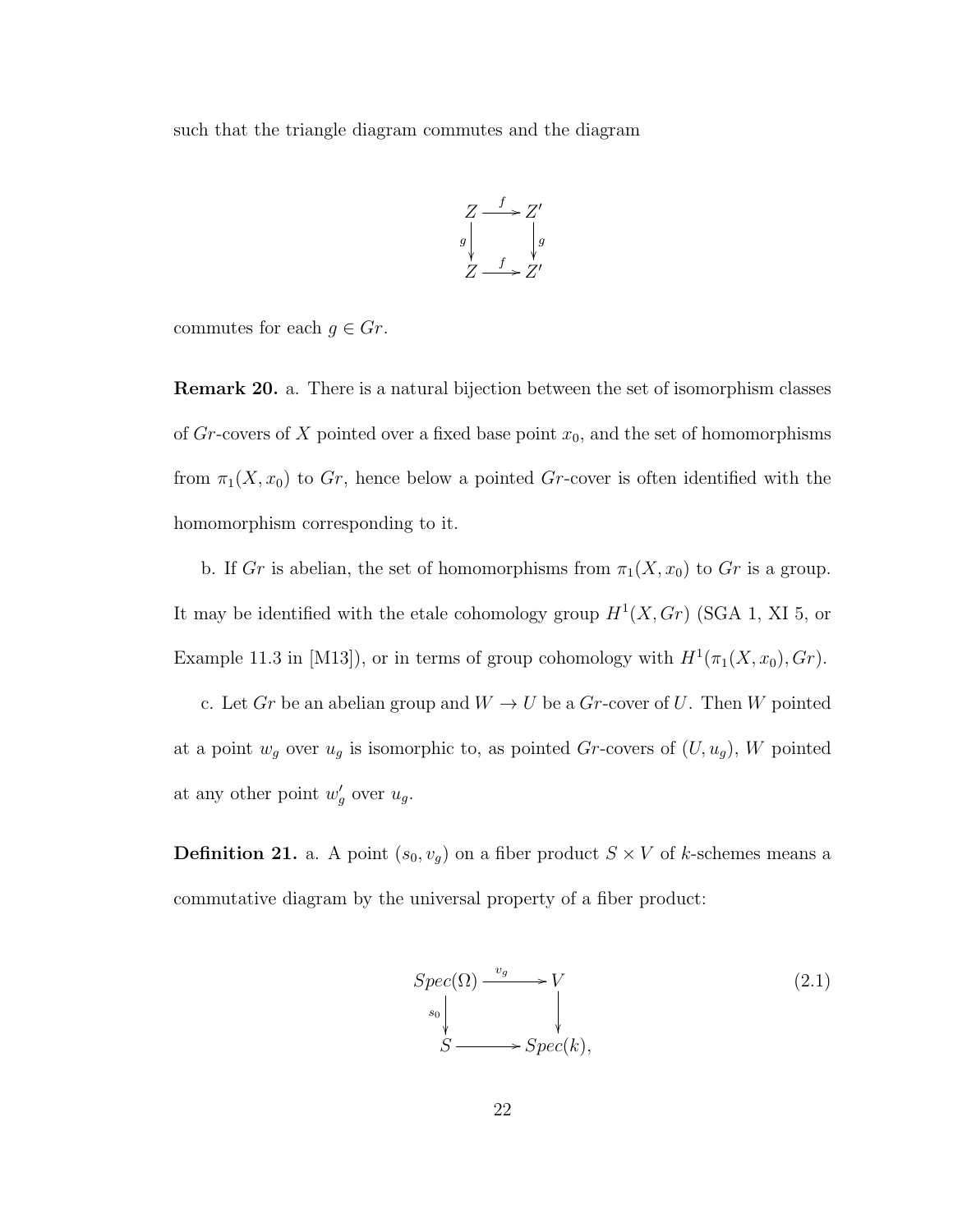such that the triangle diagram commutes and the diagram

$$\begin{array}{ccc} Z & \xrightarrow{f} & Z' \\ {\scriptstyle g}\downarrow & & \downarrow{\scriptstyle g} \\ Z & \xrightarrow{f} & Z' \end{array}$$

commutes for each $g \in Gr$.

**Remark 20.** a. There is a natural bijection between the set of isomorphism classes of $Gr$-covers of $X$ pointed over a fixed base point $x_0$, and the set of homomorphisms from $\pi_1(X, x_0)$ to $Gr$, hence below a pointed $Gr$-cover is often identified with the homomorphism corresponding to it.

b. If $Gr$ is abelian, the set of homomorphisms from $\pi_1(X, x_0)$ to $Gr$ is a group. It may be identified with the etale cohomology group $H^1(X, Gr)$ (SGA 1, XI 5, or Example 11.3 in [M13]), or in terms of group cohomology with $H^1(\pi_1(X, x_0), Gr)$.

c. Let $Gr$ be an abelian group and $W \to U$ be a $Gr$-cover of $U$. Then $W$ pointed at a point $w_g$ over $u_g$ is isomorphic to, as pointed $Gr$-covers of $(U, u_g)$, $W$ pointed at any other point $w'_g$ over $u_g$.

**Definition 21.** a. A point $(s_0, v_g)$ on a fiber product $S \times V$ of $k$-schemes means a commutative diagram by the universal property of a fiber product:

$$\begin{array}{ccc} Spec(\Omega) & \xrightarrow{v_g} & V \\ {\scriptstyle s_0}\downarrow & & \downarrow \\ S & \longrightarrow & Spec(k), \end{array} \tag{2.1}$$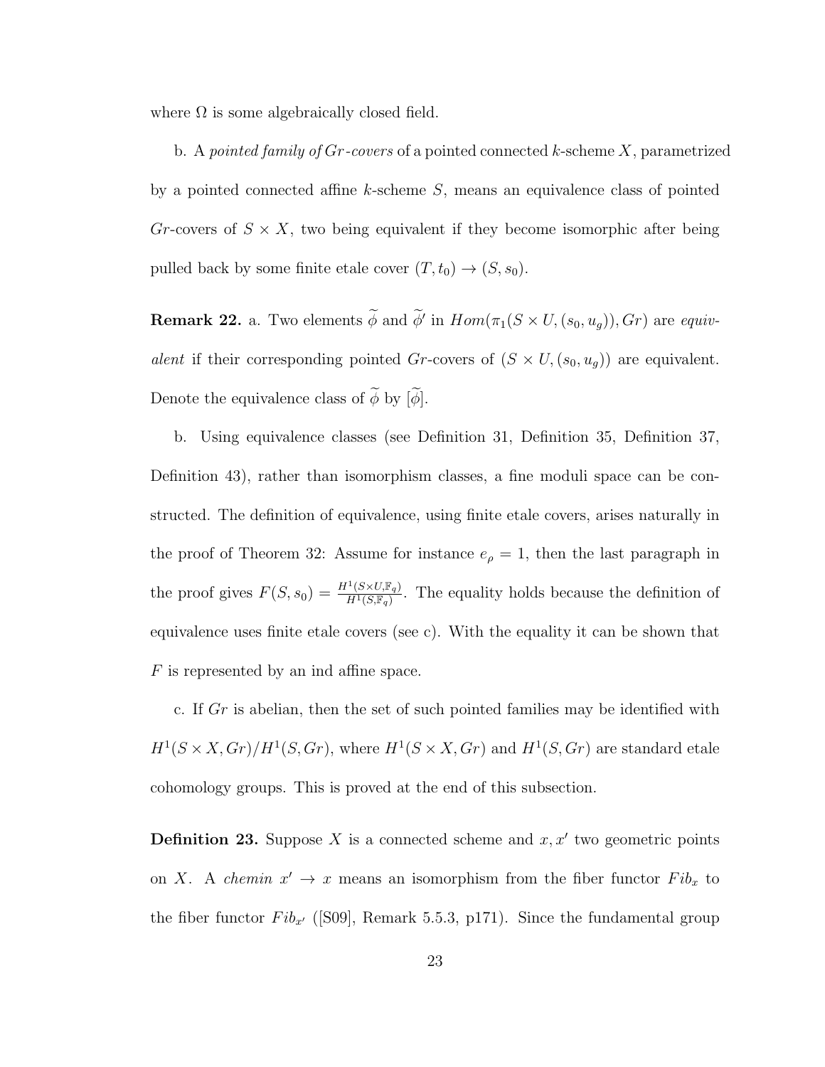where $\Omega$ is some algebraically closed field.

b. A *pointed family of $Gr$-covers* of a pointed connected $k$-scheme $X$, parametrized by a pointed connected affine $k$-scheme $S$, means an equivalence class of pointed $Gr$-covers of $S \times X$, two being equivalent if they become isomorphic after being pulled back by some finite etale cover $(T, t_0) \to (S, s_0)$.

**Remark 22.** a. Two elements $\widetilde{\phi}$ and $\widetilde{\phi}'$ in $Hom(\pi_1(S \times U, (s_0, u_g)), Gr)$ are *equivalent* if their corresponding pointed $Gr$-covers of $(S \times U, (s_0, u_g))$ are equivalent. Denote the equivalence class of $\widetilde{\phi}$ by $[\widetilde{\phi}]$.

b. Using equivalence classes (see Definition 31, Definition 35, Definition 37, Definition 43), rather than isomorphism classes, a fine moduli space can be constructed. The definition of equivalence, using finite etale covers, arises naturally in the proof of Theorem 32: Assume for instance $e_\rho = 1$, then the last paragraph in the proof gives $F(S, s_0) = \frac{H^1(S \times U, \mathbb{F}_q)}{H^1(S, \mathbb{F}_q)}$. The equality holds because the definition of equivalence uses finite etale covers (see c). With the equality it can be shown that $F$ is represented by an ind affine space.

c. If $Gr$ is abelian, then the set of such pointed families may be identified with $H^1(S \times X, Gr)/H^1(S, Gr)$, where $H^1(S \times X, Gr)$ and $H^1(S, Gr)$ are standard etale cohomology groups. This is proved at the end of this subsection.

**Definition 23.** Suppose $X$ is a connected scheme and $x, x'$ two geometric points on $X$. A *chemin* $x' \to x$ means an isomorphism from the fiber functor $Fib_x$ to the fiber functor $Fib_{x'}$ ([S09], Remark 5.5.3, p171). Since the fundamental group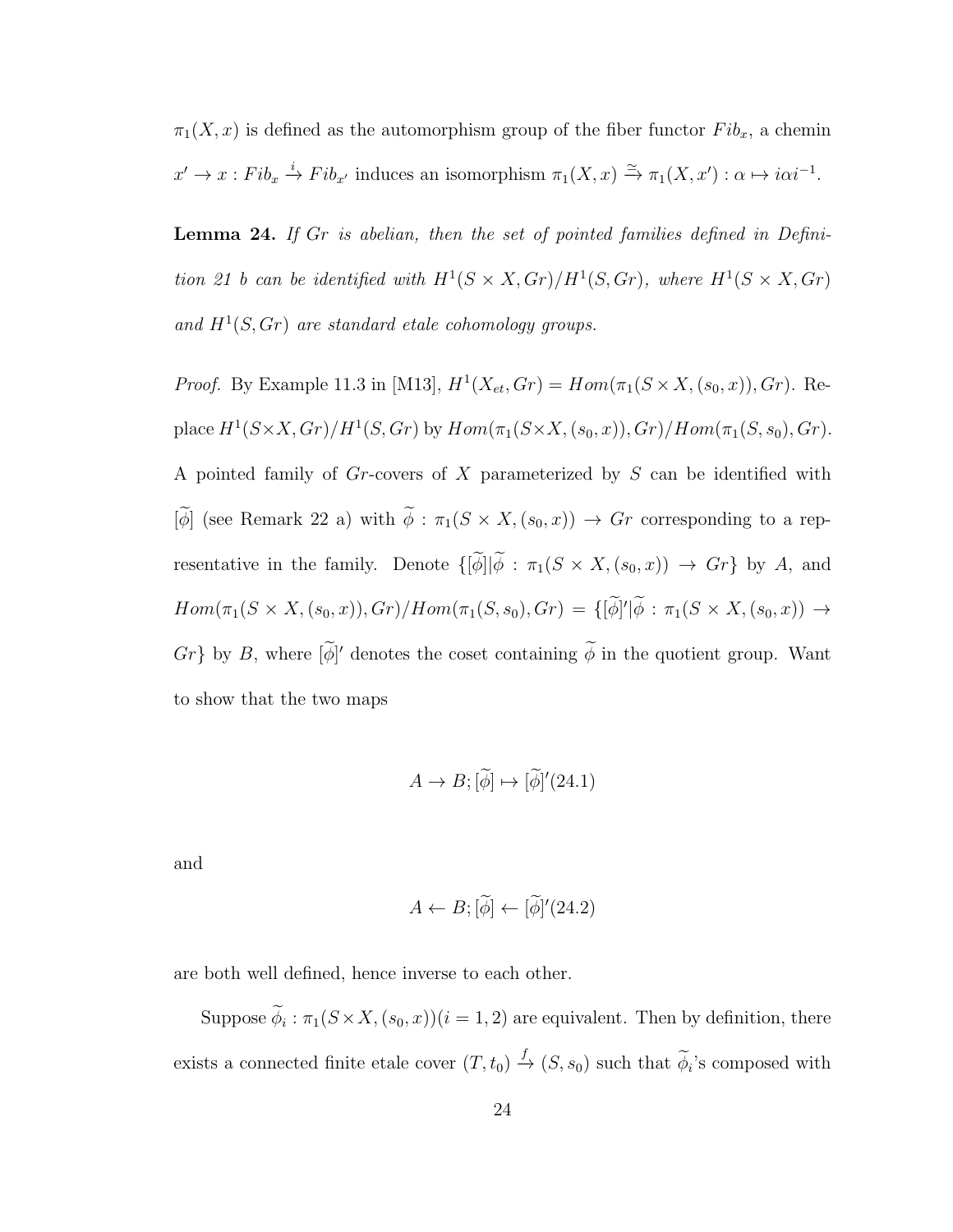$\pi_1(X,x)$ is defined as the automorphism group of the fiber functor $Fib_x$, a chemin $x' \to x : Fib_x \xrightarrow{i} Fib_{x'}$ induces an isomorphism $\pi_1(X,x) \xrightarrow{\simeq} \pi_1(X,x') : \alpha \mapsto i\alpha i^{-1}$.

**Lemma 24.** *If $Gr$ is abelian, then the set of pointed families defined in Definition 21 b can be identified with $H^1(S \times X, Gr)/H^1(S, Gr)$, where $H^1(S \times X, Gr)$ and $H^1(S, Gr)$ are standard etale cohomology groups.*

*Proof.* By Example 11.3 in [M13], $H^1(X_{et}, Gr) = Hom(\pi_1(S \times X, (s_0, x)), Gr)$. Replace $H^1(S \times X, Gr)/H^1(S, Gr)$ by $Hom(\pi_1(S \times X, (s_0, x)), Gr)/Hom(\pi_1(S, s_0), Gr)$. A pointed family of $Gr$-covers of $X$ parameterized by $S$ can be identified with $[\widetilde{\phi}]$ (see Remark 22 a) with $\widetilde{\phi} : \pi_1(S \times X, (s_0, x)) \to Gr$ corresponding to a representative in the family. Denote $\{[\widetilde{\phi}] | \widetilde{\phi} : \pi_1(S \times X, (s_0, x)) \to Gr\}$ by $A$, and $Hom(\pi_1(S \times X, (s_0, x)), Gr)/Hom(\pi_1(S, s_0), Gr) = \{[\widetilde{\phi}]' | \widetilde{\phi} : \pi_1(S \times X, (s_0, x)) \to Gr\}$ by $B$, where $[\widetilde{\phi}]'$ denotes the coset containing $\widetilde{\phi}$ in the quotient group. Want to show that the two maps

$$A \to B; [\widetilde{\phi}] \mapsto [\widetilde{\phi}]' (24.1)$$

and

$$A \leftarrow B; [\widetilde{\phi}] \leftarrow [\widetilde{\phi}]' (24.2)$$

are both well defined, hence inverse to each other.

Suppose $\widetilde{\phi}_i : \pi_1(S \times X, (s_0, x)) (i = 1, 2)$ are equivalent. Then by definition, there exists a connected finite etale cover $(T, t_0) \xrightarrow{f} (S, s_0)$ such that $\widetilde{\phi}_i$'s composed with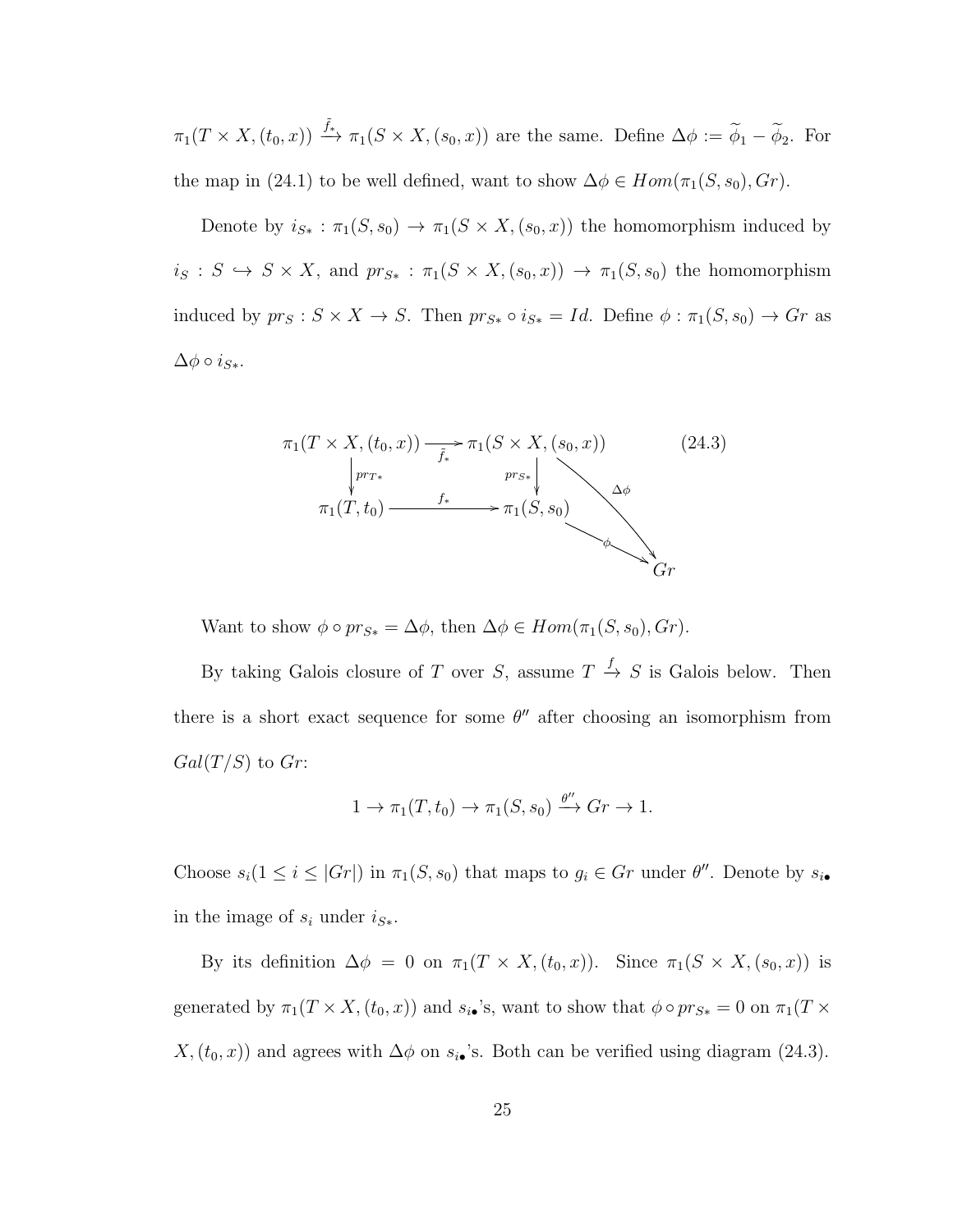$\pi_1(T \times X, (t_0, x)) \xrightarrow{\tilde{f}_*} \pi_1(S \times X, (s_0, x))$ are the same. Define $\Delta\phi := \widetilde{\phi}_1 - \widetilde{\phi}_2$. For the map in (24.1) to be well defined, want to show $\Delta\phi \in Hom(\pi_1(S, s_0), Gr)$.

Denote by $i_{S*} : \pi_1(S, s_0) \to \pi_1(S \times X, (s_0, x))$ the homomorphism induced by $i_S : S \hookrightarrow S \times X$, and $pr_{S*} : \pi_1(S \times X, (s_0, x)) \to \pi_1(S, s_0)$ the homomorphism induced by $pr_S : S \times X \to S$. Then $pr_{S*} \circ i_{S*} = Id$. Define $\phi : \pi_1(S, s_0) \to Gr$ as $\Delta\phi \circ i_{S*}$.

$$\begin{array}{ccc}
\pi_1(T \times X, (t_0, x)) & \xrightarrow{\tilde{f}_*} & \pi_1(S \times X, (s_0, x)) & \\
\downarrow{\scriptstyle pr_{T*}} & & \downarrow{\scriptstyle pr_{S*}} & \searrow{\scriptstyle \Delta\phi} \\
\pi_1(T, t_0) & \xrightarrow{f_*} & \pi_1(S, s_0) & \xrightarrow{\phi} Gr
\end{array} \tag{24.3}$$

Want to show $\phi \circ pr_{S*} = \Delta\phi$, then $\Delta\phi \in Hom(\pi_1(S, s_0), Gr)$.

By taking Galois closure of $T$ over $S$, assume $T \xrightarrow{f} S$ is Galois below. Then there is a short exact sequence for some $\theta''$ after choosing an isomorphism from $Gal(T/S)$ to $Gr$:

$$1 \to \pi_1(T, t_0) \to \pi_1(S, s_0) \xrightarrow{\theta''} Gr \to 1.$$

Choose $s_i (1 \leq i \leq |Gr|)$ in $\pi_1(S, s_0)$ that maps to $g_i \in Gr$ under $\theta''$. Denote by $s_{i\bullet}$ in the image of $s_i$ under $i_{S*}$.

By its definition $\Delta\phi = 0$ on $\pi_1(T \times X, (t_0, x))$. Since $\pi_1(S \times X, (s_0, x))$ is generated by $\pi_1(T \times X, (t_0, x))$ and $s_{i\bullet}$'s, want to show that $\phi \circ pr_{S*} = 0$ on $\pi_1(T \times X, (t_0, x))$ and agrees with $\Delta\phi$ on $s_{i\bullet}$'s. Both can be verified using diagram (24.3).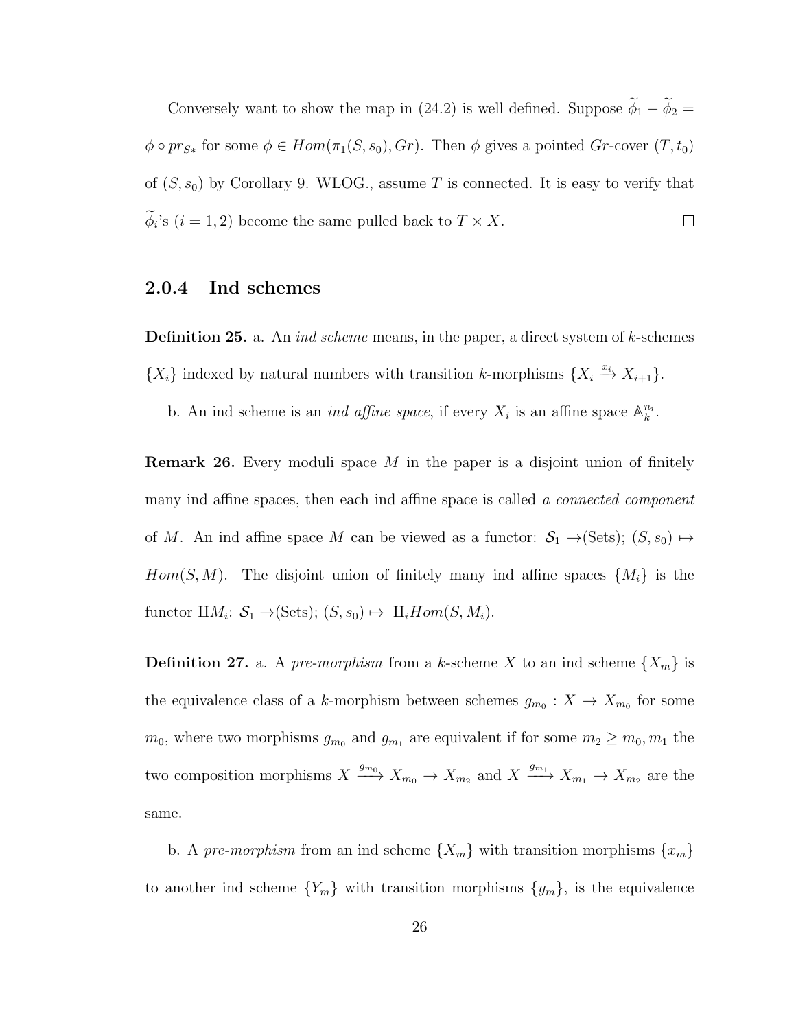Conversely want to show the map in (24.2) is well defined. Suppose $\widetilde{\phi}_1 - \widetilde{\phi}_2 = \phi \circ pr_{S*}$ for some $\phi \in Hom(\pi_1(S, s_0), Gr)$. Then $\phi$ gives a pointed $Gr$-cover $(T, t_0)$ of $(S, s_0)$ by Corollary 9. WLOG., assume $T$ is connected. It is easy to verify that $\widetilde{\phi}_i$'s $(i = 1, 2)$ become the same pulled back to $T \times X$. $\square$

### 2.0.4 Ind schemes

**Definition 25.** a. An *ind scheme* means, in the paper, a direct system of $k$-schemes $\{X_i\}$ indexed by natural numbers with transition $k$-morphisms $\{X_i \xrightarrow{x_i} X_{i+1}\}$.

b. An ind scheme is an *ind affine space*, if every $X_i$ is an affine space $\mathbb{A}_k^{n_i}$.

**Remark 26.** Every moduli space $M$ in the paper is a disjoint union of finitely many ind affine spaces, then each ind affine space is called *a connected component* of $M$. An ind affine space $M$ can be viewed as a functor: $\mathcal{S}_1 \to$(Sets); $(S, s_0) \mapsto Hom(S, M)$. The disjoint union of finitely many ind affine spaces $\{M_i\}$ is the functor $\amalg M_i$: $\mathcal{S}_1 \to$(Sets); $(S, s_0) \mapsto \amalg_i Hom(S, M_i)$.

**Definition 27.** a. A *pre-morphism* from a $k$-scheme $X$ to an ind scheme $\{X_m\}$ is the equivalence class of a $k$-morphism between schemes $g_{m_0} : X \to X_{m_0}$ for some $m_0$, where two morphisms $g_{m_0}$ and $g_{m_1}$ are equivalent if for some $m_2 \geq m_0, m_1$ the two composition morphisms $X \xrightarrow{g_{m_0}} X_{m_0} \to X_{m_2}$ and $X \xrightarrow{g_{m_1}} X_{m_1} \to X_{m_2}$ are the same.

b. A *pre-morphism* from an ind scheme $\{X_m\}$ with transition morphisms $\{x_m\}$ to another ind scheme $\{Y_m\}$ with transition morphisms $\{y_m\}$, is the equivalence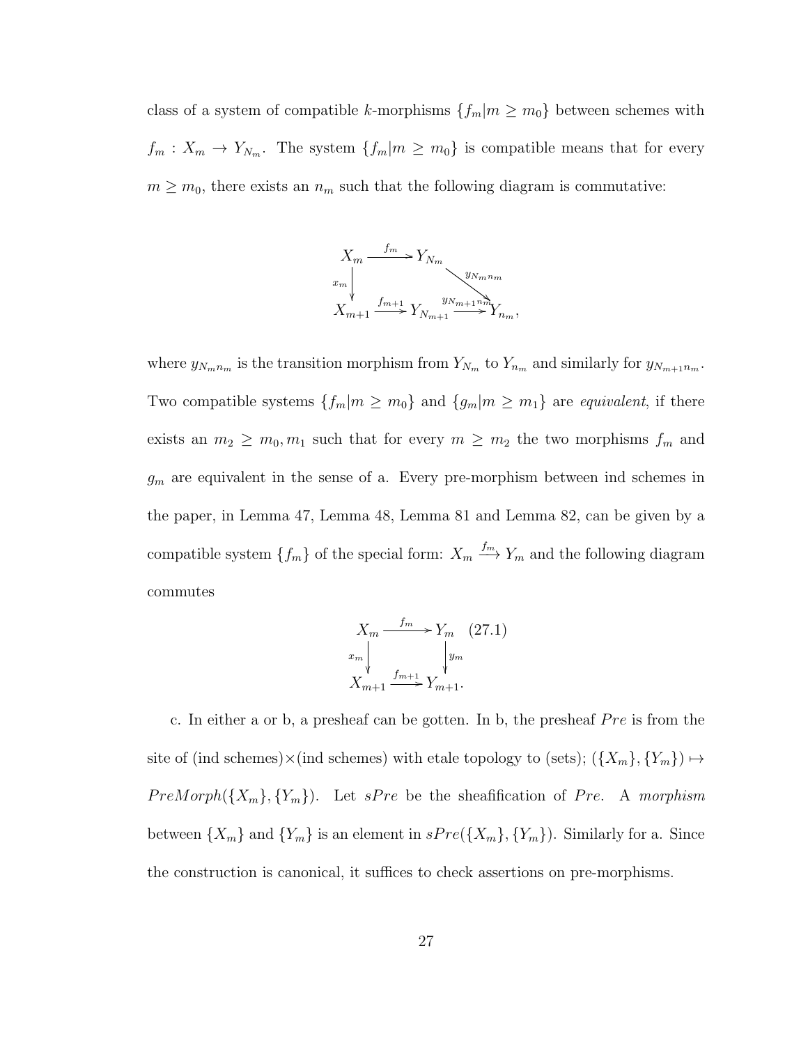class of a system of compatible $k$-morphisms $\{f_m | m \geq m_0\}$ between schemes with $f_m : X_m \to Y_{N_m}$. The system $\{f_m | m \geq m_0\}$ is compatible means that for every $m \geq m_0$, there exists an $n_m$ such that the following diagram is commutative:

$$
\begin{array}{ccccc}
X_m & \xrightarrow{f_m} & Y_{N_m} & & \\
\downarrow{x_m} & & & \searrow^{y_{N_m n_m}} & \\
X_{m+1} & \xrightarrow{f_{m+1}} & Y_{N_{m+1}} & \xrightarrow{y_{N_{m+1} n_m}} & Y_{n_m},
\end{array}
$$

where $y_{N_m n_m}$ is the transition morphism from $Y_{N_m}$ to $Y_{n_m}$ and similarly for $y_{N_{m+1} n_m}$. Two compatible systems $\{f_m | m \geq m_0\}$ and $\{g_m | m \geq m_1\}$ are *equivalent*, if there exists an $m_2 \geq m_0, m_1$ such that for every $m \geq m_2$ the two morphisms $f_m$ and $g_m$ are equivalent in the sense of a. Every pre-morphism between ind schemes in the paper, in Lemma 47, Lemma 48, Lemma 81 and Lemma 82, can be given by a compatible system $\{f_m\}$ of the special form: $X_m \xrightarrow{f_m} Y_m$ and the following diagram commutes

$$
\begin{array}{ccc}
X_m & \xrightarrow{f_m} & Y_m \\
\downarrow{x_m} & & \downarrow{y_m} \\
X_{m+1} & \xrightarrow{f_{m+1}} & Y_{m+1}.
\end{array}
\qquad (27.1)
$$

c. In either a or b, a presheaf can be gotten. In b, the presheaf $Pre$ is from the site of (ind schemes)$\times$(ind schemes) with etale topology to (sets); $(\{X_m\}, \{Y_m\}) \mapsto PreMorph(\{X_m\}, \{Y_m\})$. Let $sPre$ be the sheafification of $Pre$. A *morphism* between $\{X_m\}$ and $\{Y_m\}$ is an element in $sPre(\{X_m\}, \{Y_m\})$. Similarly for a. Since the construction is canonical, it suffices to check assertions on pre-morphisms.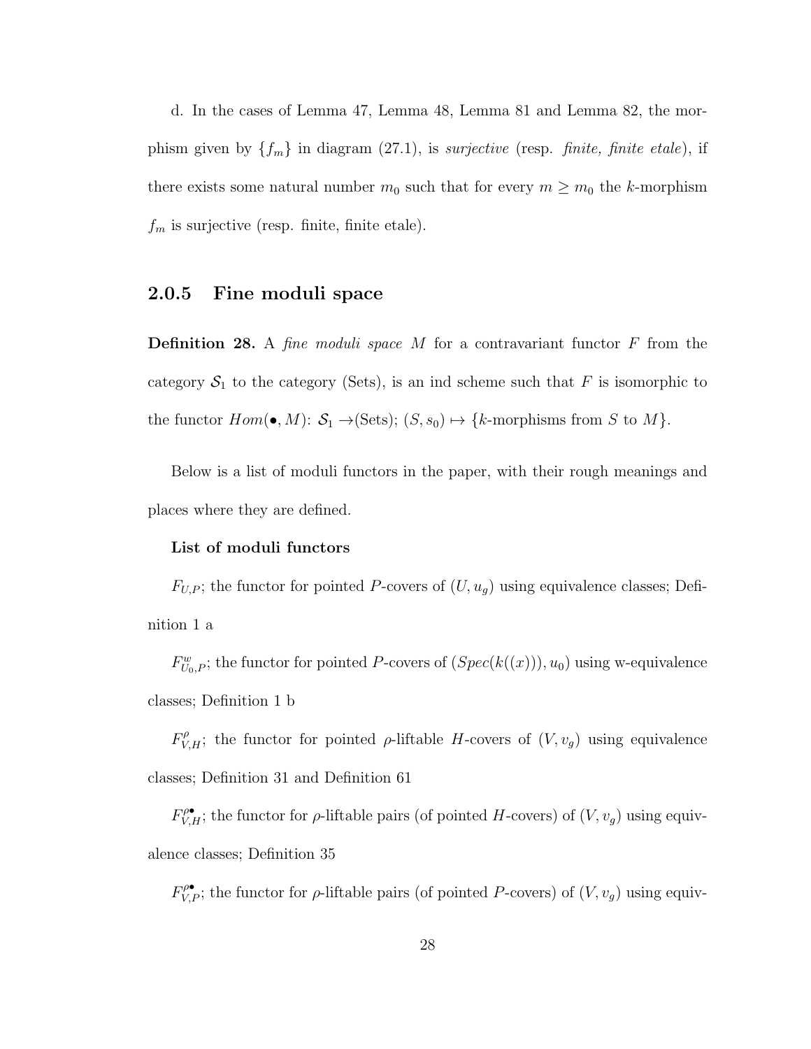d. In the cases of Lemma 47, Lemma 48, Lemma 81 and Lemma 82, the morphism given by $\{f_m\}$ in diagram (27.1), is *surjective* (resp. *finite, finite etale*), if there exists some natural number $m_0$ such that for every $m \geq m_0$ the $k$-morphism $f_m$ is surjective (resp. finite, finite etale).

### 2.0.5 Fine moduli space

**Definition 28.** A *fine moduli space* $M$ for a contravariant functor $F$ from the category $\mathcal{S}_1$ to the category (Sets), is an ind scheme such that $F$ is isomorphic to the functor $Hom(\bullet, M)$: $\mathcal{S}_1 \rightarrow$(Sets); $(S, s_0) \mapsto \{k\text{-morphisms from } S \text{ to } M\}$.

Below is a list of moduli functors in the paper, with their rough meanings and places where they are defined.

**List of moduli functors**

$F_{U,P}$; the functor for pointed $P$-covers of $(U, u_g)$ using equivalence classes; Definition 1 a

$F^{w}_{U_0,P}$; the functor for pointed $P$-covers of $(Spec(k((x))), u_0)$ using w-equivalence classes; Definition 1 b

$F^{\rho}_{V,H}$; the functor for pointed $\rho$-liftable $H$-covers of $(V, v_g)$ using equivalence classes; Definition 31 and Definition 61

$F^{\rho\bullet}_{V,H}$; the functor for $\rho$-liftable pairs (of pointed $H$-covers) of $(V, v_g)$ using equivalence classes; Definition 35

$F^{\rho\bullet}_{V,P}$; the functor for $\rho$-liftable pairs (of pointed $P$-covers) of $(V, v_g)$ using equiv-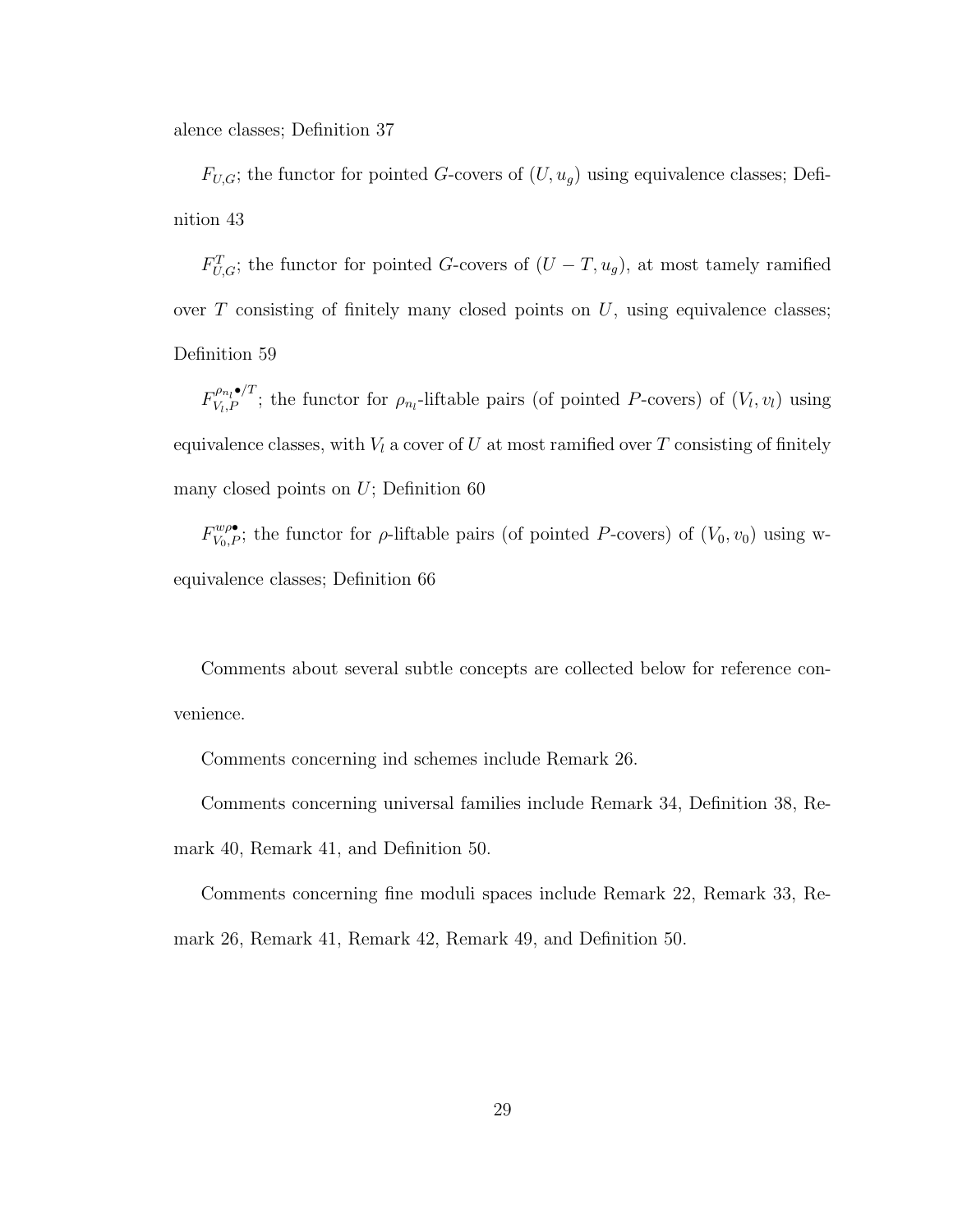alence classes; Definition 37

$F_{U,G}$; the functor for pointed $G$-covers of $(U, u_g)$ using equivalence classes; Definition 43

$F^{T}_{U,G}$; the functor for pointed $G$-covers of $(U - T, u_g)$, at most tamely ramified over $T$ consisting of finitely many closed points on $U$, using equivalence classes; Definition 59

$F^{\rho_{n_l}\bullet/T}_{V_l,P}$; the functor for $\rho_{n_l}$-liftable pairs (of pointed $P$-covers) of $(V_l, v_l)$ using equivalence classes, with $V_l$ a cover of $U$ at most ramified over $T$ consisting of finitely many closed points on $U$; Definition 60

$F^{w\rho\bullet}_{V_0,P}$; the functor for $\rho$-liftable pairs (of pointed $P$-covers) of $(V_0, v_0)$ using w-equivalence classes; Definition 66

Comments about several subtle concepts are collected below for reference convenience.

Comments concerning ind schemes include Remark 26.

Comments concerning universal families include Remark 34, Definition 38, Remark 40, Remark 41, and Definition 50.

Comments concerning fine moduli spaces include Remark 22, Remark 33, Remark 26, Remark 41, Remark 42, Remark 49, and Definition 50.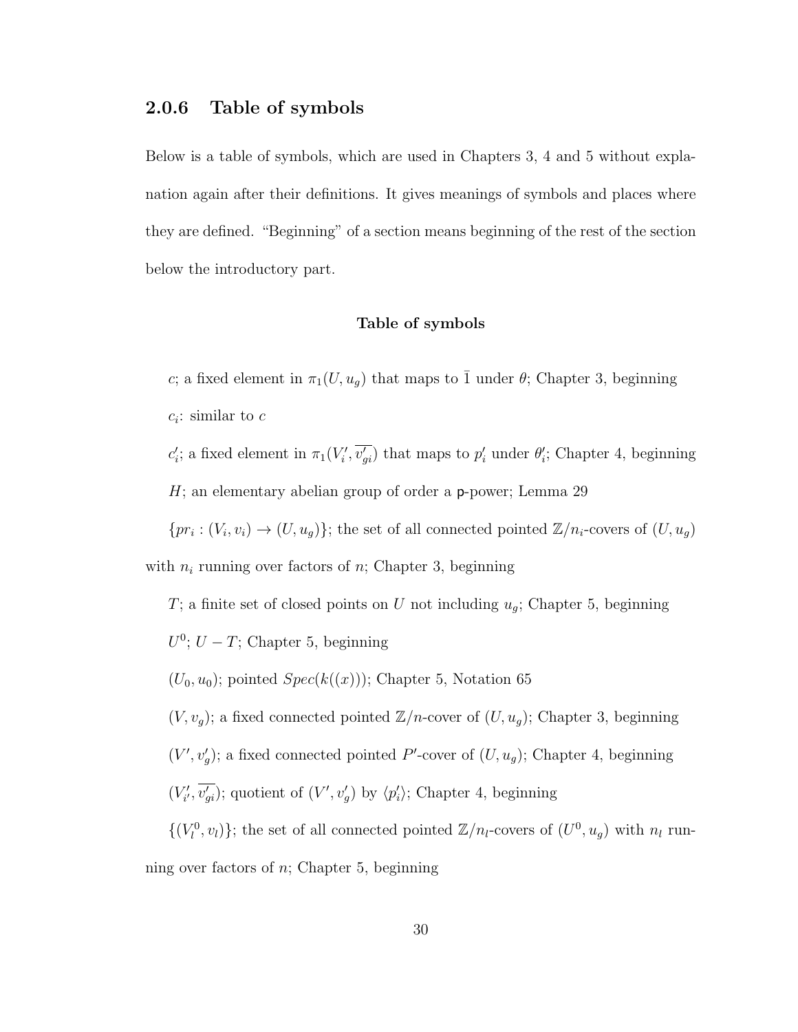### 2.0.6 Table of symbols

Below is a table of symbols, which are used in Chapters 3, 4 and 5 without explanation again after their definitions. It gives meanings of symbols and places where they are defined. "Beginning" of a section means beginning of the rest of the section below the introductory part.

**Table of symbols**

$c$; a fixed element in $\pi_1(U, u_g)$ that maps to $\bar{1}$ under $\theta$; Chapter 3, beginning

$c_i$: similar to $c$

$c_i'$; a fixed element in $\pi_1(V_i', \overline{v_{gi}'})$ that maps to $p_i'$ under $\theta_i'$; Chapter 4, beginning

$H$; an elementary abelian group of order a $\mathsf{p}$-power; Lemma 29

$\{pr_i : (V_i, v_i) \to (U, u_g)\}$; the set of all connected pointed $\mathbb{Z}/n_i$-covers of $(U, u_g)$ with $n_i$ running over factors of $n$; Chapter 3, beginning

$T$; a finite set of closed points on $U$ not including $u_g$; Chapter 5, beginning

$U^0$; $U - T$; Chapter 5, beginning

$(U_0, u_0)$; pointed $Spec(k((x)))$; Chapter 5, Notation 65

$(V, v_g)$; a fixed connected pointed $\mathbb{Z}/n$-cover of $(U, u_g)$; Chapter 3, beginning

$(V', v_g')$; a fixed connected pointed $P'$-cover of $(U, u_g)$; Chapter 4, beginning

$(V_{i'}', \overline{v_{gi}'})$; quotient of $(V', v_g')$ by $\langle p_i' \rangle$; Chapter 4, beginning

$\{(V_l^0, v_l)\}$; the set of all connected pointed $\mathbb{Z}/n_l$-covers of $(U^0, u_g)$ with $n_l$ running over factors of $n$; Chapter 5, beginning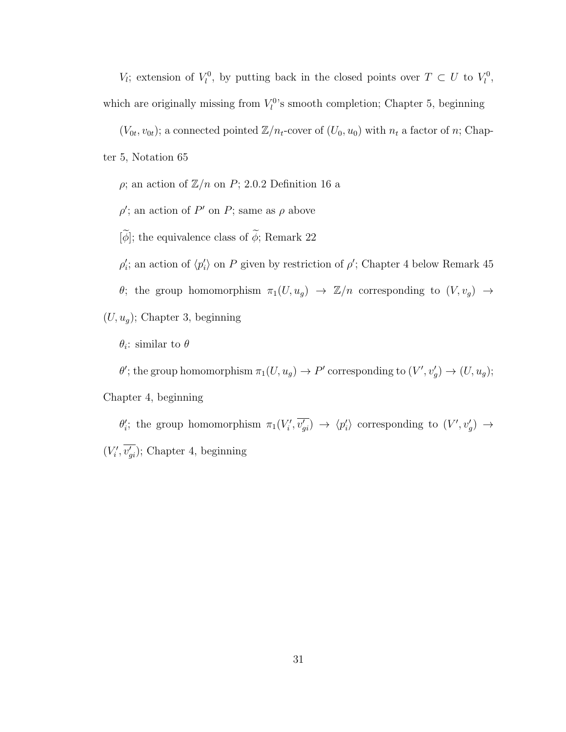$V_l$; extension of $V_l^0$, by putting back in the closed points over $T \subset U$ to $V_l^0$, which are originally missing from $V_l^0$'s smooth completion; Chapter 5, beginning

$(V_{0t}, v_{0t})$; a connected pointed $\mathbb{Z}/n_t$-cover of $(U_0, u_0)$ with $n_t$ a factor of $n$; Chapter 5, Notation 65

$\rho$; an action of $\mathbb{Z}/n$ on $P$; 2.0.2 Definition 16 a

$\rho'$; an action of $P'$ on $P$; same as $\rho$ above

$[\widetilde{\phi}]$; the equivalence class of $\widetilde{\phi}$; Remark 22

$\rho_i'$; an action of $\langle p_i' \rangle$ on $P$ given by restriction of $\rho'$; Chapter 4 below Remark 45

$\theta$; the group homomorphism $\pi_1(U, u_g) \to \mathbb{Z}/n$ corresponding to $(V, v_g) \to (U, u_g)$; Chapter 3, beginning

$\theta_i$: similar to $\theta$

$\theta'$; the group homomorphism $\pi_1(U, u_g) \to P'$ corresponding to $(V', v_g') \to (U, u_g)$; Chapter 4, beginning

$\theta_i'$; the group homomorphism $\pi_1(V_i', \overline{v_{gi}'}) \to \langle p_i' \rangle$ corresponding to $(V', v_g') \to (V_i', \overline{v_{gi}'})$; Chapter 4, beginning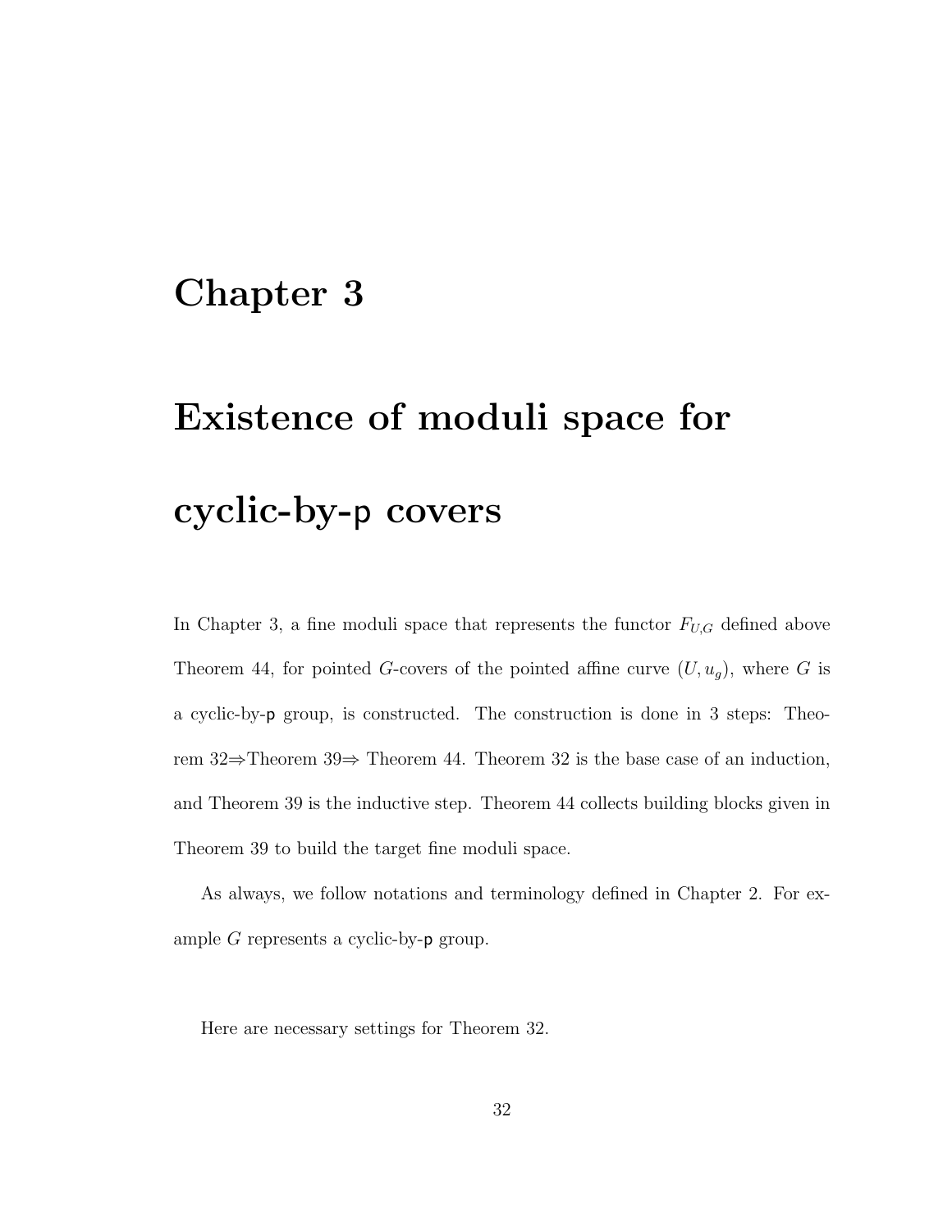# Chapter 3

# Existence of moduli space for cyclic-by-p covers

In Chapter 3, a fine moduli space that represents the functor $F_{U,G}$ defined above Theorem 44, for pointed $G$-covers of the pointed affine curve $(U, u_g)$, where $G$ is a cyclic-by-p group, is constructed. The construction is done in 3 steps: Theorem 32⇒Theorem 39⇒ Theorem 44. Theorem 32 is the base case of an induction, and Theorem 39 is the inductive step. Theorem 44 collects building blocks given in Theorem 39 to build the target fine moduli space.

As always, we follow notations and terminology defined in Chapter 2. For example $G$ represents a cyclic-by-p group.

Here are necessary settings for Theorem 32.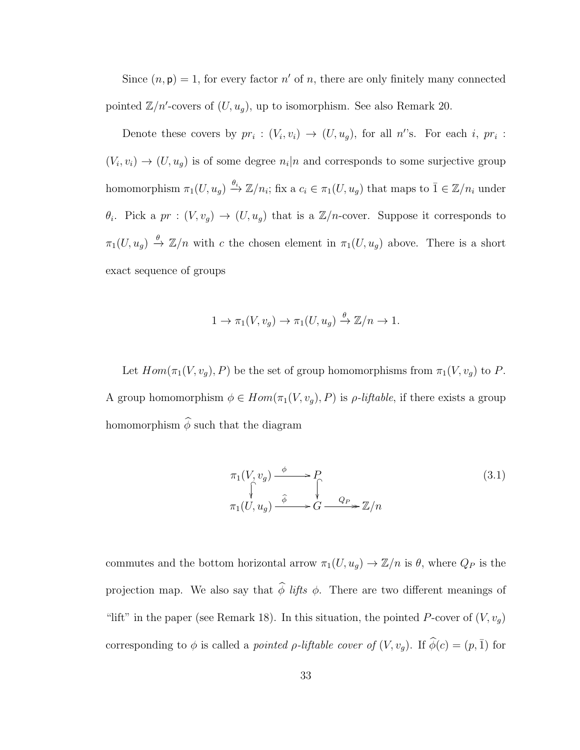Since $(n, \mathsf{p}) = 1$, for every factor $n'$ of $n$, there are only finitely many connected pointed $\mathbb{Z}/n'$-covers of $(U, u_g)$, up to isomorphism. See also Remark 20.

Denote these covers by $pr_i : (V_i, v_i) \to (U, u_g)$, for all $n'$'s. For each $i$, $pr_i : (V_i, v_i) \to (U, u_g)$ is of some degree $n_i | n$ and corresponds to some surjective group homomorphism $\pi_1(U, u_g) \xrightarrow{\theta_i} \mathbb{Z}/n_i$; fix a $c_i \in \pi_1(U, u_g)$ that maps to $\bar{1} \in \mathbb{Z}/n_i$ under $\theta_i$. Pick a $pr : (V, v_g) \to (U, u_g)$ that is a $\mathbb{Z}/n$-cover. Suppose it corresponds to $\pi_1(U, u_g) \xrightarrow{\theta} \mathbb{Z}/n$ with $c$ the chosen element in $\pi_1(U, u_g)$ above. There is a short exact sequence of groups

$$1 \to \pi_1(V, v_g) \to \pi_1(U, u_g) \xrightarrow{\theta} \mathbb{Z}/n \to 1.$$

Let $Hom(\pi_1(V, v_g), P)$ be the set of group homomorphisms from $\pi_1(V, v_g)$ to $P$. A group homomorphism $\phi \in Hom(\pi_1(V, v_g), P)$ is *$\rho$-liftable*, if there exists a group homomorphism $\widehat{\phi}$ such that the diagram

$$\begin{array}{ccccc} \pi_1(V, v_g) & \xrightarrow{\phi} & P & & \\ \big\downarrow & & \big\downarrow & & \\ \pi_1(U, u_g) & \xrightarrow{\widehat{\phi}} & G & \xrightarrow{Q_P} & \mathbb{Z}/n \end{array} \tag{3.1}$$

commutes and the bottom horizontal arrow $\pi_1(U, u_g) \to \mathbb{Z}/n$ is $\theta$, where $Q_P$ is the projection map. We also say that $\widehat{\phi}$ *lifts* $\phi$. There are two different meanings of "lift" in the paper (see Remark 18). In this situation, the pointed $P$-cover of $(V, v_g)$ corresponding to $\phi$ is called a *pointed $\rho$-liftable cover of* $(V, v_g)$. If $\widehat{\phi}(c) = (p, \bar{1})$ for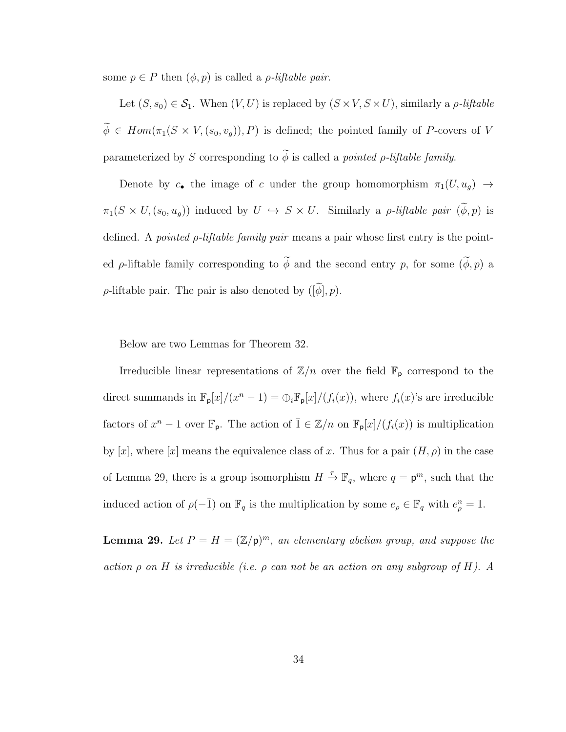some $p \in P$ then $(\phi, p)$ is called a *ρ-liftable pair*.

Let $(S, s_0) \in \mathcal{S}_1$. When $(V, U)$ is replaced by $(S \times V, S \times U)$, similarly a *ρ-liftable* $\widetilde{\phi} \in Hom(\pi_1(S \times V, (s_0, v_g)), P)$ is defined; the pointed family of $P$-covers of $V$ parameterized by $S$ corresponding to $\widetilde{\phi}$ is called a *pointed ρ-liftable family*.

Denote by $c_\bullet$ the image of $c$ under the group homomorphism $\pi_1(U, u_g) \to \pi_1(S \times U, (s_0, u_g))$ induced by $U \hookrightarrow S \times U$. Similarly a *ρ-liftable pair* $(\widetilde{\phi}, p)$ is defined. A *pointed ρ-liftable family pair* means a pair whose first entry is the pointed $\rho$-liftable family corresponding to $\widetilde{\phi}$ and the second entry $p$, for some $(\widetilde{\phi}, p)$ a $\rho$-liftable pair. The pair is also denoted by $([\widetilde{\phi}], p)$.

Below are two Lemmas for Theorem 32.

Irreducible linear representations of $\mathbb{Z}/n$ over the field $\mathbb{F}_{\mathsf{p}}$ correspond to the direct summands in $\mathbb{F}_{\mathsf{p}}[x]/(x^n - 1) = \oplus_i \mathbb{F}_{\mathsf{p}}[x]/(f_i(x))$, where $f_i(x)$'s are irreducible factors of $x^n - 1$ over $\mathbb{F}_{\mathsf{p}}$. The action of $\bar{1} \in \mathbb{Z}/n$ on $\mathbb{F}_{\mathsf{p}}[x]/(f_i(x))$ is multiplication by $[x]$, where $[x]$ means the equivalence class of $x$. Thus for a pair $(H, \rho)$ in the case of Lemma 29, there is a group isomorphism $H \xrightarrow{\tau} \mathbb{F}_q$, where $q = \mathsf{p}^m$, such that the induced action of $\rho(-\bar{1})$ on $\mathbb{F}_q$ is the multiplication by some $e_\rho \in \mathbb{F}_q$ with $e_\rho^n = 1$.

**Lemma 29.** *Let $P = H = (\mathbb{Z}/\mathsf{p})^m$, an elementary abelian group, and suppose the action $\rho$ on $H$ is irreducible (i.e. $\rho$ can not be an action on any subgroup of $H$). A*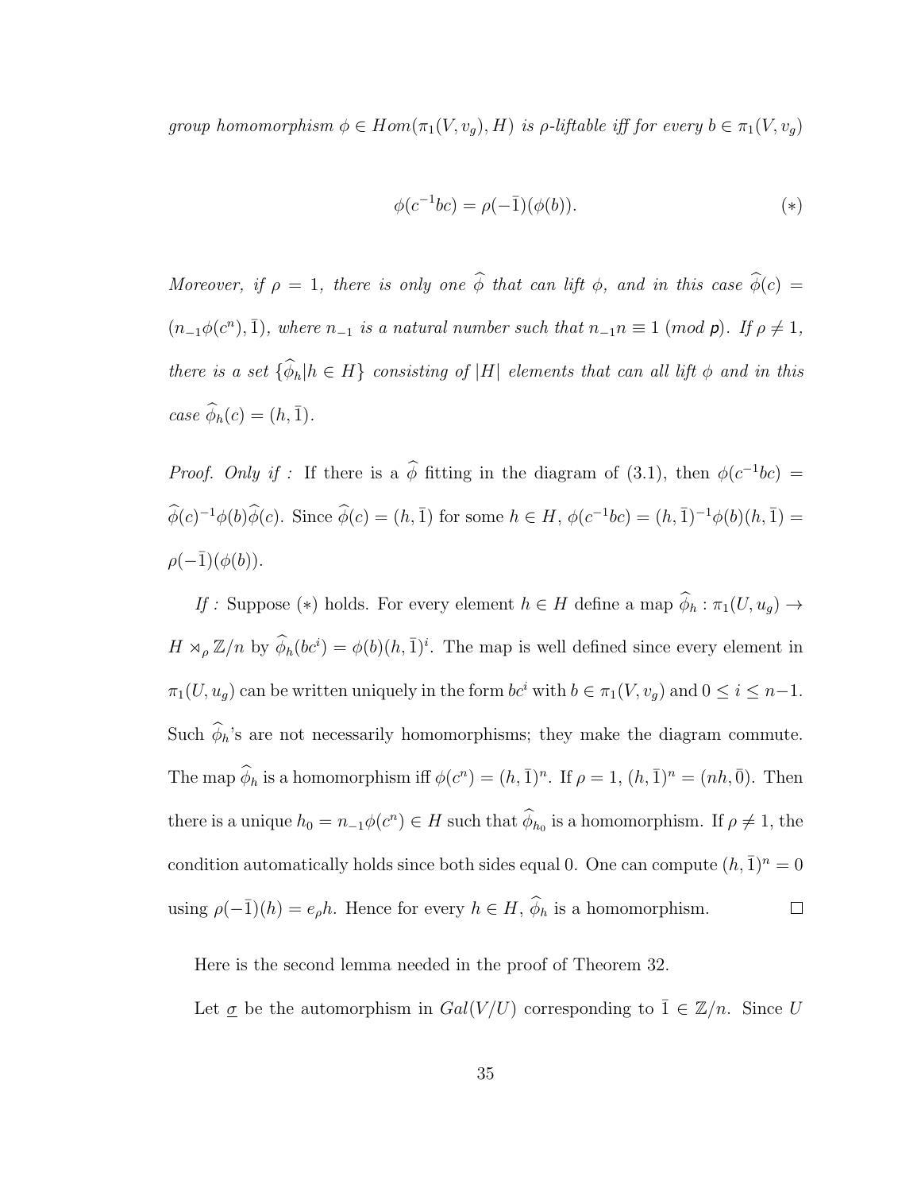*group homomorphism $\phi \in Hom(\pi_1(V, v_g), H)$ is $\rho$-liftable iff for every $b \in \pi_1(V, v_g)$*

$$\phi(c^{-1}bc) = \rho(-\bar{1})(\phi(b)). \qquad (*)$$

*Moreover, if $\rho = 1$, there is only one $\widehat{\phi}$ that can lift $\phi$, and in this case $\widehat{\phi}(c) = (n_{-1}\phi(c^n), \bar{1})$, where $n_{-1}$ is a natural number such that $n_{-1}n \equiv 1 \ (mod\ \mathsf{p})$. If $\rho \neq 1$, there is a set $\{\widehat{\phi}_h | h \in H\}$ consisting of $|H|$ elements that can all lift $\phi$ and in this case $\widehat{\phi}_h(c) = (h, \bar{1})$.*

*Proof. Only if :* If there is a $\widehat{\phi}$ fitting in the diagram of (3.1), then $\phi(c^{-1}bc) = \widehat{\phi}(c)^{-1}\phi(b)\widehat{\phi}(c)$. Since $\widehat{\phi}(c) = (h, \bar{1})$ for some $h \in H$, $\phi(c^{-1}bc) = (h, \bar{1})^{-1}\phi(b)(h, \bar{1}) = \rho(-\bar{1})(\phi(b))$.

*If :* Suppose $(*)$ holds. For every element $h \in H$ define a map $\widehat{\phi}_h : \pi_1(U, u_g) \to H \rtimes_\rho \mathbb{Z}/n$ by $\widehat{\phi}_h(bc^i) = \phi(b)(h, \bar{1})^i$. The map is well defined since every element in $\pi_1(U, u_g)$ can be written uniquely in the form $bc^i$ with $b \in \pi_1(V, v_g)$ and $0 \leq i \leq n-1$. Such $\widehat{\phi}_h$'s are not necessarily homomorphisms; they make the diagram commute. The map $\widehat{\phi}_h$ is a homomorphism iff $\phi(c^n) = (h, \bar{1})^n$. If $\rho = 1$, $(h, \bar{1})^n = (nh, \bar{0})$. Then there is a unique $h_0 = n_{-1}\phi(c^n) \in H$ such that $\widehat{\phi}_{h_0}$ is a homomorphism. If $\rho \neq 1$, the condition automatically holds since both sides equal 0. One can compute $(h, \bar{1})^n = 0$ using $\rho(-\bar{1})(h) = e_\rho h$. Hence for every $h \in H$, $\widehat{\phi}_h$ is a homomorphism. $\square$

Here is the second lemma needed in the proof of Theorem 32.

Let $\underline{\sigma}$ be the automorphism in $Gal(V/U)$ corresponding to $\bar{1} \in \mathbb{Z}/n$. Since $U$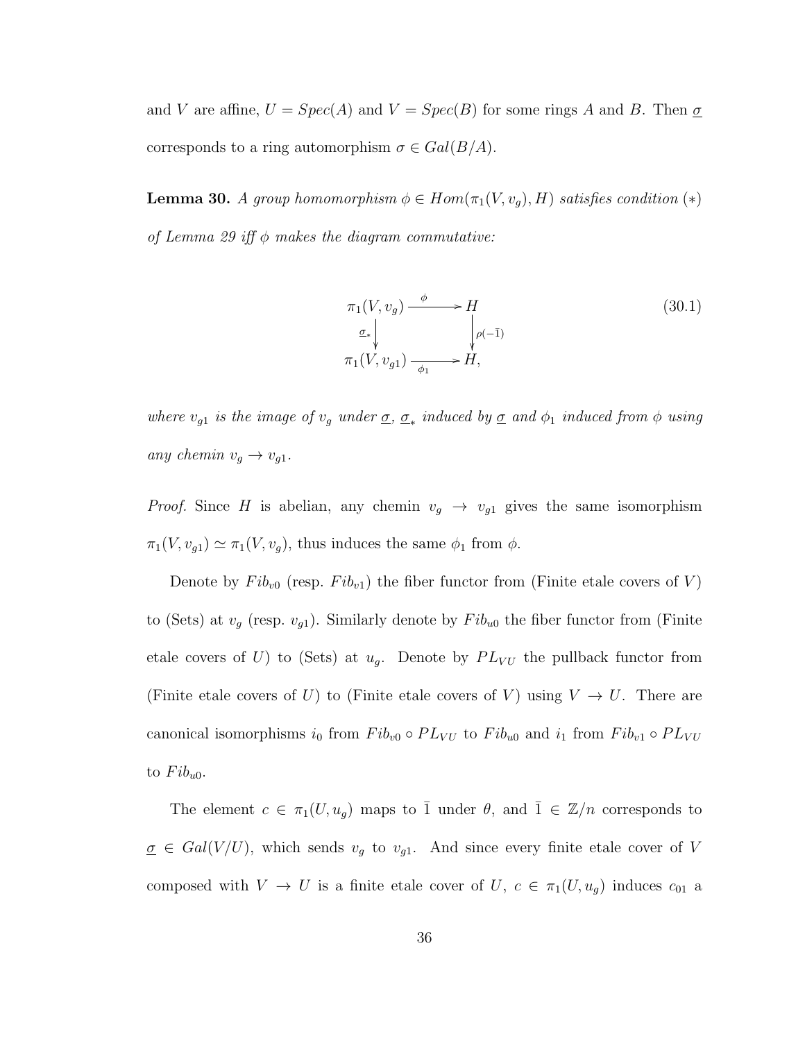and $V$ are affine, $U = Spec(A)$ and $V = Spec(B)$ for some rings $A$ and $B$. Then $\underline{\sigma}$ corresponds to a ring automorphism $\sigma \in Gal(B/A)$.

**Lemma 30.** *A group homomorphism $\phi \in Hom(\pi_1(V, v_g), H)$ satisfies condition $(*)$ of Lemma 29 iff $\phi$ makes the diagram commutative:*

$$\begin{array}{ccc} \pi_1(V, v_g) & \xrightarrow{\phi} & H \\ {\scriptstyle \underline{\sigma}_*} \downarrow & & \downarrow {\scriptstyle \rho(-\bar{1})} \\ \pi_1(V, v_{g1}) & \xrightarrow[\phi_1]{} & H, \end{array} \tag{30.1}$$

*where $v_{g1}$ is the image of $v_g$ under $\underline{\sigma}$, $\underline{\sigma}_*$ induced by $\underline{\sigma}$ and $\phi_1$ induced from $\phi$ using any chemin $v_g \to v_{g1}$.*

*Proof.* Since $H$ is abelian, any chemin $v_g \to v_{g1}$ gives the same isomorphism $\pi_1(V, v_{g1}) \simeq \pi_1(V, v_g)$, thus induces the same $\phi_1$ from $\phi$.

Denote by $Fib_{v0}$ (resp. $Fib_{v1}$) the fiber functor from (Finite etale covers of $V$) to (Sets) at $v_g$ (resp. $v_{g1}$). Similarly denote by $Fib_{u0}$ the fiber functor from (Finite etale covers of $U$) to (Sets) at $u_g$. Denote by $PL_{VU}$ the pullback functor from (Finite etale covers of $U$) to (Finite etale covers of $V$) using $V \to U$. There are canonical isomorphisms $i_0$ from $Fib_{v0} \circ PL_{VU}$ to $Fib_{u0}$ and $i_1$ from $Fib_{v1} \circ PL_{VU}$ to $Fib_{u0}$.

The element $c \in \pi_1(U, u_g)$ maps to $\bar{1}$ under $\theta$, and $\bar{1} \in \mathbb{Z}/n$ corresponds to $\underline{\sigma} \in Gal(V/U)$, which sends $v_g$ to $v_{g1}$. And since every finite etale cover of $V$ composed with $V \to U$ is a finite etale cover of $U$, $c \in \pi_1(U, u_g)$ induces $c_{01}$ a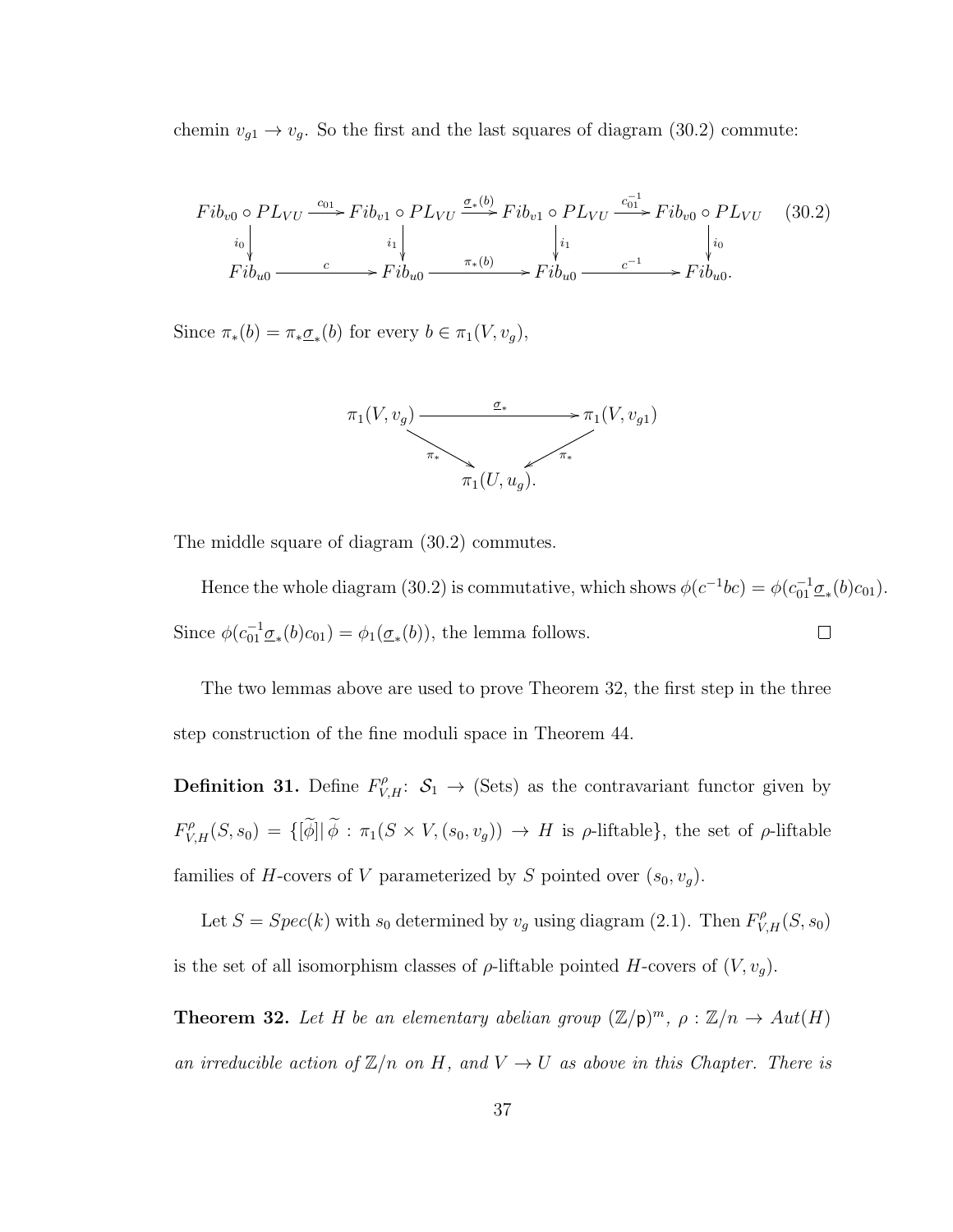chemin $v_{g1} \to v_g$. So the first and the last squares of diagram (30.2) commute:

$$
\begin{array}{ccccccc}
Fib_{v0} \circ PL_{VU} & \xrightarrow{c_{01}} & Fib_{v1} \circ PL_{VU} & \xrightarrow{\underline{\sigma}_*(b)} & Fib_{v1} \circ PL_{VU} & \xrightarrow{c_{01}^{-1}} & Fib_{v0} \circ PL_{VU} \\
\downarrow i_0 & & \downarrow i_1 & & \downarrow i_1 & & \downarrow i_0 \\
Fib_{u0} & \xrightarrow{c} & Fib_{u0} & \xrightarrow{\pi_*(b)} & Fib_{u0} & \xrightarrow{c^{-1}} & Fib_{u0}.
\end{array} \qquad (30.2)
$$

Since $\pi_*(b) = \pi_*\underline{\sigma}_*(b)$ for every $b \in \pi_1(V, v_g)$,

$$
\begin{array}{ccc}
\pi_1(V, v_g) & \xrightarrow{\underline{\sigma}_*} & \pi_1(V, v_{g1}) \\
& \searrow^{\pi_*} \quad \swarrow_{\pi_*} & \\
& \pi_1(U, u_g). &
\end{array}
$$

The middle square of diagram (30.2) commutes.

Hence the whole diagram (30.2) is commutative, which shows $\phi(c^{-1}bc) = \phi(c_{01}^{-1}\underline{\sigma}_*(b)c_{01})$. Since $\phi(c_{01}^{-1}\underline{\sigma}_*(b)c_{01}) = \phi_1(\underline{\sigma}_*(b))$, the lemma follows. $\square$

The two lemmas above are used to prove Theorem 32, the first step in the three step construction of the fine moduli space in Theorem 44.

**Definition 31.** Define $F^{\rho}_{V,H}$: $\mathcal{S}_1 \to$ (Sets) as the contravariant functor given by $F^{\rho}_{V,H}(S, s_0) = \{[\widetilde{\phi}] \mid \widetilde{\phi} : \pi_1(S \times V, (s_0, v_g)) \to H$ is $\rho$-liftable$\}$, the set of $\rho$-liftable families of $H$-covers of $V$ parameterized by $S$ pointed over $(s_0, v_g)$.

Let $S = Spec(k)$ with $s_0$ determined by $v_g$ using diagram (2.1). Then $F^{\rho}_{V,H}(S, s_0)$ is the set of all isomorphism classes of $\rho$-liftable pointed $H$-covers of $(V, v_g)$.

**Theorem 32.** *Let $H$ be an elementary abelian group $(\mathbb{Z}/\mathsf{p})^m$, $\rho : \mathbb{Z}/n \to Aut(H)$ an irreducible action of $\mathbb{Z}/n$ on $H$, and $V \to U$ as above in this Chapter. There is*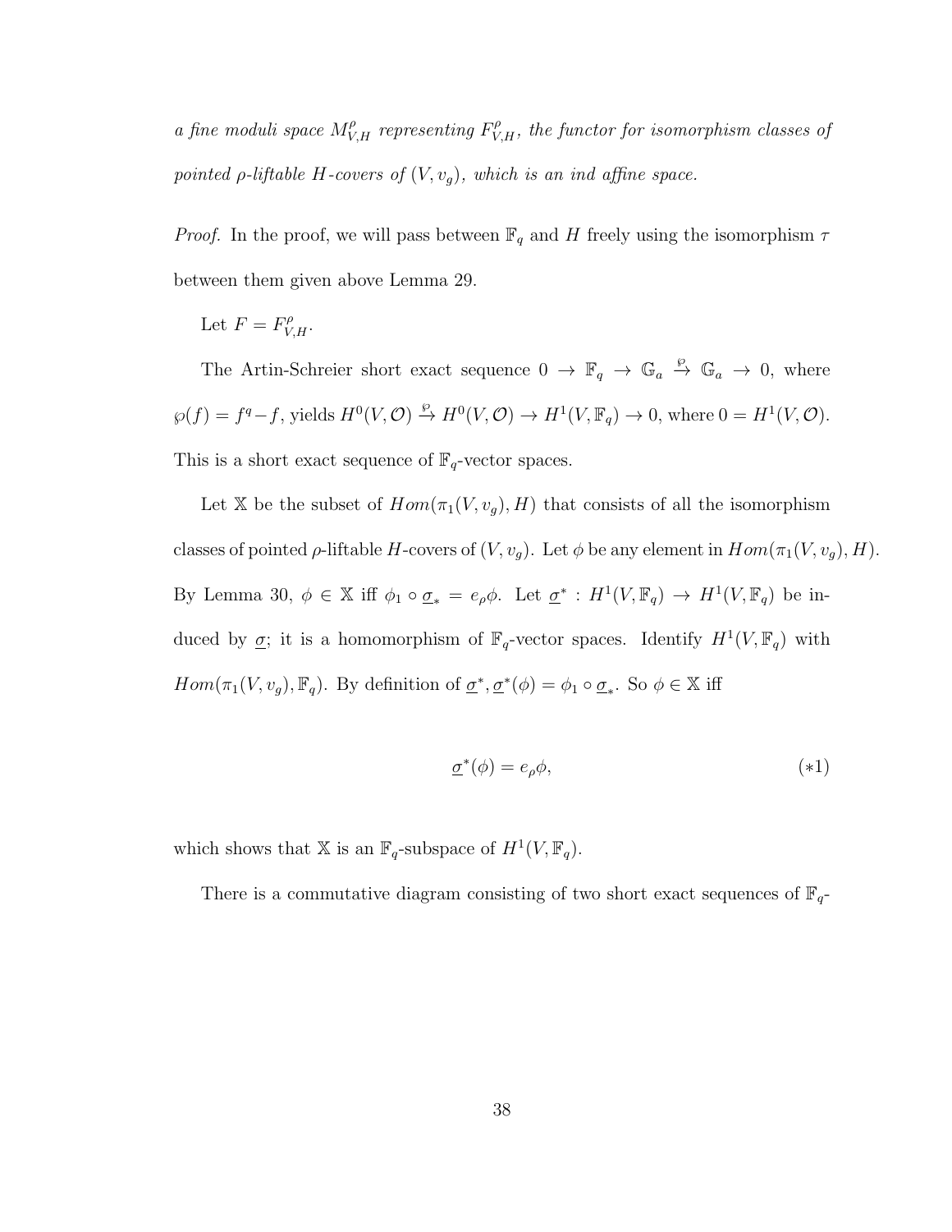*a fine moduli space $M^{\rho}_{V,H}$ representing $F^{\rho}_{V,H}$, the functor for isomorphism classes of pointed $\rho$-liftable $H$-covers of $(V, v_g)$, which is an ind affine space.*

*Proof.* In the proof, we will pass between $\mathbb{F}_q$ and $H$ freely using the isomorphism $\tau$ between them given above Lemma 29.

Let $F = F^{\rho}_{V,H}$.

The Artin-Schreier short exact sequence $0 \to \mathbb{F}_q \to \mathbb{G}_a \xrightarrow{\wp} \mathbb{G}_a \to 0$, where $\wp(f) = f^q - f$, yields $H^0(V, \mathcal{O}) \xrightarrow{\wp} H^0(V, \mathcal{O}) \to H^1(V, \mathbb{F}_q) \to 0$, where $0 = H^1(V, \mathcal{O})$. This is a short exact sequence of $\mathbb{F}_q$-vector spaces.

Let $\mathbb{X}$ be the subset of $Hom(\pi_1(V, v_g), H)$ that consists of all the isomorphism classes of pointed $\rho$-liftable $H$-covers of $(V, v_g)$. Let $\phi$ be any element in $Hom(\pi_1(V, v_g), H)$. By Lemma 30, $\phi \in \mathbb{X}$ iff $\phi_1 \circ \underline{\sigma}_* = e_\rho \phi$. Let $\underline{\sigma}^* : H^1(V, \mathbb{F}_q) \to H^1(V, \mathbb{F}_q)$ be induced by $\underline{\sigma}$; it is a homomorphism of $\mathbb{F}_q$-vector spaces. Identify $H^1(V, \mathbb{F}_q)$ with $Hom(\pi_1(V, v_g), \mathbb{F}_q)$. By definition of $\underline{\sigma}^*, \underline{\sigma}^*(\phi) = \phi_1 \circ \underline{\sigma}_*$. So $\phi \in \mathbb{X}$ iff

$$\underline{\sigma}^*(\phi) = e_\rho \phi, \qquad (*1)$$

which shows that $\mathbb{X}$ is an $\mathbb{F}_q$-subspace of $H^1(V, \mathbb{F}_q)$.

There is a commutative diagram consisting of two short exact sequences of $\mathbb{F}_q$-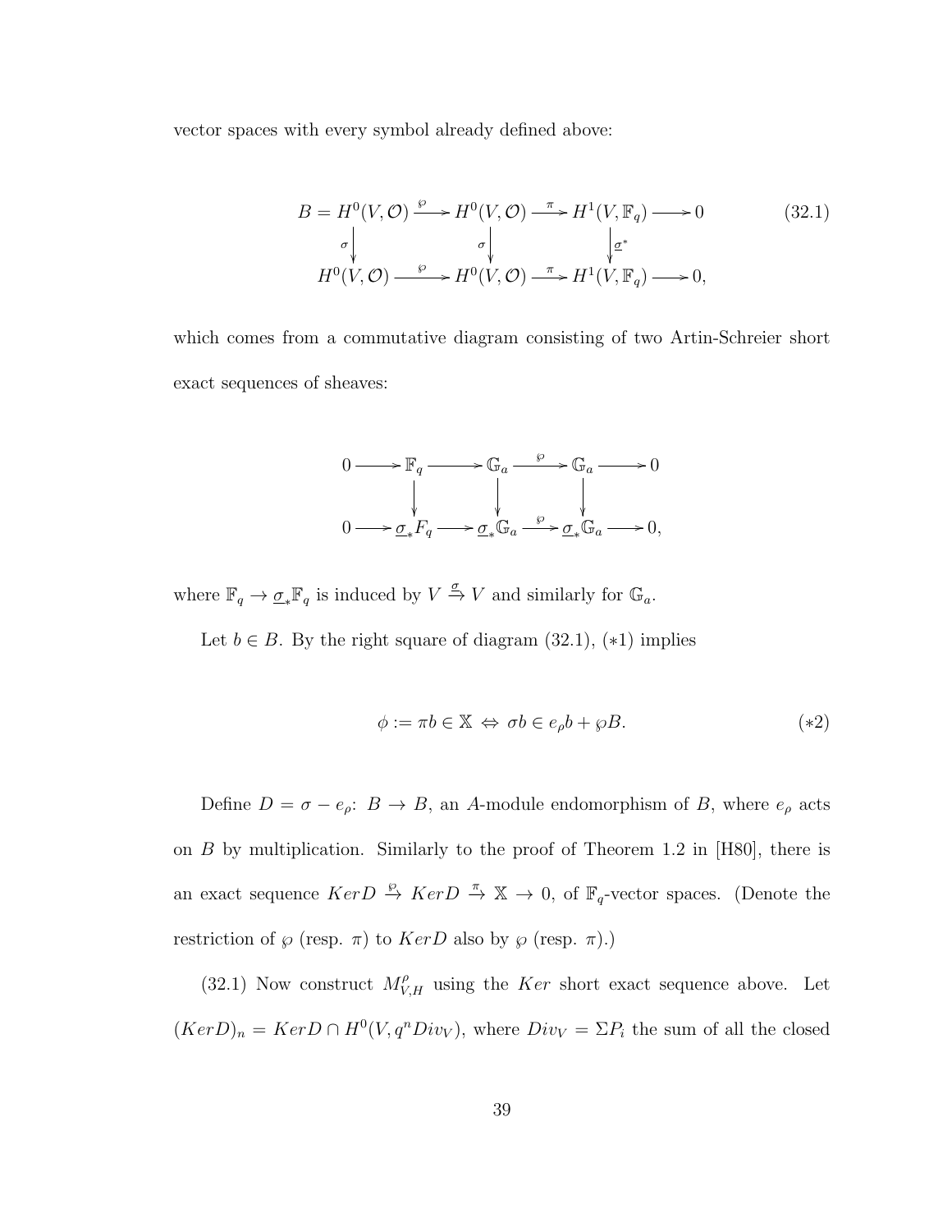vector spaces with every symbol already defined above:

$$
\begin{array}{ccccccc}
B = H^0(V,\mathcal{O}) & \xrightarrow{\wp} & H^0(V,\mathcal{O}) & \xrightarrow{\pi} & H^1(V,\mathbb{F}_q) & \longrightarrow & 0 \\
\downarrow{\scriptstyle\sigma} & & \downarrow{\scriptstyle\sigma} & & \downarrow{\scriptstyle\underline{\sigma}^*} & & \\
H^0(V,\mathcal{O}) & \xrightarrow{\wp} & H^0(V,\mathcal{O}) & \xrightarrow{\pi} & H^1(V,\mathbb{F}_q) & \longrightarrow & 0,
\end{array}
\tag{32.1}
$$

which comes from a commutative diagram consisting of two Artin-Schreier short exact sequences of sheaves:

$$
\begin{array}{ccccccccc}
0 & \longrightarrow & \mathbb{F}_q & \longrightarrow & \mathbb{G}_a & \xrightarrow{\wp} & \mathbb{G}_a & \longrightarrow & 0 \\
& & \downarrow & & \downarrow & & \downarrow & & \\
0 & \longrightarrow & \underline{\sigma}_* F_q & \longrightarrow & \underline{\sigma}_*\mathbb{G}_a & \xrightarrow{\wp} & \underline{\sigma}_*\mathbb{G}_a & \longrightarrow & 0,
\end{array}
$$

where $\mathbb{F}_q \to \underline{\sigma}_*\mathbb{F}_q$ is induced by $V \overset{\sigma}{\to} V$ and similarly for $\mathbb{G}_a$.

Let $b \in B$. By the right square of diagram (32.1), $(*1)$ implies

$$
\phi := \pi b \in \mathbb{X} \Leftrightarrow \sigma b \in e_\rho b + \wp B. \tag{$*2$}
$$

Define $D = \sigma - e_\rho \colon B \to B$, an $A$-module endomorphism of $B$, where $e_\rho$ acts on $B$ by multiplication. Similarly to the proof of Theorem 1.2 in [H80], there is an exact sequence $KerD \overset{\wp}{\to} KerD \overset{\pi}{\to} \mathbb{X} \to 0$, of $\mathbb{F}_q$-vector spaces. (Denote the restriction of $\wp$ (resp. $\pi$) to $KerD$ also by $\wp$ (resp. $\pi$).)

(32.1) Now construct $M^{\rho}_{V,H}$ using the $Ker$ short exact sequence above. Let $(KerD)_n = KerD \cap H^0(V, q^n Div_V)$, where $Div_V = \Sigma P_i$ the sum of all the closed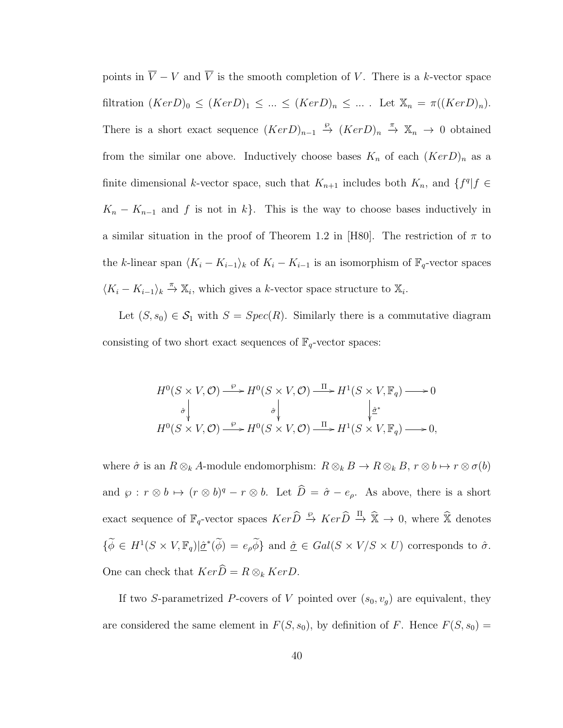points in $\overline{V} - V$ and $\overline{V}$ is the smooth completion of $V$. There is a $k$-vector space filtration $(KerD)_0 \leq (KerD)_1 \leq \ldots \leq (KerD)_n \leq \ldots$ . Let $\mathbb{X}_n = \pi((KerD)_n)$. There is a short exact sequence $(KerD)_{n-1} \xrightarrow{\wp} (KerD)_n \xrightarrow{\pi} \mathbb{X}_n \to 0$ obtained from the similar one above. Inductively choose bases $K_n$ of each $(KerD)_n$ as a finite dimensional $k$-vector space, such that $K_{n+1}$ includes both $K_n$, and $\{f^q | f \in K_n - K_{n-1}$ and $f$ is not in $k\}$. This is the way to choose bases inductively in a similar situation in the proof of Theorem 1.2 in [H80]. The restriction of $\pi$ to the $k$-linear span $\langle K_i - K_{i-1}\rangle_k$ of $K_i - K_{i-1}$ is an isomorphism of $\mathbb{F}_q$-vector spaces $\langle K_i - K_{i-1}\rangle_k \xrightarrow{\pi} \mathbb{X}_i$, which gives a $k$-vector space structure to $\mathbb{X}_i$.

Let $(S, s_0) \in \mathcal{S}_1$ with $S = Spec(R)$. Similarly there is a commutative diagram consisting of two short exact sequences of $\mathbb{F}_q$-vector spaces:

$$
\begin{array}{ccccccc}
H^0(S \times V, \mathcal{O}) & \xrightarrow{\wp} & H^0(S \times V, \mathcal{O}) & \xrightarrow{\Pi} & H^1(S \times V, \mathbb{F}_q) & \longrightarrow & 0 \\
\Big\downarrow{\scriptstyle \hat{\sigma}} & & \Big\downarrow{\scriptstyle \hat{\sigma}} & & \Big\downarrow{\scriptstyle \underline{\hat{\sigma}}^*} & & \\
H^0(S \times V, \mathcal{O}) & \xrightarrow{\wp} & H^0(S \times V, \mathcal{O}) & \xrightarrow{\Pi} & H^1(S \times V, \mathbb{F}_q) & \longrightarrow & 0,
\end{array}
$$

where $\hat{\sigma}$ is an $R \otimes_k A$-module endomorphism: $R \otimes_k B \to R \otimes_k B$, $r \otimes b \mapsto r \otimes \sigma(b)$ and $\wp : r \otimes b \mapsto (r \otimes b)^q - r \otimes b$. Let $\widehat{D} = \hat{\sigma} - e_\rho$. As above, there is a short exact sequence of $\mathbb{F}_q$-vector spaces $Ker\widehat{D} \xrightarrow{\wp} Ker\widehat{D} \xrightarrow{\Pi} \widehat{\mathbb{X}} \to 0$, where $\widehat{\mathbb{X}}$ denotes $\{\widetilde{\phi} \in H^1(S \times V, \mathbb{F}_q) | \underline{\hat{\sigma}}^*(\widetilde{\phi}) = e_\rho \widetilde{\phi}\}$ and $\underline{\hat{\sigma}} \in Gal(S \times V / S \times U)$ corresponds to $\hat{\sigma}$. One can check that $Ker\widehat{D} = R \otimes_k KerD$.

If two $S$-parametrized $P$-covers of $V$ pointed over $(s_0, v_g)$ are equivalent, they are considered the same element in $F(S, s_0)$, by definition of $F$. Hence $F(S, s_0) =$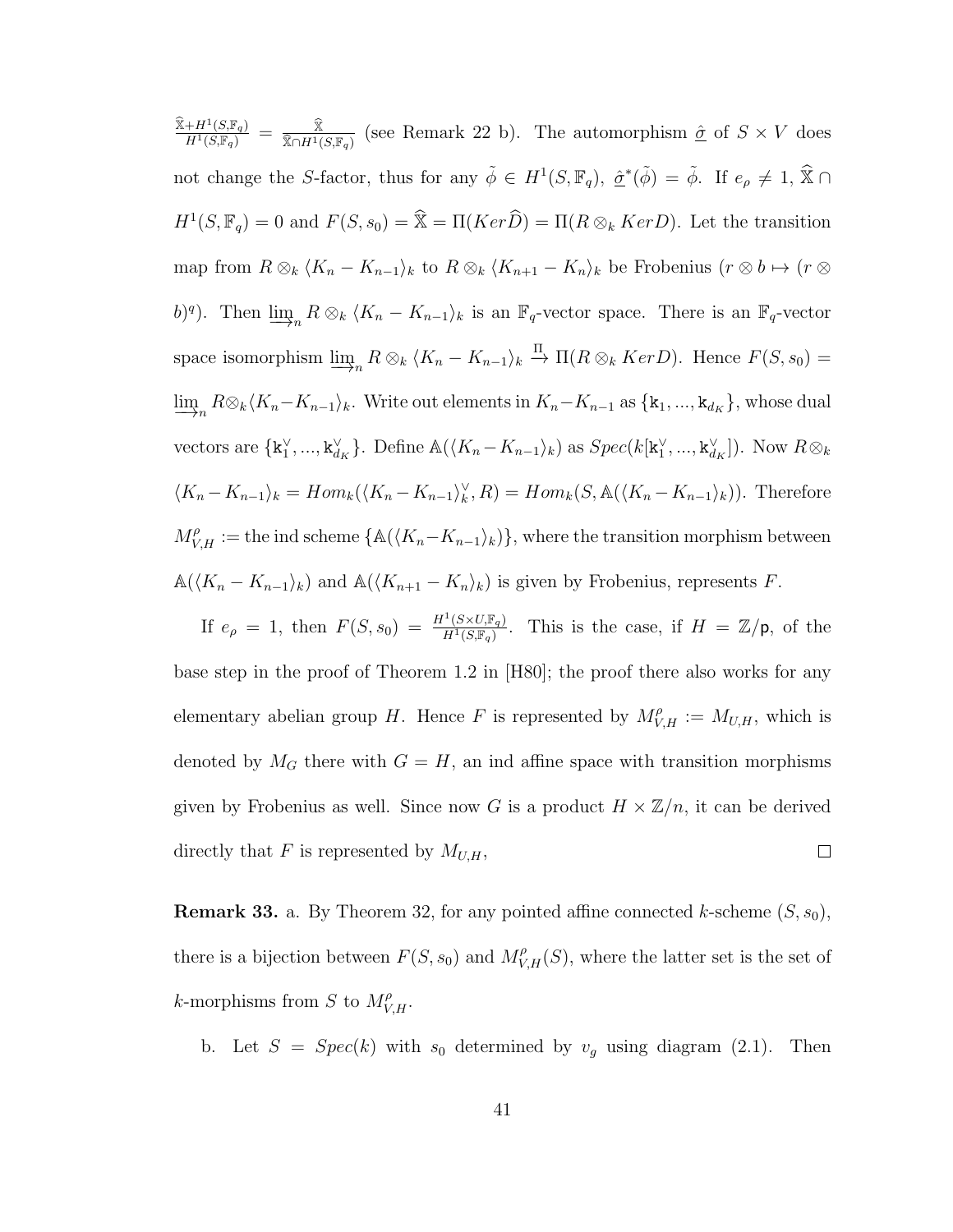$\frac{\widehat{\mathbb{X}}+H^1(S,\mathbb{F}_q)}{H^1(S,\mathbb{F}_q)} = \frac{\widehat{\mathbb{X}}}{\widehat{\mathbb{X}}\cap H^1(S,\mathbb{F}_q)}$ (see Remark 22 b). The automorphism $\underline{\hat{\sigma}}$ of $S \times V$ does not change the $S$-factor, thus for any $\tilde{\phi} \in H^1(S, \mathbb{F}_q)$, $\underline{\hat{\sigma}}^*(\tilde{\phi}) = \tilde{\phi}$. If $e_\rho \neq 1$, $\widehat{\mathbb{X}} \cap H^1(S, \mathbb{F}_q) = 0$ and $F(S, s_0) = \widehat{\mathbb{X}} = \Pi(Ker\widehat{D}) = \Pi(R \otimes_k KerD)$. Let the transition map from $R \otimes_k \langle K_n - K_{n-1}\rangle_k$ to $R \otimes_k \langle K_{n+1} - K_n\rangle_k$ be Frobenius ($r \otimes b \mapsto (r \otimes b)^q$). Then $\varinjlim_n R \otimes_k \langle K_n - K_{n-1}\rangle_k$ is an $\mathbb{F}_q$-vector space. There is an $\mathbb{F}_q$-vector space isomorphism $\varinjlim_n R \otimes_k \langle K_n - K_{n-1}\rangle_k \xrightarrow{\Pi} \Pi(R \otimes_k KerD)$. Hence $F(S, s_0) = \varinjlim_n R \otimes_k \langle K_n - K_{n-1}\rangle_k$. Write out elements in $K_n - K_{n-1}$ as $\{\mathtt{k}_1, ..., \mathtt{k}_{d_K}\}$, whose dual vectors are $\{\mathtt{k}_1^\vee, ..., \mathtt{k}_{d_K}^\vee\}$. Define $\mathbb{A}(\langle K_n - K_{n-1}\rangle_k)$ as $Spec(k[\mathtt{k}_1^\vee, ..., \mathtt{k}_{d_K}^\vee])$. Now $R \otimes_k \langle K_n - K_{n-1}\rangle_k = Hom_k(\langle K_n - K_{n-1}\rangle_k^\vee, R) = Hom_k(S, \mathbb{A}(\langle K_n - K_{n-1}\rangle_k))$. Therefore $M_{V,H}^\rho :=$ the ind scheme $\{\mathbb{A}(\langle K_n - K_{n-1}\rangle_k)\}$, where the transition morphism between $\mathbb{A}(\langle K_n - K_{n-1}\rangle_k)$ and $\mathbb{A}(\langle K_{n+1} - K_n\rangle_k)$ is given by Frobenius, represents $F$.

If $e_\rho = 1$, then $F(S, s_0) = \frac{H^1(S\times U,\mathbb{F}_q)}{H^1(S,\mathbb{F}_q)}$. This is the case, if $H = \mathbb{Z}/\mathtt{p}$, of the base step in the proof of Theorem 1.2 in [H80]; the proof there also works for any elementary abelian group $H$. Hence $F$ is represented by $M_{V,H}^\rho := M_{U,H}$, which is denoted by $M_G$ there with $G = H$, an ind affine space with transition morphisms given by Frobenius as well. Since now $G$ is a product $H \times \mathbb{Z}/n$, it can be derived directly that $F$ is represented by $M_{U,H}$, □

**Remark 33.** a. By Theorem 32, for any pointed affine connected $k$-scheme $(S, s_0)$, there is a bijection between $F(S, s_0)$ and $M_{V,H}^\rho(S)$, where the latter set is the set of $k$-morphisms from $S$ to $M_{V,H}^\rho$.

b. Let $S = Spec(k)$ with $s_0$ determined by $v_g$ using diagram (2.1). Then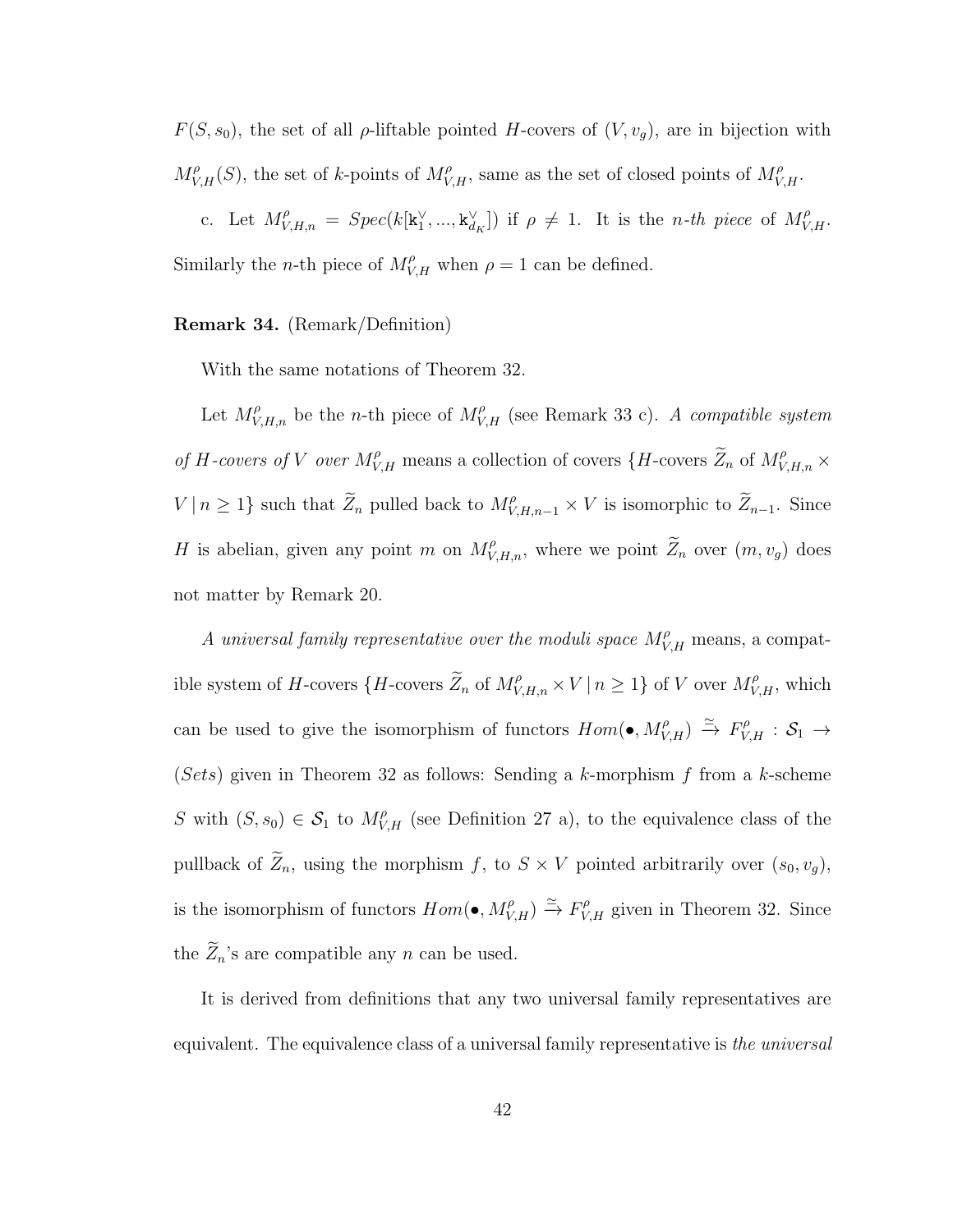$F(S, s_0)$, the set of all $\rho$-liftable pointed $H$-covers of $(V, v_g)$, are in bijection with $M^{\rho}_{V,H}(S)$, the set of $k$-points of $M^{\rho}_{V,H}$, same as the set of closed points of $M^{\rho}_{V,H}$.

c. Let $M^{\rho}_{V,H,n} = Spec(k[\mathtt{k}_1^{\vee}, ..., \mathtt{k}_{d_K}^{\vee}])$ if $\rho \neq 1$. It is the *n-th piece* of $M^{\rho}_{V,H}$. Similarly the $n$-th piece of $M^{\rho}_{V,H}$ when $\rho = 1$ can be defined.

**Remark 34.** (Remark/Definition)

With the same notations of Theorem 32.

Let $M^{\rho}_{V,H,n}$ be the $n$-th piece of $M^{\rho}_{V,H}$ (see Remark 33 c). *A compatible system of $H$-covers of $V$ over $M^{\rho}_{V,H}$* means a collection of covers $\{H$-covers $\widetilde{Z}_n$ of $M^{\rho}_{V,H,n} \times V \,|\, n \geq 1\}$ such that $\widetilde{Z}_n$ pulled back to $M^{\rho}_{V,H,n-1} \times V$ is isomorphic to $\widetilde{Z}_{n-1}$. Since $H$ is abelian, given any point $m$ on $M^{\rho}_{V,H,n}$, where we point $\widetilde{Z}_n$ over $(m, v_g)$ does not matter by Remark 20.

*A universal family representative over the moduli space $M^{\rho}_{V,H}$* means, a compatible system of $H$-covers $\{H$-covers $\widetilde{Z}_n$ of $M^{\rho}_{V,H,n} \times V \,|\, n \geq 1\}$ of $V$ over $M^{\rho}_{V,H}$, which can be used to give the isomorphism of functors $Hom(\bullet, M^{\rho}_{V,H}) \xrightarrow{\simeq} F^{\rho}_{V,H} : \mathcal{S}_1 \rightarrow (Sets)$ given in Theorem 32 as follows: Sending a $k$-morphism $f$ from a $k$-scheme $S$ with $(S, s_0) \in \mathcal{S}_1$ to $M^{\rho}_{V,H}$ (see Definition 27 a), to the equivalence class of the pullback of $\widetilde{Z}_n$, using the morphism $f$, to $S \times V$ pointed arbitrarily over $(s_0, v_g)$, is the isomorphism of functors $Hom(\bullet, M^{\rho}_{V,H}) \xrightarrow{\simeq} F^{\rho}_{V,H}$ given in Theorem 32. Since the $\widetilde{Z}_n$'s are compatible any $n$ can be used.

It is derived from definitions that any two universal family representatives are equivalent. The equivalence class of a universal family representative is *the universal*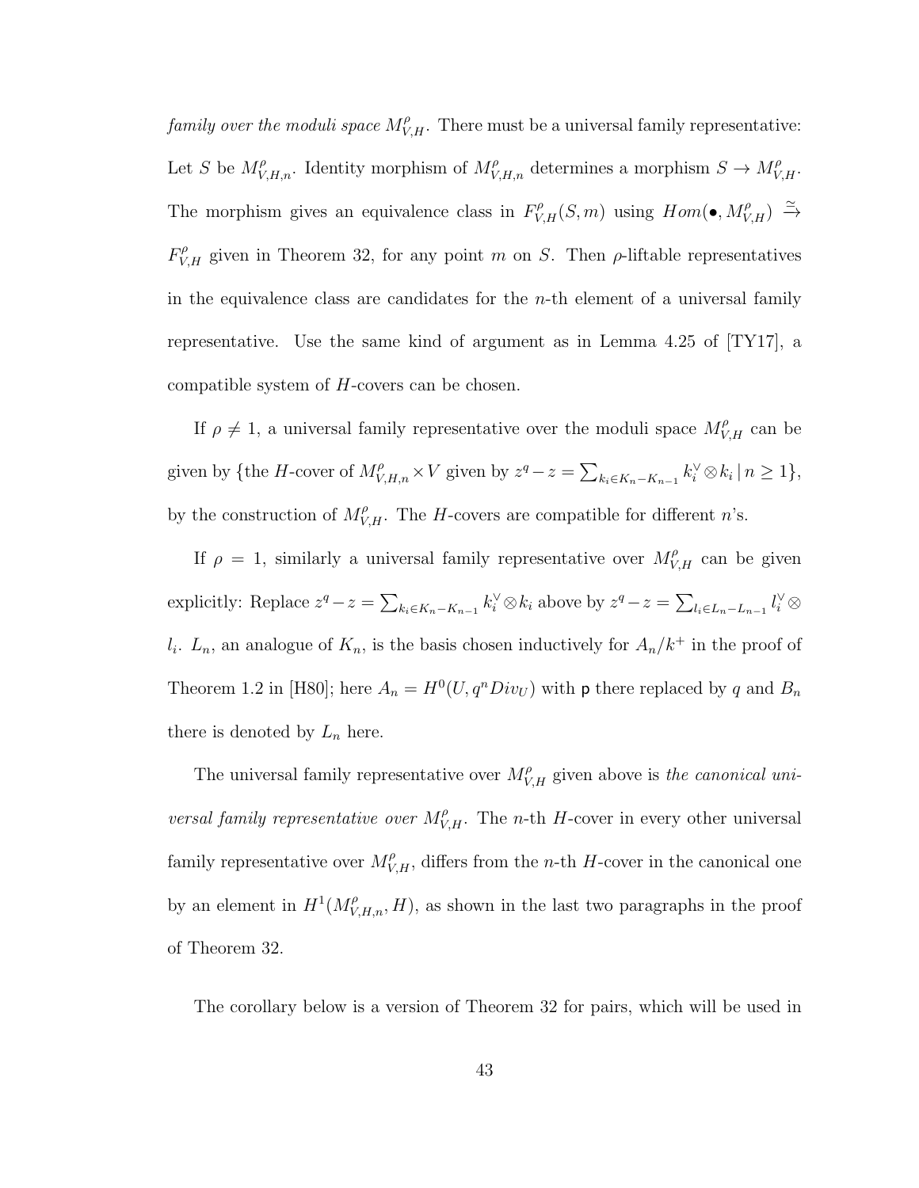*family over the moduli space $M^{\rho}_{V,H}$.* There must be a universal family representative: Let $S$ be $M^{\rho}_{V,H,n}$. Identity morphism of $M^{\rho}_{V,H,n}$ determines a morphism $S \to M^{\rho}_{V,H}$. The morphism gives an equivalence class in $F^{\rho}_{V,H}(S, m)$ using $Hom(\bullet, M^{\rho}_{V,H}) \xrightarrow{\simeq} F^{\rho}_{V,H}$ given in Theorem 32, for any point $m$ on $S$. Then $\rho$-liftable representatives in the equivalence class are candidates for the $n$-th element of a universal family representative. Use the same kind of argument as in Lemma 4.25 of [TY17], a compatible system of $H$-covers can be chosen.

If $\rho \neq 1$, a universal family representative over the moduli space $M^{\rho}_{V,H}$ can be given by $\{$the $H$-cover of $M^{\rho}_{V,H,n} \times V$ given by $z^q - z = \sum_{k_i \in K_n - K_{n-1}} k_i^{\vee} \otimes k_i \,|\, n \geq 1\}$, by the construction of $M^{\rho}_{V,H}$. The $H$-covers are compatible for different $n$'s.

If $\rho = 1$, similarly a universal family representative over $M^{\rho}_{V,H}$ can be given explicitly: Replace $z^q - z = \sum_{k_i \in K_n - K_{n-1}} k_i^{\vee} \otimes k_i$ above by $z^q - z = \sum_{l_i \in L_n - L_{n-1}} l_i^{\vee} \otimes l_i$. $L_n$, an analogue of $K_n$, is the basis chosen inductively for $A_n/k^+$ in the proof of Theorem 1.2 in [H80]; here $A_n = H^0(U, q^n Div_U)$ with $\mathsf{p}$ there replaced by $q$ and $B_n$ there is denoted by $L_n$ here.

The universal family representative over $M^{\rho}_{V,H}$ given above is *the canonical universal family representative over $M^{\rho}_{V,H}$*. The $n$-th $H$-cover in every other universal family representative over $M^{\rho}_{V,H}$, differs from the $n$-th $H$-cover in the canonical one by an element in $H^1(M^{\rho}_{V,H,n}, H)$, as shown in the last two paragraphs in the proof of Theorem 32.

The corollary below is a version of Theorem 32 for pairs, which will be used in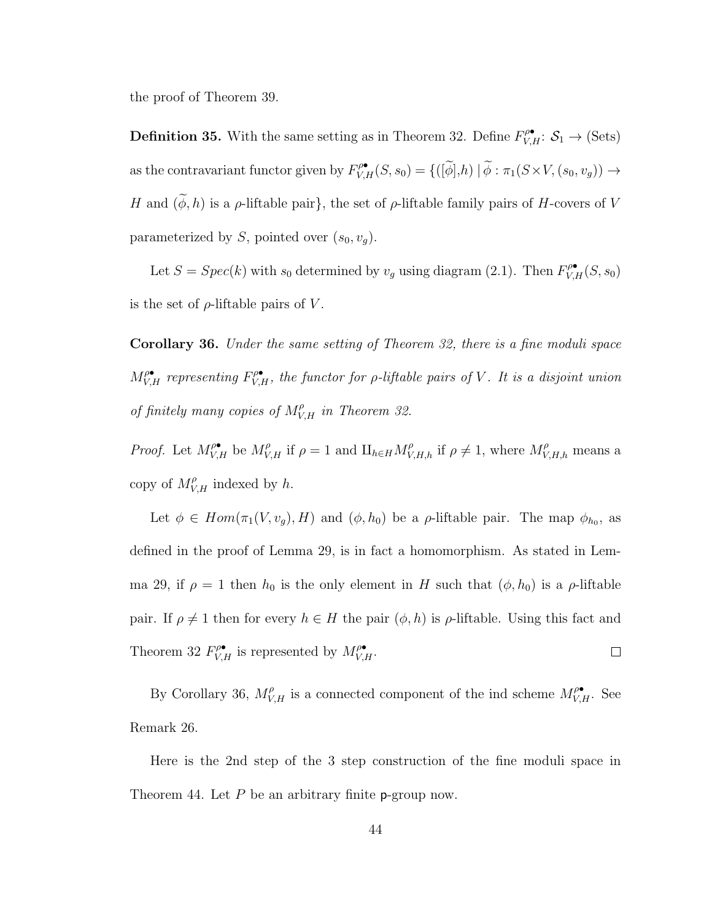the proof of Theorem 39.

**Definition 35.** With the same setting as in Theorem 32. Define $F^{\rho\bullet}_{V,H}\colon \mathcal{S}_1 \to \text{(Sets)}$ as the contravariant functor given by $F^{\rho\bullet}_{V,H}(S,s_0) = \{([\widetilde{\phi}],h) \mid \widetilde{\phi} : \pi_1(S\times V,(s_0,v_g)) \to H$ and $(\widetilde{\phi},h)$ is a $\rho$-liftable pair$\}$, the set of $\rho$-liftable family pairs of $H$-covers of $V$ parameterized by $S$, pointed over $(s_0,v_g)$.

Let $S = Spec(k)$ with $s_0$ determined by $v_g$ using diagram (2.1). Then $F^{\rho\bullet}_{V,H}(S,s_0)$ is the set of $\rho$-liftable pairs of $V$.

**Corollary 36.** *Under the same setting of Theorem 32, there is a fine moduli space $M^{\rho\bullet}_{V,H}$ representing $F^{\rho\bullet}_{V,H}$, the functor for $\rho$-liftable pairs of $V$. It is a disjoint union of finitely many copies of $M^{\rho}_{V,H}$ in Theorem 32.*

*Proof.* Let $M^{\rho\bullet}_{V,H}$ be $M^{\rho}_{V,H}$ if $\rho = 1$ and $\amalg_{h\in H} M^{\rho}_{V,H,h}$ if $\rho \neq 1$, where $M^{\rho}_{V,H,h}$ means a copy of $M^{\rho}_{V,H}$ indexed by $h$.

Let $\phi \in Hom(\pi_1(V,v_g),H)$ and $(\phi,h_0)$ be a $\rho$-liftable pair. The map $\phi_{h_0}$, as defined in the proof of Lemma 29, is in fact a homomorphism. As stated in Lemma 29, if $\rho = 1$ then $h_0$ is the only element in $H$ such that $(\phi,h_0)$ is a $\rho$-liftable pair. If $\rho \neq 1$ then for every $h \in H$ the pair $(\phi,h)$ is $\rho$-liftable. Using this fact and Theorem 32 $F^{\rho\bullet}_{V,H}$ is represented by $M^{\rho\bullet}_{V,H}$. $\square$

By Corollary 36, $M^{\rho}_{V,H}$ is a connected component of the ind scheme $M^{\rho\bullet}_{V,H}$. See Remark 26.

Here is the 2nd step of the 3 step construction of the fine moduli space in Theorem 44. Let $P$ be an arbitrary finite $\mathsf{p}$-group now.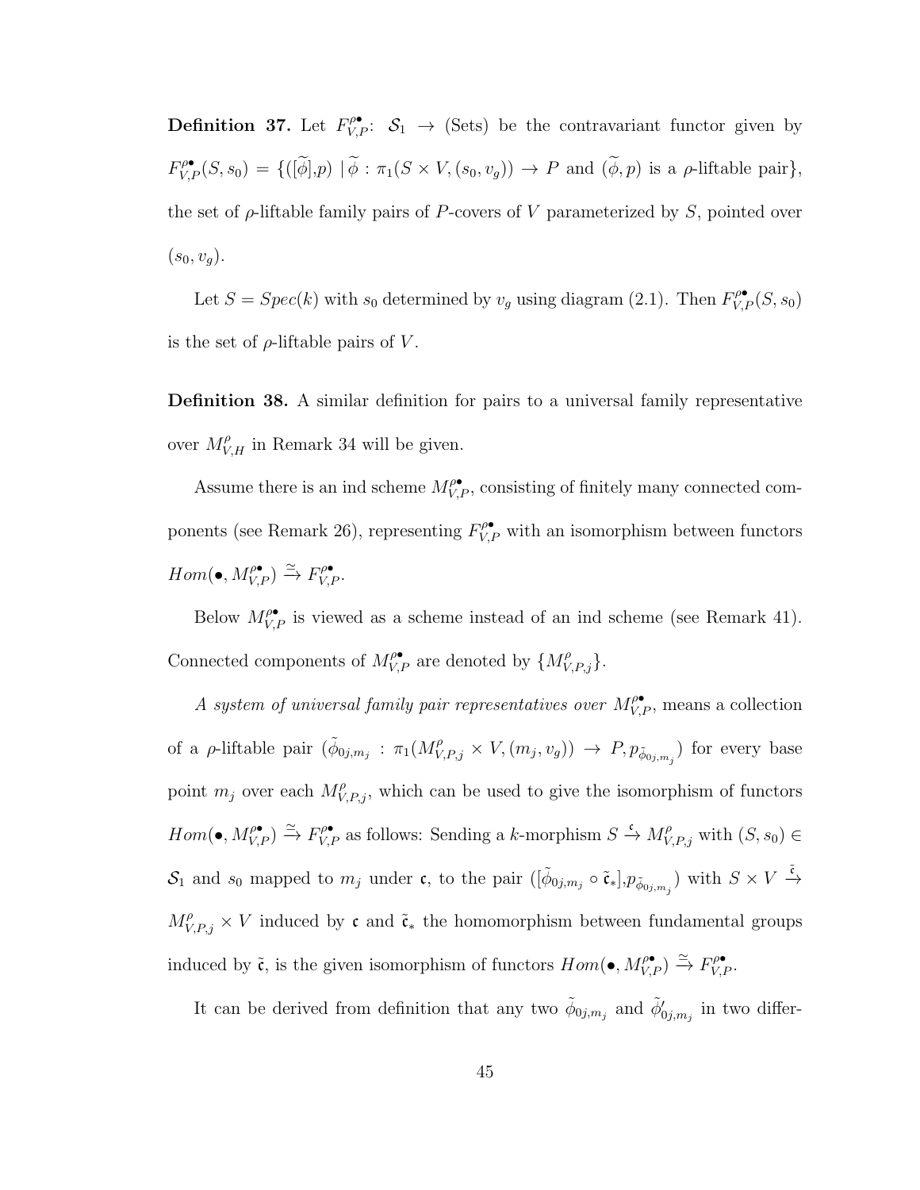**Definition 37.** Let $F^{\rho\bullet}_{V,P}$: $\mathcal{S}_1 \to$ (Sets) be the contravariant functor given by $F^{\rho\bullet}_{V,P}(S, s_0) = \{([\widetilde{\phi}], p) \mid \widetilde{\phi} : \pi_1(S \times V, (s_0, v_g)) \to P$ and $(\widetilde{\phi}, p)$ is a $\rho$-liftable pair$\}$, the set of $\rho$-liftable family pairs of $P$-covers of $V$ parameterized by $S$, pointed over $(s_0, v_g)$.

Let $S = Spec(k)$ with $s_0$ determined by $v_g$ using diagram (2.1). Then $F^{\rho\bullet}_{V,P}(S, s_0)$ is the set of $\rho$-liftable pairs of $V$.

**Definition 38.** A similar definition for pairs to a universal family representative over $M^{\rho}_{V,H}$ in Remark 34 will be given.

Assume there is an ind scheme $M^{\rho\bullet}_{V,P}$, consisting of finitely many connected components (see Remark 26), representing $F^{\rho\bullet}_{V,P}$ with an isomorphism between functors $Hom(\bullet, M^{\rho\bullet}_{V,P}) \xrightarrow{\simeq} F^{\rho\bullet}_{V,P}$.

Below $M^{\rho\bullet}_{V,P}$ is viewed as a scheme instead of an ind scheme (see Remark 41). Connected components of $M^{\rho\bullet}_{V,P}$ are denoted by $\{M^{\rho}_{V,P,j}\}$.

*A system of universal family pair representatives over* $M^{\rho\bullet}_{V,P}$, means a collection of a $\rho$-liftable pair $(\tilde{\phi}_{0j,m_j} : \pi_1(M^{\rho}_{V,P,j} \times V, (m_j, v_g)) \to P, p_{\tilde{\phi}_{0j,m_j}})$ for every base point $m_j$ over each $M^{\rho}_{V,P,j}$, which can be used to give the isomorphism of functors $Hom(\bullet, M^{\rho\bullet}_{V,P}) \xrightarrow{\simeq} F^{\rho\bullet}_{V,P}$ as follows: Sending a $k$-morphism $S \xrightarrow{\mathfrak{c}} M^{\rho}_{V,P,j}$ with $(S, s_0) \in \mathcal{S}_1$ and $s_0$ mapped to $m_j$ under $\mathfrak{c}$, to the pair $([\tilde{\phi}_{0j,m_j} \circ \tilde{\mathfrak{c}}_*], p_{\tilde{\phi}_{0j,m_j}})$ with $S \times V \xrightarrow{\tilde{\mathfrak{c}}} M^{\rho}_{V,P,j} \times V$ induced by $\mathfrak{c}$ and $\tilde{\mathfrak{c}}_*$ the homomorphism between fundamental groups induced by $\tilde{\mathfrak{c}}$, is the given isomorphism of functors $Hom(\bullet, M^{\rho\bullet}_{V,P}) \xrightarrow{\simeq} F^{\rho\bullet}_{V,P}$.

It can be derived from definition that any two $\tilde{\phi}_{0j,m_j}$ and $\tilde{\phi}'_{0j,m_j}$ in two differ-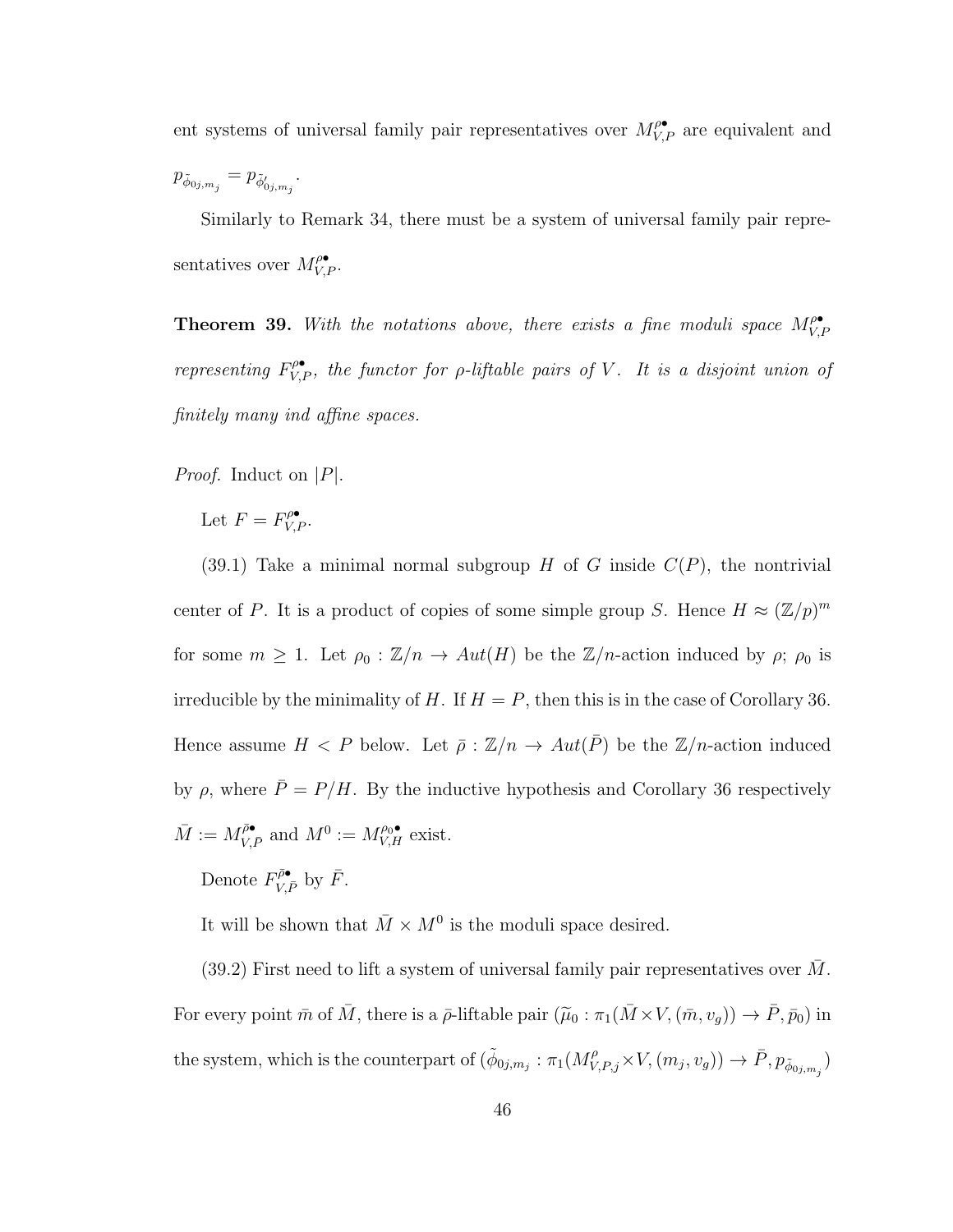ent systems of universal family pair representatives over $M^{\rho\bullet}_{V,P}$ are equivalent and $p_{\tilde{\phi}_{0j,m_j}} = p_{\tilde{\phi}'_{0j,m_j}}$.

Similarly to Remark 34, there must be a system of universal family pair representatives over $M^{\rho\bullet}_{V,P}$.

**Theorem 39.** *With the notations above, there exists a fine moduli space $M^{\rho\bullet}_{V,P}$ representing $F^{\rho\bullet}_{V,P}$, the functor for $\rho$-liftable pairs of $V$. It is a disjoint union of finitely many ind affine spaces.*

*Proof.* Induct on $|P|$.

Let $F = F^{\rho\bullet}_{V,P}$.

(39.1) Take a minimal normal subgroup $H$ of $G$ inside $C(P)$, the nontrivial center of $P$. It is a product of copies of some simple group $S$. Hence $H \approx (\mathbb{Z}/p)^m$ for some $m \geq 1$. Let $\rho_0 : \mathbb{Z}/n \to Aut(H)$ be the $\mathbb{Z}/n$-action induced by $\rho$; $\rho_0$ is irreducible by the minimality of $H$. If $H = P$, then this is in the case of Corollary 36. Hence assume $H < P$ below. Let $\bar{\rho} : \mathbb{Z}/n \to Aut(\bar{P})$ be the $\mathbb{Z}/n$-action induced by $\rho$, where $\bar{P} = P/H$. By the inductive hypothesis and Corollary 36 respectively $\bar{M} := M^{\bar{\rho}\bullet}_{V,\bar{P}}$ and $M^0 := M^{\rho_0\bullet}_{V,H}$ exist.

Denote $F^{\bar{\rho}\bullet}_{V,\bar{P}}$ by $\bar{F}$.

It will be shown that $\bar{M} \times M^0$ is the moduli space desired.

(39.2) First need to lift a system of universal family pair representatives over $\bar{M}$. For every point $\bar{m}$ of $\bar{M}$, there is a $\bar{\rho}$-liftable pair $(\widetilde{\mu}_0 : \pi_1(\bar{M} \times V, (\bar{m}, v_g)) \to \bar{P}, \bar{p}_0)$ in the system, which is the counterpart of $(\tilde{\bar{\phi}}_{0j,m_j} : \pi_1(M^{\rho}_{V,P,j} \times V, (m_j, v_g)) \to \bar{P}, p_{\tilde{\bar{\phi}}_{0j,m_j}})$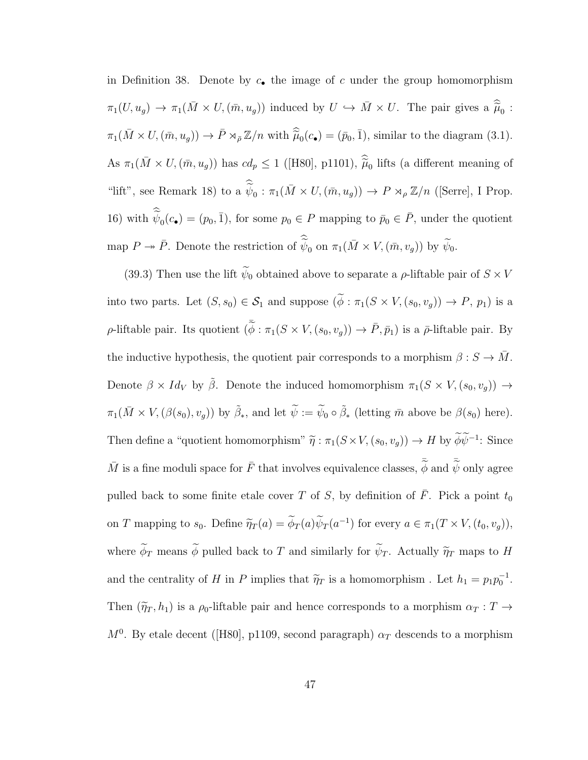in Definition 38. Denote by $c_\bullet$ the image of $c$ under the group homomorphism $\pi_1(U, u_g) \to \pi_1(\bar{M} \times U, (\bar{m}, u_g))$ induced by $U \hookrightarrow \bar{M} \times U$. The pair gives a $\widehat{\bar{\mu}}_0 : \pi_1(\bar{M} \times U, (\bar{m}, u_g)) \to \bar{P} \rtimes_{\bar{\rho}} \mathbb{Z}/n$ with $\widehat{\bar{\mu}}_0(c_\bullet) = (\bar{p}_0, \bar{1})$, similar to the diagram (3.1). As $\pi_1(\bar{M} \times U, (\bar{m}, u_g))$ has $cd_p \leq 1$ ([H80], p1101), $\widehat{\bar{\mu}}_0$ lifts (a different meaning of "lift", see Remark 18) to a $\widehat{\widetilde{\psi}}_0 : \pi_1(\bar{M} \times U, (\bar{m}, u_g)) \to P \rtimes_\rho \mathbb{Z}/n$ ([Serre], I Prop. 16) with $\widehat{\widetilde{\psi}}_0(c_\bullet) = (p_0, \bar{1})$, for some $p_0 \in P$ mapping to $\bar{p}_0 \in \bar{P}$, under the quotient map $P \twoheadrightarrow \bar{P}$. Denote the restriction of $\widehat{\widetilde{\psi}}_0$ on $\pi_1(\bar{M} \times V, (\bar{m}, v_g))$ by $\widetilde{\psi}_0$.

(39.3) Then use the lift $\widetilde{\psi}_0$ obtained above to separate a $\rho$-liftable pair of $S \times V$ into two parts. Let $(S, s_0) \in \mathcal{S}_1$ and suppose $(\widetilde{\phi} : \pi_1(S \times V, (s_0, v_g)) \to P,\, p_1)$ is a $\rho$-liftable pair. Its quotient $(\bar{\widetilde{\phi}} : \pi_1(S \times V, (s_0, v_g)) \to \bar{P}, \bar{p}_1)$ is a $\bar{\rho}$-liftable pair. By the inductive hypothesis, the quotient pair corresponds to a morphism $\beta : S \to \bar{M}$. Denote $\beta \times Id_V$ by $\tilde{\beta}$. Denote the induced homomorphism $\pi_1(S \times V, (s_0, v_g)) \to \pi_1(\bar{M} \times V, (\beta(s_0), v_g))$ by $\tilde{\beta}_*$, and let $\widetilde{\psi} := \widetilde{\psi}_0 \circ \tilde{\beta}_*$ (letting $\bar{m}$ above be $\beta(s_0)$ here). Then define a "quotient homomorphism" $\widetilde{\eta} : \pi_1(S \times V, (s_0, v_g)) \to H$ by $\widetilde{\phi}\widetilde{\psi}^{-1}$: Since $\bar{M}$ is a fine moduli space for $\bar{F}$ that involves equivalence classes, $\bar{\widetilde{\phi}}$ and $\bar{\widetilde{\psi}}$ only agree pulled back to some finite etale cover $T$ of $S$, by definition of $\bar{F}$. Pick a point $t_0$ on $T$ mapping to $s_0$. Define $\widetilde{\eta}_T(a) = \widetilde{\phi}_T(a)\widetilde{\psi}_T(a^{-1})$ for every $a \in \pi_1(T \times V, (t_0, v_g))$, where $\widetilde{\phi}_T$ means $\widetilde{\phi}$ pulled back to $T$ and similarly for $\widetilde{\psi}_T$. Actually $\widetilde{\eta}_T$ maps to $H$ and the centrality of $H$ in $P$ implies that $\widetilde{\eta}_T$ is a homomorphism . Let $h_1 = p_1 p_0^{-1}$. Then $(\widetilde{\eta}_T, h_1)$ is a $\rho_0$-liftable pair and hence corresponds to a morphism $\alpha_T : T \to M^0$. By etale decent ([H80], p1109, second paragraph) $\alpha_T$ descends to a morphism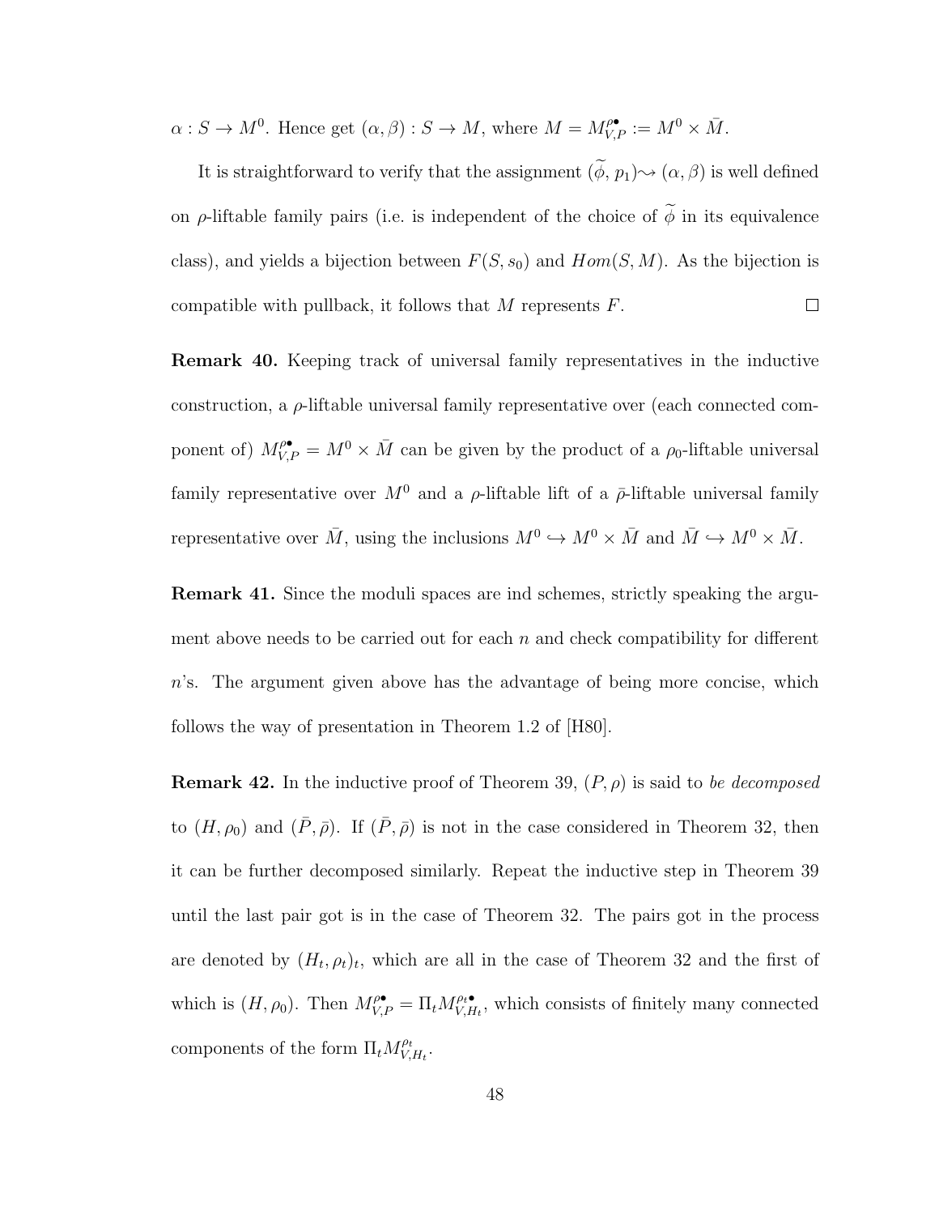$\alpha : S \to M^0$. Hence get $(\alpha, \beta) : S \to M$, where $M = M_{V,P}^{\rho^\bullet} := M^0 \times \bar{M}$.

It is straightforward to verify that the assignment $(\widetilde{\phi}, p_1) \rightsquigarrow (\alpha, \beta)$ is well defined on $\rho$-liftable family pairs (i.e. is independent of the choice of $\widetilde{\phi}$ in its equivalence class), and yields a bijection between $F(S, s_0)$ and $Hom(S, M)$. As the bijection is compatible with pullback, it follows that $M$ represents $F$. $\square$

**Remark 40.** Keeping track of universal family representatives in the inductive construction, a $\rho$-liftable universal family representative over (each connected component of) $M_{V,P}^{\rho^\bullet} = M^0 \times \bar{M}$ can be given by the product of a $\rho_0$-liftable universal family representative over $M^0$ and a $\rho$-liftable lift of a $\bar{\rho}$-liftable universal family representative over $\bar{M}$, using the inclusions $M^0 \hookrightarrow M^0 \times \bar{M}$ and $\bar{M} \hookrightarrow M^0 \times \bar{M}$.

**Remark 41.** Since the moduli spaces are ind schemes, strictly speaking the argument above needs to be carried out for each $n$ and check compatibility for different $n$'s. The argument given above has the advantage of being more concise, which follows the way of presentation in Theorem 1.2 of [H80].

**Remark 42.** In the inductive proof of Theorem 39, $(P, \rho)$ is said to *be decomposed* to $(H, \rho_0)$ and $(\bar{P}, \bar{\rho})$. If $(\bar{P}, \bar{\rho})$ is not in the case considered in Theorem 32, then it can be further decomposed similarly. Repeat the inductive step in Theorem 39 until the last pair got is in the case of Theorem 32. The pairs got in the process are denoted by $(H_t, \rho_t)_t$, which are all in the case of Theorem 32 and the first of which is $(H, \rho_0)$. Then $M_{V,P}^{\rho^\bullet} = \Pi_t M_{V,H_t}^{\rho_t^\bullet}$, which consists of finitely many connected components of the form $\Pi_t M_{V,H_t}^{\rho_t}$.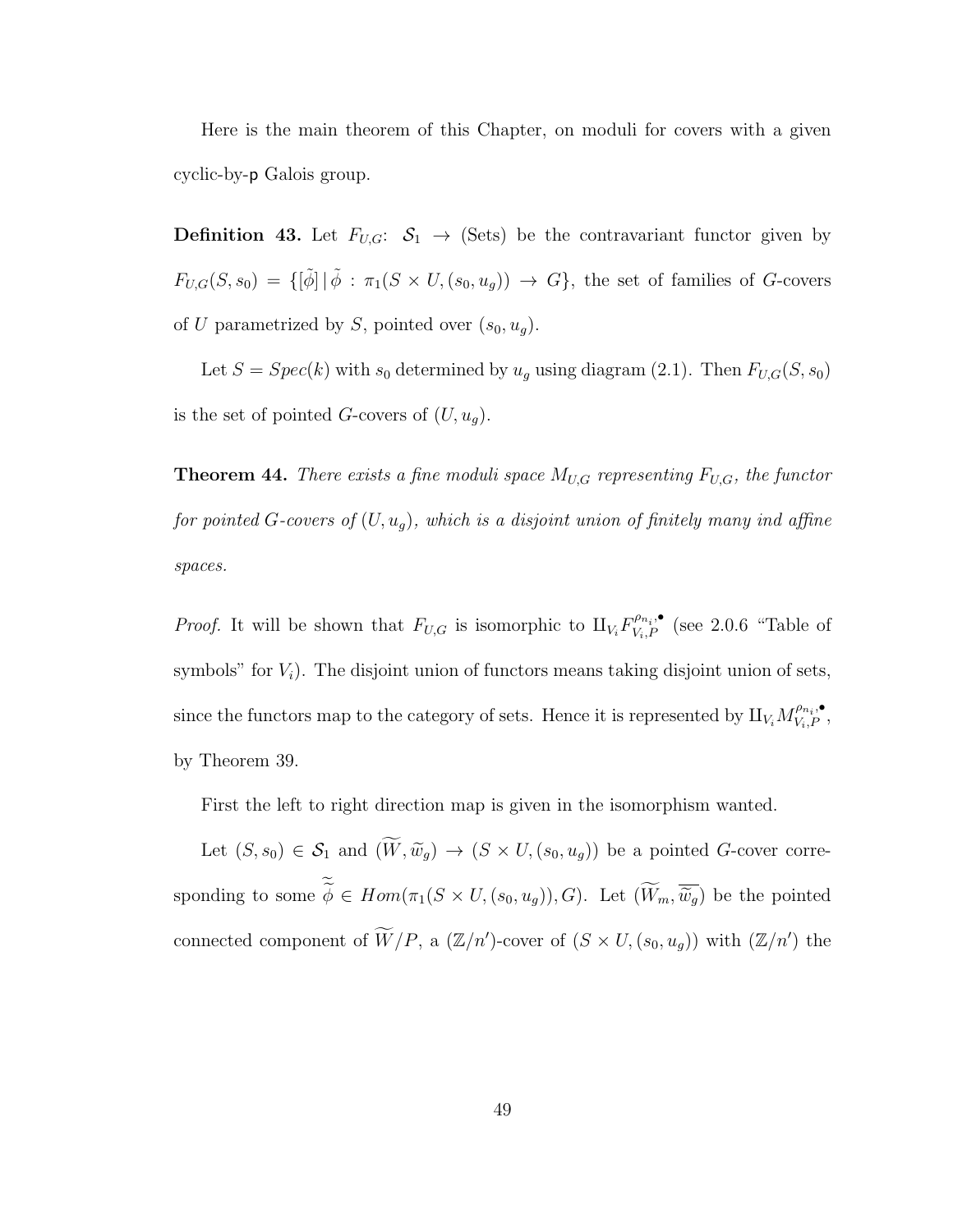Here is the main theorem of this Chapter, on moduli for covers with a given cyclic-by-$\mathsf{p}$ Galois group.

**Definition 43.** Let $F_{U,G}$: $\mathcal{S}_1 \to$ (Sets) be the contravariant functor given by $F_{U,G}(S, s_0) = \{[\tilde{\phi}] \,|\, \tilde{\phi} : \pi_1(S \times U, (s_0, u_g)) \to G\}$, the set of families of $G$-covers of $U$ parametrized by $S$, pointed over $(s_0, u_g)$.

Let $S = Spec(k)$ with $s_0$ determined by $u_g$ using diagram (2.1). Then $F_{U,G}(S, s_0)$ is the set of pointed $G$-covers of $(U, u_g)$.

**Theorem 44.** *There exists a fine moduli space $M_{U,G}$ representing $F_{U,G}$, the functor for pointed $G$-covers of $(U, u_g)$, which is a disjoint union of finitely many ind affine spaces.*

*Proof.* It will be shown that $F_{U,G}$ is isomorphic to $\amalg_{V_i} F^{\rho_{n_i},\bullet}_{V_i,P}$ (see 2.0.6 "Table of symbols" for $V_i$). The disjoint union of functors means taking disjoint union of sets, since the functors map to the category of sets. Hence it is represented by $\amalg_{V_i} M^{\rho_{n_i},\bullet}_{V_i,P}$, by Theorem 39.

First the left to right direction map is given in the isomorphism wanted.

Let $(S, s_0) \in \mathcal{S}_1$ and $(\widetilde{W}, \widetilde{w}_g) \to (S \times U, (s_0, u_g))$ be a pointed $G$-cover corresponding to some $\tilde{\tilde{\phi}} \in Hom(\pi_1(S \times U, (s_0, u_g)), G)$. Let $(\widetilde{W}_m, \overline{\widetilde{w}_g})$ be the pointed connected component of $\widetilde{W}/P$, a $(\mathbb{Z}/n')$-cover of $(S \times U, (s_0, u_g))$ with $(\mathbb{Z}/n')$ the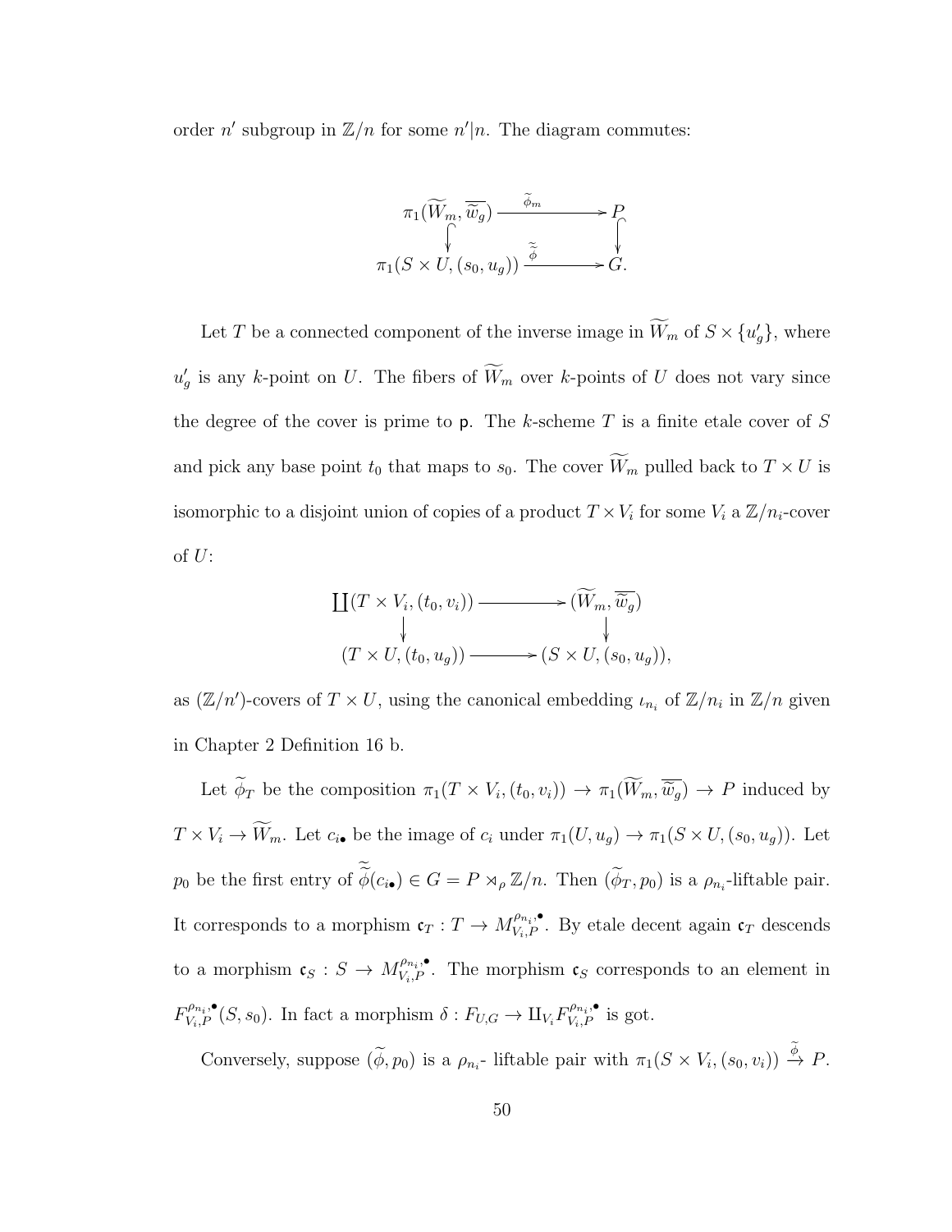order $n'$ subgroup in $\mathbb{Z}/n$ for some $n'|n$. The diagram commutes:

$$\begin{array}{ccc}
\pi_1(\widetilde{W}_m, \overline{\widetilde{w}_g}) & \xrightarrow{\widetilde{\phi}_m} & P \\
\big\downarrow & & \big\downarrow \\
\pi_1(S \times U, (s_0, u_g)) & \xrightarrow{\widetilde{\widetilde{\phi}}} & G.
\end{array}$$

Let $T$ be a connected component of the inverse image in $\widetilde{W}_m$ of $S \times \{u'_g\}$, where $u'_g$ is any $k$-point on $U$. The fibers of $\widetilde{W}_m$ over $k$-points of $U$ does not vary since the degree of the cover is prime to $\mathsf{p}$. The $k$-scheme $T$ is a finite etale cover of $S$ and pick any base point $t_0$ that maps to $s_0$. The cover $\widetilde{W}_m$ pulled back to $T \times U$ is isomorphic to a disjoint union of copies of a product $T \times V_i$ for some $V_i$ a $\mathbb{Z}/n_i$-cover of $U$:

$$\begin{array}{ccc}
\coprod (T \times V_i, (t_0, v_i)) & \longrightarrow & (\widetilde{W}_m, \overline{\widetilde{w}_g}) \\
\big\downarrow & & \big\downarrow \\
(T \times U, (t_0, u_g)) & \longrightarrow & (S \times U, (s_0, u_g)),
\end{array}$$

as $(\mathbb{Z}/n')$-covers of $T \times U$, using the canonical embedding $\iota_{n_i}$ of $\mathbb{Z}/n_i$ in $\mathbb{Z}/n$ given in Chapter 2 Definition 16 b.

Let $\widetilde{\phi}_T$ be the composition $\pi_1(T \times V_i, (t_0, v_i)) \to \pi_1(\widetilde{W}_m, \overline{\widetilde{w}_g}) \to P$ induced by $T \times V_i \to \widetilde{W}_m$. Let $c_{i\bullet}$ be the image of $c_i$ under $\pi_1(U, u_g) \to \pi_1(S \times U, (s_0, u_g))$. Let $p_0$ be the first entry of $\widetilde{\widetilde{\phi}}(c_{i\bullet}) \in G = P \rtimes_\rho \mathbb{Z}/n$. Then $(\widetilde{\phi}_T, p_0)$ is a $\rho_{n_i}$-liftable pair. It corresponds to a morphism $\mathfrak{c}_T : T \to M^{\rho_{n_i}, \bullet}_{V_i, P}$. By etale decent again $\mathfrak{c}_T$ descends to a morphism $\mathfrak{c}_S : S \to M^{\rho_{n_i}, \bullet}_{V_i, P}$. The morphism $\mathfrak{c}_S$ corresponds to an element in $F^{\rho_{n_i}, \bullet}_{V_i, P}(S, s_0)$. In fact a morphism $\delta : F_{U,G} \to \amalg_{V_i} F^{\rho_{n_i}, \bullet}_{V_i, P}$ is got.

Conversely, suppose $(\widetilde{\phi}, p_0)$ is a $\rho_{n_i}$- liftable pair with $\pi_1(S \times V_i, (s_0, v_i)) \xrightarrow{\widetilde{\phi}} P$.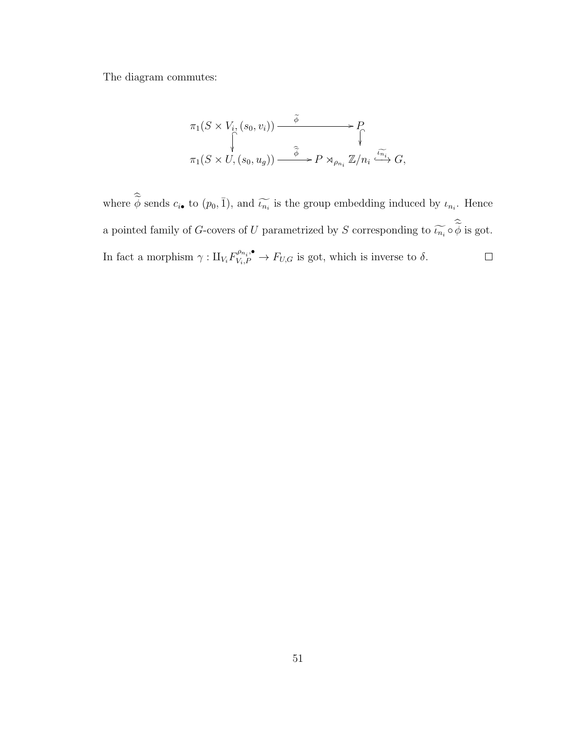The diagram commutes:

$$
\begin{array}{ccc}
\pi_1(S \times V_i, (s_0, v_i)) & \xrightarrow{\quad \widetilde{\phi} \quad} & P \\
\big\downarrow & & \big\downarrow \\
\pi_1(S \times U, (s_0, u_g)) & \xrightarrow{\quad \widehat{\widetilde{\phi}} \quad} & P \rtimes_{\rho_{n_i}} \mathbb{Z}/n_i \xhookrightarrow{\widetilde{\iota_{n_i}}} G,
\end{array}
$$

where $\widehat{\widetilde{\phi}}$ sends $c_{i\bullet}$ to $(p_0, \bar{1})$, and $\widetilde{\iota_{n_i}}$ is the group embedding induced by $\iota_{n_i}$. Hence a pointed family of $G$-covers of $U$ parametrized by $S$ corresponding to $\widetilde{\iota_{n_i}} \circ \widehat{\widetilde{\phi}}$ is got. In fact a morphism $\gamma : \amalg_{V_i} F_{V_i,P}^{\rho_{n_i},\bullet} \to F_{U,G}$ is got, which is inverse to $\delta$. $\square$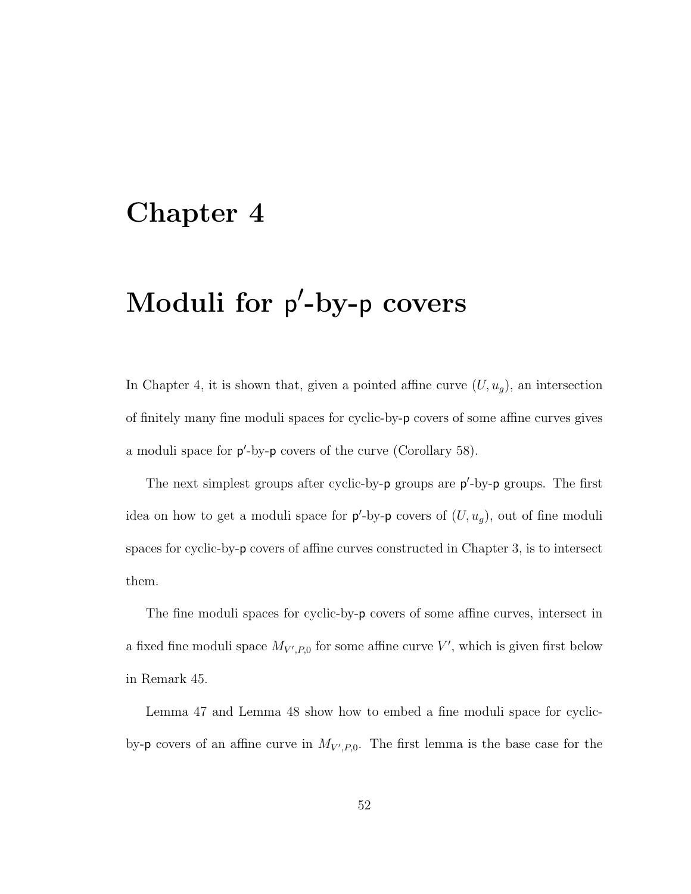# Chapter 4

# Moduli for $\mathsf{p}'$-by-$\mathsf{p}$ covers

In Chapter 4, it is shown that, given a pointed affine curve $(U, u_g)$, an intersection of finitely many fine moduli spaces for cyclic-by-$\mathsf{p}$ covers of some affine curves gives a moduli space for $\mathsf{p}'$-by-$\mathsf{p}$ covers of the curve (Corollary 58).

The next simplest groups after cyclic-by-$\mathsf{p}$ groups are $\mathsf{p}'$-by-$\mathsf{p}$ groups. The first idea on how to get a moduli space for $\mathsf{p}'$-by-$\mathsf{p}$ covers of $(U, u_g)$, out of fine moduli spaces for cyclic-by-$\mathsf{p}$ covers of affine curves constructed in Chapter 3, is to intersect them.

The fine moduli spaces for cyclic-by-$\mathsf{p}$ covers of some affine curves, intersect in a fixed fine moduli space $M_{V',P,0}$ for some affine curve $V'$, which is given first below in Remark 45.

Lemma 47 and Lemma 48 show how to embed a fine moduli space for cyclic-by-$\mathsf{p}$ covers of an affine curve in $M_{V',P,0}$. The first lemma is the base case for the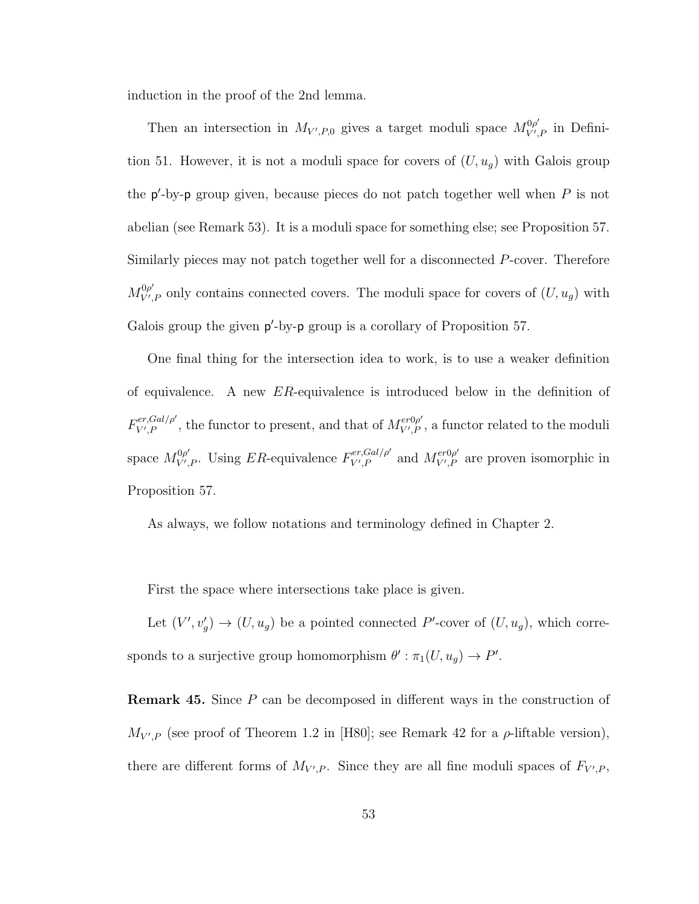induction in the proof of the 2nd lemma.

Then an intersection in $M_{V',P,0}$ gives a target moduli space $M^{0\rho'}_{V',P}$ in Definition 51. However, it is not a moduli space for covers of $(U, u_g)$ with Galois group the $\mathsf{p}'$-by-$\mathsf{p}$ group given, because pieces do not patch together well when $P$ is not abelian (see Remark 53). It is a moduli space for something else; see Proposition 57. Similarly pieces may not patch together well for a disconnected $P$-cover. Therefore $M^{0\rho'}_{V',P}$ only contains connected covers. The moduli space for covers of $(U, u_g)$ with Galois group the given $\mathsf{p}'$-by-$\mathsf{p}$ group is a corollary of Proposition 57.

One final thing for the intersection idea to work, is to use a weaker definition of equivalence. A new $ER$-equivalence is introduced below in the definition of $F^{er,Gal/\rho'}_{V',P}$, the functor to present, and that of $M^{er0\rho'}_{V',P}$, a functor related to the moduli space $M^{0\rho'}_{V',P}$. Using $ER$-equivalence $F^{er,Gal/\rho'}_{V',P}$ and $M^{er0\rho'}_{V',P}$ are proven isomorphic in Proposition 57.

As always, we follow notations and terminology defined in Chapter 2.

First the space where intersections take place is given.

Let $(V', v'_g) \to (U, u_g)$ be a pointed connected $P'$-cover of $(U, u_g)$, which corresponds to a surjective group homomorphism $\theta' : \pi_1(U, u_g) \to P'$.

**Remark 45.** Since $P$ can be decomposed in different ways in the construction of $M_{V',P}$ (see proof of Theorem 1.2 in [H80]; see Remark 42 for a $\rho$-liftable version), there are different forms of $M_{V',P}$. Since they are all fine moduli spaces of $F_{V',P}$,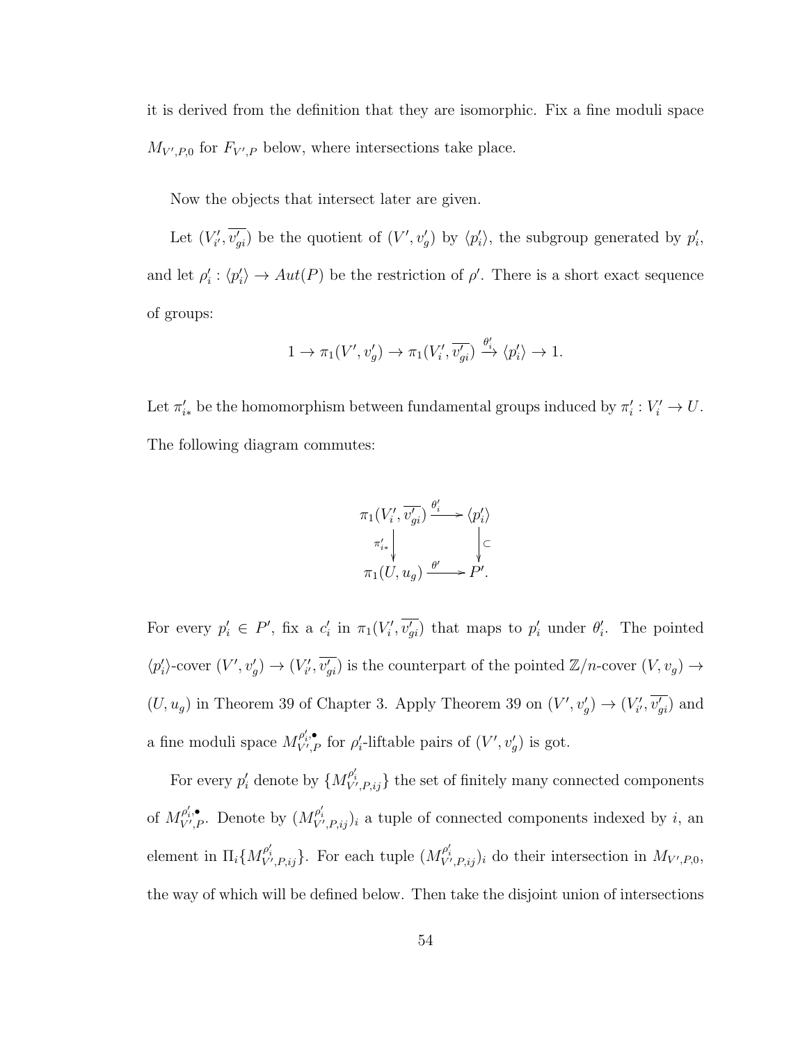it is derived from the definition that they are isomorphic. Fix a fine moduli space $M_{V',P,0}$ for $F_{V',P}$ below, where intersections take place.

Now the objects that intersect later are given.

Let $(V'_{i'}, \overline{v'_{gi}})$ be the quotient of $(V', v'_g)$ by $\langle p'_i \rangle$, the subgroup generated by $p'_i$, and let $\rho'_i : \langle p'_i \rangle \to Aut(P)$ be the restriction of $\rho'$. There is a short exact sequence of groups:

$$1 \to \pi_1(V', v'_g) \to \pi_1(V'_i, \overline{v'_{gi}}) \xrightarrow{\theta'_i} \langle p'_i \rangle \to 1.$$

Let $\pi'_{i*}$ be the homomorphism between fundamental groups induced by $\pi'_i : V'_i \to U$. The following diagram commutes:

$$\begin{array}{ccc}
\pi_1(V'_i, \overline{v'_{gi}}) & \xrightarrow{\theta'_i} & \langle p'_i \rangle \\
\Big\downarrow{\scriptstyle \pi'_{i*}} & & \Big\downarrow{\scriptstyle \subset} \\
\pi_1(U, u_g) & \xrightarrow{\theta'} & P'.
\end{array}$$

For every $p'_i \in P'$, fix a $c'_i$ in $\pi_1(V'_i, \overline{v'_{gi}})$ that maps to $p'_i$ under $\theta'_i$. The pointed $\langle p'_i \rangle$-cover $(V', v'_g) \to (V'_{i'}, \overline{v'_{gi}})$ is the counterpart of the pointed $\mathbb{Z}/n$-cover $(V, v_g) \to (U, u_g)$ in Theorem 39 of Chapter 3. Apply Theorem 39 on $(V', v'_g) \to (V'_{i'}, \overline{v'_{gi}})$ and a fine moduli space $M^{\rho'_i, \bullet}_{V',P}$ for $\rho'_i$-liftable pairs of $(V', v'_g)$ is got.

For every $p'_i$ denote by $\{M^{\rho'_i}_{V',P,ij}\}$ the set of finitely many connected components of $M^{\rho'_i, \bullet}_{V',P}$. Denote by $(M^{\rho'_i}_{V',P,ij})_i$ a tuple of connected components indexed by $i$, an element in $\Pi_i \{M^{\rho'_i}_{V',P,ij}\}$. For each tuple $(M^{\rho'_i}_{V',P,ij})_i$ do their intersection in $M_{V',P,0}$, the way of which will be defined below. Then take the disjoint union of intersections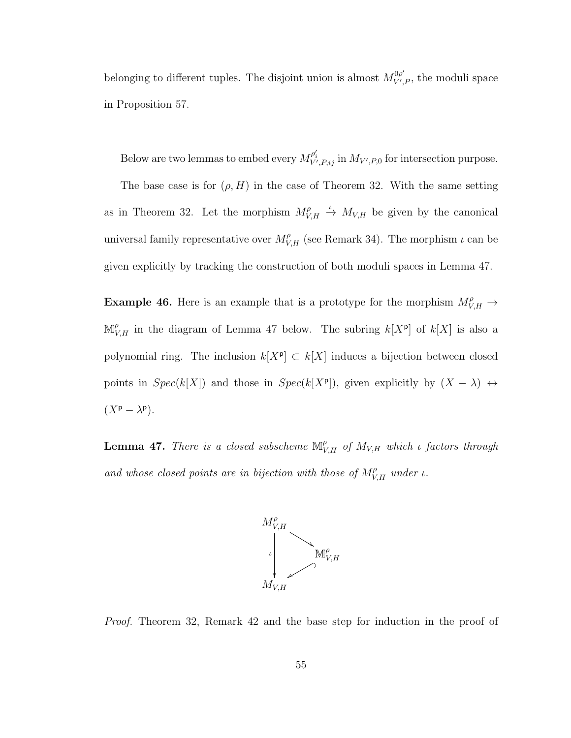belonging to different tuples. The disjoint union is almost $M^{0\rho'}_{V',P}$, the moduli space in Proposition 57.

Below are two lemmas to embed every $M^{\rho'_i}_{V',P,ij}$ in $M_{V',P,0}$ for intersection purpose.

The base case is for $(\rho, H)$ in the case of Theorem 32. With the same setting as in Theorem 32. Let the morphism $M^{\rho}_{V,H} \xrightarrow{\iota} M_{V,H}$ be given by the canonical universal family representative over $M^{\rho}_{V,H}$ (see Remark 34). The morphism $\iota$ can be given explicitly by tracking the construction of both moduli spaces in Lemma 47.

**Example 46.** Here is an example that is a prototype for the morphism $M^{\rho}_{V,H} \to \mathbb{M}^{\rho}_{V,H}$ in the diagram of Lemma 47 below. The subring $k[X^{\mathsf{p}}]$ of $k[X]$ is also a polynomial ring. The inclusion $k[X^{\mathsf{p}}] \subset k[X]$ induces a bijection between closed points in $Spec(k[X])$ and those in $Spec(k[X^{\mathsf{p}}])$, given explicitly by $(X - \lambda) \leftrightarrow (X^{\mathsf{p}} - \lambda^{\mathsf{p}})$.

**Lemma 47.** *There is a closed subscheme $\mathbb{M}^{\rho}_{V,H}$ of $M_{V,H}$ which $\iota$ factors through and whose closed points are in bijection with those of $M^{\rho}_{V,H}$ under $\iota$.*

$$\begin{array}{ccc} M^{\rho}_{V,H} & \longrightarrow & \mathbb{M}^{\rho}_{V,H} \\ \downarrow \iota & \swarrow & \\ M_{V,H} & & \end{array}$$

*Proof.* Theorem 32, Remark 42 and the base step for induction in the proof of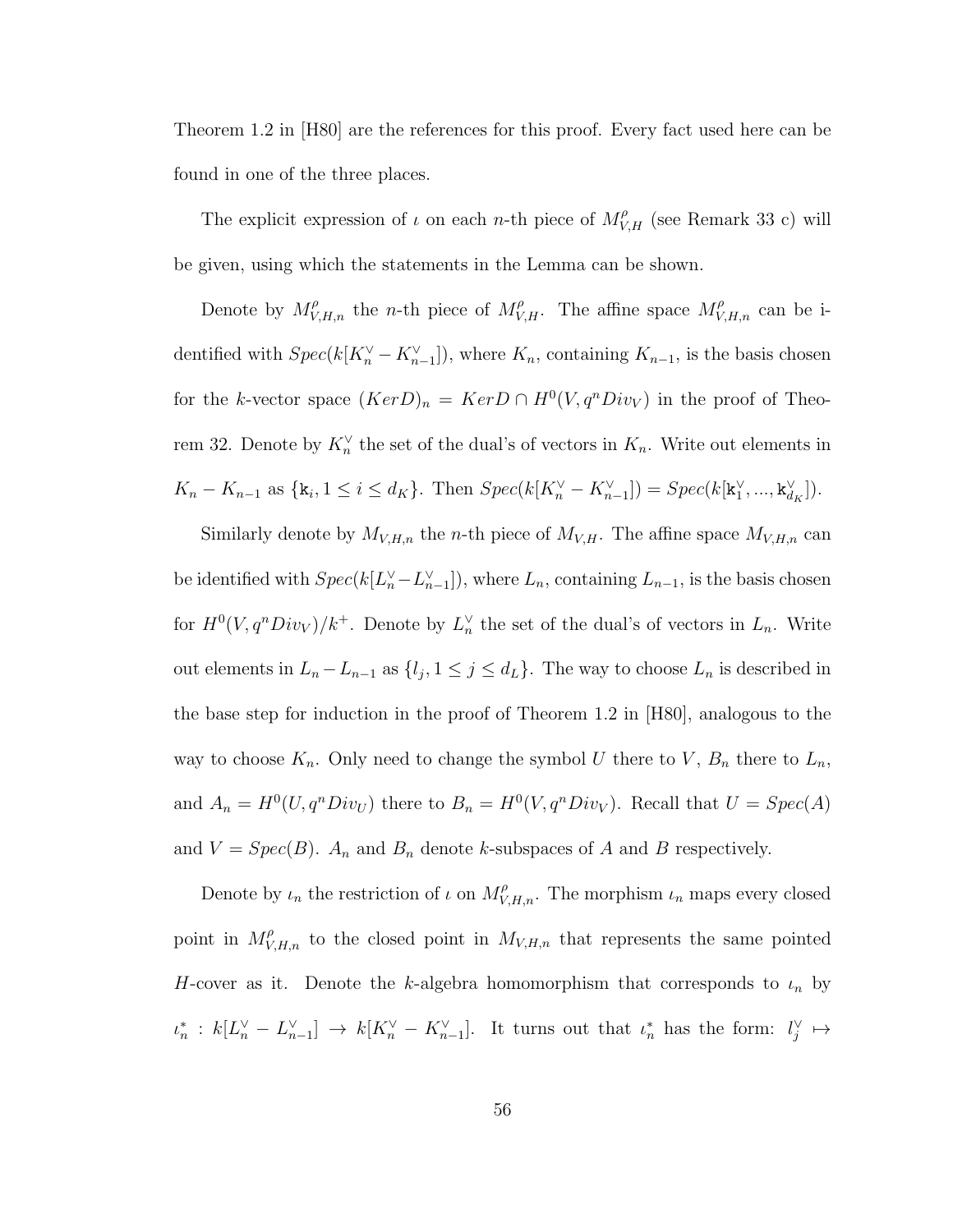Theorem 1.2 in [H80] are the references for this proof. Every fact used here can be found in one of the three places.

The explicit expression of $\iota$ on each $n$-th piece of $M^{\rho}_{V,H}$ (see Remark 33 c) will be given, using which the statements in the Lemma can be shown.

Denote by $M^{\rho}_{V,H,n}$ the $n$-th piece of $M^{\rho}_{V,H}$. The affine space $M^{\rho}_{V,H,n}$ can be identified with $Spec(k[K_n^{\vee} - K_{n-1}^{\vee}])$, where $K_n$, containing $K_{n-1}$, is the basis chosen for the $k$-vector space $(KerD)_n = KerD \cap H^0(V, q^n Div_V)$ in the proof of Theorem 32. Denote by $K_n^{\vee}$ the set of the dual's of vectors in $K_n$. Write out elements in $K_n - K_{n-1}$ as $\{\mathtt{k}_i, 1 \leq i \leq d_K\}$. Then $Spec(k[K_n^{\vee} - K_{n-1}^{\vee}]) = Spec(k[\mathtt{k}_1^{\vee}, ..., \mathtt{k}_{d_K}^{\vee}])$.

Similarly denote by $M_{V,H,n}$ the $n$-th piece of $M_{V,H}$. The affine space $M_{V,H,n}$ can be identified with $Spec(k[L_n^{\vee} - L_{n-1}^{\vee}])$, where $L_n$, containing $L_{n-1}$, is the basis chosen for $H^0(V, q^n Div_V)/k^+$. Denote by $L_n^{\vee}$ the set of the dual's of vectors in $L_n$. Write out elements in $L_n - L_{n-1}$ as $\{l_j, 1 \leq j \leq d_L\}$. The way to choose $L_n$ is described in the base step for induction in the proof of Theorem 1.2 in [H80], analogous to the way to choose $K_n$. Only need to change the symbol $U$ there to $V$, $B_n$ there to $L_n$, and $A_n = H^0(U, q^n Div_U)$ there to $B_n = H^0(V, q^n Div_V)$. Recall that $U = Spec(A)$ and $V = Spec(B)$. $A_n$ and $B_n$ denote $k$-subspaces of $A$ and $B$ respectively.

Denote by $\iota_n$ the restriction of $\iota$ on $M^{\rho}_{V,H,n}$. The morphism $\iota_n$ maps every closed point in $M^{\rho}_{V,H,n}$ to the closed point in $M_{V,H,n}$ that represents the same pointed $H$-cover as it. Denote the $k$-algebra homomorphism that corresponds to $\iota_n$ by $\iota_n^* : k[L_n^{\vee} - L_{n-1}^{\vee}] \to k[K_n^{\vee} - K_{n-1}^{\vee}]$. It turns out that $\iota_n^*$ has the form: $l_j^{\vee} \mapsto$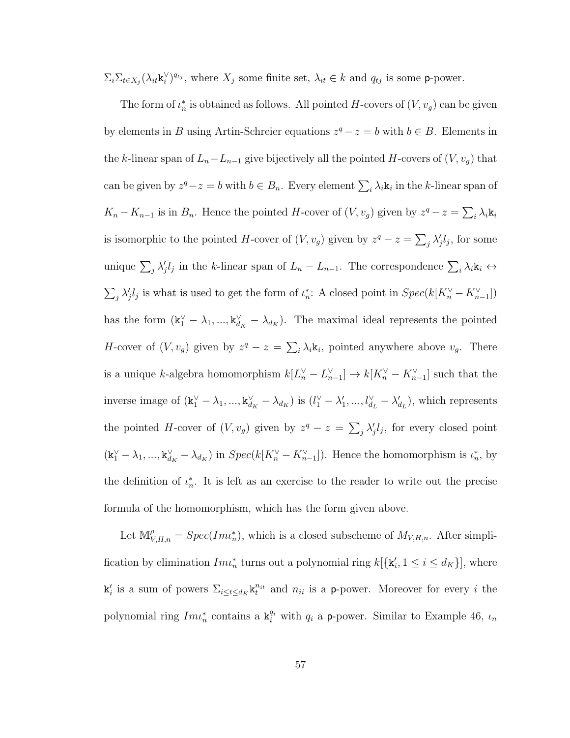$\Sigma_i \Sigma_{t \in X_j} (\lambda_{it} \mathtt{k}_i^\vee)^{q_{tj}}$, where $X_j$ some finite set, $\lambda_{it} \in k$ and $q_{tj}$ is some $\mathsf{p}$-power.

The form of $\iota_n^*$ is obtained as follows. All pointed $H$-covers of $(V, v_g)$ can be given by elements in $B$ using Artin-Schreier equations $z^q - z = b$ with $b \in B$. Elements in the $k$-linear span of $L_n - L_{n-1}$ give bijectively all the pointed $H$-covers of $(V, v_g)$ that can be given by $z^q - z = b$ with $b \in B_n$. Every element $\sum_i \lambda_i \mathtt{k}_i$ in the $k$-linear span of $K_n - K_{n-1}$ is in $B_n$. Hence the pointed $H$-cover of $(V, v_g)$ given by $z^q - z = \sum_i \lambda_i \mathtt{k}_i$ is isomorphic to the pointed $H$-cover of $(V, v_g)$ given by $z^q - z = \sum_j \lambda'_j l_j$, for some unique $\sum_j \lambda'_j l_j$ in the $k$-linear span of $L_n - L_{n-1}$. The correspondence $\sum_i \lambda_i \mathtt{k}_i \leftrightarrow \sum_j \lambda'_j l_j$ is what is used to get the form of $\iota_n^*$: A closed point in $Spec(k[K_n^\vee - K_{n-1}^\vee])$ has the form $(\mathtt{k}_1^\vee - \lambda_1, ..., \mathtt{k}_{d_K}^\vee - \lambda_{d_K})$. The maximal ideal represents the pointed $H$-cover of $(V, v_g)$ given by $z^q - z = \sum_i \lambda_i \mathtt{k}_i$, pointed anywhere above $v_g$. There is a unique $k$-algebra homomorphism $k[L_n^\vee - L_{n-1}^\vee] \to k[K_n^\vee - K_{n-1}^\vee]$ such that the inverse image of $(\mathtt{k}_1^\vee - \lambda_1, ..., \mathtt{k}_{d_K}^\vee - \lambda_{d_K})$ is $(l_1^\vee - \lambda'_1, ..., l_{d_L}^\vee - \lambda'_{d_L})$, which represents the pointed $H$-cover of $(V, v_g)$ given by $z^q - z = \sum_j \lambda'_j l_j$, for every closed point $(\mathtt{k}_1^\vee - \lambda_1, ..., \mathtt{k}_{d_K}^\vee - \lambda_{d_K})$ in $Spec(k[K_n^\vee - K_{n-1}^\vee])$. Hence the homomorphism is $\iota_n^*$, by the definition of $\iota_n^*$. It is left as an exercise to the reader to write out the precise formula of the homomorphism, which has the form given above.

Let $\mathbb{M}_{V,H,n}^{\rho} = Spec(Im\iota_n^*)$, which is a closed subscheme of $M_{V,H,n}$. After simplification by elimination $Im\iota_n^*$ turns out a polynomial ring $k[\{\mathtt{k}'_i, 1 \leq i \leq d_K\}]$, where $\mathtt{k}'_i$ is a sum of powers $\Sigma_{i \leq t \leq d_K} \mathtt{k}_t^{n_{it}}$ and $n_{ii}$ is a $\mathsf{p}$-power. Moreover for every $i$ the polynomial ring $Im\iota_n^*$ contains a $\mathtt{k}_i^{q_i}$ with $q_i$ a $\mathsf{p}$-power. Similar to Example 46, $\iota_n$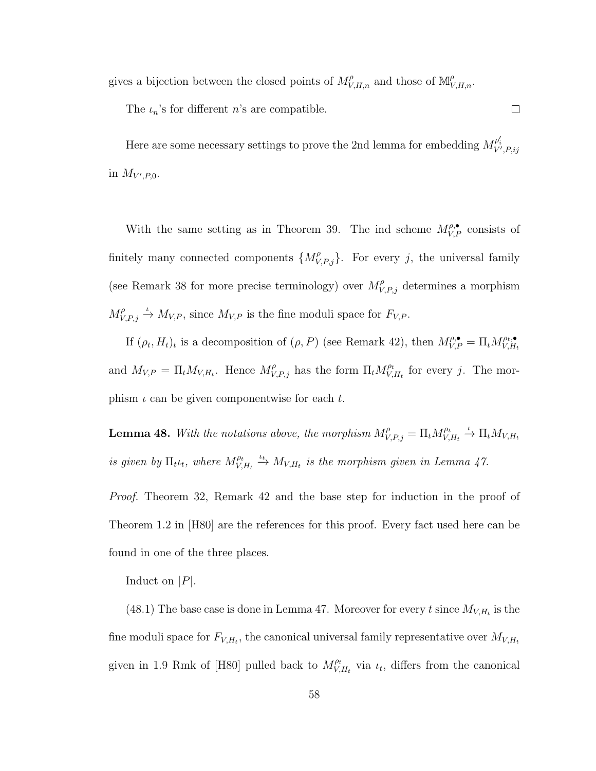gives a bijection between the closed points of $M^{\rho}_{V,H,n}$ and those of $\mathbb{M}^{\rho}_{V,H,n}$.

The $\iota_n$'s for different $n$'s are compatible. $\square$

Here are some necessary settings to prove the 2nd lemma for embedding $M^{\rho'_i}_{V',P,ij}$ in $M_{V',P,0}$.

With the same setting as in Theorem 39. The ind scheme $M^{\rho;\bullet}_{V,P}$ consists of finitely many connected components $\{M^{\rho}_{V,P,j}\}$. For every $j$, the universal family (see Remark 38 for more precise terminology) over $M^{\rho}_{V,P,j}$ determines a morphism $M^{\rho}_{V,P,j} \xrightarrow{\iota} M_{V,P}$, since $M_{V,P}$ is the fine moduli space for $F_{V,P}$.

If $(\rho_t, H_t)_t$ is a decomposition of $(\rho, P)$ (see Remark 42), then $M^{\rho;\bullet}_{V,P} = \Pi_t M^{\rho_t;\bullet}_{V,H_t}$ and $M_{V,P} = \Pi_t M_{V,H_t}$. Hence $M^{\rho}_{V,P,j}$ has the form $\Pi_t M^{\rho_t}_{V,H_t}$ for every $j$. The morphism $\iota$ can be given componentwise for each $t$.

**Lemma 48.** *With the notations above, the morphism $M^{\rho}_{V,P,j} = \Pi_t M^{\rho_t}_{V,H_t} \xrightarrow{\iota} \Pi_t M_{V,H_t}$ is given by $\Pi_t \iota_t$, where $M^{\rho_t}_{V,H_t} \xrightarrow{\iota_t} M_{V,H_t}$ is the morphism given in Lemma 47.*

*Proof.* Theorem 32, Remark 42 and the base step for induction in the proof of Theorem 1.2 in [H80] are the references for this proof. Every fact used here can be found in one of the three places.

Induct on $|P|$.

(48.1) The base case is done in Lemma 47. Moreover for every $t$ since $M_{V,H_t}$ is the fine moduli space for $F_{V,H_t}$, the canonical universal family representative over $M_{V,H_t}$ given in 1.9 Rmk of [H80] pulled back to $M^{\rho_t}_{V,H_t}$ via $\iota_t$, differs from the canonical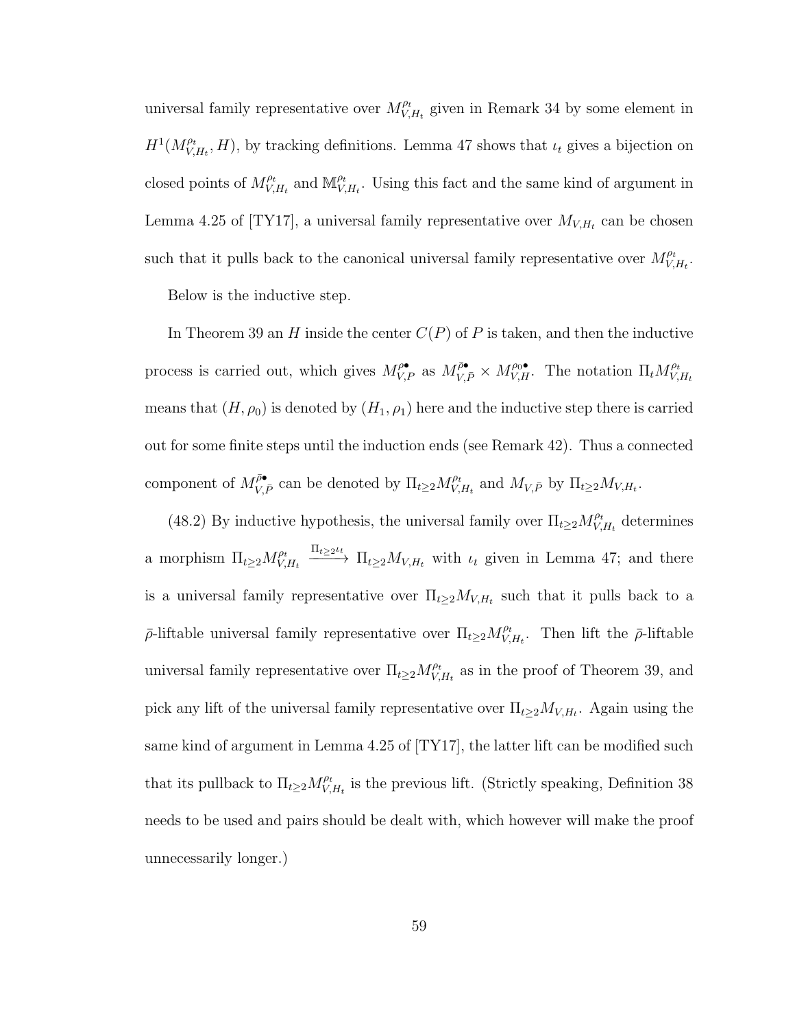universal family representative over $M^{\rho_t}_{V,H_t}$ given in Remark 34 by some element in $H^1(M^{\rho_t}_{V,H_t}, H)$, by tracking definitions. Lemma 47 shows that $\iota_t$ gives a bijection on closed points of $M^{\rho_t}_{V,H_t}$ and $\mathbb{M}^{\rho_t}_{V,H_t}$. Using this fact and the same kind of argument in Lemma 4.25 of [TY17], a universal family representative over $M_{V,H_t}$ can be chosen such that it pulls back to the canonical universal family representative over $M^{\rho_t}_{V,H_t}$.

Below is the inductive step.

In Theorem 39 an $H$ inside the center $C(P)$ of $P$ is taken, and then the inductive process is carried out, which gives $M^{\rho\bullet}_{V,P}$ as $M^{\bar{\rho}\bullet}_{V,\bar{P}} \times M^{\rho_0\bullet}_{V,H}$. The notation $\Pi_t M^{\rho_t}_{V,H_t}$ means that $(H, \rho_0)$ is denoted by $(H_1, \rho_1)$ here and the inductive step there is carried out for some finite steps until the induction ends (see Remark 42). Thus a connected component of $M^{\bar{\rho}\bullet}_{V,\bar{P}}$ can be denoted by $\Pi_{t\geq 2} M^{\rho_t}_{V,H_t}$ and $M_{V,\bar{P}}$ by $\Pi_{t\geq 2} M_{V,H_t}$.

(48.2) By inductive hypothesis, the universal family over $\Pi_{t\geq 2} M^{\rho_t}_{V,H_t}$ determines a morphism $\Pi_{t\geq 2} M^{\rho_t}_{V,H_t} \xrightarrow{\Pi_{t\geq 2}\iota_t} \Pi_{t\geq 2} M_{V,H_t}$ with $\iota_t$ given in Lemma 47; and there is a universal family representative over $\Pi_{t\geq 2} M_{V,H_t}$ such that it pulls back to a $\bar{\rho}$-liftable universal family representative over $\Pi_{t\geq 2} M^{\rho_t}_{V,H_t}$. Then lift the $\bar{\rho}$-liftable universal family representative over $\Pi_{t\geq 2} M^{\rho_t}_{V,H_t}$ as in the proof of Theorem 39, and pick any lift of the universal family representative over $\Pi_{t\geq 2} M_{V,H_t}$. Again using the same kind of argument in Lemma 4.25 of [TY17], the latter lift can be modified such that its pullback to $\Pi_{t\geq 2} M^{\rho_t}_{V,H_t}$ is the previous lift. (Strictly speaking, Definition 38 needs to be used and pairs should be dealt with, which however will make the proof unnecessarily longer.)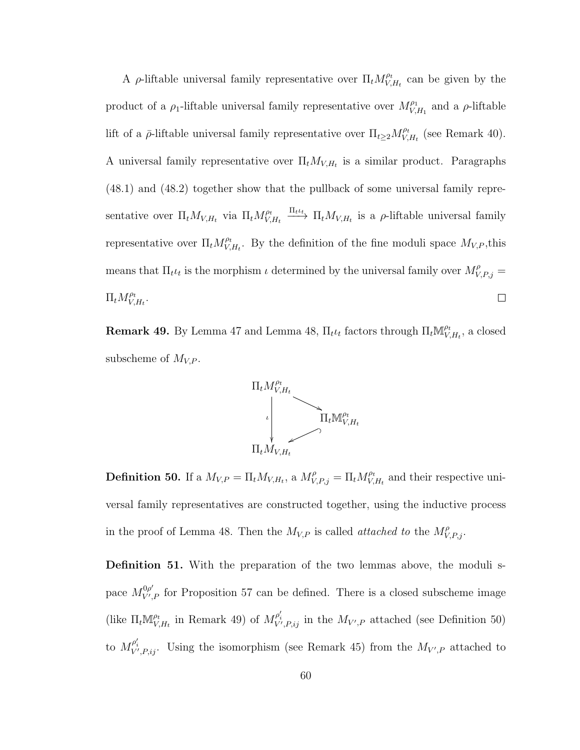A $\rho$-liftable universal family representative over $\Pi_t M^{\rho_t}_{V,H_t}$ can be given by the product of a $\rho_1$-liftable universal family representative over $M^{\rho_1}_{V,H_1}$ and a $\rho$-liftable lift of a $\bar{\rho}$-liftable universal family representative over $\Pi_{t\geq 2} M^{\rho_t}_{V,H_t}$ (see Remark 40). A universal family representative over $\Pi_t M_{V,H_t}$ is a similar product. Paragraphs (48.1) and (48.2) together show that the pullback of some universal family representative over $\Pi_t M_{V,H_t}$ via $\Pi_t M^{\rho_t}_{V,H_t} \xrightarrow{\Pi_t \iota_t} \Pi_t M_{V,H_t}$ is a $\rho$-liftable universal family representative over $\Pi_t M^{\rho_t}_{V,H_t}$. By the definition of the fine moduli space $M_{V,P}$,this means that $\Pi_t \iota_t$ is the morphism $\iota$ determined by the universal family over $M^{\rho}_{V,P,j} = \Pi_t M^{\rho_t}_{V,H_t}$. $\square$

**Remark 49.** By Lemma 47 and Lemma 48, $\Pi_t \iota_t$ factors through $\Pi_t \mathbb{M}^{\rho_t}_{V,H_t}$, a closed subscheme of $M_{V,P}$.

$$\begin{array}{ccc}
\Pi_t M^{\rho_t}_{V,H_t} & & \\
\downarrow \iota & \searrow & \\
 & & \Pi_t \mathbb{M}^{\rho_t}_{V,H_t} \\
 & \swarrow & \\
\Pi_t M_{V,H_t} & &
\end{array}$$

**Definition 50.** If a $M_{V,P} = \Pi_t M_{V,H_t}$, a $M^{\rho}_{V,P,j} = \Pi_t M^{\rho_t}_{V,H_t}$ and their respective universal family representatives are constructed together, using the inductive process in the proof of Lemma 48. Then the $M_{V,P}$ is called *attached to* the $M^{\rho}_{V,P,j}$.

**Definition 51.** With the preparation of the two lemmas above, the moduli space $M^{0\rho'}_{V',P}$ for Proposition 57 can be defined. There is a closed subscheme image (like $\Pi_t \mathbb{M}^{\rho_t}_{V,H_t}$ in Remark 49) of $M^{\rho'_i}_{V',P,ij}$ in the $M_{V',P}$ attached (see Definition 50) to $M^{\rho'_i}_{V',P,ij}$. Using the isomorphism (see Remark 45) from the $M_{V',P}$ attached to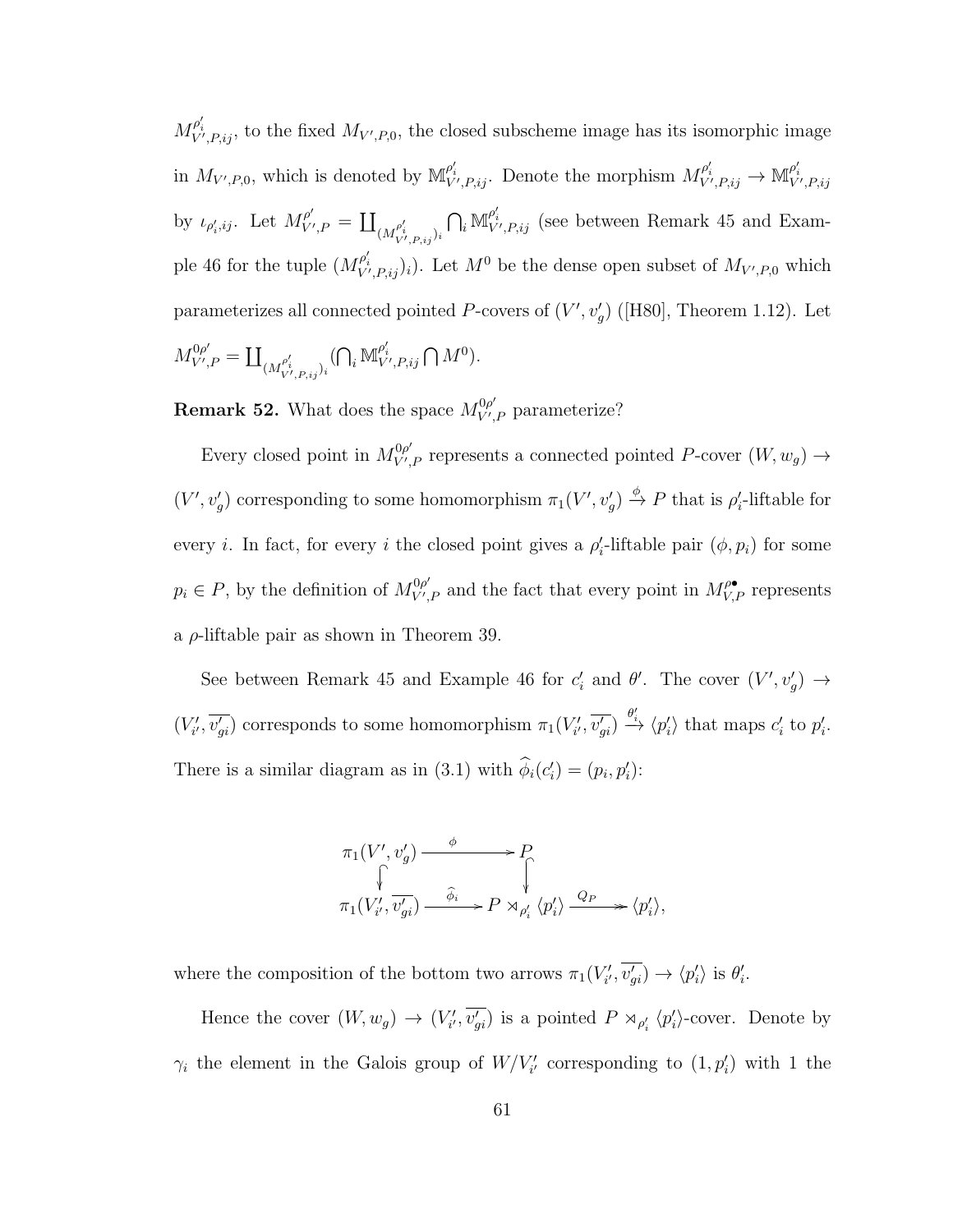$M^{\rho'_i}_{V',P,ij}$, to the fixed $M_{V',P,0}$, the closed subscheme image has its isomorphic image in $M_{V',P,0}$, which is denoted by $\mathbb{M}^{\rho'_i}_{V',P,ij}$. Denote the morphism $M^{\rho'_i}_{V',P,ij} \to \mathbb{M}^{\rho'_i}_{V',P,ij}$ by $\iota_{\rho'_i,ij}$. Let $M^{\rho'}_{V',P} = \coprod_{(M^{\rho'_i}_{V',P,ij})_i} \bigcap_i \mathbb{M}^{\rho'_i}_{V',P,ij}$ (see between Remark 45 and Example 46 for the tuple $(M^{\rho'_i}_{V',P,ij})_i$). Let $M^0$ be the dense open subset of $M_{V',P,0}$ which parameterizes all connected pointed $P$-covers of $(V', v'_g)$ ([H80], Theorem 1.12). Let $M^{0\rho'}_{V',P} = \coprod_{(M^{\rho'_i}_{V',P,ij})_i} (\bigcap_i \mathbb{M}^{\rho'_i}_{V',P,ij} \bigcap M^0)$.

**Remark 52.** What does the space $M^{0\rho'}_{V',P}$ parameterize?

Every closed point in $M^{0\rho'}_{V',P}$ represents a connected pointed $P$-cover $(W, w_g) \to (V', v'_g)$ corresponding to some homomorphism $\pi_1(V', v'_g) \xrightarrow{\phi} P$ that is $\rho'_i$-liftable for every $i$. In fact, for every $i$ the closed point gives a $\rho'_i$-liftable pair $(\phi, p_i)$ for some $p_i \in P$, by the definition of $M^{0\rho'}_{V',P}$ and the fact that every point in $M^{\rho^\bullet}_{V,P}$ represents a $\rho$-liftable pair as shown in Theorem 39.

See between Remark 45 and Example 46 for $c'_i$ and $\theta'$. The cover $(V', v'_g) \to (V'_{i'}, \overline{v'_{gi}})$ corresponds to some homomorphism $\pi_1(V'_{i'}, \overline{v'_{gi}}) \xrightarrow{\theta'_i} \langle p'_i \rangle$ that maps $c'_i$ to $p'_i$. There is a similar diagram as in (3.1) with $\widehat{\phi}_i(c'_i) = (p_i, p'_i)$:

$$\begin{array}{ccccc}
\pi_1(V', v'_g) & \xrightarrow{\phi} & P & & \\
\downarrow & & \downarrow & & \\
\pi_1(V'_{i'}, \overline{v'_{gi}}) & \xrightarrow{\widehat{\phi}_i} & P \rtimes_{\rho'_i} \langle p'_i \rangle & \xrightarrow{Q_P} & \langle p'_i \rangle,
\end{array}$$

where the composition of the bottom two arrows $\pi_1(V'_{i'}, \overline{v'_{gi}}) \to \langle p'_i \rangle$ is $\theta'_i$.

Hence the cover $(W, w_g) \to (V'_{i'}, \overline{v'_{gi}})$ is a pointed $P \rtimes_{\rho'_i} \langle p'_i \rangle$-cover. Denote by $\gamma_i$ the element in the Galois group of $W/V'_{i'}$ corresponding to $(1, p'_i)$ with 1 the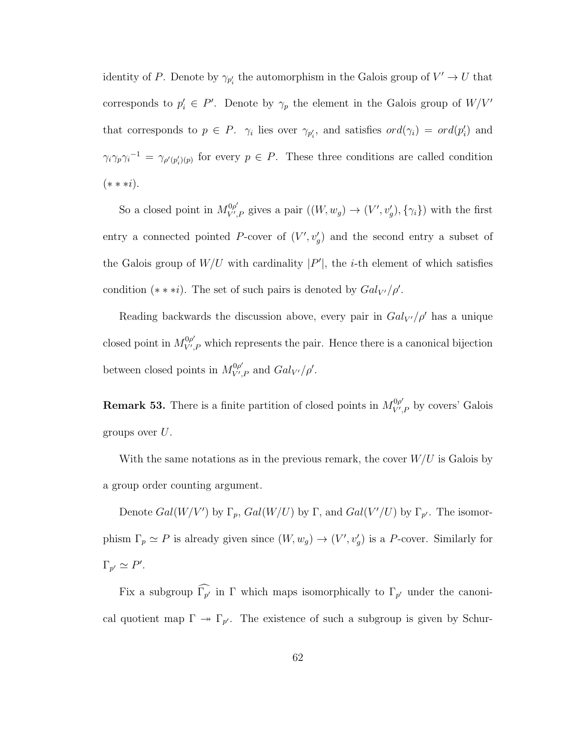identity of $P$. Denote by $\gamma_{p'_i}$ the automorphism in the Galois group of $V' \to U$ that corresponds to $p'_i \in P'$. Denote by $\gamma_p$ the element in the Galois group of $W/V'$ that corresponds to $p \in P$. $\gamma_i$ lies over $\gamma_{p'_i}$, and satisfies $ord(\gamma_i) = ord(p'_i)$ and $\gamma_i \gamma_p {\gamma_i}^{-1} = \gamma_{\rho'(p'_i)(p)}$ for every $p \in P$. These three conditions are called condition $(***i)$.

So a closed point in $M^{0\rho'}_{V',P}$ gives a pair $((W, w_g) \to (V', v'_g), \{\gamma_i\})$ with the first entry a connected pointed $P$-cover of $(V', v'_g)$ and the second entry a subset of the Galois group of $W/U$ with cardinality $|P'|$, the $i$-th element of which satisfies condition $(***i)$. The set of such pairs is denoted by $Gal_{V'}/\rho'$.

Reading backwards the discussion above, every pair in $Gal_{V'}/\rho'$ has a unique closed point in $M^{0\rho'}_{V',P}$ which represents the pair. Hence there is a canonical bijection between closed points in $M^{0\rho'}_{V',P}$ and $Gal_{V'}/\rho'$.

**Remark 53.** There is a finite partition of closed points in $M^{0\rho'}_{V',P}$ by covers' Galois groups over $U$.

With the same notations as in the previous remark, the cover $W/U$ is Galois by a group order counting argument.

Denote $Gal(W/V')$ by $\Gamma_p$, $Gal(W/U)$ by $\Gamma$, and $Gal(V'/U)$ by $\Gamma_{p'}$. The isomorphism $\Gamma_p \simeq P$ is already given since $(W, w_g) \to (V', v'_g)$ is a $P$-cover. Similarly for $\Gamma_{p'} \simeq P'$.

Fix a subgroup $\widehat{\Gamma_{p'}}$ in $\Gamma$ which maps isomorphically to $\Gamma_{p'}$ under the canonical quotient map $\Gamma \twoheadrightarrow \Gamma_{p'}$. The existence of such a subgroup is given by Schur-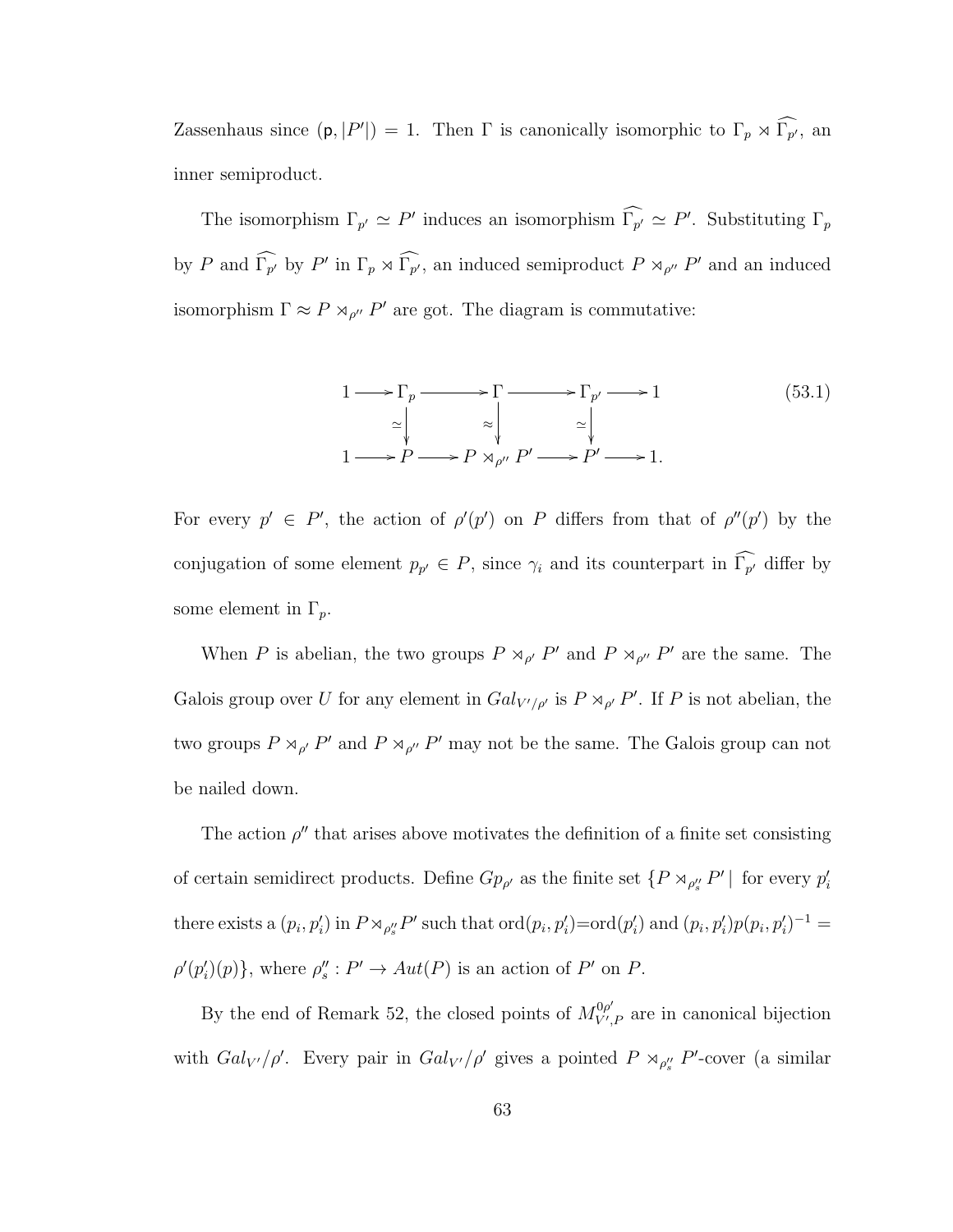Zassenhaus since $(\mathsf{p}, |P'|) = 1$. Then $\Gamma$ is canonically isomorphic to $\Gamma_p \rtimes \widehat{\Gamma_{p'}}$, an inner semiproduct.

The isomorphism $\Gamma_{p'} \simeq P'$ induces an isomorphism $\widehat{\Gamma_{p'}} \simeq P'$. Substituting $\Gamma_p$ by $P$ and $\widehat{\Gamma_{p'}}$ by $P'$ in $\Gamma_p \rtimes \widehat{\Gamma_{p'}}$, an induced semiproduct $P \rtimes_{\rho''} P'$ and an induced isomorphism $\Gamma \approx P \rtimes_{\rho''} P'$ are got. The diagram is commutative:

$$\begin{array}{ccccccccc}
1 & \longrightarrow & \Gamma_p & \longrightarrow & \Gamma & \longrightarrow & \Gamma_{p'} & \longrightarrow & 1 \\
 & & \downarrow \simeq & & \downarrow \approx & & \downarrow \simeq & & \\
1 & \longrightarrow & P & \longrightarrow & P \rtimes_{\rho''} P' & \longrightarrow & P' & \longrightarrow & 1.
\end{array} \tag{53.1}$$

For every $p' \in P'$, the action of $\rho'(p')$ on $P$ differs from that of $\rho''(p')$ by the conjugation of some element $p_{p'} \in P$, since $\gamma_i$ and its counterpart in $\widehat{\Gamma_{p'}}$ differ by some element in $\Gamma_p$.

When $P$ is abelian, the two groups $P \rtimes_{\rho'} P'$ and $P \rtimes_{\rho''} P'$ are the same. The Galois group over $U$ for any element in $Gal_{V'/\rho'}$ is $P \rtimes_{\rho'} P'$. If $P$ is not abelian, the two groups $P \rtimes_{\rho'} P'$ and $P \rtimes_{\rho''} P'$ may not be the same. The Galois group can not be nailed down.

The action $\rho''$ that arises above motivates the definition of a finite set consisting of certain semidirect products. Define $Gp_{\rho'}$ as the finite set $\{P \rtimes_{\rho''_s} P' \mid$ for every $p'_i$ there exists a $(p_i, p'_i)$ in $P \rtimes_{\rho''_s} P'$ such that $\text{ord}(p_i, p'_i) = \text{ord}(p'_i)$ and $(p_i, p'_i) p (p_i, p'_i)^{-1} = \rho'(p'_i)(p)\}$, where $\rho''_s : P' \to Aut(P)$ is an action of $P'$ on $P$.

By the end of Remark 52, the closed points of $M^{0\rho'}_{V',P}$ are in canonical bijection with $Gal_{V'}/\rho'$. Every pair in $Gal_{V'}/\rho'$ gives a pointed $P \rtimes_{\rho''_s} P'$-cover (a similar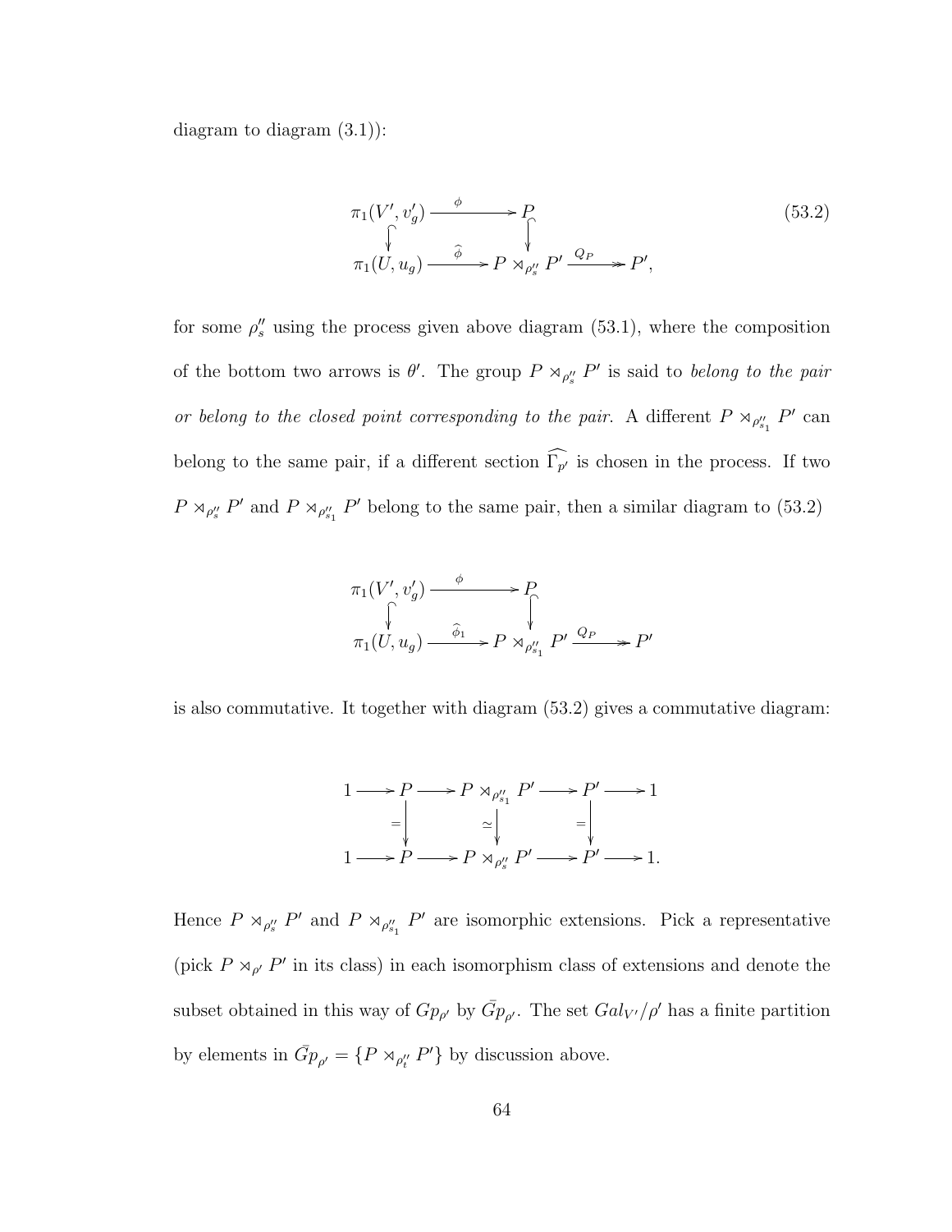diagram to diagram (3.1)):

$$
\begin{array}{ccccc}
\pi_1(V', v'_g) & \xrightarrow{\quad \phi \quad} & P & & \\
\big\downarrow & & \big\downarrow & & \\
\pi_1(U, u_g) & \xrightarrow{\quad \widehat{\phi} \quad} & P \rtimes_{\rho''_s} P' & \xrightarrow{\;Q_P\;} & P',
\end{array}
\tag{53.2}
$$

for some $\rho''_s$ using the process given above diagram (53.1), where the composition of the bottom two arrows is $\theta'$. The group $P \rtimes_{\rho''_s} P'$ is said to *belong to the pair or belong to the closed point corresponding to the pair*. A different $P \rtimes_{\rho''_{s_1}} P'$ can belong to the same pair, if a different section $\widehat{\Gamma_{p'}}$ is chosen in the process. If two $P \rtimes_{\rho''_s} P'$ and $P \rtimes_{\rho''_{s_1}} P'$ belong to the same pair, then a similar diagram to (53.2)

$$
\begin{array}{ccccc}
\pi_1(V', v'_g) & \xrightarrow{\quad \phi \quad} & P & & \\
\big\downarrow & & \big\downarrow & & \\
\pi_1(U, u_g) & \xrightarrow{\quad \widehat{\phi}_1 \quad} & P \rtimes_{\rho''_{s_1}} P' & \xrightarrow{\;Q_P\;} & P'
\end{array}
$$

is also commutative. It together with diagram (53.2) gives a commutative diagram:

$$
\begin{array}{ccccccccc}
1 & \longrightarrow & P & \longrightarrow & P \rtimes_{\rho''_{s_1}} P' & \longrightarrow & P' & \longrightarrow & 1 \\
& & \big\downarrow = & & \big\downarrow \simeq & & \big\downarrow = & & \\
1 & \longrightarrow & P & \longrightarrow & P \rtimes_{\rho''_s} P' & \longrightarrow & P' & \longrightarrow & 1.
\end{array}
$$

Hence $P \rtimes_{\rho''_s} P'$ and $P \rtimes_{\rho''_{s_1}} P'$ are isomorphic extensions. Pick a representative (pick $P \rtimes_{\rho'} P'$ in its class) in each isomorphism class of extensions and denote the subset obtained in this way of $Gp_{\rho'}$ by $\bar{G}p_{\rho'}$. The set $Gal_{V'}/\rho'$ has a finite partition by elements in $\bar{G}p_{\rho'} = \{P \rtimes_{\rho''_t} P'\}$ by discussion above.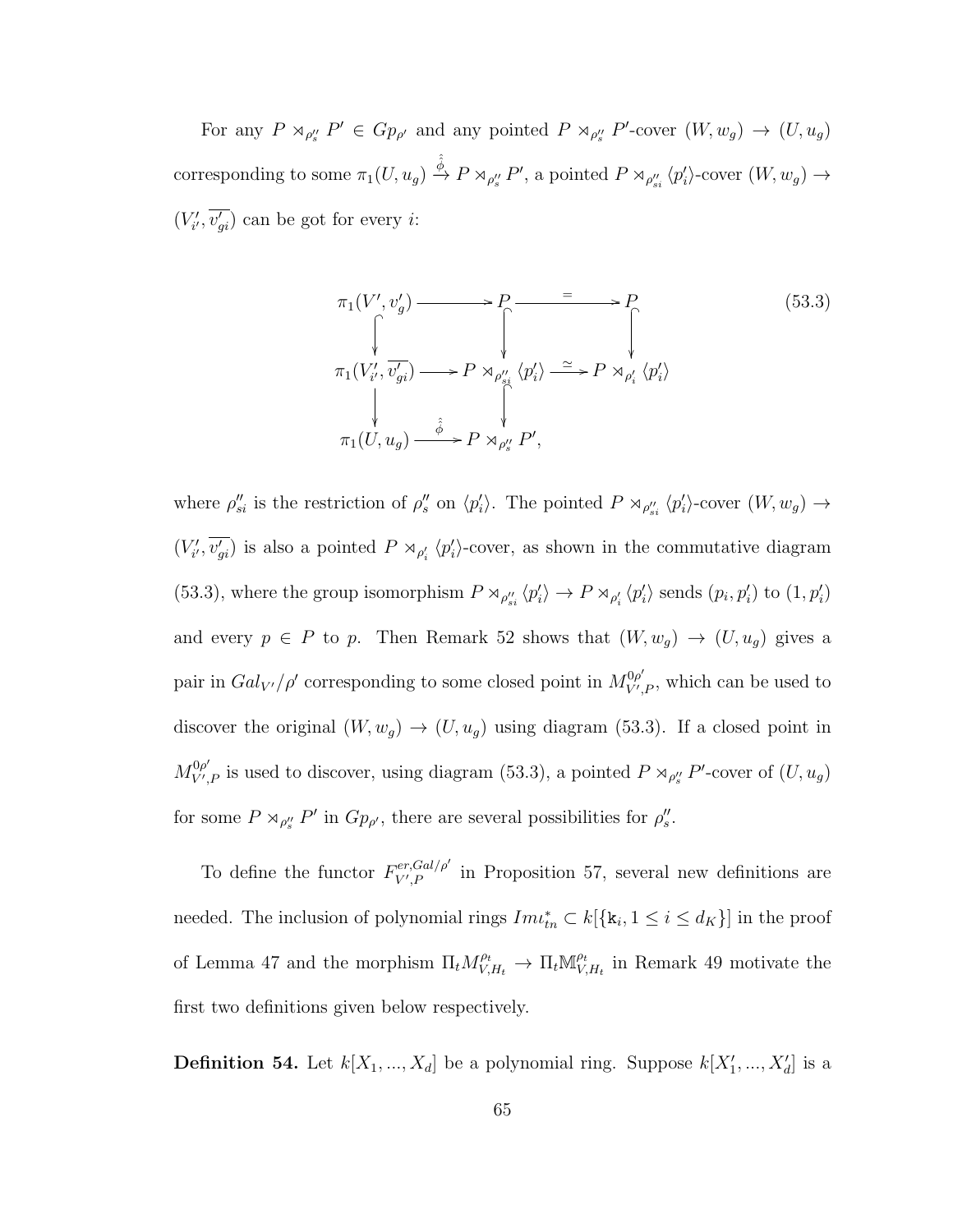For any $P \rtimes_{\rho''_s} P' \in Gp_{\rho'}$ and any pointed $P \rtimes_{\rho''_s} P'$-cover $(W, w_g) \to (U, u_g)$ corresponding to some $\pi_1(U, u_g) \xrightarrow{\hat{\hat{\phi}}} P \rtimes_{\rho''_s} P'$, a pointed $P \rtimes_{\rho''_{si}} \langle p'_i \rangle$-cover $(W, w_g) \to (V'_{i'}, \overline{v'_{gi}})$ can be got for every $i$:

$$
\begin{array}{ccccc}
\pi_1(V', v'_g) & \longrightarrow & P & \xrightarrow{=} & P \\
\big\downarrow & & \big\downarrow & & \big\downarrow \\
\pi_1(V'_{i'}, \overline{v'_{gi}}) & \longrightarrow & P \rtimes_{\rho''_{si}} \langle p'_i \rangle & \xrightarrow{\simeq} & P \rtimes_{\rho'_i} \langle p'_i \rangle \\
\big\downarrow & & \big\downarrow & & \\
\pi_1(U, u_g) & \xrightarrow{\hat{\hat{\phi}}} & P \rtimes_{\rho''_s} P', & &
\end{array}
\tag{53.3}
$$

where $\rho''_{si}$ is the restriction of $\rho''_s$ on $\langle p'_i \rangle$. The pointed $P \rtimes_{\rho''_{si}} \langle p'_i \rangle$-cover $(W, w_g) \to (V'_{i'}, \overline{v'_{gi}})$ is also a pointed $P \rtimes_{\rho'_i} \langle p'_i \rangle$-cover, as shown in the commutative diagram (53.3), where the group isomorphism $P \rtimes_{\rho''_{si}} \langle p'_i \rangle \to P \rtimes_{\rho'_i} \langle p'_i \rangle$ sends $(p_i, p'_i)$ to $(1, p'_i)$ and every $p \in P$ to $p$. Then Remark 52 shows that $(W, w_g) \to (U, u_g)$ gives a pair in $Gal_{V'}/\rho'$ corresponding to some closed point in $M^{0\rho'}_{V',P}$, which can be used to discover the original $(W, w_g) \to (U, u_g)$ using diagram (53.3). If a closed point in $M^{0\rho'}_{V',P}$ is used to discover, using diagram (53.3), a pointed $P \rtimes_{\rho''_s} P'$-cover of $(U, u_g)$ for some $P \rtimes_{\rho''_s} P'$ in $Gp_{\rho'}$, there are several possibilities for $\rho''_s$.

To define the functor $F^{er,Gal/\rho'}_{V',P}$ in Proposition 57, several new definitions are needed. The inclusion of polynomial rings $Im\iota^*_{tn} \subset k[\{\mathtt{k}_i, 1 \le i \le d_K\}]$ in the proof of Lemma 47 and the morphism $\Pi_t M^{\rho_t}_{V,H_t} \to \Pi_t \mathbb{M}^{\rho_t}_{V,H_t}$ in Remark 49 motivate the first two definitions given below respectively.

**Definition 54.** Let $k[X_1, ..., X_d]$ be a polynomial ring. Suppose $k[X'_1, ..., X'_d]$ is a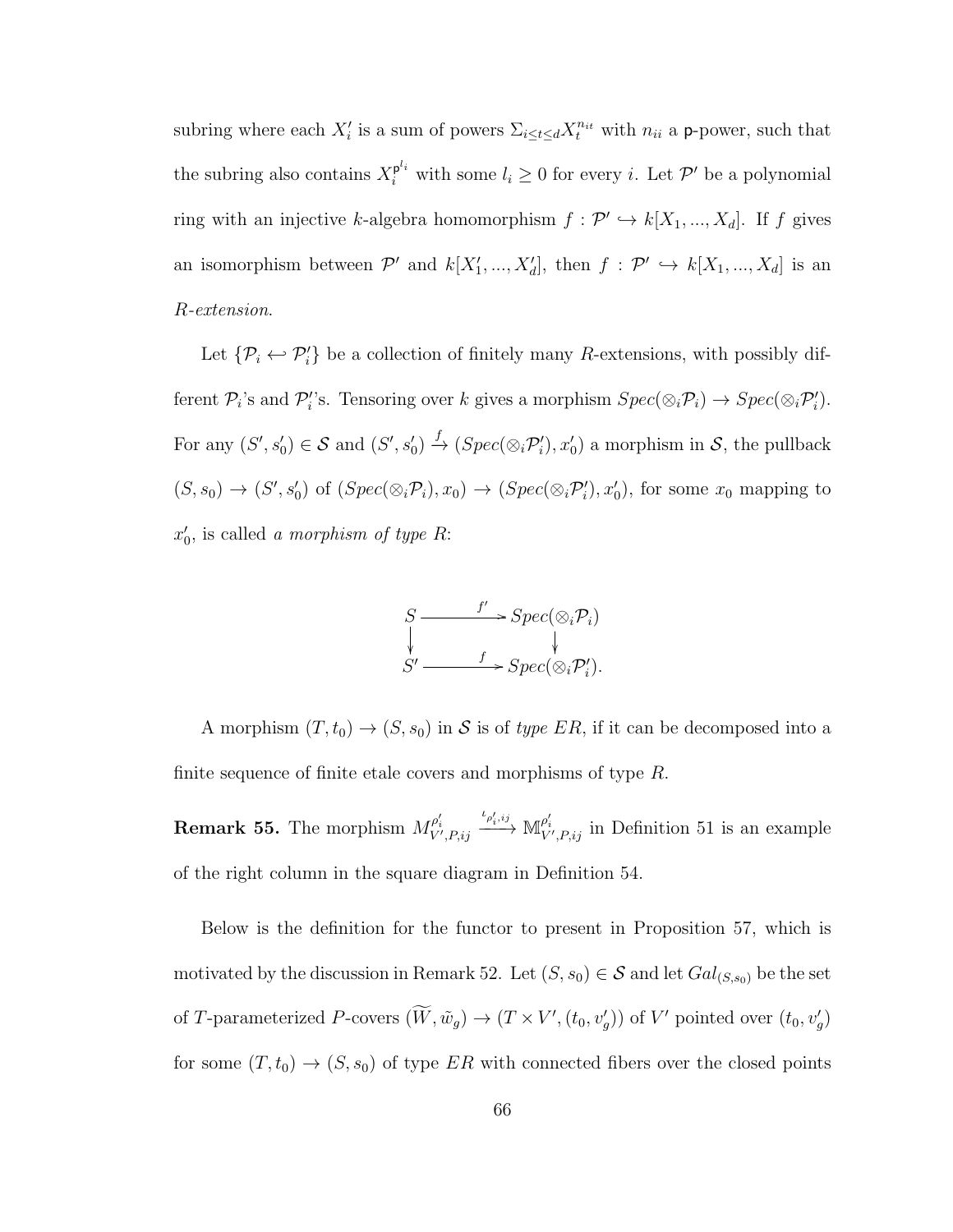subring where each $X_i'$ is a sum of powers $\Sigma_{i \leq t \leq d} X_t^{n_{it}}$ with $n_{ii}$ a $\mathsf{p}$-power, such that the subring also contains $X_i^{\mathsf{p}^{l_i}}$ with some $l_i \geq 0$ for every $i$. Let $\mathcal{P}'$ be a polynomial ring with an injective $k$-algebra homomorphism $f : \mathcal{P}' \hookrightarrow k[X_1, ..., X_d]$. If $f$ gives an isomorphism between $\mathcal{P}'$ and $k[X_1', ..., X_d']$, then $f : \mathcal{P}' \hookrightarrow k[X_1, ..., X_d]$ is an *R-extension*.

Let $\{\mathcal{P}_i \hookleftarrow \mathcal{P}_i'\}$ be a collection of finitely many $R$-extensions, with possibly different $\mathcal{P}_i$'s and $\mathcal{P}_i'$'s. Tensoring over $k$ gives a morphism $Spec(\otimes_i \mathcal{P}_i) \to Spec(\otimes_i \mathcal{P}_i')$. For any $(S', s_0') \in \mathcal{S}$ and $(S', s_0') \xrightarrow{f} (Spec(\otimes_i \mathcal{P}_i'), x_0')$ a morphism in $\mathcal{S}$, the pullback $(S, s_0) \to (S', s_0')$ of $(Spec(\otimes_i \mathcal{P}_i), x_0) \to (Spec(\otimes_i \mathcal{P}_i'), x_0')$, for some $x_0$ mapping to $x_0'$, is called *a morphism of type R*:

$$\begin{array}{ccc} S & \xrightarrow{f'} & Spec(\otimes_i \mathcal{P}_i) \\ \downarrow & & \downarrow \\ S' & \xrightarrow{f} & Spec(\otimes_i \mathcal{P}_i'). \end{array}$$

A morphism $(T, t_0) \to (S, s_0)$ in $\mathcal{S}$ is of *type ER*, if it can be decomposed into a finite sequence of finite etale covers and morphisms of type $R$.

**Remark 55.** The morphism $M^{\rho_i'}_{V',P,ij} \xrightarrow{\iota_{\rho_i',ij}} \mathbb{M}^{\rho_i'}_{V',P,ij}$ in Definition 51 is an example of the right column in the square diagram in Definition 54.

Below is the definition for the functor to present in Proposition 57, which is motivated by the discussion in Remark 52. Let $(S, s_0) \in \mathcal{S}$ and let $Gal_{(S,s_0)}$ be the set of $T$-parameterized $P$-covers $(\widetilde{W}, \tilde{w}_g) \to (T \times V', (t_0, v_g'))$ of $V'$ pointed over $(t_0, v_g')$ for some $(T, t_0) \to (S, s_0)$ of type $ER$ with connected fibers over the closed points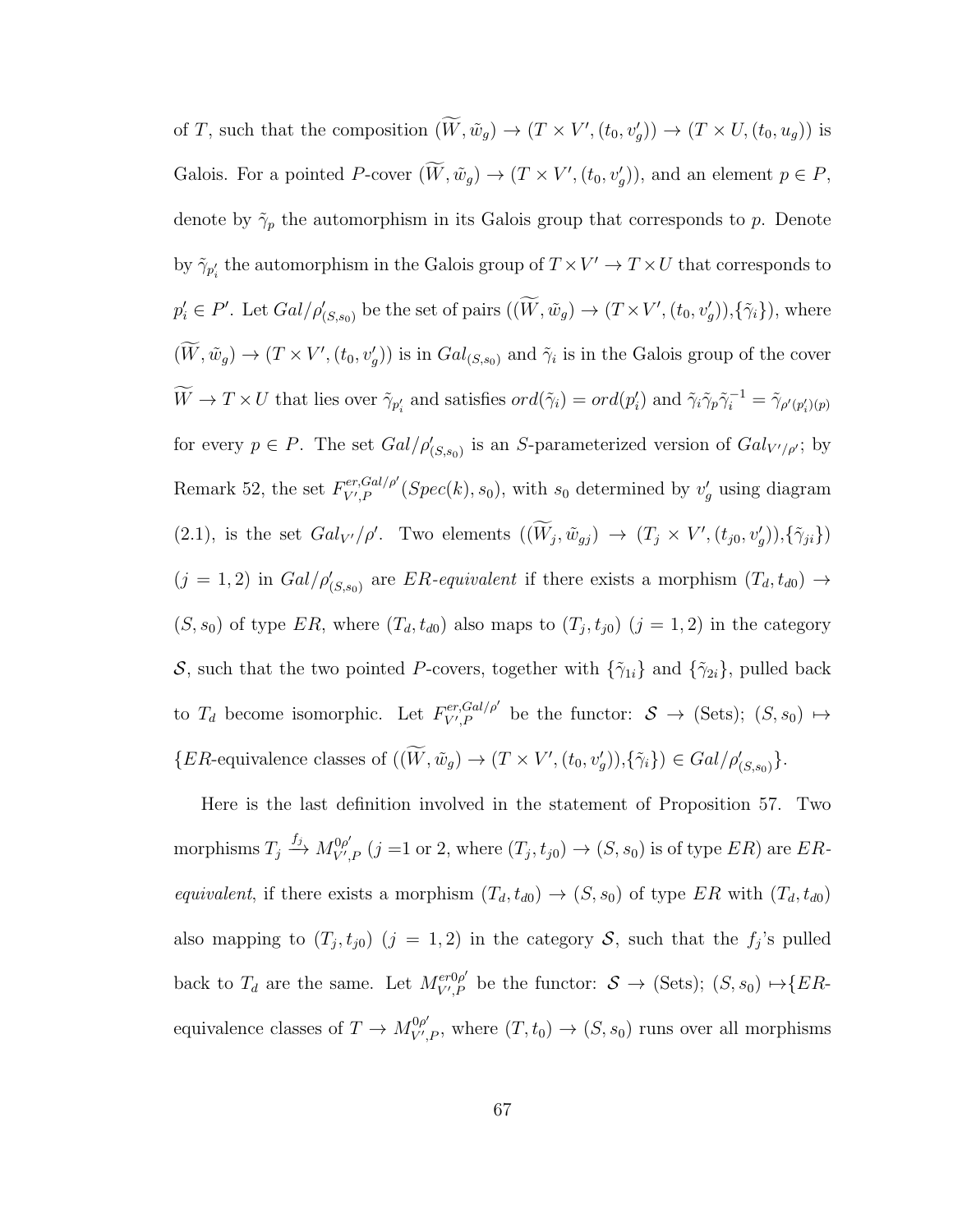of $T$, such that the composition $(\widetilde{W}, \tilde{w}_g) \to (T \times V', (t_0, v'_g)) \to (T \times U, (t_0, u_g))$ is Galois. For a pointed $P$-cover $(\widetilde{W}, \tilde{w}_g) \to (T \times V', (t_0, v'_g))$, and an element $p \in P$, denote by $\tilde{\gamma}_p$ the automorphism in its Galois group that corresponds to $p$. Denote by $\tilde{\gamma}_{p'_i}$ the automorphism in the Galois group of $T \times V' \to T \times U$ that corresponds to $p'_i \in P'$. Let $Gal/\rho'_{(S,s_0)}$ be the set of pairs $((\widetilde{W}, \tilde{w}_g) \to (T \times V', (t_0, v'_g)), \{\tilde{\gamma}_i\})$, where $(\widetilde{W}, \tilde{w}_g) \to (T \times V', (t_0, v'_g))$ is in $Gal_{(S,s_0)}$ and $\tilde{\gamma}_i$ is in the Galois group of the cover $\widetilde{W} \to T \times U$ that lies over $\tilde{\gamma}_{p'_i}$ and satisfies $ord(\tilde{\gamma}_i) = ord(p'_i)$ and $\tilde{\gamma}_i \tilde{\gamma}_p \tilde{\gamma}_i^{-1} = \tilde{\gamma}_{\rho'(p'_i)(p)}$ for every $p \in P$. The set $Gal/\rho'_{(S,s_0)}$ is an $S$-parameterized version of $Gal_{V'/\rho'}$; by Remark 52, the set $F^{er,Gal/\rho'}_{V',P}(Spec(k), s_0)$, with $s_0$ determined by $v'_g$ using diagram (2.1), is the set $Gal_{V'}/\rho'$. Two elements $((\widetilde{W}_j, \tilde{w}_{gj}) \to (T_j \times V', (t_{j0}, v'_g)), \{\tilde{\gamma}_{ji}\})$ $(j = 1, 2)$ in $Gal/\rho'_{(S,s_0)}$ are *ER-equivalent* if there exists a morphism $(T_d, t_{d0}) \to (S, s_0)$ of type $ER$, where $(T_d, t_{d0})$ also maps to $(T_j, t_{j0})$ $(j = 1, 2)$ in the category $\mathcal{S}$, such that the two pointed $P$-covers, together with $\{\tilde{\gamma}_{1i}\}$ and $\{\tilde{\gamma}_{2i}\}$, pulled back to $T_d$ become isomorphic. Let $F^{er,Gal/\rho'}_{V',P}$ be the functor: $\mathcal{S} \to$ (Sets); $(S, s_0) \mapsto$ $\{ER$-equivalence classes of $((\widetilde{W}, \tilde{w}_g) \to (T \times V', (t_0, v'_g)), \{\tilde{\gamma}_i\}) \in Gal/\rho'_{(S,s_0)}\}$.

Here is the last definition involved in the statement of Proposition 57. Two morphisms $T_j \xrightarrow{f_j} M^{0\rho'}_{V',P}$ ($j$ =1 or 2, where $(T_j, t_{j0}) \to (S, s_0)$ is of type $ER$) are *ER-equivalent*, if there exists a morphism $(T_d, t_{d0}) \to (S, s_0)$ of type $ER$ with $(T_d, t_{d0})$ also mapping to $(T_j, t_{j0})$ $(j = 1, 2)$ in the category $\mathcal{S}$, such that the $f_j$'s pulled back to $T_d$ are the same. Let $M^{er0\rho'}_{V',P}$ be the functor: $\mathcal{S} \to$ (Sets); $(S, s_0) \mapsto \{ER$-equivalence classes of $T \to M^{0\rho'}_{V',P}$, where $(T, t_0) \to (S, s_0)$ runs over all morphisms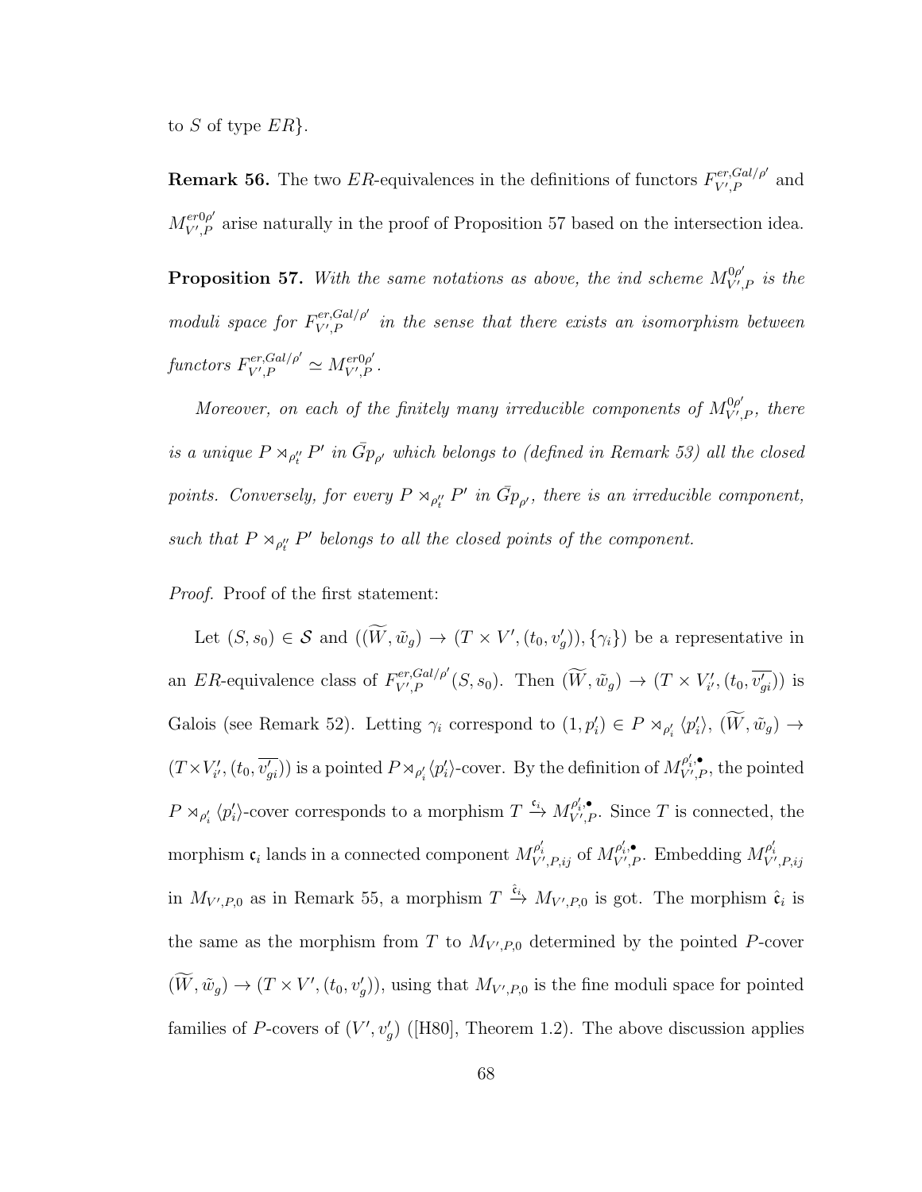to $S$ of type $ER$}.

**Remark 56.** The two $ER$-equivalences in the definitions of functors $F^{er,Gal/\rho'}_{V',P}$ and $M^{er0\rho'}_{V',P}$ arise naturally in the proof of Proposition 57 based on the intersection idea.

**Proposition 57.** *With the same notations as above, the ind scheme $M^{0\rho'}_{V',P}$ is the moduli space for $F^{er,Gal/\rho'}_{V',P}$ in the sense that there exists an isomorphism between functors $F^{er,Gal/\rho'}_{V',P} \simeq M^{er0\rho'}_{V',P}$.*

*Moreover, on each of the finitely many irreducible components of $M^{0\rho'}_{V',P}$, there is a unique $P \rtimes_{\rho''_t} P'$ in $\bar{G}p_{\rho'}$ which belongs to (defined in Remark 53) all the closed points. Conversely, for every $P \rtimes_{\rho''_t} P'$ in $\bar{G}p_{\rho'}$, there is an irreducible component, such that $P \rtimes_{\rho''_t} P'$ belongs to all the closed points of the component.*

*Proof.* Proof of the first statement:

Let $(S, s_0) \in \mathcal{S}$ and $((\widetilde{W}, \tilde{w}_g) \to (T \times V', (t_0, v'_g)), \{\gamma_i\})$ be a representative in an $ER$-equivalence class of $F^{er,Gal/\rho'}_{V',P}(S, s_0)$. Then $(\widetilde{W}, \tilde{w}_g) \to (T \times V'_{i'}, (t_0, \overline{v'_{gi}}))$ is Galois (see Remark 52). Letting $\gamma_i$ correspond to $(1, p'_i) \in P \rtimes_{\rho'_i} \langle p'_i \rangle$, $(\widetilde{W}, \tilde{w}_g) \to (T \times V'_{i'}, (t_0, \overline{v'_{gi}}))$ is a pointed $P \rtimes_{\rho'_i} \langle p'_i \rangle$-cover. By the definition of $M^{\rho'_i,\bullet}_{V',P}$, the pointed $P \rtimes_{\rho'_i} \langle p'_i \rangle$-cover corresponds to a morphism $T \xrightarrow{\mathfrak{c}_i} M^{\rho'_i,\bullet}_{V',P}$. Since $T$ is connected, the morphism $\mathfrak{c}_i$ lands in a connected component $M^{\rho'_i}_{V',P,ij}$ of $M^{\rho'_i,\bullet}_{V',P}$. Embedding $M^{\rho'_i}_{V',P,ij}$ in $M_{V',P,0}$ as in Remark 55, a morphism $T \xrightarrow{\hat{\mathfrak{c}}_i} M_{V',P,0}$ is got. The morphism $\hat{\mathfrak{c}}_i$ is the same as the morphism from $T$ to $M_{V',P,0}$ determined by the pointed $P$-cover $(\widetilde{W}, \tilde{w}_g) \to (T \times V', (t_0, v'_g))$, using that $M_{V',P,0}$ is the fine moduli space for pointed families of $P$-covers of $(V', v'_g)$ ([H80], Theorem 1.2). The above discussion applies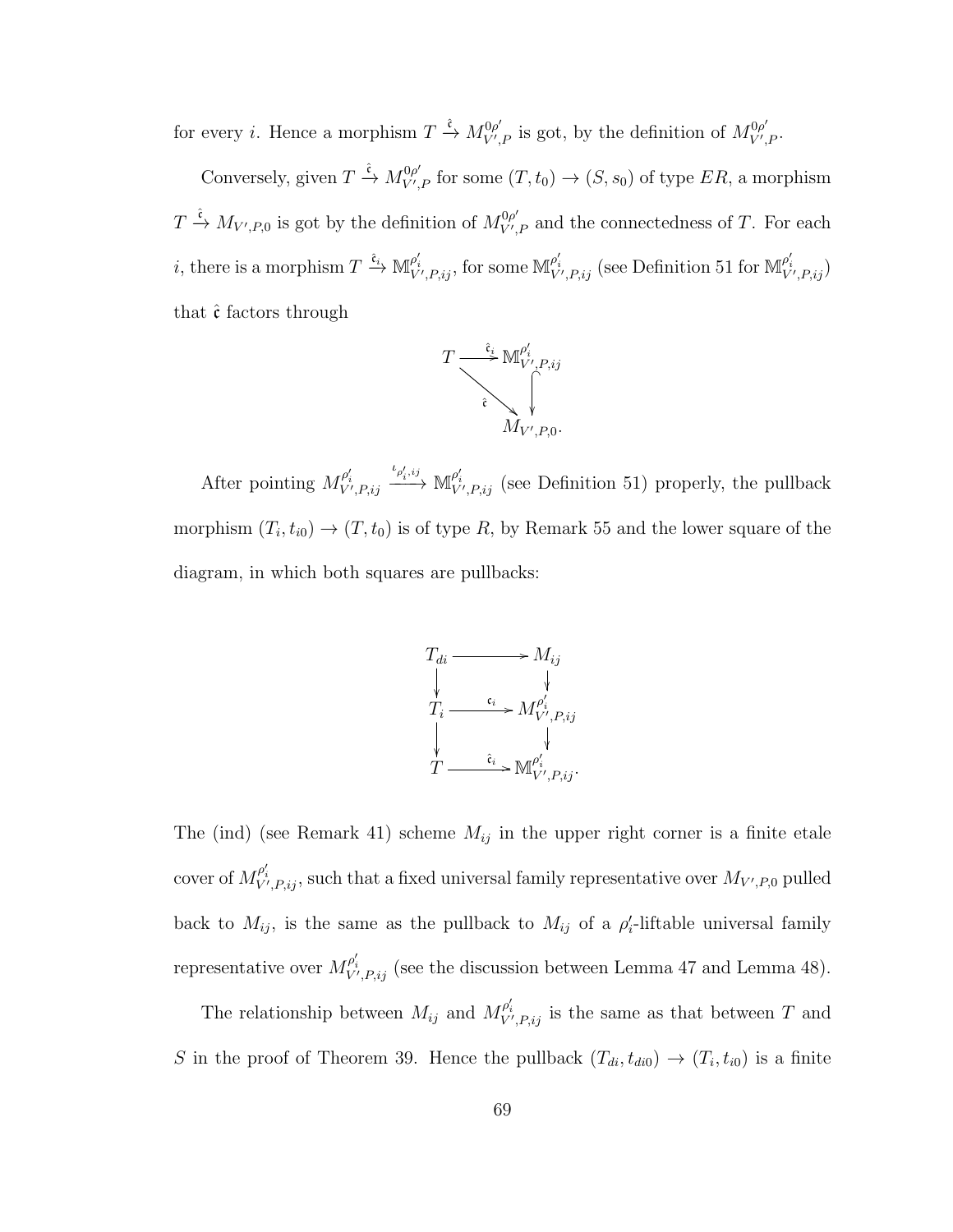for every $i$. Hence a morphism $T \xrightarrow{\hat{\mathfrak{c}}} M^{0\rho'}_{V',P}$ is got, by the definition of $M^{0\rho'}_{V',P}$.

Conversely, given $T \xrightarrow{\hat{\mathfrak{c}}} M^{0\rho'}_{V',P}$ for some $(T, t_0) \to (S, s_0)$ of type $ER$, a morphism $T \xrightarrow{\hat{\mathfrak{c}}} M_{V',P,0}$ is got by the definition of $M^{0\rho'}_{V',P}$ and the connectedness of $T$. For each $i$, there is a morphism $T \xrightarrow{\hat{\mathfrak{c}}_i} \mathbb{M}^{\rho'_i}_{V',P,ij}$, for some $\mathbb{M}^{\rho'_i}_{V',P,ij}$ (see Definition 51 for $\mathbb{M}^{\rho'_i}_{V',P,ij}$) that $\hat{\mathfrak{c}}$ factors through

$$\begin{array}{ccc} T & \xrightarrow{\hat{\mathfrak{c}}_i} & \mathbb{M}^{\rho'_i}_{V',P,ij} \\ & \searrow^{\hat{\mathfrak{c}}} & \downarrow \\ & & M_{V',P,0}. \end{array}$$

After pointing $M^{\rho'_i}_{V',P,ij} \xrightarrow{\iota_{\rho'_i,ij}} \mathbb{M}^{\rho'_i}_{V',P,ij}$ (see Definition 51) properly, the pullback morphism $(T_i, t_{i0}) \to (T, t_0)$ is of type $R$, by Remark 55 and the lower square of the diagram, in which both squares are pullbacks:

$$\begin{array}{ccc} T_{di} & \longrightarrow & M_{ij} \\ \downarrow & & \downarrow \\ T_i & \xrightarrow{\mathfrak{c}_i} & M^{\rho'_i}_{V',P,ij} \\ \downarrow & & \downarrow \\ T & \xrightarrow{\hat{\mathfrak{c}}_i} & \mathbb{M}^{\rho'_i}_{V',P,ij}. \end{array}$$

The (ind) (see Remark 41) scheme $M_{ij}$ in the upper right corner is a finite etale cover of $M^{\rho'_i}_{V',P,ij}$, such that a fixed universal family representative over $M_{V',P,0}$ pulled back to $M_{ij}$, is the same as the pullback to $M_{ij}$ of a $\rho'_i$-liftable universal family representative over $M^{\rho'_i}_{V',P,ij}$ (see the discussion between Lemma 47 and Lemma 48).

The relationship between $M_{ij}$ and $M^{\rho'_i}_{V',P,ij}$ is the same as that between $T$ and $S$ in the proof of Theorem 39. Hence the pullback $(T_{di}, t_{di0}) \to (T_i, t_{i0})$ is a finite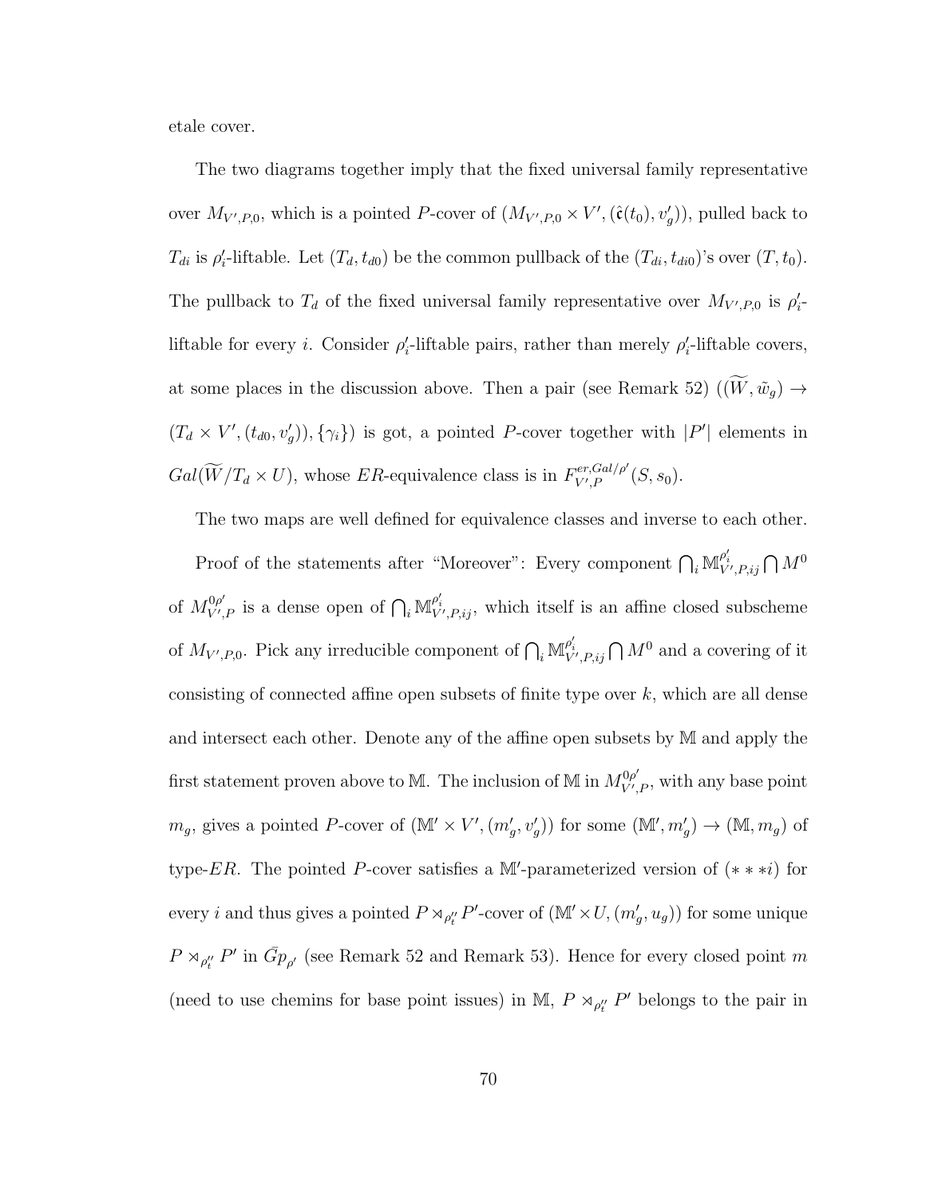etale cover.

The two diagrams together imply that the fixed universal family representative over $M_{V',P,0}$, which is a pointed $P$-cover of $(M_{V',P,0} \times V', (\hat{\mathfrak{c}}(t_0), v'_g))$, pulled back to $T_{di}$ is $\rho'_i$-liftable. Let $(T_d, t_{d0})$ be the common pullback of the $(T_{di}, t_{di0})$'s over $(T, t_0)$. The pullback to $T_d$ of the fixed universal family representative over $M_{V',P,0}$ is $\rho'_i$-liftable for every $i$. Consider $\rho'_i$-liftable pairs, rather than merely $\rho'_i$-liftable covers, at some places in the discussion above. Then a pair (see Remark 52) $((\widetilde{W}, \tilde{w}_g) \to (T_d \times V', (t_{d0}, v'_g)), \{\gamma_i\})$ is got, a pointed $P$-cover together with $|P'|$ elements in $Gal(\widetilde{W}/T_d \times U)$, whose $ER$-equivalence class is in $F^{er,Gal/\rho'}_{V',P}(S, s_0)$.

The two maps are well defined for equivalence classes and inverse to each other.

Proof of the statements after "Moreover": Every component $\bigcap_i \mathbb{M}^{\rho'_i}_{V',P,ij} \bigcap M^0$ of $M^{0\rho'}_{V',P}$ is a dense open of $\bigcap_i \mathbb{M}^{\rho'_i}_{V',P,ij}$, which itself is an affine closed subscheme of $M_{V',P,0}$. Pick any irreducible component of $\bigcap_i \mathbb{M}^{\rho'_i}_{V',P,ij} \bigcap M^0$ and a covering of it consisting of connected affine open subsets of finite type over $k$, which are all dense and intersect each other. Denote any of the affine open subsets by $\mathbb{M}$ and apply the first statement proven above to $\mathbb{M}$. The inclusion of $\mathbb{M}$ in $M^{0\rho'}_{V',P}$, with any base point $m_g$, gives a pointed $P$-cover of $(\mathbb{M}' \times V', (m'_g, v'_g))$ for some $(\mathbb{M}', m'_g) \to (\mathbb{M}, m_g)$ of type-$ER$. The pointed $P$-cover satisfies a $\mathbb{M}'$-parameterized version of $(***i)$ for every $i$ and thus gives a pointed $P \rtimes_{\rho'_t} P'$-cover of $(\mathbb{M}' \times U, (m'_g, u_g))$ for some unique $P \rtimes_{\rho''_t} P'$ in $\bar{G}p_{\rho'}$ (see Remark 52 and Remark 53). Hence for every closed point $m$ (need to use chemins for base point issues) in $\mathbb{M}$, $P \rtimes_{\rho''_t} P'$ belongs to the pair in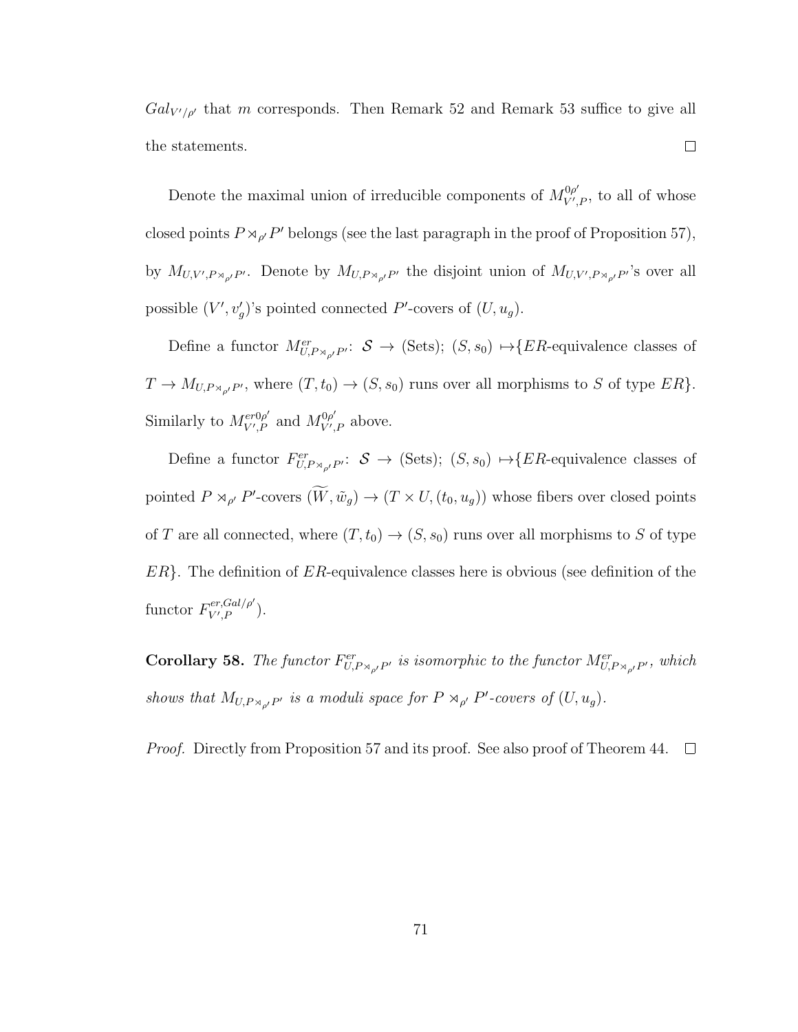$Gal_{V'/\rho'}$ that $m$ corresponds. Then Remark 52 and Remark 53 suffice to give all the statements. ☐

Denote the maximal union of irreducible components of $M^{0\rho'}_{V',P}$, to all of whose closed points $P \rtimes_{\rho'} P'$ belongs (see the last paragraph in the proof of Proposition 57), by $M_{U,V',P\rtimes_{\rho'}P'}$. Denote by $M_{U,P\rtimes_{\rho'}P'}$ the disjoint union of $M_{U,V',P\rtimes_{\rho'}P'}$'s over all possible $(V', v'_g)$'s pointed connected $P'$-covers of $(U, u_g)$.

Define a functor $M^{er}_{U,P\rtimes_{\rho'}P'}$: $\mathcal{S} \to$ (Sets); $(S, s_0) \mapsto \{ER$-equivalence classes of $T \to M_{U,P\rtimes_{\rho'}P'}$, where $(T, t_0) \to (S, s_0)$ runs over all morphisms to $S$ of type $ER\}$. Similarly to $M^{er0\rho'}_{V',P}$ and $M^{0\rho'}_{V',P}$ above.

Define a functor $F^{er}_{U,P\rtimes_{\rho'}P'}$: $\mathcal{S} \to$ (Sets); $(S, s_0) \mapsto \{ER$-equivalence classes of pointed $P \rtimes_{\rho'} P'$-covers $(\widetilde{W}, \tilde{w}_g) \to (T \times U, (t_0, u_g))$ whose fibers over closed points of $T$ are all connected, where $(T, t_0) \to (S, s_0)$ runs over all morphisms to $S$ of type $ER\}$. The definition of $ER$-equivalence classes here is obvious (see definition of the functor $F^{er,Gal/\rho'}_{V',P}$).

**Corollary 58.** *The functor $F^{er}_{U,P\rtimes_{\rho'}P'}$ is isomorphic to the functor $M^{er}_{U,P\rtimes_{\rho'}P'}$, which shows that $M_{U,P\rtimes_{\rho'}P'}$ is a moduli space for $P \rtimes_{\rho'} P'$-covers of $(U, u_g)$.*

*Proof.* Directly from Proposition 57 and its proof. See also proof of Theorem 44. ☐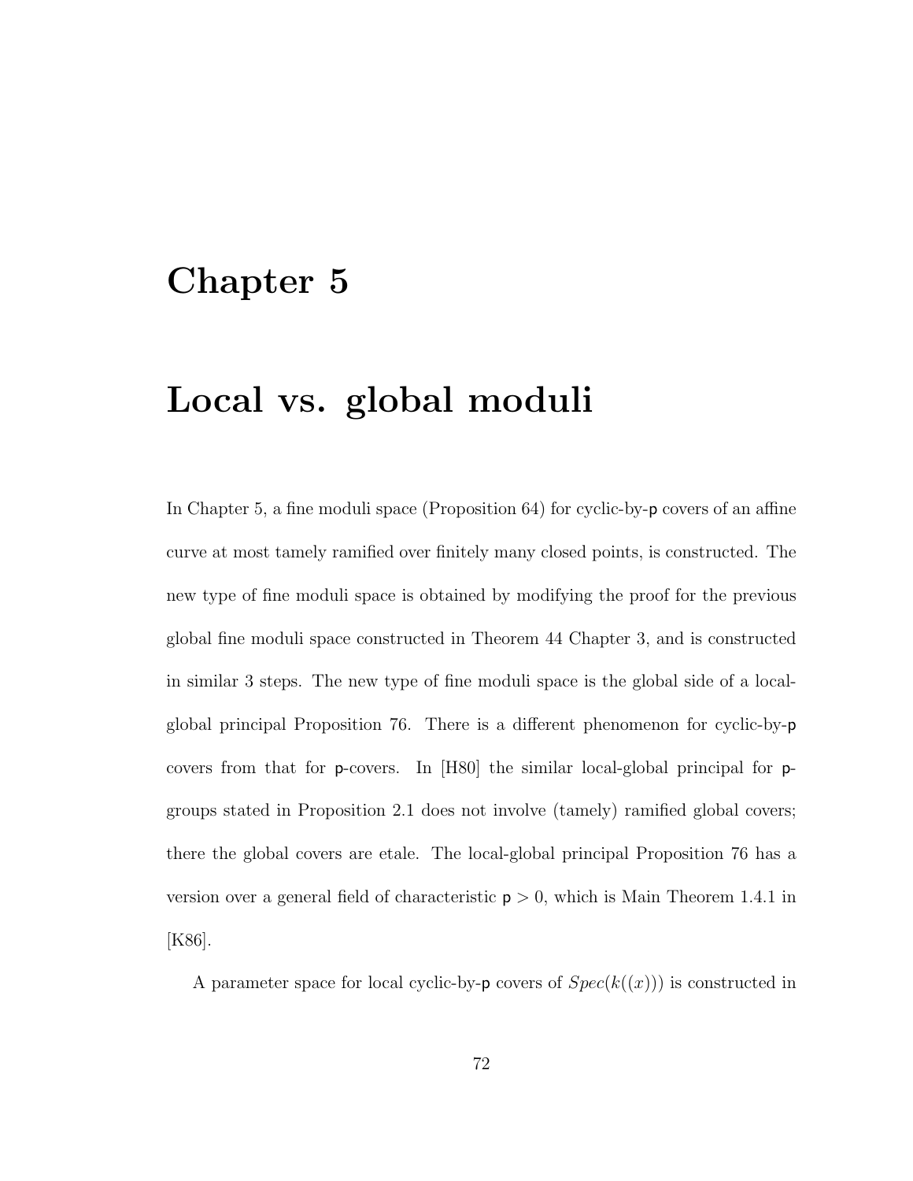# Chapter 5

# Local vs. global moduli

In Chapter 5, a fine moduli space (Proposition 64) for cyclic-by-$p$ covers of an affine curve at most tamely ramified over finitely many closed points, is constructed. The new type of fine moduli space is obtained by modifying the proof for the previous global fine moduli space constructed in Theorem 44 Chapter 3, and is constructed in similar 3 steps. The new type of fine moduli space is the global side of a local-global principal Proposition 76. There is a different phenomenon for cyclic-by-$p$ covers from that for $p$-covers. In [H80] the similar local-global principal for $p$-groups stated in Proposition 2.1 does not involve (tamely) ramified global covers; there the global covers are etale. The local-global principal Proposition 76 has a version over a general field of characteristic $p > 0$, which is Main Theorem 1.4.1 in [K86].

A parameter space for local cyclic-by-$p$ covers of $Spec(k((x)))$ is constructed in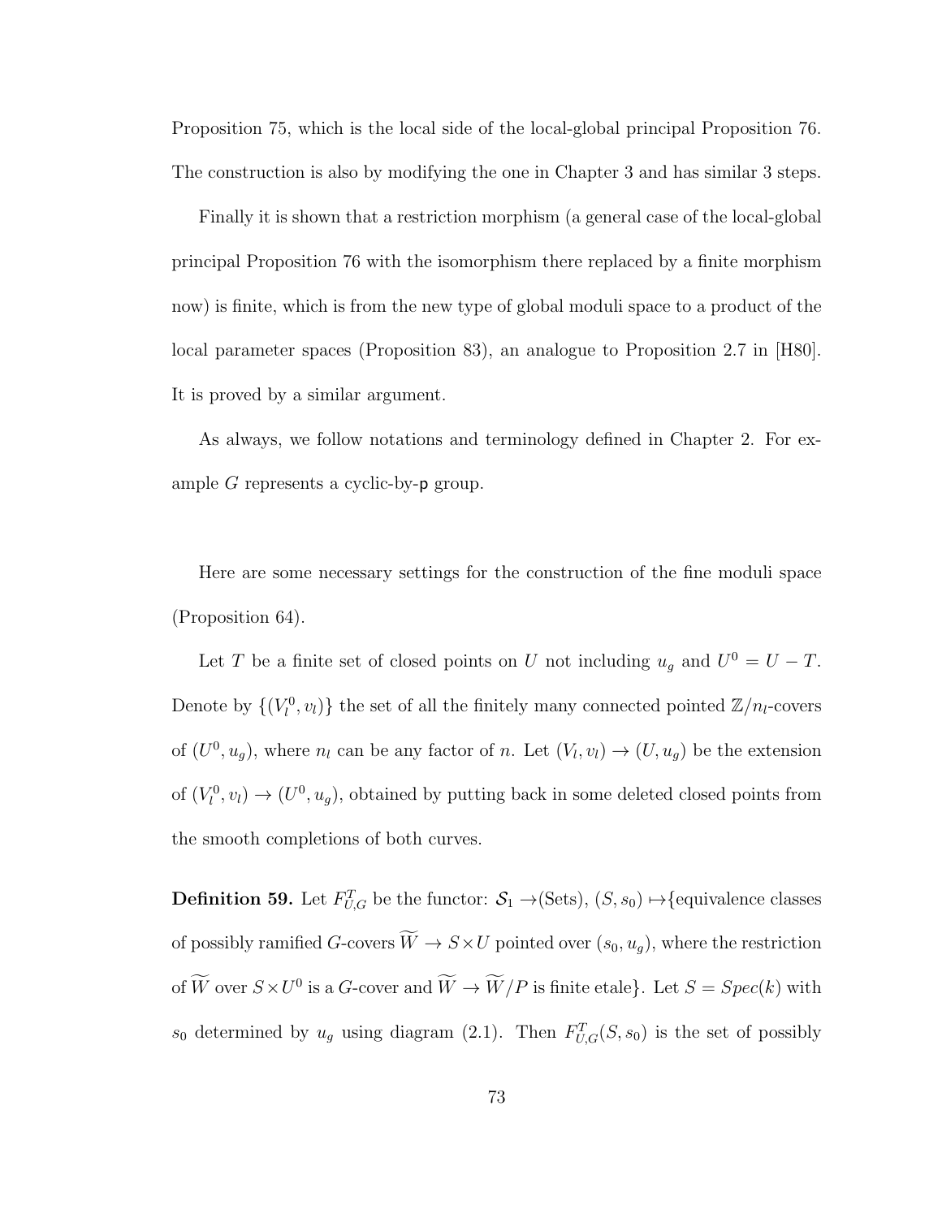Proposition 75, which is the local side of the local-global principal Proposition 76. The construction is also by modifying the one in Chapter 3 and has similar 3 steps.

Finally it is shown that a restriction morphism (a general case of the local-global principal Proposition 76 with the isomorphism there replaced by a finite morphism now) is finite, which is from the new type of global moduli space to a product of the local parameter spaces (Proposition 83), an analogue to Proposition 2.7 in [H80]. It is proved by a similar argument.

As always, we follow notations and terminology defined in Chapter 2. For example $G$ represents a cyclic-by-$\mathsf{p}$ group.

Here are some necessary settings for the construction of the fine moduli space (Proposition 64).

Let $T$ be a finite set of closed points on $U$ not including $u_g$ and $U^0 = U - T$. Denote by $\{(V_l^0, v_l)\}$ the set of all the finitely many connected pointed $\mathbb{Z}/n_l$-covers of $(U^0, u_g)$, where $n_l$ can be any factor of $n$. Let $(V_l, v_l) \to (U, u_g)$ be the extension of $(V_l^0, v_l) \to (U^0, u_g)$, obtained by putting back in some deleted closed points from the smooth completions of both curves.

**Definition 59.** Let $F_{U,G}^T$ be the functor: $\mathcal{S}_1 \to$(Sets), $(S, s_0) \mapsto$\{equivalence classes of possibly ramified $G$-covers $\widetilde{W} \to S \times U$ pointed over $(s_0, u_g)$, where the restriction of $\widetilde{W}$ over $S \times U^0$ is a $G$-cover and $\widetilde{W} \to \widetilde{W}/P$ is finite etale\}. Let $S = Spec(k)$ with $s_0$ determined by $u_g$ using diagram (2.1). Then $F_{U,G}^T(S, s_0)$ is the set of possibly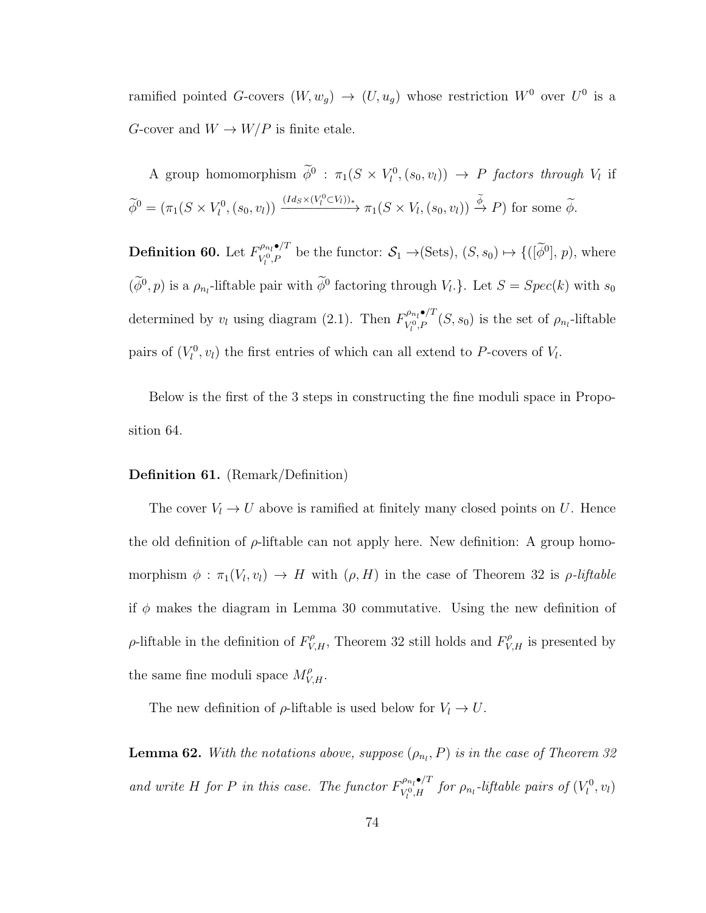ramified pointed $G$-covers $(W, w_g) \to (U, u_g)$ whose restriction $W^0$ over $U^0$ is a $G$-cover and $W \to W/P$ is finite etale.

A group homomorphism $\widetilde{\phi}^0 : \pi_1(S \times V_l^0, (s_0, v_l)) \to P$ *factors through* $V_l$ if $\widetilde{\phi}^0 = (\pi_1(S \times V_l^0, (s_0, v_l)) \xrightarrow{(Id_S \times (V_l^0 \subset V_l))_*} \pi_1(S \times V_l, (s_0, v_l)) \xrightarrow{\widetilde{\phi}} P)$ for some $\widetilde{\phi}$.

**Definition 60.** Let $F^{\rho_{n_l}\bullet/T}_{V_l^0, P}$ be the functor: $\mathcal{S}_1 \to$(Sets), $(S, s_0) \mapsto \{([\widetilde{\phi}^0], p)$, where $(\widetilde{\phi}^0, p)$ is a $\rho_{n_l}$-liftable pair with $\widetilde{\phi}^0$ factoring through $V_l$.$\}$. Let $S = Spec(k)$ with $s_0$ determined by $v_l$ using diagram (2.1). Then $F^{\rho_{n_l}\bullet/T}_{V_l^0, P}(S, s_0)$ is the set of $\rho_{n_l}$-liftable pairs of $(V_l^0, v_l)$ the first entries of which can all extend to $P$-covers of $V_l$.

Below is the first of the 3 steps in constructing the fine moduli space in Proposition 64.

**Definition 61.** (Remark/Definition)

The cover $V_l \to U$ above is ramified at finitely many closed points on $U$. Hence the old definition of $\rho$-liftable can not apply here. New definition: A group homomorphism $\phi : \pi_1(V_l, v_l) \to H$ with $(\rho, H)$ in the case of Theorem 32 is *$\rho$-liftable* if $\phi$ makes the diagram in Lemma 30 commutative. Using the new definition of $\rho$-liftable in the definition of $F^{\rho}_{V,H}$, Theorem 32 still holds and $F^{\rho}_{V,H}$ is presented by the same fine moduli space $M^{\rho}_{V,H}$.

The new definition of $\rho$-liftable is used below for $V_l \to U$.

**Lemma 62.** *With the notations above, suppose $(\rho_{n_l}, P)$ is in the case of Theorem 32 and write $H$ for $P$ in this case. The functor $F^{\rho_{n_l}\bullet/T}_{V_l^0, H}$ for $\rho_{n_l}$-liftable pairs of $(V_l^0, v_l)$*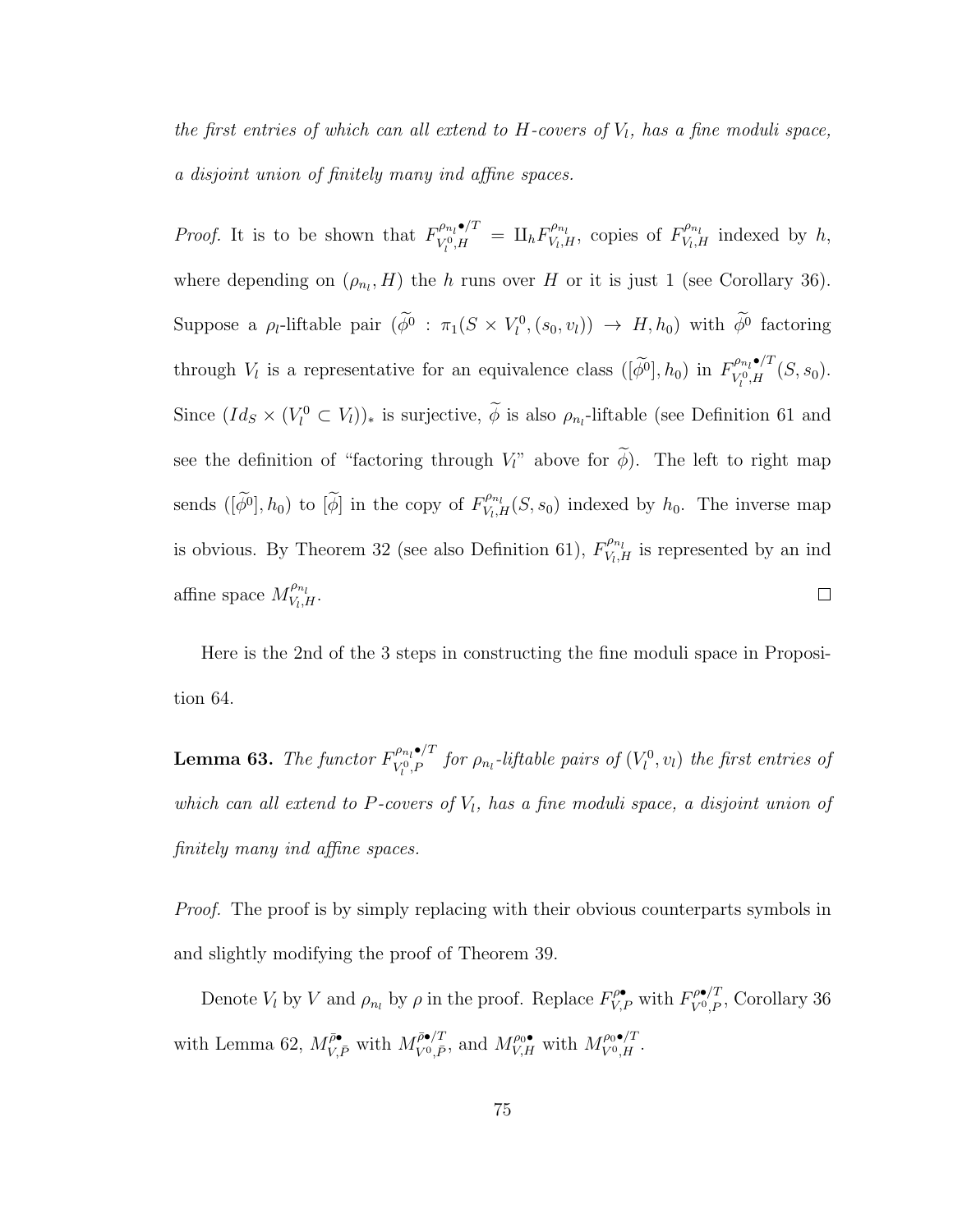*the first entries of which can all extend to $H$-covers of $V_l$, has a fine moduli space, a disjoint union of finitely many ind affine spaces.*

*Proof.* It is to be shown that $F^{\rho_{n_l}\bullet/T}_{V_l^0,H} = \amalg_h F^{\rho_{n_l}}_{V_l,H}$, copies of $F^{\rho_{n_l}}_{V_l,H}$ indexed by $h$, where depending on $(\rho_{n_l}, H)$ the $h$ runs over $H$ or it is just 1 (see Corollary 36). Suppose a $\rho_l$-liftable pair $(\widetilde{\phi}^0 : \pi_1(S \times V_l^0, (s_0, v_l)) \to H, h_0)$ with $\widetilde{\phi}^0$ factoring through $V_l$ is a representative for an equivalence class $([\widetilde{\phi}^0], h_0)$ in $F^{\rho_{n_l}\bullet/T}_{V_l^0,H}(S, s_0)$. Since $(Id_S \times (V_l^0 \subset V_l))_*$ is surjective, $\widetilde{\phi}$ is also $\rho_{n_l}$-liftable (see Definition 61 and see the definition of "factoring through $V_l$" above for $\widetilde{\phi}$). The left to right map sends $([\widetilde{\phi}^0], h_0)$ to $[\widetilde{\phi}]$ in the copy of $F^{\rho_{n_l}}_{V_l,H}(S, s_0)$ indexed by $h_0$. The inverse map is obvious. By Theorem 32 (see also Definition 61), $F^{\rho_{n_l}}_{V_l,H}$ is represented by an ind affine space $M^{\rho_{n_l}}_{V_l,H}$. $\square$

Here is the 2nd of the 3 steps in constructing the fine moduli space in Proposition 64.

**Lemma 63.** *The functor $F^{\rho_{n_l}\bullet/T}_{V_l^0,P}$ for $\rho_{n_l}$-liftable pairs of $(V_l^0, v_l)$ the first entries of which can all extend to $P$-covers of $V_l$, has a fine moduli space, a disjoint union of finitely many ind affine spaces.*

*Proof.* The proof is by simply replacing with their obvious counterparts symbols in and slightly modifying the proof of Theorem 39.

Denote $V_l$ by $V$ and $\rho_{n_l}$ by $\rho$ in the proof. Replace $F^{\rho\bullet}_{V,P}$ with $F^{\rho\bullet/T}_{V^0,P}$, Corollary 36 with Lemma 62, $M^{\bar{\rho}\bullet}_{V,\bar{P}}$ with $M^{\bar{\rho}\bullet/T}_{V^0,\bar{P}}$, and $M^{\rho_0\bullet}_{V,H}$ with $M^{\rho_0\bullet/T}_{V^0,H}$.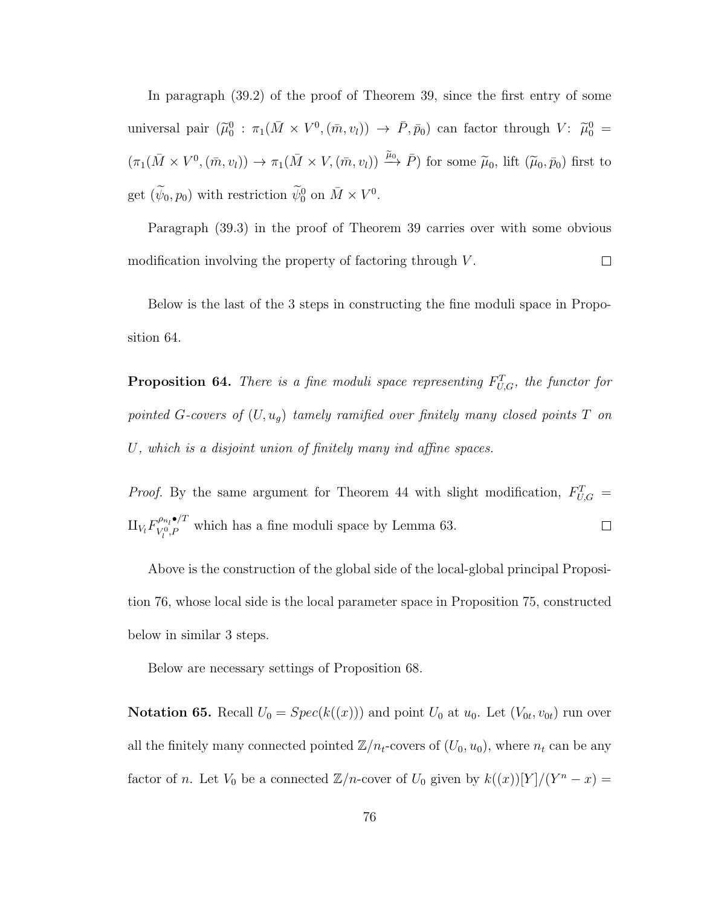In paragraph (39.2) of the proof of Theorem 39, since the first entry of some universal pair $(\widetilde{\mu}_0^0 : \pi_1(\bar{M} \times V^0, (\bar{m}, v_l)) \to \bar{P}, \bar{p}_0)$ can factor through $V$: $\widetilde{\mu}_0^0 = (\pi_1(\bar{M} \times V^0, (\bar{m}, v_l)) \to \pi_1(\bar{M} \times V, (\bar{m}, v_l)) \xrightarrow{\widetilde{\mu}_0} \bar{P})$ for some $\widetilde{\mu}_0$, lift $(\widetilde{\mu}_0, \bar{p}_0)$ first to get $(\widetilde{\psi}_0, p_0)$ with restriction $\widetilde{\psi}_0^0$ on $\bar{M} \times V^0$.

Paragraph (39.3) in the proof of Theorem 39 carries over with some obvious modification involving the property of factoring through $V$. $\square$

Below is the last of the 3 steps in constructing the fine moduli space in Proposition 64.

**Proposition 64.** *There is a fine moduli space representing $F_{U,G}^T$, the functor for pointed $G$-covers of $(U, u_g)$ tamely ramified over finitely many closed points $T$ on $U$, which is a disjoint union of finitely many ind affine spaces.*

*Proof.* By the same argument for Theorem 44 with slight modification, $F_{U,G}^T = \amalg_{V_l} F_{V_l^0, P}^{\rho_{n_l} \bullet / T}$ which has a fine moduli space by Lemma 63. $\square$

Above is the construction of the global side of the local-global principal Proposition 76, whose local side is the local parameter space in Proposition 75, constructed below in similar 3 steps.

Below are necessary settings of Proposition 68.

**Notation 65.** Recall $U_0 = Spec(k((x)))$ and point $U_0$ at $u_0$. Let $(V_{0t}, v_{0t})$ run over all the finitely many connected pointed $\mathbb{Z}/n_t$-covers of $(U_0, u_0)$, where $n_t$ can be any factor of $n$. Let $V_0$ be a connected $\mathbb{Z}/n$-cover of $U_0$ given by $k((x))[Y]/(Y^n - x) =$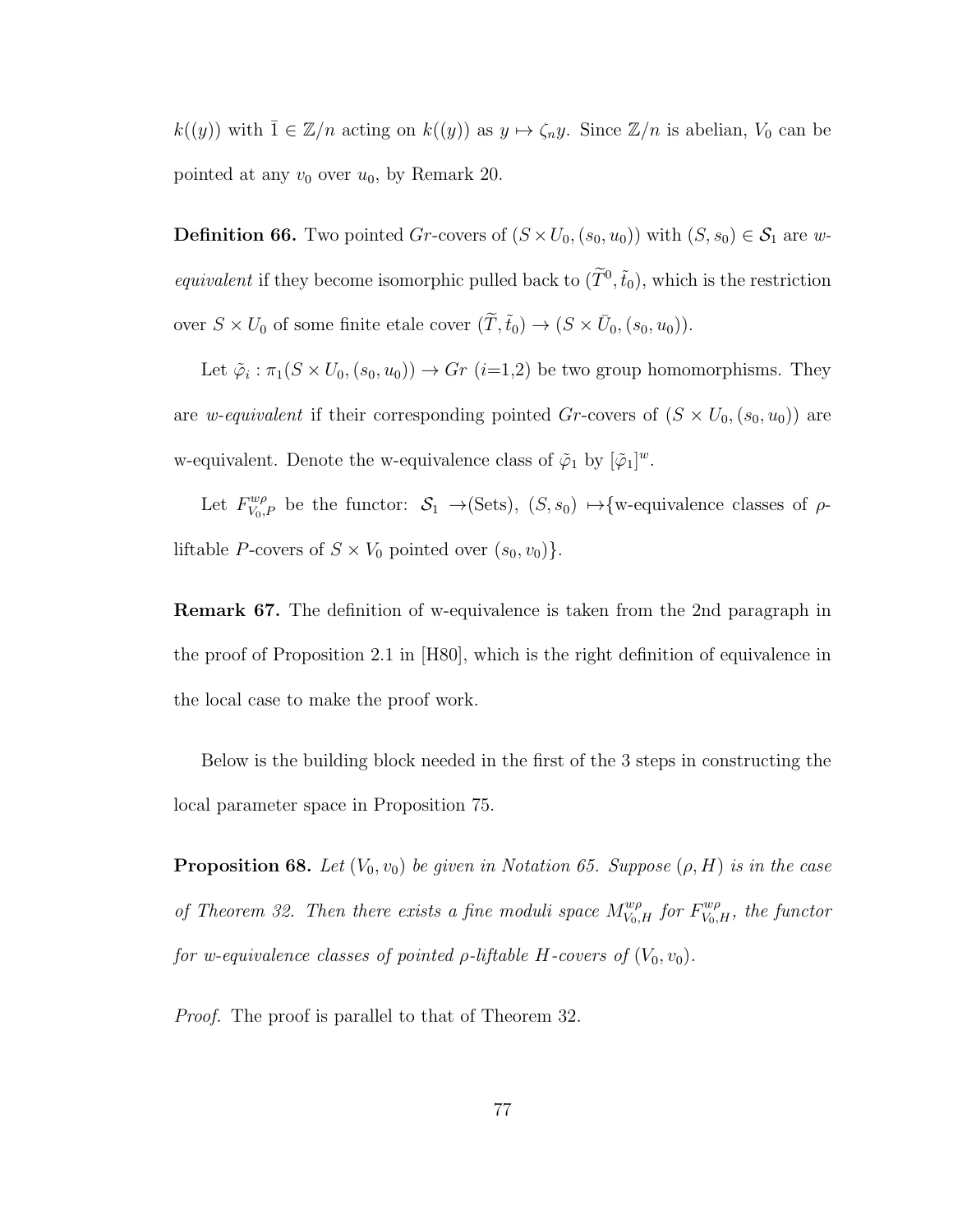$k((y))$ with $\bar{1} \in \mathbb{Z}/n$ acting on $k((y))$ as $y \mapsto \zeta_n y$. Since $\mathbb{Z}/n$ is abelian, $V_0$ can be pointed at any $v_0$ over $u_0$, by Remark 20.

**Definition 66.** Two pointed $Gr$-covers of $(S \times U_0, (s_0, u_0))$ with $(S, s_0) \in \mathcal{S}_1$ are *w-equivalent* if they become isomorphic pulled back to $(\widetilde{T}^0, \tilde{t}_0)$, which is the restriction over $S \times U_0$ of some finite etale cover $(\widetilde{T}, \tilde{t}_0) \to (S \times \bar{U}_0, (s_0, u_0))$.

Let $\tilde{\varphi}_i : \pi_1(S \times U_0, (s_0, u_0)) \to Gr$ ($i$=1,2) be two group homomorphisms. They are *w-equivalent* if their corresponding pointed $Gr$-covers of $(S \times U_0, (s_0, u_0))$ are w-equivalent. Denote the w-equivalence class of $\tilde{\varphi}_1$ by $[\tilde{\varphi}_1]^w$.

Let $F^{w\rho}_{V_0,P}$ be the functor: $\mathcal{S}_1 \to$(Sets), $(S, s_0) \mapsto${w-equivalence classes of $\rho$-liftable $P$-covers of $S \times V_0$ pointed over $(s_0, v_0)$}.

**Remark 67.** The definition of w-equivalence is taken from the 2nd paragraph in the proof of Proposition 2.1 in [H80], which is the right definition of equivalence in the local case to make the proof work.

Below is the building block needed in the first of the 3 steps in constructing the local parameter space in Proposition 75.

**Proposition 68.** *Let $(V_0, v_0)$ be given in Notation 65. Suppose $(\rho, H)$ is in the case of Theorem 32. Then there exists a fine moduli space $M^{w\rho}_{V_0,H}$ for $F^{w\rho}_{V_0,H}$, the functor for w-equivalence classes of pointed $\rho$-liftable $H$-covers of $(V_0, v_0)$.*

*Proof.* The proof is parallel to that of Theorem 32.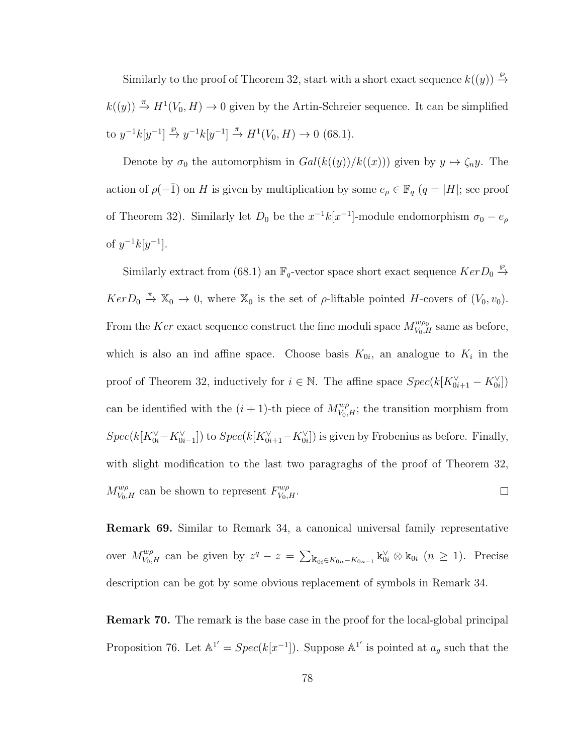Similarly to the proof of Theorem 32, start with a short exact sequence $k((y)) \xrightarrow{\wp} k((y)) \xrightarrow{\pi} H^1(V_0, H) \to 0$ given by the Artin-Schreier sequence. It can be simplified to $y^{-1}k[y^{-1}] \xrightarrow{\wp} y^{-1}k[y^{-1}] \xrightarrow{\pi} H^1(V_0, H) \to 0$ (68.1).

Denote by $\sigma_0$ the automorphism in $Gal(k((y))/k((x)))$ given by $y \mapsto \zeta_n y$. The action of $\rho(-\bar{1})$ on $H$ is given by multiplication by some $e_\rho \in \mathbb{F}_q$ ($q = |H|$; see proof of Theorem 32). Similarly let $D_0$ be the $x^{-1}k[x^{-1}]$-module endomorphism $\sigma_0 - e_\rho$ of $y^{-1}k[y^{-1}]$.

Similarly extract from (68.1) an $\mathbb{F}_q$-vector space short exact sequence $Ker D_0 \xrightarrow{\wp} Ker D_0 \xrightarrow{\pi} \mathbb{X}_0 \to 0$, where $\mathbb{X}_0$ is the set of $\rho$-liftable pointed $H$-covers of $(V_0, v_0)$. From the $Ker$ exact sequence construct the fine moduli space $M^{w\rho_0}_{V_0,H}$ same as before, which is also an ind affine space. Choose basis $K_{0i}$, an analogue to $K_i$ in the proof of Theorem 32, inductively for $i \in \mathbb{N}$. The affine space $Spec(k[K^\vee_{0i+1} - K^\vee_{0i}])$ can be identified with the $(i+1)$-th piece of $M^{w\rho}_{V_0,H}$; the transition morphism from $Spec(k[K^\vee_{0i} - K^\vee_{0i-1}])$ to $Spec(k[K^\vee_{0i+1} - K^\vee_{0i}])$ is given by Frobenius as before. Finally, with slight modification to the last two paragraghs of the proof of Theorem 32, $M^{w\rho}_{V_0,H}$ can be shown to represent $F^{w\rho}_{V_0,H}$. $\square$

**Remark 69.** Similar to Remark 34, a canonical universal family representative over $M^{w\rho}_{V_0,H}$ can be given by $z^q - z = \sum_{\mathtt{k}_{0i} \in K_{0n} - K_{0n-1}} \mathtt{k}^\vee_{0i} \otimes \mathtt{k}_{0i}$ ($n \geq 1$). Precise description can be got by some obvious replacement of symbols in Remark 34.

**Remark 70.** The remark is the base case in the proof for the local-global principal Proposition 76. Let $\mathbb{A}^{1'} = Spec(k[x^{-1}])$. Suppose $\mathbb{A}^{1'}$ is pointed at $a_g$ such that the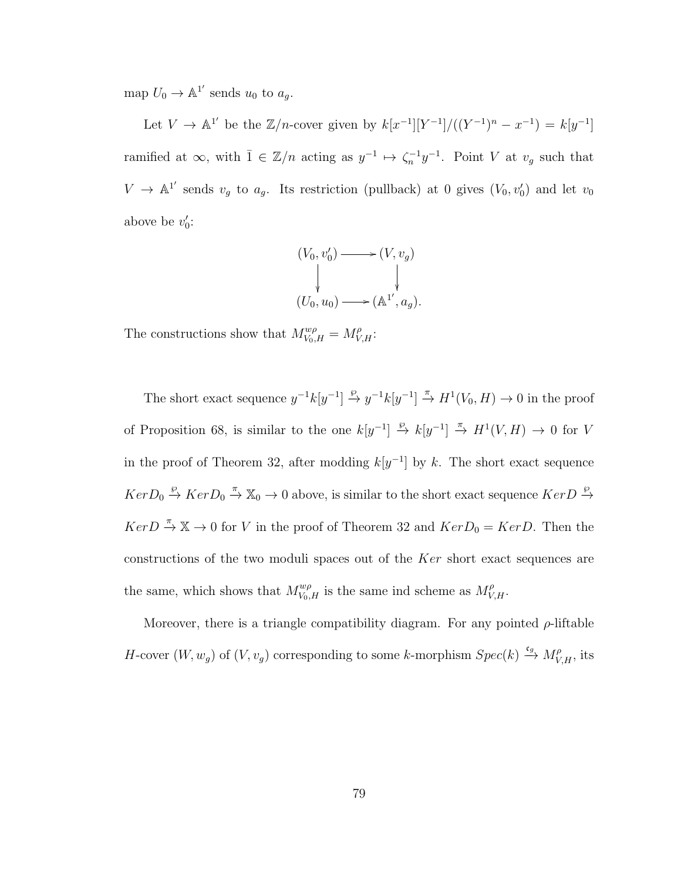map $U_0 \to \mathbb{A}^{1'}$ sends $u_0$ to $a_g$.

Let $V \to \mathbb{A}^{1'}$ be the $\mathbb{Z}/n$-cover given by $k[x^{-1}][Y^{-1}]/((Y^{-1})^n - x^{-1}) = k[y^{-1}]$ ramified at $\infty$, with $\bar{1} \in \mathbb{Z}/n$ acting as $y^{-1} \mapsto \zeta_n^{-1} y^{-1}$. Point $V$ at $v_g$ such that $V \to \mathbb{A}^{1'}$ sends $v_g$ to $a_g$. Its restriction (pullback) at 0 gives $(V_0, v_0')$ and let $v_0$ above be $v_0'$:

$$
\begin{array}{ccc}
(V_0, v_0') & \longrightarrow & (V, v_g) \\
\downarrow & & \downarrow \\
(U_0, u_0) & \longrightarrow & (\mathbb{A}^{1'}, a_g).
\end{array}
$$

The constructions show that $M^{w\rho}_{V_0,H} = M^{\rho}_{V,H}$:

The short exact sequence $y^{-1}k[y^{-1}] \xrightarrow{\wp} y^{-1}k[y^{-1}] \xrightarrow{\pi} H^1(V_0, H) \to 0$ in the proof of Proposition 68, is similar to the one $k[y^{-1}] \xrightarrow{\wp} k[y^{-1}] \xrightarrow{\pi} H^1(V, H) \to 0$ for $V$ in the proof of Theorem 32, after modding $k[y^{-1}]$ by $k$. The short exact sequence $KerD_0 \xrightarrow{\wp} KerD_0 \xrightarrow{\pi} \mathbb{X}_0 \to 0$ above, is similar to the short exact sequence $KerD \xrightarrow{\wp} KerD \xrightarrow{\pi} \mathbb{X} \to 0$ for $V$ in the proof of Theorem 32 and $KerD_0 = KerD$. Then the constructions of the two moduli spaces out of the $Ker$ short exact sequences are the same, which shows that $M^{w\rho}_{V_0,H}$ is the same ind scheme as $M^{\rho}_{V,H}$.

Moreover, there is a triangle compatibility diagram. For any pointed $\rho$-liftable $H$-cover $(W, w_g)$ of $(V, v_g)$ corresponding to some $k$-morphism $Spec(k) \xrightarrow{\mathfrak{c}_g} M^{\rho}_{V,H}$, its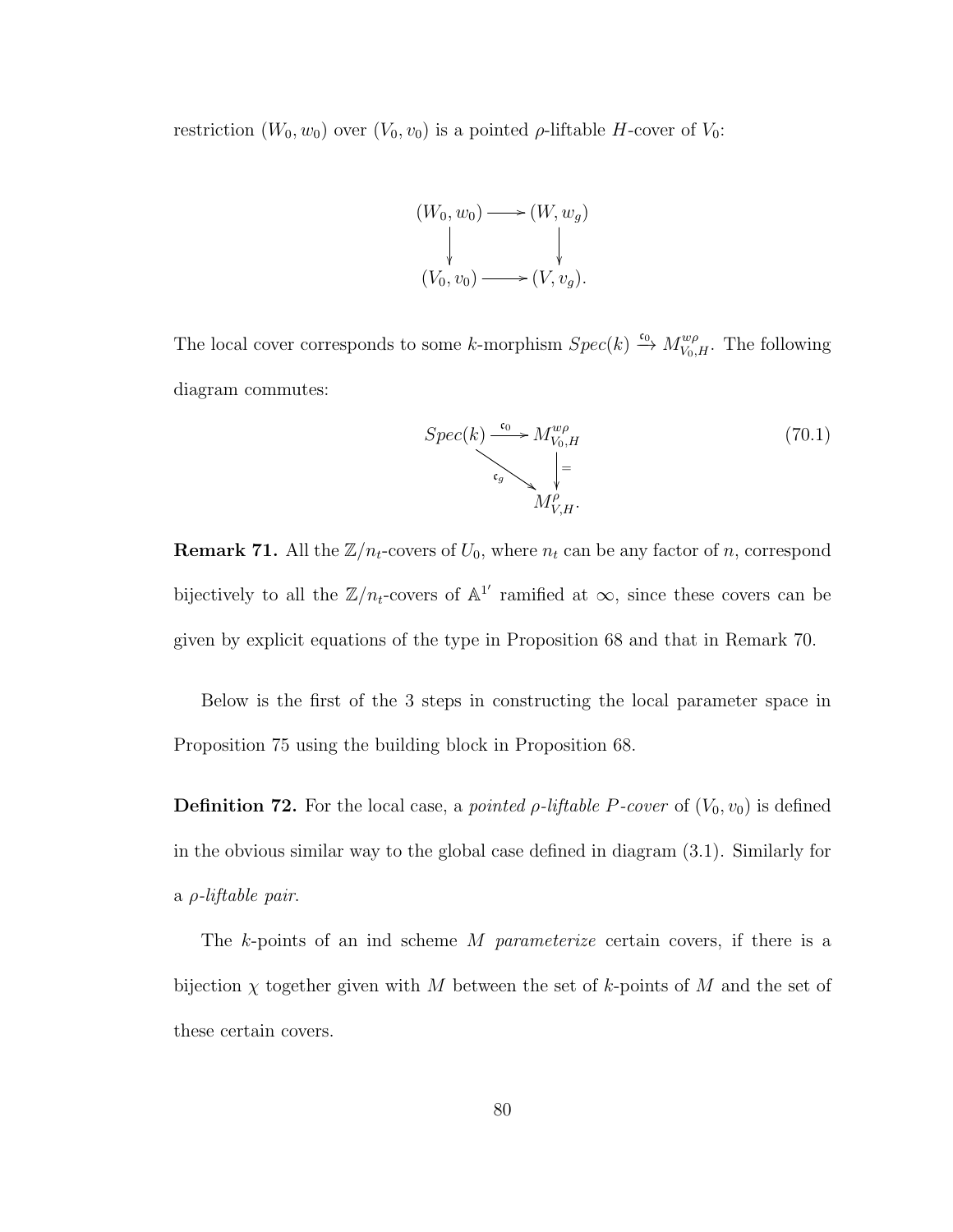restriction $(W_0, w_0)$ over $(V_0, v_0)$ is a pointed $\rho$-liftable $H$-cover of $V_0$:

$$
\begin{array}{ccc}
(W_0, w_0) & \longrightarrow & (W, w_g) \\
\downarrow & & \downarrow \\
(V_0, v_0) & \longrightarrow & (V, v_g).
\end{array}
$$

The local cover corresponds to some $k$-morphism $Spec(k) \xrightarrow{\mathfrak{c}_0} M^{w\rho}_{V_0,H}$. The following diagram commutes:

$$
\begin{array}{ccc}
Spec(k) & \xrightarrow{\mathfrak{c}_0} & M^{w\rho}_{V_0,H} \\
& \searrow^{\mathfrak{c}_g} & \downarrow = \\
& & M^{\rho}_{V,H}.
\end{array}
\tag{70.1}
$$

**Remark 71.** All the $\mathbb{Z}/n_t$-covers of $U_0$, where $n_t$ can be any factor of $n$, correspond bijectively to all the $\mathbb{Z}/n_t$-covers of $\mathbb{A}^{1'}$ ramified at $\infty$, since these covers can be given by explicit equations of the type in Proposition 68 and that in Remark 70.

Below is the first of the 3 steps in constructing the local parameter space in Proposition 75 using the building block in Proposition 68.

**Definition 72.** For the local case, a *pointed $\rho$-liftable $P$-cover* of $(V_0, v_0)$ is defined in the obvious similar way to the global case defined in diagram (3.1). Similarly for a *$\rho$-liftable pair*.

The $k$-points of an ind scheme $M$ *parameterize* certain covers, if there is a bijection $\chi$ together given with $M$ between the set of $k$-points of $M$ and the set of these certain covers.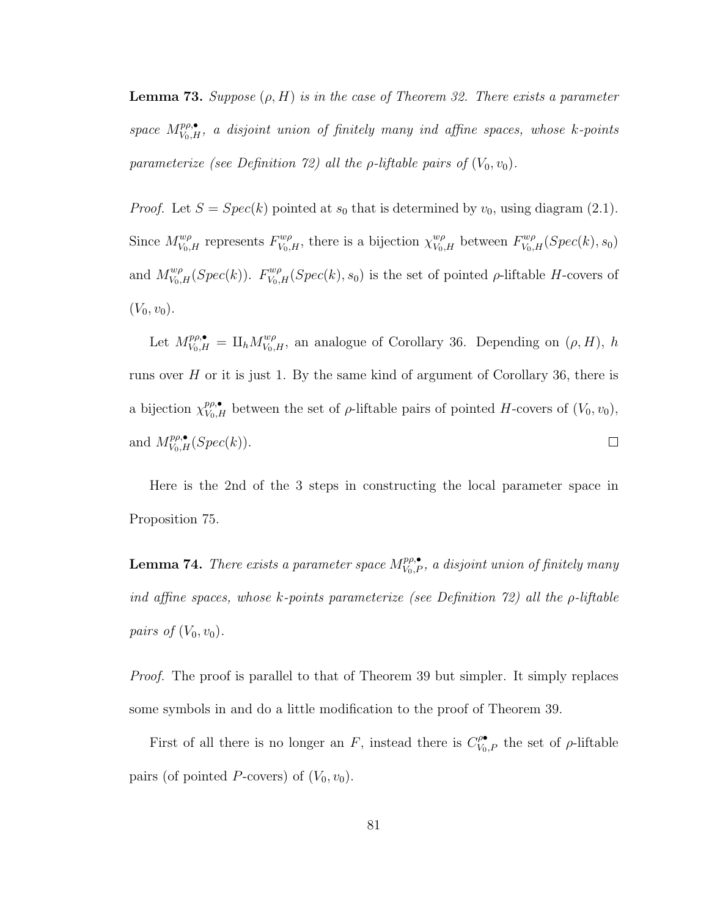**Lemma 73.** *Suppose $(\rho, H)$ is in the case of Theorem 32. There exists a parameter space $M^{p\rho,\bullet}_{V_0,H}$, a disjoint union of finitely many ind affine spaces, whose $k$-points parameterize (see Definition 72) all the $\rho$-liftable pairs of $(V_0, v_0)$.*

*Proof.* Let $S = Spec(k)$ pointed at $s_0$ that is determined by $v_0$, using diagram (2.1). Since $M^{w\rho}_{V_0,H}$ represents $F^{w\rho}_{V_0,H}$, there is a bijection $\chi^{w\rho}_{V_0,H}$ between $F^{w\rho}_{V_0,H}(Spec(k), s_0)$ and $M^{w\rho}_{V_0,H}(Spec(k))$. $F^{w\rho}_{V_0,H}(Spec(k), s_0)$ is the set of pointed $\rho$-liftable $H$-covers of $(V_0, v_0)$.

Let $M^{p\rho,\bullet}_{V_0,H} = \amalg_h M^{w\rho}_{V_0,H}$, an analogue of Corollary 36. Depending on $(\rho, H)$, $h$ runs over $H$ or it is just 1. By the same kind of argument of Corollary 36, there is a bijection $\chi^{p\rho,\bullet}_{V_0,H}$ between the set of $\rho$-liftable pairs of pointed $H$-covers of $(V_0, v_0)$, and $M^{p\rho,\bullet}_{V_0,H}(Spec(k))$. $\square$

Here is the 2nd of the 3 steps in constructing the local parameter space in Proposition 75.

**Lemma 74.** *There exists a parameter space $M^{p\rho,\bullet}_{V_0,P}$, a disjoint union of finitely many ind affine spaces, whose $k$-points parameterize (see Definition 72) all the $\rho$-liftable pairs of $(V_0, v_0)$.*

*Proof.* The proof is parallel to that of Theorem 39 but simpler. It simply replaces some symbols in and do a little modification to the proof of Theorem 39.

First of all there is no longer an $F$, instead there is $C^{\rho\bullet}_{V_0,P}$ the set of $\rho$-liftable pairs (of pointed $P$-covers) of $(V_0, v_0)$.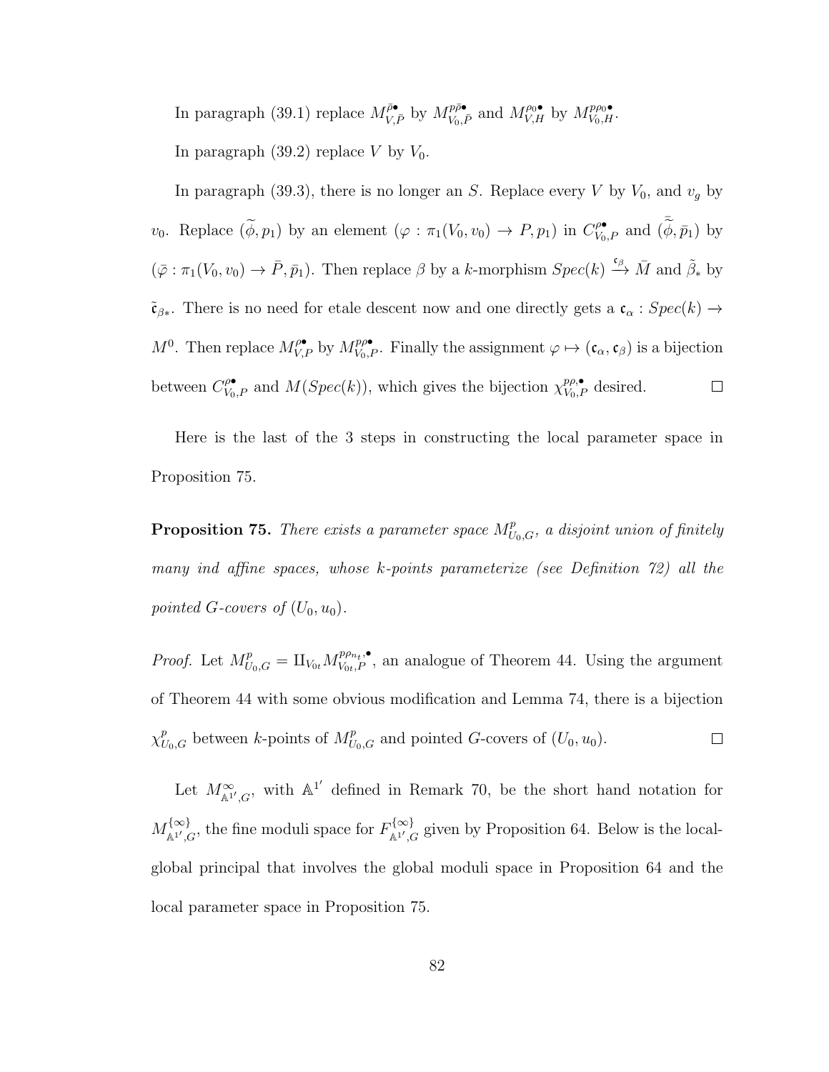In paragraph (39.1) replace $M^{\bar{\rho}\bullet}_{V,\bar{P}}$ by $M^{p\bar{\rho}\bullet}_{V_0,\bar{P}}$ and $M^{\rho_0\bullet}_{V,H}$ by $M^{p\rho_0\bullet}_{V_0,H}$.

In paragraph (39.2) replace $V$ by $V_0$.

In paragraph (39.3), there is no longer an $S$. Replace every $V$ by $V_0$, and $v_g$ by $v_0$. Replace $(\widetilde{\phi}, p_1)$ by an element $(\varphi : \pi_1(V_0, v_0) \to P, p_1)$ in $C^{\rho\bullet}_{V_0,P}$ and $(\bar{\widetilde{\phi}}, \bar{p}_1)$ by $(\bar{\varphi} : \pi_1(V_0, v_0) \to \bar{P}, \bar{p}_1)$. Then replace $\beta$ by a $k$-morphism $Spec(k) \xrightarrow{\mathfrak{c}_\beta} \bar{M}$ and $\tilde{\beta}_*$ by $\tilde{\mathfrak{c}}_{\beta *}$. There is no need for etale descent now and one directly gets a $\mathfrak{c}_\alpha : Spec(k) \to M^0$. Then replace $M^{\rho\bullet}_{V,P}$ by $M^{p\rho\bullet}_{V_0,P}$. Finally the assignment $\varphi \mapsto (\mathfrak{c}_\alpha, \mathfrak{c}_\beta)$ is a bijection between $C^{\rho\bullet}_{V_0,P}$ and $M(Spec(k))$, which gives the bijection $\chi^{p\rho,\bullet}_{V_0,P}$ desired. □

Here is the last of the 3 steps in constructing the local parameter space in Proposition 75.

**Proposition 75.** *There exists a parameter space $M^p_{U_0,G}$, a disjoint union of finitely many ind affine spaces, whose k-points parameterize (see Definition 72) all the pointed G-covers of $(U_0, u_0)$.*

*Proof.* Let $M^p_{U_0,G} = \amalg_{V_{0t}} M^{p\rho_{n_t},\bullet}_{V_{0t},P}$, an analogue of Theorem 44. Using the argument of Theorem 44 with some obvious modification and Lemma 74, there is a bijection $\chi^p_{U_0,G}$ between $k$-points of $M^p_{U_0,G}$ and pointed $G$-covers of $(U_0, u_0)$. □

Let $M^\infty_{\mathbb{A}^{1'},G}$, with $\mathbb{A}^{1'}$ defined in Remark 70, be the short hand notation for $M^{\{\infty\}}_{\mathbb{A}^{1'},G}$, the fine moduli space for $F^{\{\infty\}}_{\mathbb{A}^{1'},G}$ given by Proposition 64. Below is the local-global principal that involves the global moduli space in Proposition 64 and the local parameter space in Proposition 75.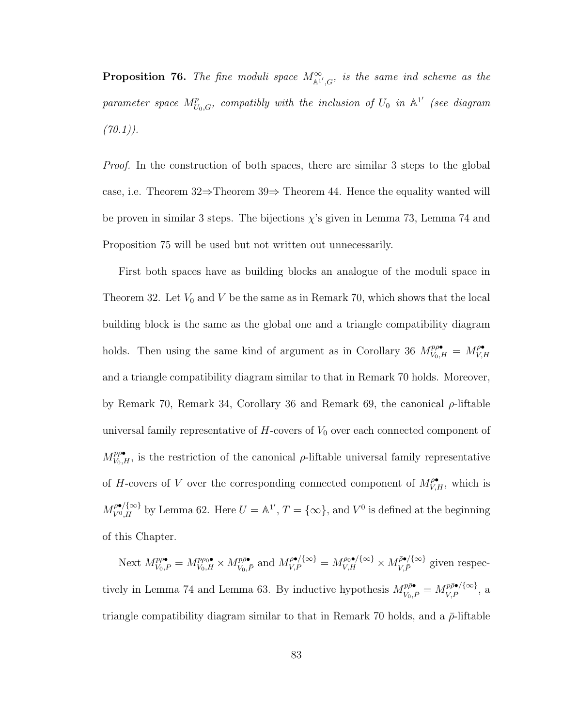**Proposition 76.** *The fine moduli space $M^{\infty}_{\mathbb{A}^{1'},G}$, is the same ind scheme as the parameter space $M^{p}_{U_0,G}$, compatibly with the inclusion of $U_0$ in $\mathbb{A}^{1'}$ (see diagram (70.1)).*

*Proof.* In the construction of both spaces, there are similar 3 steps to the global case, i.e. Theorem 32⇒Theorem 39⇒ Theorem 44. Hence the equality wanted will be proven in similar 3 steps. The bijections $\chi$'s given in Lemma 73, Lemma 74 and Proposition 75 will be used but not written out unnecessarily.

First both spaces have as building blocks an analogue of the moduli space in Theorem 32. Let $V_0$ and $V$ be the same as in Remark 70, which shows that the local building block is the same as the global one and a triangle compatibility diagram holds. Then using the same kind of argument as in Corollary 36 $M^{p\rho\bullet}_{V_0,H} = M^{\rho\bullet}_{V,H}$ and a triangle compatibility diagram similar to that in Remark 70 holds. Moreover, by Remark 70, Remark 34, Corollary 36 and Remark 69, the canonical $\rho$-liftable universal family representative of $H$-covers of $V_0$ over each connected component of $M^{p\rho\bullet}_{V_0,H}$, is the restriction of the canonical $\rho$-liftable universal family representative of $H$-covers of $V$ over the corresponding connected component of $M^{\rho\bullet}_{V,H}$, which is $M^{\rho\bullet/\{\infty\}}_{V^0,H}$ by Lemma 62. Here $U = \mathbb{A}^{1'}$, $T = \{\infty\}$, and $V^0$ is defined at the beginning of this Chapter.

Next $M^{p\rho\bullet}_{V_0,P} = M^{p\rho_0\bullet}_{V_0,H} \times M^{p\bar{\rho}\bullet}_{V_0,\bar{P}}$ and $M^{\rho\bullet/\{\infty\}}_{V,P} = M^{\rho_0\bullet/\{\infty\}}_{V,H} \times M^{\bar{\rho}\bullet/\{\infty\}}_{V,\bar{P}}$ given respectively in Lemma 74 and Lemma 63. By inductive hypothesis $M^{p\bar{\rho}\bullet}_{V_0,\bar{P}} = M^{p\bar{\rho}\bullet/\{\infty\}}_{V,\bar{P}}$, a triangle compatibility diagram similar to that in Remark 70 holds, and a $\bar{\rho}$-liftable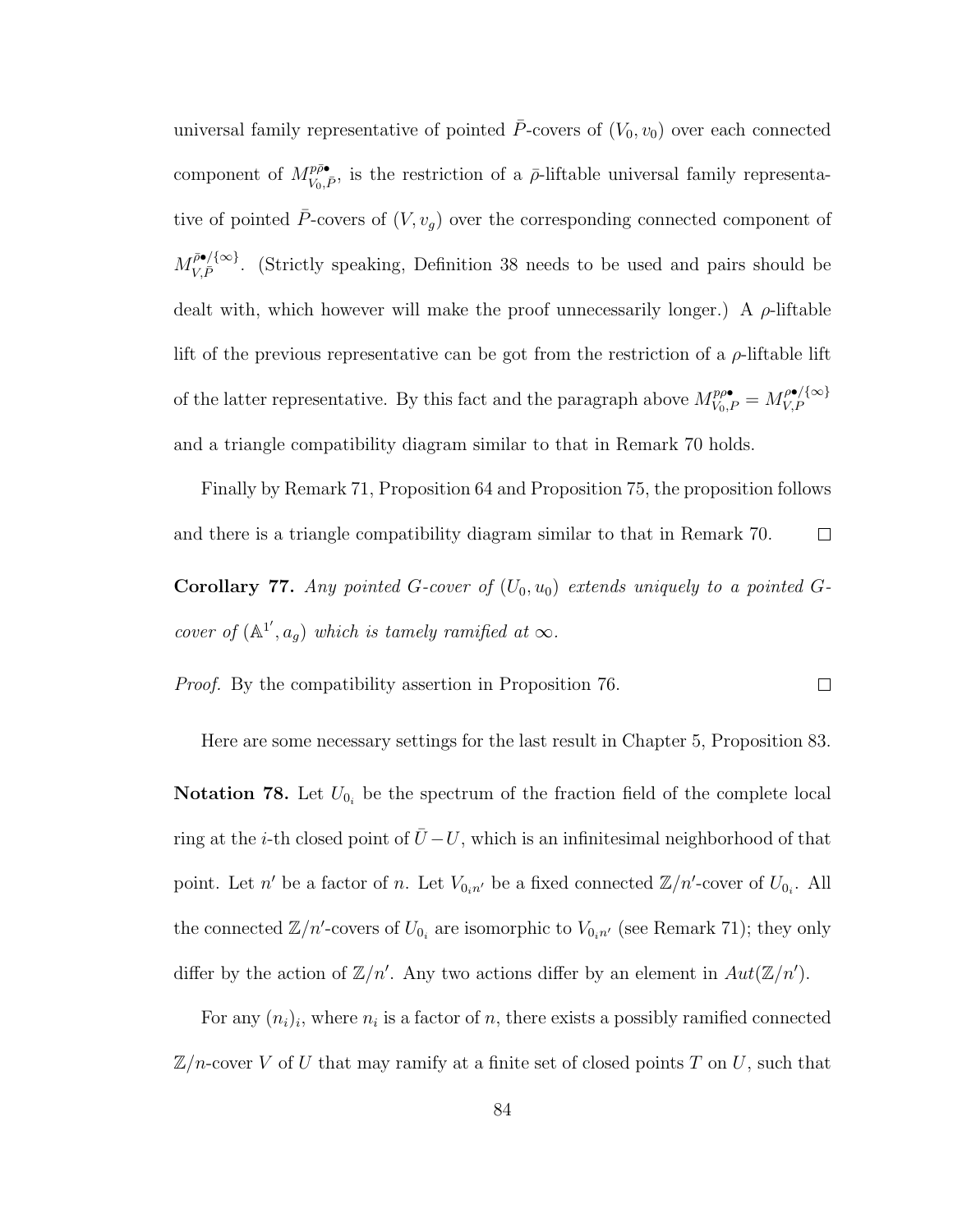universal family representative of pointed $\bar{P}$-covers of $(V_0, v_0)$ over each connected component of $M^{p\bar{\rho}\bullet}_{V_0,\bar{P}}$, is the restriction of a $\bar{\rho}$-liftable universal family representative of pointed $\bar{P}$-covers of $(V, v_g)$ over the corresponding connected component of $M^{\bar{\rho}\bullet/\{\infty\}}_{V,\bar{P}}$. (Strictly speaking, Definition 38 needs to be used and pairs should be dealt with, which however will make the proof unnecessarily longer.) A $\rho$-liftable lift of the previous representative can be got from the restriction of a $\rho$-liftable lift of the latter representative. By this fact and the paragraph above $M^{p\rho\bullet}_{V_0,P} = M^{\rho\bullet/\{\infty\}}_{V,P}$ and a triangle compatibility diagram similar to that in Remark 70 holds.

Finally by Remark 71, Proposition 64 and Proposition 75, the proposition follows and there is a triangle compatibility diagram similar to that in Remark 70. □

**Corollary 77.** *Any pointed $G$-cover of $(U_0, u_0)$ extends uniquely to a pointed $G$-cover of $(\mathbb{A}^{1'}, a_g)$ which is tamely ramified at $\infty$.*

*Proof.* By the compatibility assertion in Proposition 76. □

Here are some necessary settings for the last result in Chapter 5, Proposition 83.

**Notation 78.** Let $U_{0_i}$ be the spectrum of the fraction field of the complete local ring at the $i$-th closed point of $\bar{U} - U$, which is an infinitesimal neighborhood of that point. Let $n'$ be a factor of $n$. Let $V_{0_in'}$ be a fixed connected $\mathbb{Z}/n'$-cover of $U_{0_i}$. All the connected $\mathbb{Z}/n'$-covers of $U_{0_i}$ are isomorphic to $V_{0_in'}$ (see Remark 71); they only differ by the action of $\mathbb{Z}/n'$. Any two actions differ by an element in $Aut(\mathbb{Z}/n')$.

For any $(n_i)_i$, where $n_i$ is a factor of $n$, there exists a possibly ramified connected $\mathbb{Z}/n$-cover $V$ of $U$ that may ramify at a finite set of closed points $T$ on $U$, such that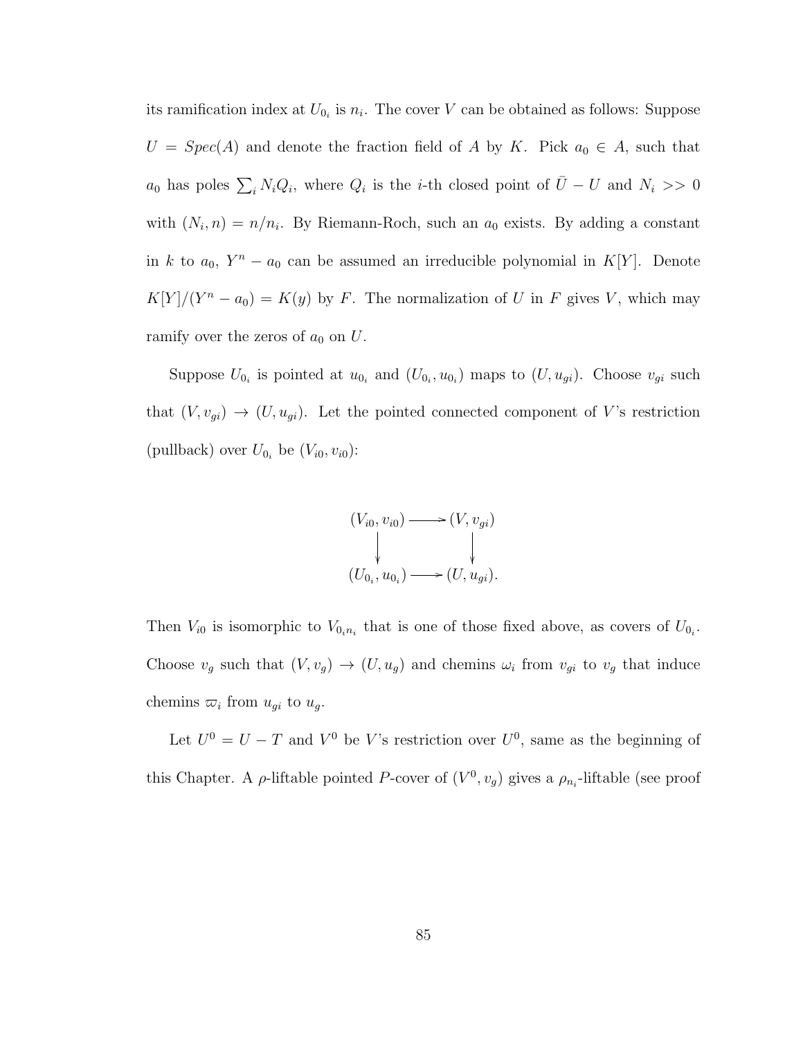its ramification index at $U_{0_i}$ is $n_i$. The cover $V$ can be obtained as follows: Suppose $U = Spec(A)$ and denote the fraction field of $A$ by $K$. Pick $a_0 \in A$, such that $a_0$ has poles $\sum_i N_i Q_i$, where $Q_i$ is the $i$-th closed point of $\bar{U} - U$ and $N_i >> 0$ with $(N_i, n) = n/n_i$. By Riemann-Roch, such an $a_0$ exists. By adding a constant in $k$ to $a_0$, $Y^n - a_0$ can be assumed an irreducible polynomial in $K[Y]$. Denote $K[Y]/(Y^n - a_0) = K(y)$ by $F$. The normalization of $U$ in $F$ gives $V$, which may ramify over the zeros of $a_0$ on $U$.

Suppose $U_{0_i}$ is pointed at $u_{0_i}$ and $(U_{0_i}, u_{0_i})$ maps to $(U, u_{gi})$. Choose $v_{gi}$ such that $(V, v_{gi}) \to (U, u_{gi})$. Let the pointed connected component of $V$'s restriction (pullback) over $U_{0_i}$ be $(V_{i0}, v_{i0})$:

$$\begin{array}{ccc} (V_{i0}, v_{i0}) & \longrightarrow & (V, v_{gi}) \\ \downarrow & & \downarrow \\ (U_{0_i}, u_{0_i}) & \longrightarrow & (U, u_{gi}). \end{array}$$

Then $V_{i0}$ is isomorphic to $V_{0_i n_i}$ that is one of those fixed above, as covers of $U_{0_i}$. Choose $v_g$ such that $(V, v_g) \to (U, u_g)$ and chemins $\omega_i$ from $v_{gi}$ to $v_g$ that induce chemins $\varpi_i$ from $u_{gi}$ to $u_g$.

Let $U^0 = U - T$ and $V^0$ be $V$'s restriction over $U^0$, same as the beginning of this Chapter. A $\rho$-liftable pointed $P$-cover of $(V^0, v_g)$ gives a $\rho_{n_i}$-liftable (see proof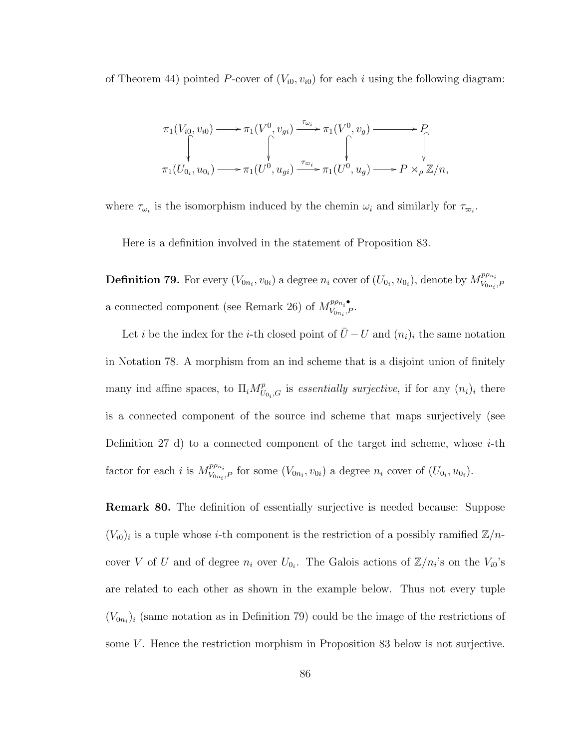of Theorem 44) pointed $P$-cover of $(V_{i0}, v_{i0})$ for each $i$ using the following diagram:

$$
\begin{array}{ccccccc}
\pi_1(V_{i0}, v_{i0}) & \longrightarrow & \pi_1(V^0, v_{gi}) & \xrightarrow{\tau_{\omega_i}} & \pi_1(V^0, v_g) & \longrightarrow & P \\
\big\downarrow & & \big\downarrow & & \big\downarrow & & \big\downarrow \\
\pi_1(U_{0_i}, u_{0_i}) & \longrightarrow & \pi_1(U^0, u_{gi}) & \xrightarrow{\tau_{\varpi_i}} & \pi_1(U^0, u_g) & \longrightarrow & P \rtimes_\rho \mathbb{Z}/n,
\end{array}
$$

where $\tau_{\omega_i}$ is the isomorphism induced by the chemin $\omega_i$ and similarly for $\tau_{\varpi_i}$.

Here is a definition involved in the statement of Proposition 83.

**Definition 79.** For every $(V_{0n_i}, v_{0i})$ a degree $n_i$ cover of $(U_{0_i}, u_{0_i})$, denote by $M^{p\rho_{n_i}}_{V_{0n_i},P}$ a connected component (see Remark 26) of $M^{p\rho_{n_i}\bullet}_{V_{0n_i},P}$.

Let $i$ be the index for the $i$-th closed point of $\bar{U} - U$ and $(n_i)_i$ the same notation in Notation 78. A morphism from an ind scheme that is a disjoint union of finitely many ind affine spaces, to $\Pi_i M^p_{U_{0_i},G}$ is *essentially surjective*, if for any $(n_i)_i$ there is a connected component of the source ind scheme that maps surjectively (see Definition 27 d) to a connected component of the target ind scheme, whose $i$-th factor for each $i$ is $M^{p\rho_{n_i}}_{V_{0n_i},P}$ for some $(V_{0n_i}, v_{0i})$ a degree $n_i$ cover of $(U_{0_i}, u_{0_i})$.

**Remark 80.** The definition of essentially surjective is needed because: Suppose $(V_{i0})_i$ is a tuple whose $i$-th component is the restriction of a possibly ramified $\mathbb{Z}/n$-cover $V$ of $U$ and of degree $n_i$ over $U_{0_i}$. The Galois actions of $\mathbb{Z}/n_i$'s on the $V_{i0}$'s are related to each other as shown in the example below. Thus not every tuple $(V_{0n_i})_i$ (same notation as in Definition 79) could be the image of the restrictions of some $V$. Hence the restriction morphism in Proposition 83 below is not surjective.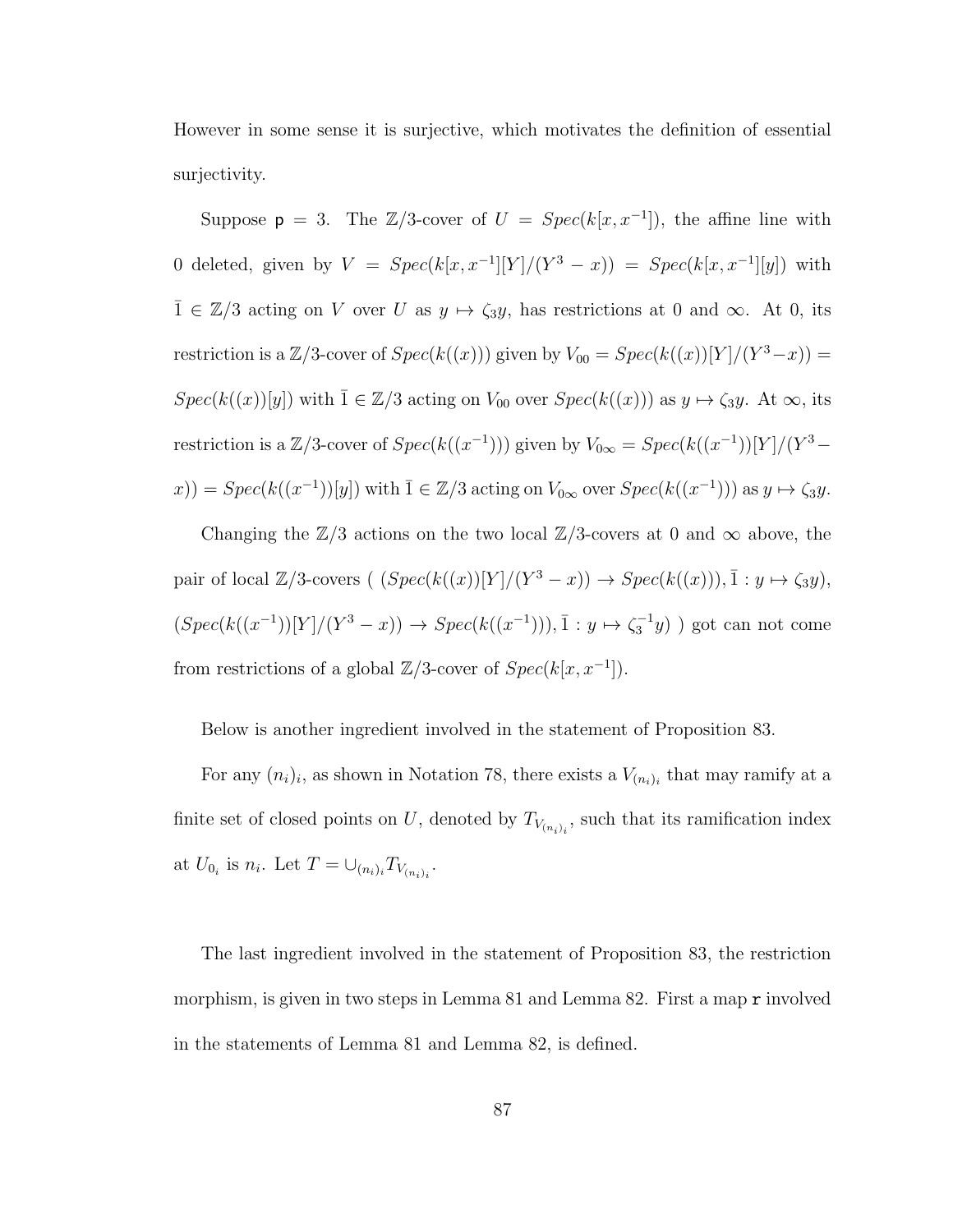However in some sense it is surjective, which motivates the definition of essential surjectivity.

Suppose $\mathsf{p} = 3$. The $\mathbb{Z}/3$-cover of $U = Spec(k[x, x^{-1}])$, the affine line with 0 deleted, given by $V = Spec(k[x, x^{-1}][Y]/(Y^3 - x)) = Spec(k[x, x^{-1}][y])$ with $\bar{1} \in \mathbb{Z}/3$ acting on $V$ over $U$ as $y \mapsto \zeta_3 y$, has restrictions at 0 and $\infty$. At 0, its restriction is a $\mathbb{Z}/3$-cover of $Spec(k((x)))$ given by $V_{00} = Spec(k((x))[Y]/(Y^3 - x)) = Spec(k((x))[y])$ with $\bar{1} \in \mathbb{Z}/3$ acting on $V_{00}$ over $Spec(k((x)))$ as $y \mapsto \zeta_3 y$. At $\infty$, its restriction is a $\mathbb{Z}/3$-cover of $Spec(k((x^{-1})))$ given by $V_{0\infty} = Spec(k((x^{-1}))[Y]/(Y^3 - x)) = Spec(k((x^{-1}))[y])$ with $\bar{1} \in \mathbb{Z}/3$ acting on $V_{0\infty}$ over $Spec(k((x^{-1})))$ as $y \mapsto \zeta_3 y$.

Changing the $\mathbb{Z}/3$ actions on the two local $\mathbb{Z}/3$-covers at 0 and $\infty$ above, the pair of local $\mathbb{Z}/3$-covers ( $(Spec(k((x))[Y]/(Y^3 - x)) \to Spec(k((x))), \bar{1} : y \mapsto \zeta_3 y)$, $(Spec(k((x^{-1}))[Y]/(Y^3 - x)) \to Spec(k((x^{-1}))), \bar{1} : y \mapsto \zeta_3^{-1} y)$ ) got can not come from restrictions of a global $\mathbb{Z}/3$-cover of $Spec(k[x, x^{-1}])$.

Below is another ingredient involved in the statement of Proposition 83.

For any $(n_i)_i$, as shown in Notation 78, there exists a $V_{(n_i)_i}$ that may ramify at a finite set of closed points on $U$, denoted by $T_{V_{(n_i)_i}}$, such that its ramification index at $U_{0_i}$ is $n_i$. Let $T = \cup_{(n_i)_i} T_{V_{(n_i)_i}}$.

The last ingredient involved in the statement of Proposition 83, the restriction morphism, is given in two steps in Lemma 81 and Lemma 82. First a map $\mathtt{r}$ involved in the statements of Lemma 81 and Lemma 82, is defined.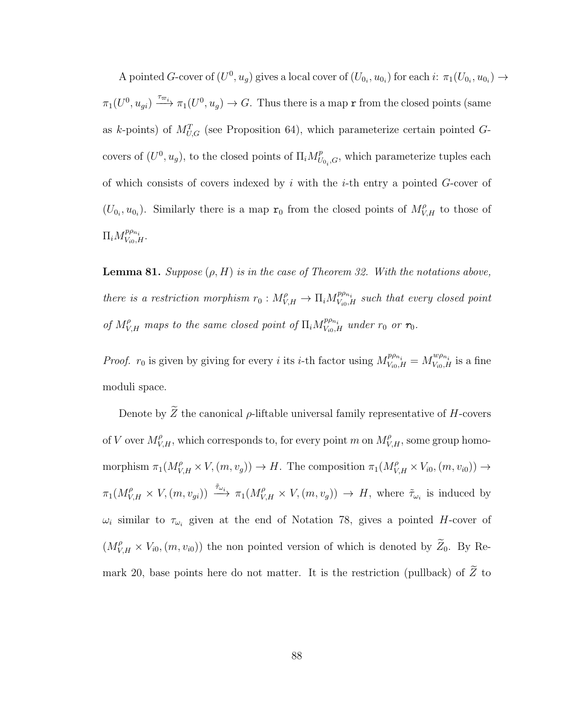A pointed $G$-cover of $(U^0, u_g)$ gives a local cover of $(U_{0_i}, u_{0_i})$ for each $i$: $\pi_1(U_{0_i}, u_{0_i}) \to \pi_1(U^0, u_{gi}) \xrightarrow{\tau_{\varpi_i}} \pi_1(U^0, u_g) \to G$. Thus there is a map $\mathtt{r}$ from the closed points (same as $k$-points) of $M^T_{U,G}$ (see Proposition 64), which parameterize certain pointed $G$-covers of $(U^0, u_g)$, to the closed points of $\Pi_i M^p_{U_{0_i},G}$, which parameterize tuples each of which consists of covers indexed by $i$ with the $i$-th entry a pointed $G$-cover of $(U_{0_i}, u_{0_i})$. Similarly there is a map $\mathtt{r}_0$ from the closed points of $M^\rho_{V,H}$ to those of $\Pi_i M^{p\rho_{n_i}}_{V_{i0},H}$.

**Lemma 81.** *Suppose $(\rho, H)$ is in the case of Theorem 32. With the notations above, there is a restriction morphism $r_0 : M^\rho_{V,H} \to \Pi_i M^{p\rho_{n_i}}_{V_{i0},H}$ such that every closed point of $M^\rho_{V,H}$ maps to the same closed point of $\Pi_i M^{p\rho_{n_i}}_{V_{i0},H}$ under $r_0$ or $\boldsymbol{r}_0$.*

*Proof.* $r_0$ is given by giving for every $i$ its $i$-th factor using $M^{p\rho_{n_i}}_{V_{i0},H} = M^{w\rho_{n_i}}_{V_{i0},H}$ is a fine moduli space.

Denote by $\widetilde{Z}$ the canonical $\rho$-liftable universal family representative of $H$-covers of $V$ over $M^\rho_{V,H}$, which corresponds to, for every point $m$ on $M^\rho_{V,H}$, some group homomorphism $\pi_1(M^\rho_{V,H} \times V, (m, v_g)) \to H$. The composition $\pi_1(M^\rho_{V,H} \times V_{i0}, (m, v_{i0})) \to \pi_1(M^\rho_{V,H} \times V, (m, v_{gi})) \xrightarrow{\tilde{\tau}_{\omega_i}} \pi_1(M^\rho_{V,H} \times V, (m, v_g)) \to H$, where $\tilde{\tau}_{\omega_i}$ is induced by $\omega_i$ similar to $\tau_{\omega_i}$ given at the end of Notation 78, gives a pointed $H$-cover of $(M^\rho_{V,H} \times V_{i0}, (m, v_{i0}))$ the non pointed version of which is denoted by $\widetilde{Z}_0$. By Remark 20, base points here do not matter. It is the restriction (pullback) of $\widetilde{Z}$ to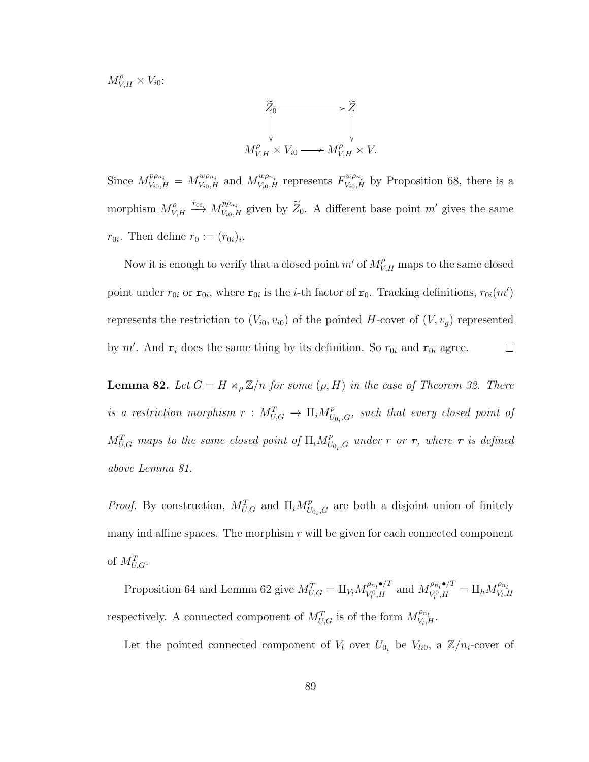$M^{\rho}_{V,H} \times V_{i0}$:

$$\begin{array}{ccc} \widetilde{Z}_0 & \longrightarrow & \widetilde{Z} \\ \downarrow & & \downarrow \\ M^{\rho}_{V,H} \times V_{i0} & \longrightarrow & M^{\rho}_{V,H} \times V. \end{array}$$

Since $M^{p\rho_{n_i}}_{V_{i0},H} = M^{w\rho_{n_i}}_{V_{i0},H}$ and $M^{w\rho_{n_i}}_{V_{i0},H}$ represents $F^{w\rho_{n_i}}_{V_{i0},H}$ by Proposition 68, there is a morphism $M^{\rho}_{V,H} \xrightarrow{r_{0i}} M^{p\rho_{n_i}}_{V_{i0},H}$ given by $\widetilde{Z}_0$. A different base point $m'$ gives the same $r_{0i}$. Then define $r_0 := (r_{0i})_i$.

Now it is enough to verify that a closed point $m'$ of $M^{\rho}_{V,H}$ maps to the same closed point under $r_{0i}$ or $\mathtt{r}_{0i}$, where $\mathtt{r}_{0i}$ is the $i$-th factor of $\mathtt{r}_0$. Tracking definitions, $r_{0i}(m')$ represents the restriction to $(V_{i0}, v_{i0})$ of the pointed $H$-cover of $(V, v_g)$ represented by $m'$. And $\mathtt{r}_i$ does the same thing by its definition. So $r_{0i}$ and $\mathtt{r}_{0i}$ agree. $\square$

**Lemma 82.** *Let $G = H \rtimes_{\rho} \mathbb{Z}/n$ for some $(\rho, H)$ in the case of Theorem 32. There is a restriction morphism $r : M^{T}_{U,G} \to \Pi_i M^{p}_{U_{0_i},G}$, such that every closed point of $M^{T}_{U,G}$ maps to the same closed point of $\Pi_i M^{p}_{U_{0_i},G}$ under $r$ or $\boldsymbol{r}$, where $\boldsymbol{r}$ is defined above Lemma 81.*

*Proof.* By construction, $M^{T}_{U,G}$ and $\Pi_i M^{p}_{U_{0_i},G}$ are both a disjoint union of finitely many ind affine spaces. The morphism $r$ will be given for each connected component of $M^{T}_{U,G}$.

Proposition 64 and Lemma 62 give $M^{T}_{U,G} = \amalg_{V_l} M^{\rho_{n_l}\bullet/T}_{V^0_l,H}$ and $M^{\rho_{n_l}\bullet/T}_{V^0_l,H} = \amalg_h M^{\rho_{n_l}}_{V_l,H}$ respectively. A connected component of $M^{T}_{U,G}$ is of the form $M^{\rho_{n_l}}_{V_l,H}$.

Let the pointed connected component of $V_l$ over $U_{0_i}$ be $V_{li0}$, a $\mathbb{Z}/n_i$-cover of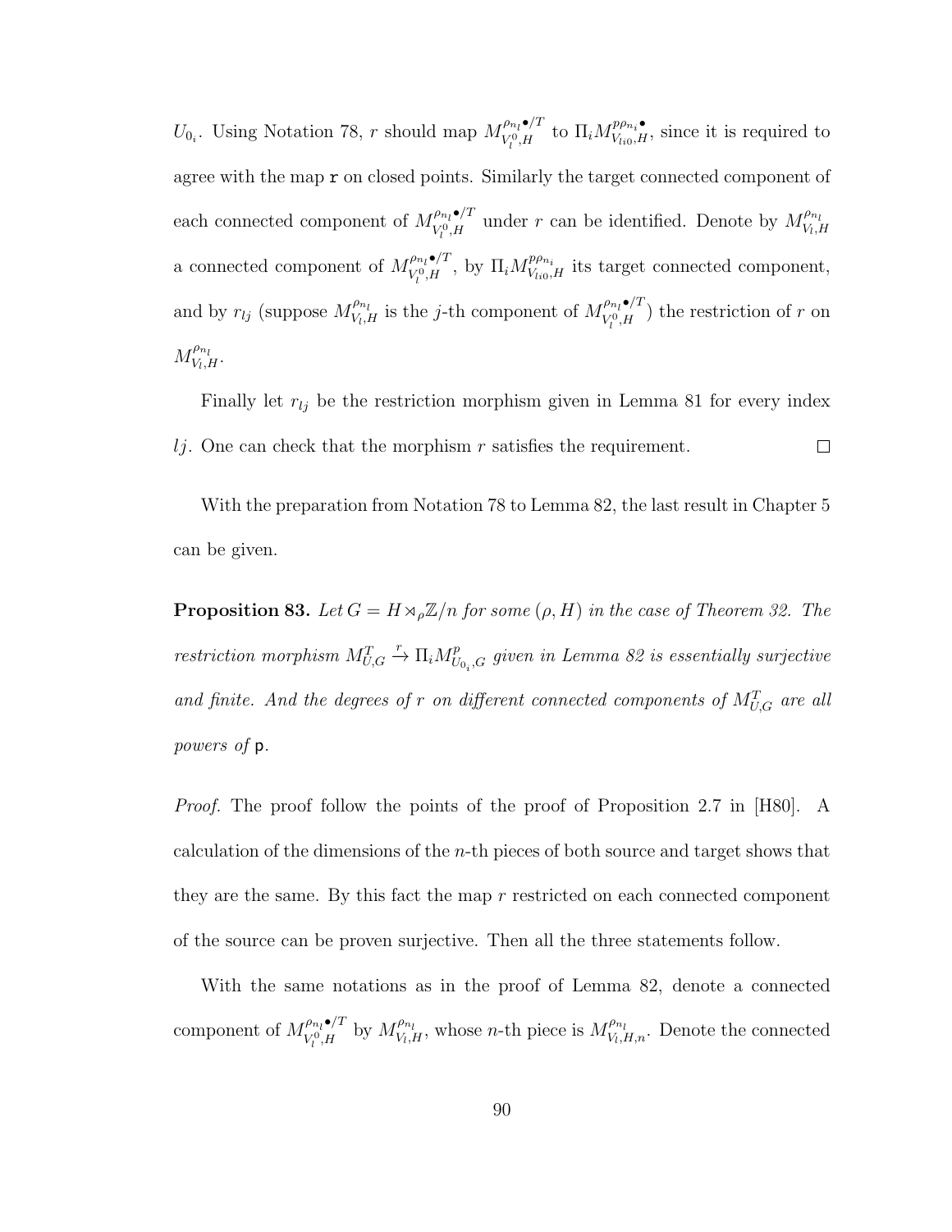$U_{0_i}$. Using Notation 78, $r$ should map $M^{\rho_{n_l}\bullet/T}_{V_l^0,H}$ to $\Pi_i M^{p\rho_{n_i}\bullet}_{V_{li0},H}$, since it is required to agree with the map $\mathtt{r}$ on closed points. Similarly the target connected component of each connected component of $M^{\rho_{n_l}\bullet/T}_{V_l^0,H}$ under $r$ can be identified. Denote by $M^{\rho_{n_l}}_{V_l,H}$ a connected component of $M^{\rho_{n_l}\bullet/T}_{V_l^0,H}$, by $\Pi_i M^{p\rho_{n_i}}_{V_{li0},H}$ its target connected component, and by $r_{lj}$ (suppose $M^{\rho_{n_l}}_{V_l,H}$ is the $j$-th component of $M^{\rho_{n_l}\bullet/T}_{V_l^0,H}$) the restriction of $r$ on $M^{\rho_{n_l}}_{V_l,H}$.

Finally let $r_{lj}$ be the restriction morphism given in Lemma 81 for every index $lj$. One can check that the morphism $r$ satisfies the requirement. □

With the preparation from Notation 78 to Lemma 82, the last result in Chapter 5 can be given.

**Proposition 83.** *Let $G = H \rtimes_\rho \mathbb{Z}/n$ for some $(\rho, H)$ in the case of Theorem 32. The restriction morphism $M^T_{U,G} \xrightarrow{r} \Pi_i M^p_{U_{0_i},G}$ given in Lemma 82 is essentially surjective and finite. And the degrees of $r$ on different connected components of $M^T_{U,G}$ are all powers of $\mathsf{p}$.*

*Proof.* The proof follow the points of the proof of Proposition 2.7 in [H80]. A calculation of the dimensions of the $n$-th pieces of both source and target shows that they are the same. By this fact the map $r$ restricted on each connected component of the source can be proven surjective. Then all the three statements follow.

With the same notations as in the proof of Lemma 82, denote a connected component of $M^{\rho_{n_l}\bullet/T}_{V_l^0,H}$ by $M^{\rho_{n_l}}_{V_l,H}$, whose $n$-th piece is $M^{\rho_{n_l}}_{V_l,H,n}$. Denote the connected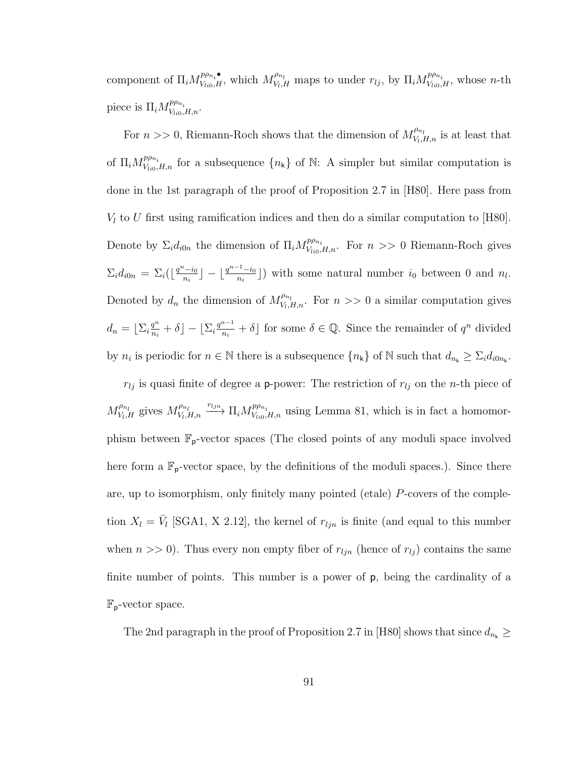component of $\Pi_i M^{p\rho_{n_i}\bullet}_{V_{li0},H}$, which $M^{\rho_{n_l}}_{V_l,H}$ maps to under $r_{lj}$, by $\Pi_i M^{p\rho_{n_i}}_{V_{li0},H}$, whose $n$-th piece is $\Pi_i M^{p\rho_{n_i}}_{V_{li0},H,n}$.

For $n >> 0$, Riemann-Roch shows that the dimension of $M^{\rho_{n_l}}_{V_l,H,n}$ is at least that of $\Pi_i M^{p\rho_{n_i}}_{V_{li0},H,n}$ for a subsequence $\{n_\mathsf{k}\}$ of $\mathbb{N}$: A simpler but similar computation is done in the 1st paragraph of the proof of Proposition 2.7 in [H80]. Here pass from $V_l$ to $U$ first using ramification indices and then do a similar computation to [H80]. Denote by $\Sigma_i d_{i0n}$ the dimension of $\Pi_i M^{p\rho_{n_i}}_{V_{li0},H,n}$. For $n >> 0$ Riemann-Roch gives $\Sigma_i d_{i0n} = \Sigma_i(\lfloor \frac{q^n - i_0}{n_i} \rfloor - \lfloor \frac{q^{n-1} - i_0}{n_i} \rfloor)$ with some natural number $i_0$ between 0 and $n_l$. Denoted by $d_n$ the dimension of $M^{\rho_{n_l}}_{V_l,H,n}$. For $n >> 0$ a similar computation gives $d_n = \lfloor \Sigma_i \frac{q^n}{n_i} + \delta \rfloor - \lfloor \Sigma_i \frac{q^{n-1}}{n_i} + \delta \rfloor$ for some $\delta \in \mathbb{Q}$. Since the remainder of $q^n$ divided by $n_i$ is periodic for $n \in \mathbb{N}$ there is a subsequence $\{n_\mathsf{k}\}$ of $\mathbb{N}$ such that $d_{n_\mathsf{k}} \geq \Sigma_i d_{i0n_\mathsf{k}}$.

$r_{lj}$ is quasi finite of degree a $\mathsf{p}$-power: The restriction of $r_{lj}$ on the $n$-th piece of $M^{\rho_{n_l}}_{V_l,H}$ gives $M^{\rho_{n_l}}_{V_l,H,n} \xrightarrow{r_{ljn}} \Pi_i M^{p\rho_{n_i}}_{V_{li0},H,n}$ using Lemma 81, which is in fact a homomorphism between $\mathbb{F}_\mathsf{p}$-vector spaces (The closed points of any moduli space involved here form a $\mathbb{F}_\mathsf{p}$-vector space, by the definitions of the moduli spaces.). Since there are, up to isomorphism, only finitely many pointed (etale) $P$-covers of the completion $X_l = \bar{V}_l$ [SGA1, X 2.12], the kernel of $r_{ljn}$ is finite (and equal to this number when $n >> 0$). Thus every non empty fiber of $r_{ljn}$ (hence of $r_{lj}$) contains the same finite number of points. This number is a power of $\mathsf{p}$, being the cardinality of a $\mathbb{F}_\mathsf{p}$-vector space.

The 2nd paragraph in the proof of Proposition 2.7 in [H80] shows that since $d_{n_\mathsf{k}} \geq$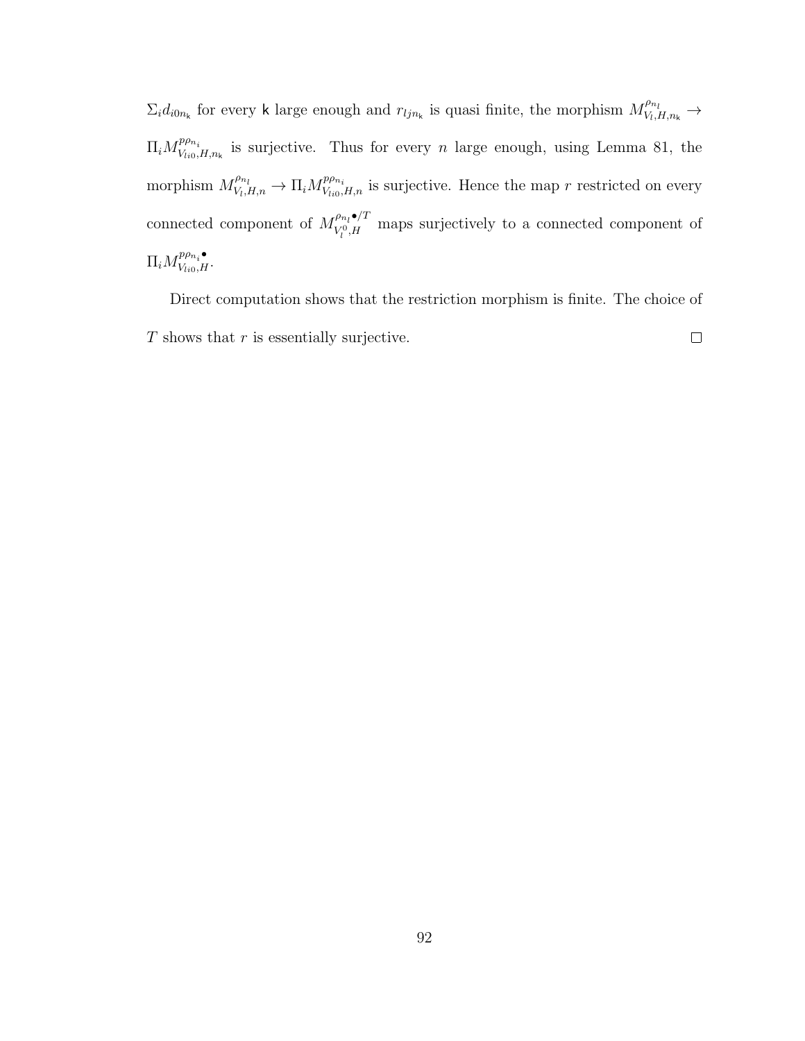$\Sigma_i d_{i0n_{\mathsf{k}}}$ for every $\mathsf{k}$ large enough and $r_{ljn_{\mathsf{k}}}$ is quasi finite, the morphism $M^{\rho_{n_l}}_{V_l,H,n_{\mathsf{k}}} \to \Pi_i M^{p\rho_{n_i}}_{V_{li0},H,n_{\mathsf{k}}}$ is surjective. Thus for every $n$ large enough, using Lemma 81, the morphism $M^{\rho_{n_l}}_{V_l,H,n} \to \Pi_i M^{p\rho_{n_i}}_{V_{li0},H,n}$ is surjective. Hence the map $r$ restricted on every connected component of $M^{\rho_{n_l}\bullet/T}_{V_l^0,H}$ maps surjectively to a connected component of $\Pi_i M^{p\rho_{n_i}\bullet}_{V_{li0},H}$.

Direct computation shows that the restriction morphism is finite. The choice of $T$ shows that $r$ is essentially surjective. $\square$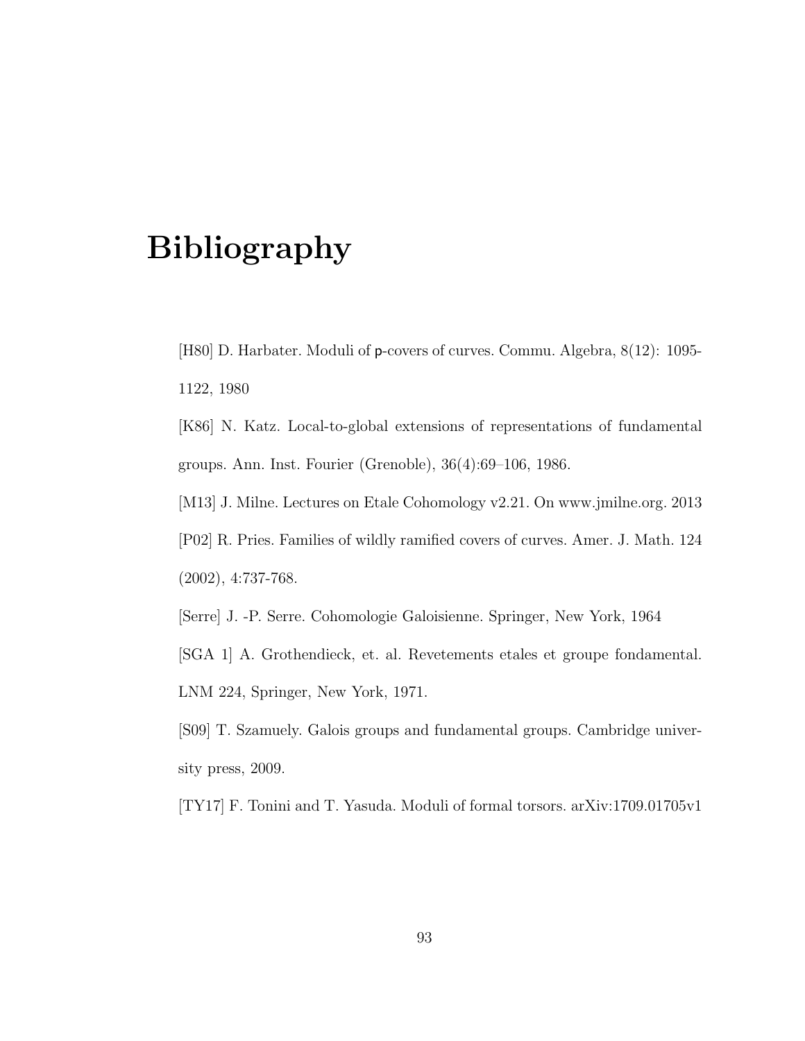# Bibliography

[H80] D. Harbater. Moduli of p-covers of curves. Commu. Algebra, 8(12): 1095-1122, 1980

[K86] N. Katz. Local-to-global extensions of representations of fundamental groups. Ann. Inst. Fourier (Grenoble), 36(4):69–106, 1986.

[M13] J. Milne. Lectures on Etale Cohomology v2.21. On www.jmilne.org. 2013

[P02] R. Pries. Families of wildly ramified covers of curves. Amer. J. Math. 124 (2002), 4:737-768.

[Serre] J. -P. Serre. Cohomologie Galoisienne. Springer, New York, 1964

[SGA 1] A. Grothendieck, et. al. Revetements etales et groupe fondamental. LNM 224, Springer, New York, 1971.

[S09] T. Szamuely. Galois groups and fundamental groups. Cambridge university press, 2009.

[TY17] F. Tonini and T. Yasuda. Moduli of formal torsors. arXiv:1709.01705v1